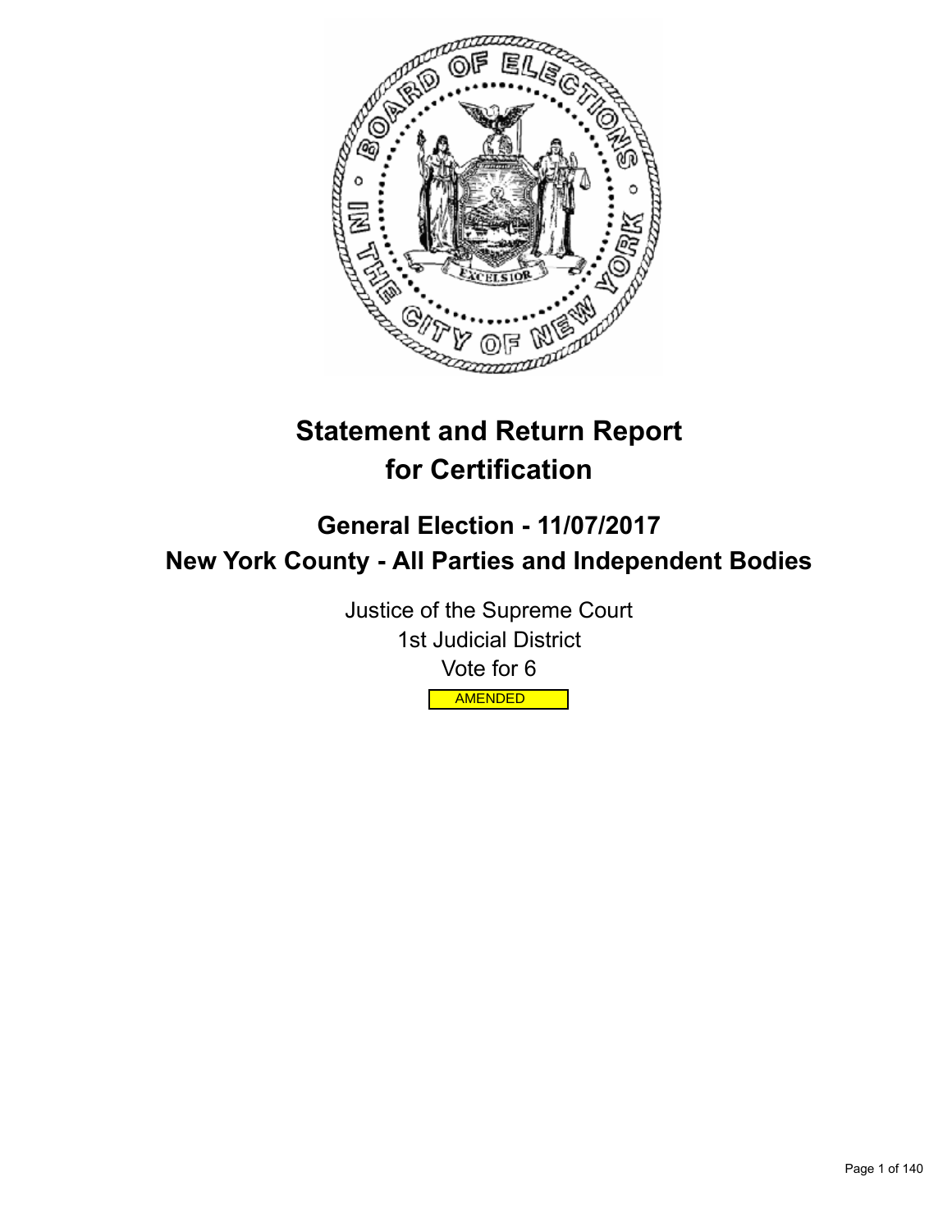# Statement and Return Report for Certification

## General Election - 11/07/2017

## New York County - All Parties and Independent Bodies

Justice of the Supreme Court
1st Judicial District
Vote for 6

AMENDED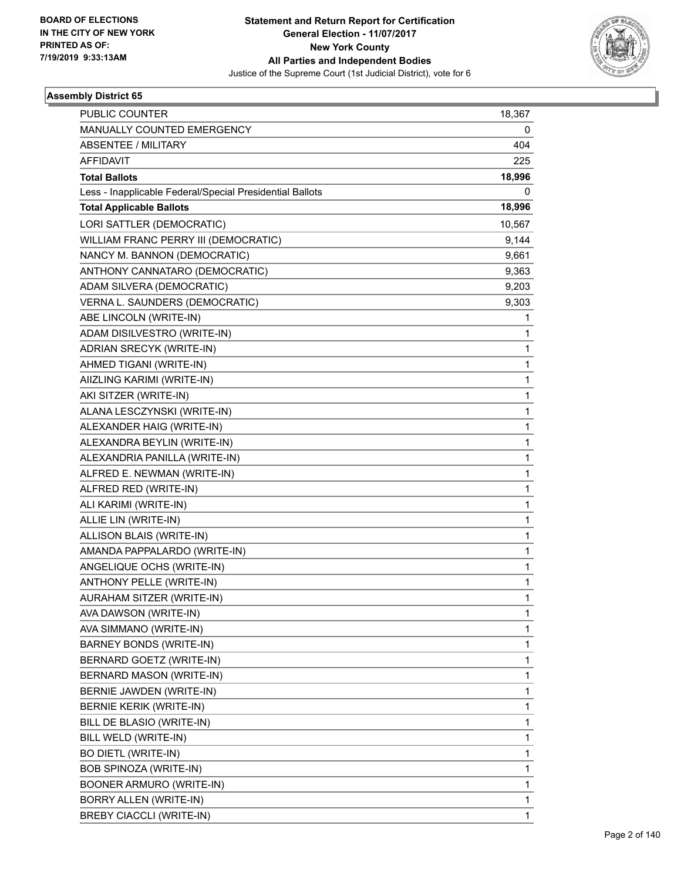BOARD OF ELECTIONS
IN THE CITY OF NEW YORK
PRINTED AS OF:
7/19/2019 9:33:13AM

**Statement and Return Report for Certification**
**General Election - 11/07/2017**
**New York County**
**All Parties and Independent Bodies**
Justice of the Supreme Court (1st Judicial District), vote for 6

### Assembly District 65

| | |
|---|---|
| PUBLIC COUNTER | 18,367 |
| MANUALLY COUNTED EMERGENCY | 0 |
| ABSENTEE / MILITARY | 404 |
| AFFIDAVIT | 225 |
| **Total Ballots** | **18,996** |
| Less - Inapplicable Federal/Special Presidential Ballots | 0 |
| **Total Applicable Ballots** | **18,996** |
| LORI SATTLER (DEMOCRATIC) | 10,567 |
| WILLIAM FRANC PERRY III (DEMOCRATIC) | 9,144 |
| NANCY M. BANNON (DEMOCRATIC) | 9,661 |
| ANTHONY CANNATARO (DEMOCRATIC) | 9,363 |
| ADAM SILVERA (DEMOCRATIC) | 9,203 |
| VERNA L. SAUNDERS (DEMOCRATIC) | 9,303 |
| ABE LINCOLN (WRITE-IN) | 1 |
| ADAM DISILVESTRO (WRITE-IN) | 1 |
| ADRIAN SRECYK (WRITE-IN) | 1 |
| AHMED TIGANI (WRITE-IN) | 1 |
| AIIZLING KARIMI (WRITE-IN) | 1 |
| AKI SITZER (WRITE-IN) | 1 |
| ALANA LESCZYNSKI (WRITE-IN) | 1 |
| ALEXANDER HAIG (WRITE-IN) | 1 |
| ALEXANDRA BEYLIN (WRITE-IN) | 1 |
| ALEXANDRIA PANILLA (WRITE-IN) | 1 |
| ALFRED E. NEWMAN (WRITE-IN) | 1 |
| ALFRED RED (WRITE-IN) | 1 |
| ALI KARIMI (WRITE-IN) | 1 |
| ALLIE LIN (WRITE-IN) | 1 |
| ALLISON BLAIS (WRITE-IN) | 1 |
| AMANDA PAPPALARDO (WRITE-IN) | 1 |
| ANGELIQUE OCHS (WRITE-IN) | 1 |
| ANTHONY PELLE (WRITE-IN) | 1 |
| AURAHAM SITZER (WRITE-IN) | 1 |
| AVA DAWSON (WRITE-IN) | 1 |
| AVA SIMMANO (WRITE-IN) | 1 |
| BARNEY BONDS (WRITE-IN) | 1 |
| BERNARD GOETZ (WRITE-IN) | 1 |
| BERNARD MASON (WRITE-IN) | 1 |
| BERNIE JAWDEN (WRITE-IN) | 1 |
| BERNIE KERIK (WRITE-IN) | 1 |
| BILL DE BLASIO (WRITE-IN) | 1 |
| BILL WELD (WRITE-IN) | 1 |
| BO DIETL (WRITE-IN) | 1 |
| BOB SPINOZA (WRITE-IN) | 1 |
| BOONER ARMURO (WRITE-IN) | 1 |
| BORRY ALLEN (WRITE-IN) | 1 |
| BREBY CIACCLI (WRITE-IN) | 1 |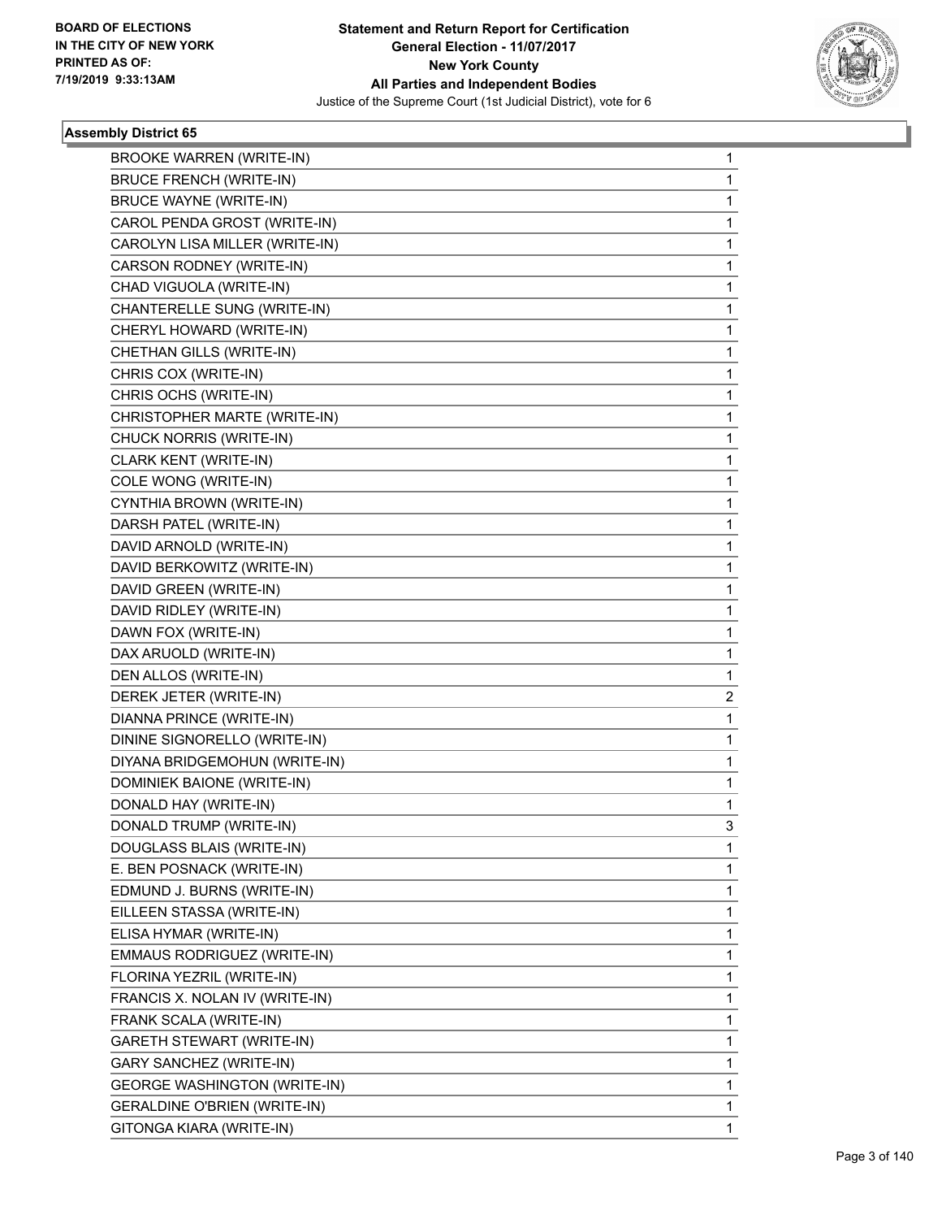BOARD OF ELECTIONS
IN THE CITY OF NEW YORK
PRINTED AS OF:
7/19/2019 9:33:13AM

**Statement and Return Report for Certification**
**General Election - 11/07/2017**
**New York County**
**All Parties and Independent Bodies**
Justice of the Supreme Court (1st Judicial District), vote for 6

### Assembly District 65

| | |
|---|---|
| BROOKE WARREN (WRITE-IN) | 1 |
| BRUCE FRENCH (WRITE-IN) | 1 |
| BRUCE WAYNE (WRITE-IN) | 1 |
| CAROL PENDA GROST (WRITE-IN) | 1 |
| CAROLYN LISA MILLER (WRITE-IN) | 1 |
| CARSON RODNEY (WRITE-IN) | 1 |
| CHAD VIGUOLA (WRITE-IN) | 1 |
| CHANTERELLE SUNG (WRITE-IN) | 1 |
| CHERYL HOWARD (WRITE-IN) | 1 |
| CHETHAN GILLS (WRITE-IN) | 1 |
| CHRIS COX (WRITE-IN) | 1 |
| CHRIS OCHS (WRITE-IN) | 1 |
| CHRISTOPHER MARTE (WRITE-IN) | 1 |
| CHUCK NORRIS (WRITE-IN) | 1 |
| CLARK KENT (WRITE-IN) | 1 |
| COLE WONG (WRITE-IN) | 1 |
| CYNTHIA BROWN (WRITE-IN) | 1 |
| DARSH PATEL (WRITE-IN) | 1 |
| DAVID ARNOLD (WRITE-IN) | 1 |
| DAVID BERKOWITZ (WRITE-IN) | 1 |
| DAVID GREEN (WRITE-IN) | 1 |
| DAVID RIDLEY (WRITE-IN) | 1 |
| DAWN FOX (WRITE-IN) | 1 |
| DAX ARUOLD (WRITE-IN) | 1 |
| DEN ALLOS (WRITE-IN) | 1 |
| DEREK JETER (WRITE-IN) | 2 |
| DIANNA PRINCE (WRITE-IN) | 1 |
| DININE SIGNORELLO (WRITE-IN) | 1 |
| DIYANA BRIDGEMOHUN (WRITE-IN) | 1 |
| DOMINIEK BAIONE (WRITE-IN) | 1 |
| DONALD HAY (WRITE-IN) | 1 |
| DONALD TRUMP (WRITE-IN) | 3 |
| DOUGLASS BLAIS (WRITE-IN) | 1 |
| E. BEN POSNACK (WRITE-IN) | 1 |
| EDMUND J. BURNS (WRITE-IN) | 1 |
| EILLEEN STASSA (WRITE-IN) | 1 |
| ELISA HYMAR (WRITE-IN) | 1 |
| EMMAUS RODRIGUEZ (WRITE-IN) | 1 |
| FLORINA YEZRIL (WRITE-IN) | 1 |
| FRANCIS X. NOLAN IV (WRITE-IN) | 1 |
| FRANK SCALA (WRITE-IN) | 1 |
| GARETH STEWART (WRITE-IN) | 1 |
| GARY SANCHEZ (WRITE-IN) | 1 |
| GEORGE WASHINGTON (WRITE-IN) | 1 |
| GERALDINE O'BRIEN (WRITE-IN) | 1 |
| GITONGA KIARA (WRITE-IN) | 1 |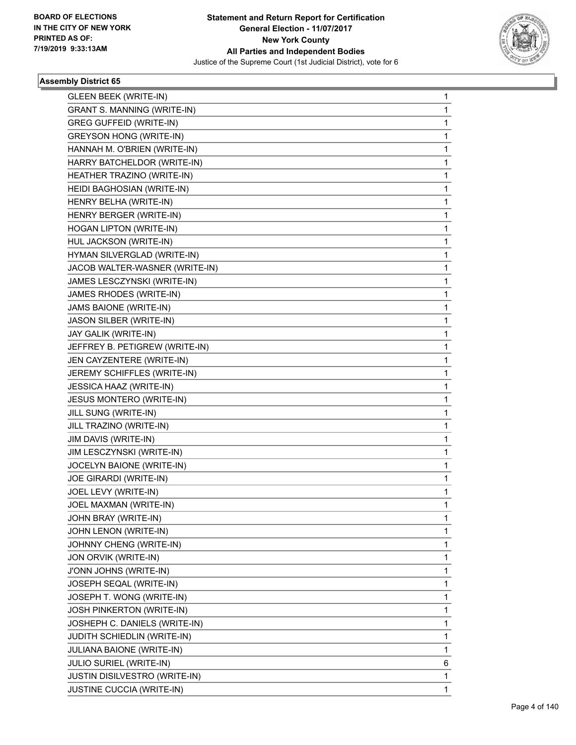**Statement and Return Report for Certification**
**General Election - 11/07/2017**
**New York County**
**All Parties and Independent Bodies**
Justice of the Supreme Court (1st Judicial District), vote for 6

BOARD OF ELECTIONS
IN THE CITY OF NEW YORK
PRINTED AS OF:
7/19/2019 9:33:13AM

### Assembly District 65

| | |
|---|---|
| GLEEN BEEK (WRITE-IN) | 1 |
| GRANT S. MANNING (WRITE-IN) | 1 |
| GREG GUFFEID (WRITE-IN) | 1 |
| GREYSON HONG (WRITE-IN) | 1 |
| HANNAH M. O'BRIEN (WRITE-IN) | 1 |
| HARRY BATCHELDOR (WRITE-IN) | 1 |
| HEATHER TRAZINO (WRITE-IN) | 1 |
| HEIDI BAGHOSIAN (WRITE-IN) | 1 |
| HENRY BELHA (WRITE-IN) | 1 |
| HENRY BERGER (WRITE-IN) | 1 |
| HOGAN LIPTON (WRITE-IN) | 1 |
| HUL JACKSON (WRITE-IN) | 1 |
| HYMAN SILVERGLAD (WRITE-IN) | 1 |
| JACOB WALTER-WASNER (WRITE-IN) | 1 |
| JAMES LESCZYNSKI (WRITE-IN) | 1 |
| JAMES RHODES (WRITE-IN) | 1 |
| JAMS BAIONE (WRITE-IN) | 1 |
| JASON SILBER (WRITE-IN) | 1 |
| JAY GALIK (WRITE-IN) | 1 |
| JEFFREY B. PETIGREW (WRITE-IN) | 1 |
| JEN CAYZENTERE (WRITE-IN) | 1 |
| JEREMY SCHIFFLES (WRITE-IN) | 1 |
| JESSICA HAAZ (WRITE-IN) | 1 |
| JESUS MONTERO (WRITE-IN) | 1 |
| JILL SUNG (WRITE-IN) | 1 |
| JILL TRAZINO (WRITE-IN) | 1 |
| JIM DAVIS (WRITE-IN) | 1 |
| JIM LESCZYNSKI (WRITE-IN) | 1 |
| JOCELYN BAIONE (WRITE-IN) | 1 |
| JOE GIRARDI (WRITE-IN) | 1 |
| JOEL LEVY (WRITE-IN) | 1 |
| JOEL MAXMAN (WRITE-IN) | 1 |
| JOHN BRAY (WRITE-IN) | 1 |
| JOHN LENON (WRITE-IN) | 1 |
| JOHNNY CHENG (WRITE-IN) | 1 |
| JON ORVIK (WRITE-IN) | 1 |
| J'ONN JOHNS (WRITE-IN) | 1 |
| JOSEPH SEQAL (WRITE-IN) | 1 |
| JOSEPH T. WONG (WRITE-IN) | 1 |
| JOSH PINKERTON (WRITE-IN) | 1 |
| JOSHEPH C. DANIELS (WRITE-IN) | 1 |
| JUDITH SCHIEDLIN (WRITE-IN) | 1 |
| JULIANA BAIONE (WRITE-IN) | 1 |
| JULIO SURIEL (WRITE-IN) | 6 |
| JUSTIN DISILVESTRO (WRITE-IN) | 1 |
| JUSTINE CUCCIA (WRITE-IN) | 1 |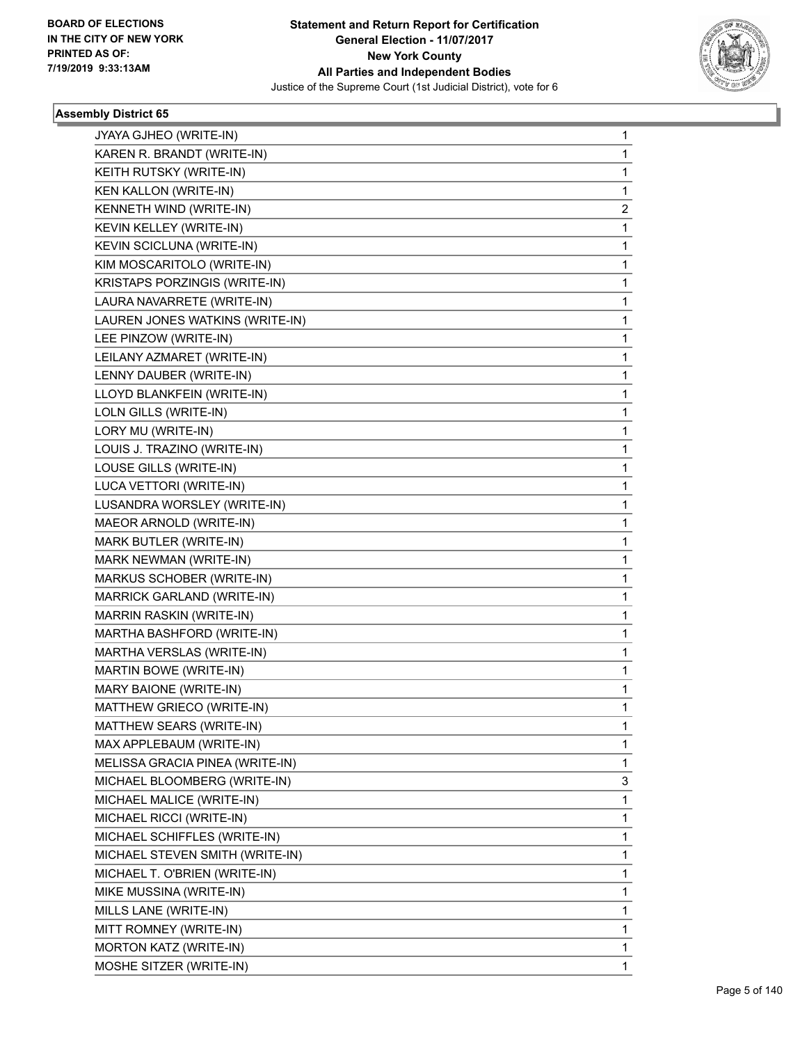**Statement and Return Report for Certification**
**General Election - 11/07/2017**
**New York County**
**All Parties and Independent Bodies**
Justice of the Supreme Court (1st Judicial District), vote for 6

BOARD OF ELECTIONS
IN THE CITY OF NEW YORK
PRINTED AS OF:
7/19/2019 9:33:13AM

### Assembly District 65

| | |
|---|---|
| JYAYA GJHEO (WRITE-IN) | 1 |
| KAREN R. BRANDT (WRITE-IN) | 1 |
| KEITH RUTSKY (WRITE-IN) | 1 |
| KEN KALLON (WRITE-IN) | 1 |
| KENNETH WIND (WRITE-IN) | 2 |
| KEVIN KELLEY (WRITE-IN) | 1 |
| KEVIN SCICLUNA (WRITE-IN) | 1 |
| KIM MOSCARITOLO (WRITE-IN) | 1 |
| KRISTAPS PORZINGIS (WRITE-IN) | 1 |
| LAURA NAVARRETE (WRITE-IN) | 1 |
| LAUREN JONES WATKINS (WRITE-IN) | 1 |
| LEE PINZOW (WRITE-IN) | 1 |
| LEILANY AZMARET (WRITE-IN) | 1 |
| LENNY DAUBER (WRITE-IN) | 1 |
| LLOYD BLANKFEIN (WRITE-IN) | 1 |
| LOLN GILLS (WRITE-IN) | 1 |
| LORY MU (WRITE-IN) | 1 |
| LOUIS J. TRAZINO (WRITE-IN) | 1 |
| LOUSE GILLS (WRITE-IN) | 1 |
| LUCA VETTORI (WRITE-IN) | 1 |
| LUSANDRA WORSLEY (WRITE-IN) | 1 |
| MAEOR ARNOLD (WRITE-IN) | 1 |
| MARK BUTLER (WRITE-IN) | 1 |
| MARK NEWMAN (WRITE-IN) | 1 |
| MARKUS SCHOBER (WRITE-IN) | 1 |
| MARRICK GARLAND (WRITE-IN) | 1 |
| MARRIN RASKIN (WRITE-IN) | 1 |
| MARTHA BASHFORD (WRITE-IN) | 1 |
| MARTHA VERSLAS (WRITE-IN) | 1 |
| MARTIN BOWE (WRITE-IN) | 1 |
| MARY BAIONE (WRITE-IN) | 1 |
| MATTHEW GRIECO (WRITE-IN) | 1 |
| MATTHEW SEARS (WRITE-IN) | 1 |
| MAX APPLEBAUM (WRITE-IN) | 1 |
| MELISSA GRACIA PINEA (WRITE-IN) | 1 |
| MICHAEL BLOOMBERG (WRITE-IN) | 3 |
| MICHAEL MALICE (WRITE-IN) | 1 |
| MICHAEL RICCI (WRITE-IN) | 1 |
| MICHAEL SCHIFFLES (WRITE-IN) | 1 |
| MICHAEL STEVEN SMITH (WRITE-IN) | 1 |
| MICHAEL T. O'BRIEN (WRITE-IN) | 1 |
| MIKE MUSSINA (WRITE-IN) | 1 |
| MILLS LANE (WRITE-IN) | 1 |
| MITT ROMNEY (WRITE-IN) | 1 |
| MORTON KATZ (WRITE-IN) | 1 |
| MOSHE SITZER (WRITE-IN) | 1 |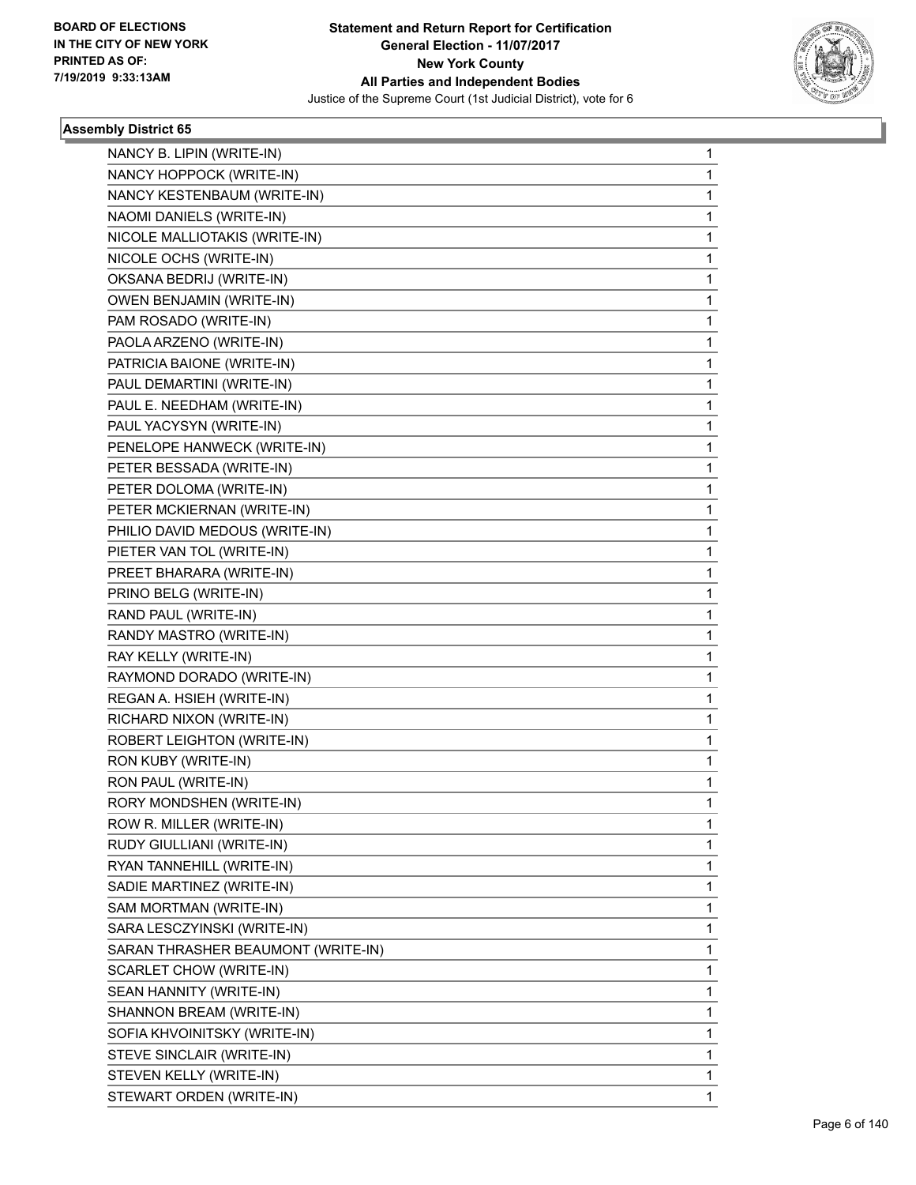BOARD OF ELECTIONS
IN THE CITY OF NEW YORK
PRINTED AS OF:
7/19/2019 9:33:13AM

**Statement and Return Report for Certification**
**General Election - 11/07/2017**
**New York County**
**All Parties and Independent Bodies**
Justice of the Supreme Court (1st Judicial District), vote for 6

### Assembly District 65

| Candidate | Votes |
|---|---|
| NANCY B. LIPIN (WRITE-IN) | 1 |
| NANCY HOPPOCK (WRITE-IN) | 1 |
| NANCY KESTENBAUM (WRITE-IN) | 1 |
| NAOMI DANIELS (WRITE-IN) | 1 |
| NICOLE MALLIOTAKIS (WRITE-IN) | 1 |
| NICOLE OCHS (WRITE-IN) | 1 |
| OKSANA BEDRIJ (WRITE-IN) | 1 |
| OWEN BENJAMIN (WRITE-IN) | 1 |
| PAM ROSADO (WRITE-IN) | 1 |
| PAOLA ARZENO (WRITE-IN) | 1 |
| PATRICIA BAIONE (WRITE-IN) | 1 |
| PAUL DEMARTINI (WRITE-IN) | 1 |
| PAUL E. NEEDHAM (WRITE-IN) | 1 |
| PAUL YACYSYN (WRITE-IN) | 1 |
| PENELOPE HANWECK (WRITE-IN) | 1 |
| PETER BESSADA (WRITE-IN) | 1 |
| PETER DOLOMA (WRITE-IN) | 1 |
| PETER MCKIERNAN (WRITE-IN) | 1 |
| PHILIO DAVID MEDOUS (WRITE-IN) | 1 |
| PIETER VAN TOL (WRITE-IN) | 1 |
| PREET BHARARA (WRITE-IN) | 1 |
| PRINO BELG (WRITE-IN) | 1 |
| RAND PAUL (WRITE-IN) | 1 |
| RANDY MASTRO (WRITE-IN) | 1 |
| RAY KELLY (WRITE-IN) | 1 |
| RAYMOND DORADO (WRITE-IN) | 1 |
| REGAN A. HSIEH (WRITE-IN) | 1 |
| RICHARD NIXON (WRITE-IN) | 1 |
| ROBERT LEIGHTON (WRITE-IN) | 1 |
| RON KUBY (WRITE-IN) | 1 |
| RON PAUL (WRITE-IN) | 1 |
| RORY MONDSHEN (WRITE-IN) | 1 |
| ROW R. MILLER (WRITE-IN) | 1 |
| RUDY GIULLIANI (WRITE-IN) | 1 |
| RYAN TANNEHILL (WRITE-IN) | 1 |
| SADIE MARTINEZ (WRITE-IN) | 1 |
| SAM MORTMAN (WRITE-IN) | 1 |
| SARA LESCZYINSKI (WRITE-IN) | 1 |
| SARAN THRASHER BEAUMONT (WRITE-IN) | 1 |
| SCARLET CHOW (WRITE-IN) | 1 |
| SEAN HANNITY (WRITE-IN) | 1 |
| SHANNON BREAM (WRITE-IN) | 1 |
| SOFIA KHVOINITSKY (WRITE-IN) | 1 |
| STEVE SINCLAIR (WRITE-IN) | 1 |
| STEVEN KELLY (WRITE-IN) | 1 |
| STEWART ORDEN (WRITE-IN) | 1 |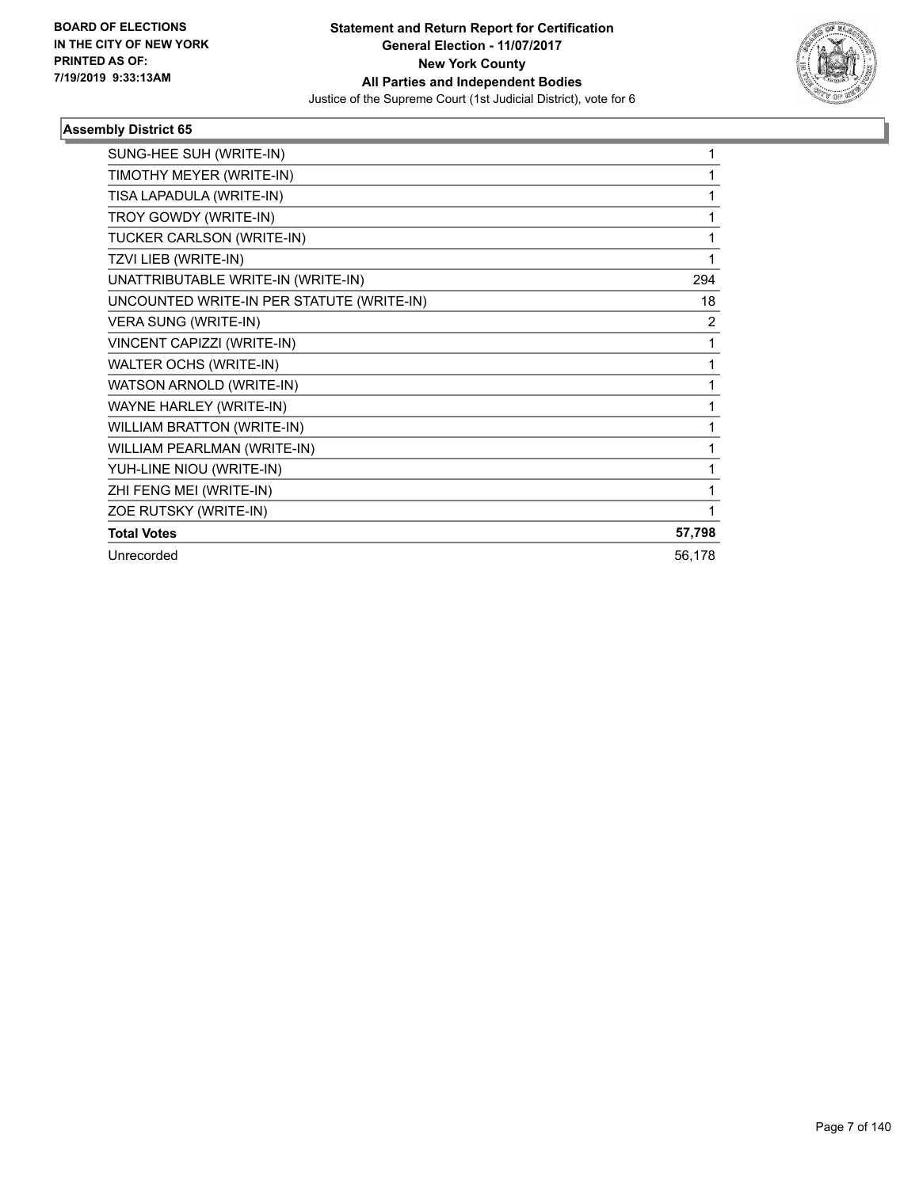**BOARD OF ELECTIONS IN THE CITY OF NEW YORK**
**PRINTED AS OF: 7/19/2019 9:33:13AM**

**Statement and Return Report for Certification**
**General Election - 11/07/2017**
**New York County**
**All Parties and Independent Bodies**
Justice of the Supreme Court (1st Judicial District), vote for 6

### Assembly District 65

| | |
|---|---|
| SUNG-HEE SUH (WRITE-IN) | 1 |
| TIMOTHY MEYER (WRITE-IN) | 1 |
| TISA LAPADULA (WRITE-IN) | 1 |
| TROY GOWDY (WRITE-IN) | 1 |
| TUCKER CARLSON (WRITE-IN) | 1 |
| TZVI LIEB (WRITE-IN) | 1 |
| UNATTRIBUTABLE WRITE-IN (WRITE-IN) | 294 |
| UNCOUNTED WRITE-IN PER STATUTE (WRITE-IN) | 18 |
| VERA SUNG (WRITE-IN) | 2 |
| VINCENT CAPIZZI (WRITE-IN) | 1 |
| WALTER OCHS (WRITE-IN) | 1 |
| WATSON ARNOLD (WRITE-IN) | 1 |
| WAYNE HARLEY (WRITE-IN) | 1 |
| WILLIAM BRATTON (WRITE-IN) | 1 |
| WILLIAM PEARLMAN (WRITE-IN) | 1 |
| YUH-LINE NIOU (WRITE-IN) | 1 |
| ZHI FENG MEI (WRITE-IN) | 1 |
| ZOE RUTSKY (WRITE-IN) | 1 |
| **Total Votes** | **57,798** |
| Unrecorded | 56,178 |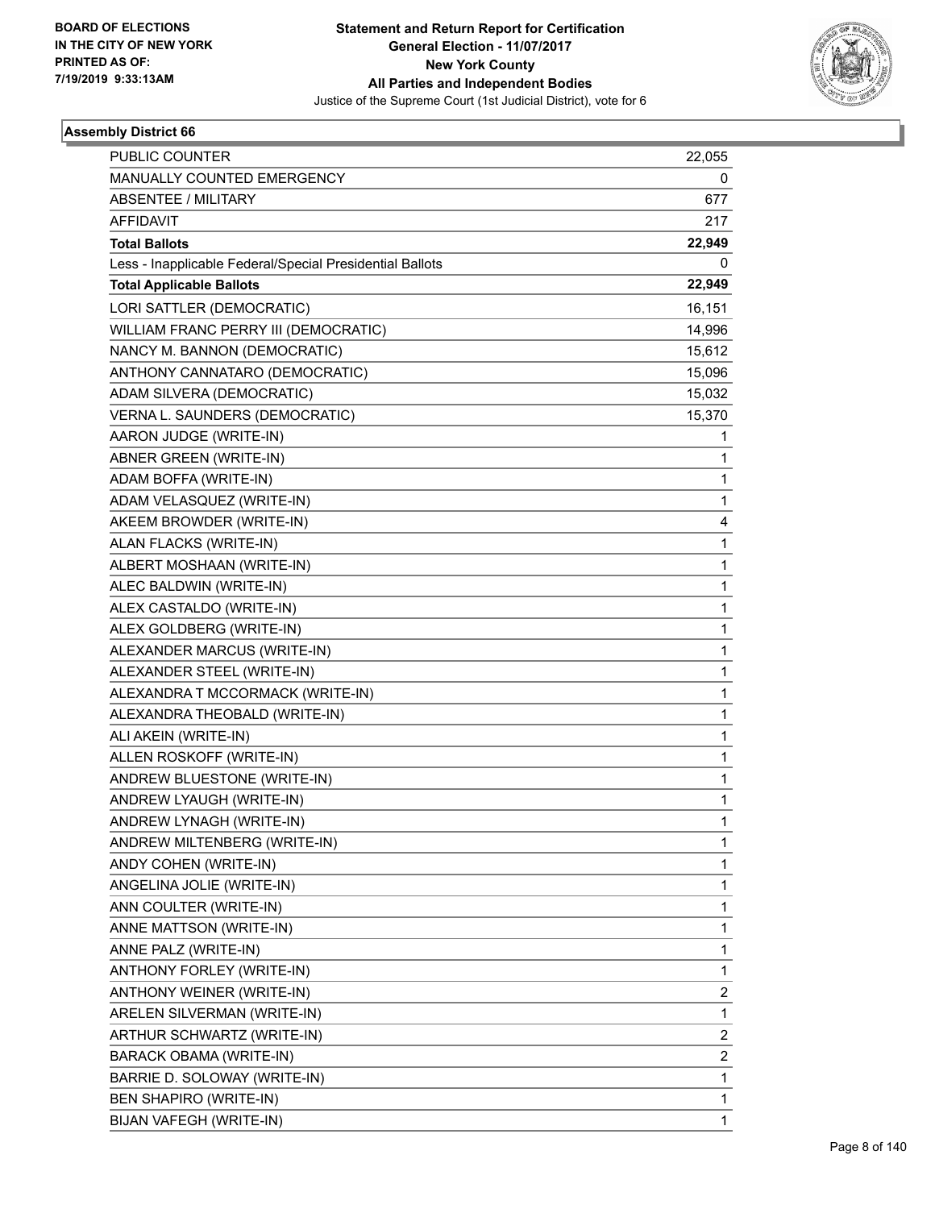BOARD OF ELECTIONS IN THE CITY OF NEW YORK PRINTED AS OF: 7/19/2019 9:33:13AM

**Statement and Return Report for Certification**
**General Election - 11/07/2017**
**New York County**
**All Parties and Independent Bodies**
Justice of the Supreme Court (1st Judicial District), vote for 6

## Assembly District 66

| | |
|---|---|
| PUBLIC COUNTER | 22,055 |
| MANUALLY COUNTED EMERGENCY | 0 |
| ABSENTEE / MILITARY | 677 |
| AFFIDAVIT | 217 |
| **Total Ballots** | **22,949** |
| Less - Inapplicable Federal/Special Presidential Ballots | 0 |
| **Total Applicable Ballots** | **22,949** |
| LORI SATTLER (DEMOCRATIC) | 16,151 |
| WILLIAM FRANC PERRY III (DEMOCRATIC) | 14,996 |
| NANCY M. BANNON (DEMOCRATIC) | 15,612 |
| ANTHONY CANNATARO (DEMOCRATIC) | 15,096 |
| ADAM SILVERA (DEMOCRATIC) | 15,032 |
| VERNA L. SAUNDERS (DEMOCRATIC) | 15,370 |
| AARON JUDGE (WRITE-IN) | 1 |
| ABNER GREEN (WRITE-IN) | 1 |
| ADAM BOFFA (WRITE-IN) | 1 |
| ADAM VELASQUEZ (WRITE-IN) | 1 |
| AKEEM BROWDER (WRITE-IN) | 4 |
| ALAN FLACKS (WRITE-IN) | 1 |
| ALBERT MOSHAAN (WRITE-IN) | 1 |
| ALEC BALDWIN (WRITE-IN) | 1 |
| ALEX CASTALDO (WRITE-IN) | 1 |
| ALEX GOLDBERG (WRITE-IN) | 1 |
| ALEXANDER MARCUS (WRITE-IN) | 1 |
| ALEXANDER STEEL (WRITE-IN) | 1 |
| ALEXANDRA T MCCORMACK (WRITE-IN) | 1 |
| ALEXANDRA THEOBALD (WRITE-IN) | 1 |
| ALI AKEIN (WRITE-IN) | 1 |
| ALLEN ROSKOFF (WRITE-IN) | 1 |
| ANDREW BLUESTONE (WRITE-IN) | 1 |
| ANDREW LYAUGH (WRITE-IN) | 1 |
| ANDREW LYNAGH (WRITE-IN) | 1 |
| ANDREW MILTENBERG (WRITE-IN) | 1 |
| ANDY COHEN (WRITE-IN) | 1 |
| ANGELINA JOLIE (WRITE-IN) | 1 |
| ANN COULTER (WRITE-IN) | 1 |
| ANNE MATTSON (WRITE-IN) | 1 |
| ANNE PALZ (WRITE-IN) | 1 |
| ANTHONY FORLEY (WRITE-IN) | 1 |
| ANTHONY WEINER (WRITE-IN) | 2 |
| ARELEN SILVERMAN (WRITE-IN) | 1 |
| ARTHUR SCHWARTZ (WRITE-IN) | 2 |
| BARACK OBAMA (WRITE-IN) | 2 |
| BARRIE D. SOLOWAY (WRITE-IN) | 1 |
| BEN SHAPIRO (WRITE-IN) | 1 |
| BIJAN VAFEGH (WRITE-IN) | 1 |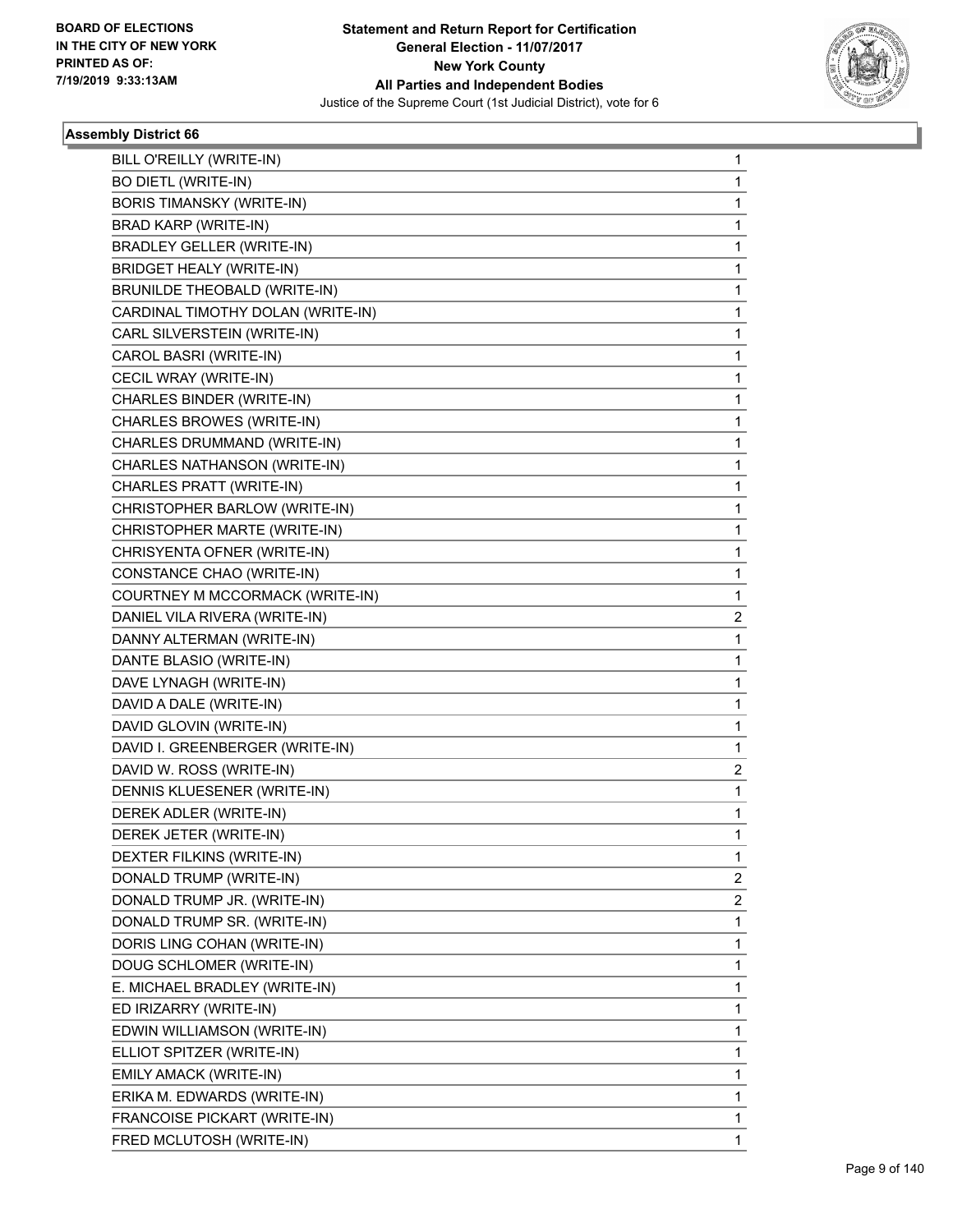BOARD OF ELECTIONS
IN THE CITY OF NEW YORK
PRINTED AS OF:
7/19/2019 9:33:13AM

**Statement and Return Report for Certification**
**General Election - 11/07/2017**
**New York County**
**All Parties and Independent Bodies**
Justice of the Supreme Court (1st Judicial District), vote for 6

### Assembly District 66

| | |
|---|---|
| BILL O'REILLY (WRITE-IN) | 1 |
| BO DIETL (WRITE-IN) | 1 |
| BORIS TIMANSKY (WRITE-IN) | 1 |
| BRAD KARP (WRITE-IN) | 1 |
| BRADLEY GELLER (WRITE-IN) | 1 |
| BRIDGET HEALY (WRITE-IN) | 1 |
| BRUNILDE THEOBALD (WRITE-IN) | 1 |
| CARDINAL TIMOTHY DOLAN (WRITE-IN) | 1 |
| CARL SILVERSTEIN (WRITE-IN) | 1 |
| CAROL BASRI (WRITE-IN) | 1 |
| CECIL WRAY (WRITE-IN) | 1 |
| CHARLES BINDER (WRITE-IN) | 1 |
| CHARLES BROWES (WRITE-IN) | 1 |
| CHARLES DRUMMAND (WRITE-IN) | 1 |
| CHARLES NATHANSON (WRITE-IN) | 1 |
| CHARLES PRATT (WRITE-IN) | 1 |
| CHRISTOPHER BARLOW (WRITE-IN) | 1 |
| CHRISTOPHER MARTE (WRITE-IN) | 1 |
| CHRISYENTA OFNER (WRITE-IN) | 1 |
| CONSTANCE CHAO (WRITE-IN) | 1 |
| COURTNEY M MCCORMACK (WRITE-IN) | 1 |
| DANIEL VILA RIVERA (WRITE-IN) | 2 |
| DANNY ALTERMAN (WRITE-IN) | 1 |
| DANTE BLASIO (WRITE-IN) | 1 |
| DAVE LYNAGH (WRITE-IN) | 1 |
| DAVID A DALE (WRITE-IN) | 1 |
| DAVID GLOVIN (WRITE-IN) | 1 |
| DAVID I. GREENBERGER (WRITE-IN) | 1 |
| DAVID W. ROSS (WRITE-IN) | 2 |
| DENNIS KLUESENER (WRITE-IN) | 1 |
| DEREK ADLER (WRITE-IN) | 1 |
| DEREK JETER (WRITE-IN) | 1 |
| DEXTER FILKINS (WRITE-IN) | 1 |
| DONALD TRUMP (WRITE-IN) | 2 |
| DONALD TRUMP JR. (WRITE-IN) | 2 |
| DONALD TRUMP SR. (WRITE-IN) | 1 |
| DORIS LING COHAN (WRITE-IN) | 1 |
| DOUG SCHLOMER (WRITE-IN) | 1 |
| E. MICHAEL BRADLEY (WRITE-IN) | 1 |
| ED IRIZARRY (WRITE-IN) | 1 |
| EDWIN WILLIAMSON (WRITE-IN) | 1 |
| ELLIOT SPITZER (WRITE-IN) | 1 |
| EMILY AMACK (WRITE-IN) | 1 |
| ERIKA M. EDWARDS (WRITE-IN) | 1 |
| FRANCOISE PICKART (WRITE-IN) | 1 |
| FRED MCLUTOSH (WRITE-IN) | 1 |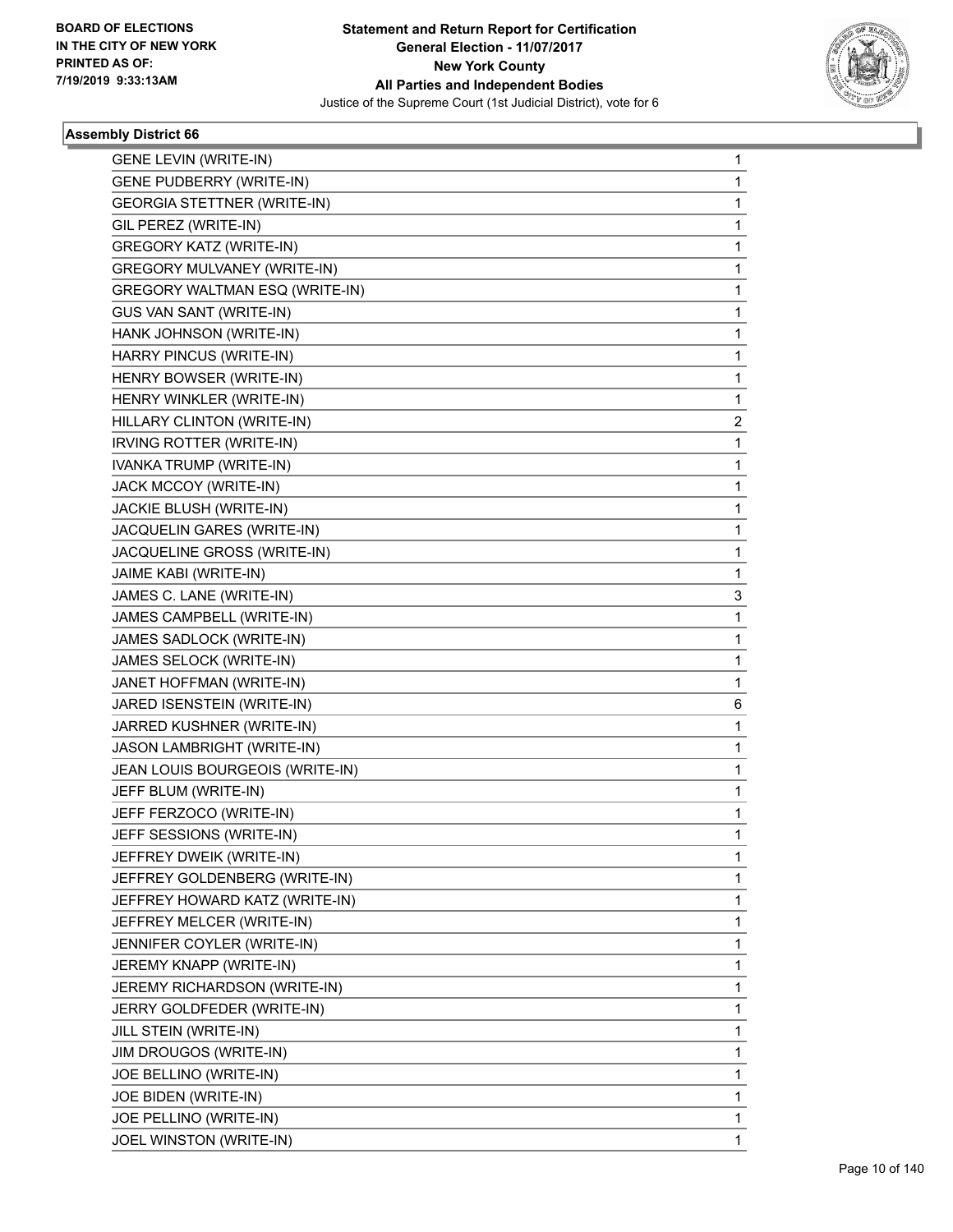**BOARD OF ELECTIONS IN THE CITY OF NEW YORK PRINTED AS OF: 7/19/2019 9:33:13AM**

**Statement and Return Report for Certification**
**General Election - 11/07/2017**
**New York County**
**All Parties and Independent Bodies**
Justice of the Supreme Court (1st Judicial District), vote for 6

### Assembly District 66

| | |
|---|---|
| GENE LEVIN (WRITE-IN) | 1 |
| GENE PUDBERRY (WRITE-IN) | 1 |
| GEORGIA STETTNER (WRITE-IN) | 1 |
| GIL PEREZ (WRITE-IN) | 1 |
| GREGORY KATZ (WRITE-IN) | 1 |
| GREGORY MULVANEY (WRITE-IN) | 1 |
| GREGORY WALTMAN ESQ (WRITE-IN) | 1 |
| GUS VAN SANT (WRITE-IN) | 1 |
| HANK JOHNSON (WRITE-IN) | 1 |
| HARRY PINCUS (WRITE-IN) | 1 |
| HENRY BOWSER (WRITE-IN) | 1 |
| HENRY WINKLER (WRITE-IN) | 1 |
| HILLARY CLINTON (WRITE-IN) | 2 |
| IRVING ROTTER (WRITE-IN) | 1 |
| IVANKA TRUMP (WRITE-IN) | 1 |
| JACK MCCOY (WRITE-IN) | 1 |
| JACKIE BLUSH (WRITE-IN) | 1 |
| JACQUELIN GARES (WRITE-IN) | 1 |
| JACQUELINE GROSS (WRITE-IN) | 1 |
| JAIME KABI (WRITE-IN) | 1 |
| JAMES C. LANE (WRITE-IN) | 3 |
| JAMES CAMPBELL (WRITE-IN) | 1 |
| JAMES SADLOCK (WRITE-IN) | 1 |
| JAMES SELOCK (WRITE-IN) | 1 |
| JANET HOFFMAN (WRITE-IN) | 1 |
| JARED ISENSTEIN (WRITE-IN) | 6 |
| JARRED KUSHNER (WRITE-IN) | 1 |
| JASON LAMBRIGHT (WRITE-IN) | 1 |
| JEAN LOUIS BOURGEOIS (WRITE-IN) | 1 |
| JEFF BLUM (WRITE-IN) | 1 |
| JEFF FERZOCO (WRITE-IN) | 1 |
| JEFF SESSIONS (WRITE-IN) | 1 |
| JEFFREY DWEIK (WRITE-IN) | 1 |
| JEFFREY GOLDENBERG (WRITE-IN) | 1 |
| JEFFREY HOWARD KATZ (WRITE-IN) | 1 |
| JEFFREY MELCER (WRITE-IN) | 1 |
| JENNIFER COYLER (WRITE-IN) | 1 |
| JEREMY KNAPP (WRITE-IN) | 1 |
| JEREMY RICHARDSON (WRITE-IN) | 1 |
| JERRY GOLDFEDER (WRITE-IN) | 1 |
| JILL STEIN (WRITE-IN) | 1 |
| JIM DROUGOS (WRITE-IN) | 1 |
| JOE BELLINO (WRITE-IN) | 1 |
| JOE BIDEN (WRITE-IN) | 1 |
| JOE PELLINO (WRITE-IN) | 1 |
| JOEL WINSTON (WRITE-IN) | 1 |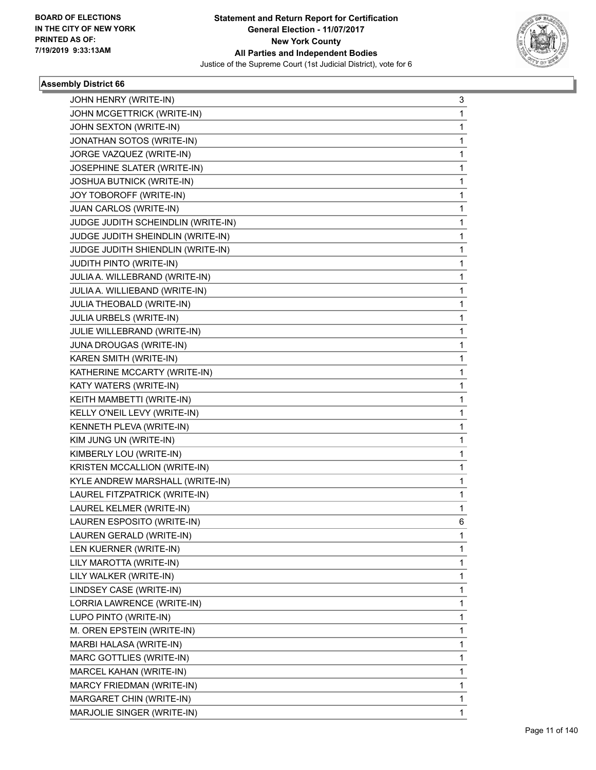BOARD OF ELECTIONS
IN THE CITY OF NEW YORK
PRINTED AS OF:
7/19/2019 9:33:13AM

**Statement and Return Report for Certification**
**General Election - 11/07/2017**
**New York County**
**All Parties and Independent Bodies**
Justice of the Supreme Court (1st Judicial District), vote for 6

### Assembly District 66

| | |
|---|---|
| JOHN HENRY (WRITE-IN) | 3 |
| JOHN MCGETTRICK (WRITE-IN) | 1 |
| JOHN SEXTON (WRITE-IN) | 1 |
| JONATHAN SOTOS (WRITE-IN) | 1 |
| JORGE VAZQUEZ (WRITE-IN) | 1 |
| JOSEPHINE SLATER (WRITE-IN) | 1 |
| JOSHUA BUTNICK (WRITE-IN) | 1 |
| JOY TOBOROFF (WRITE-IN) | 1 |
| JUAN CARLOS (WRITE-IN) | 1 |
| JUDGE JUDITH SCHEINDLIN (WRITE-IN) | 1 |
| JUDGE JUDITH SHEINDLIN (WRITE-IN) | 1 |
| JUDGE JUDITH SHIENDLIN (WRITE-IN) | 1 |
| JUDITH PINTO (WRITE-IN) | 1 |
| JULIA A. WILLEBRAND (WRITE-IN) | 1 |
| JULIA A. WILLIEBAND (WRITE-IN) | 1 |
| JULIA THEOBALD (WRITE-IN) | 1 |
| JULIA URBELS (WRITE-IN) | 1 |
| JULIE WILLEBRAND (WRITE-IN) | 1 |
| JUNA DROUGAS (WRITE-IN) | 1 |
| KAREN SMITH (WRITE-IN) | 1 |
| KATHERINE MCCARTY (WRITE-IN) | 1 |
| KATY WATERS (WRITE-IN) | 1 |
| KEITH MAMBETTI (WRITE-IN) | 1 |
| KELLY O'NEIL LEVY (WRITE-IN) | 1 |
| KENNETH PLEVA (WRITE-IN) | 1 |
| KIM JUNG UN (WRITE-IN) | 1 |
| KIMBERLY LOU (WRITE-IN) | 1 |
| KRISTEN MCCALLION (WRITE-IN) | 1 |
| KYLE ANDREW MARSHALL (WRITE-IN) | 1 |
| LAUREL FITZPATRICK (WRITE-IN) | 1 |
| LAUREL KELMER (WRITE-IN) | 1 |
| LAUREN ESPOSITO (WRITE-IN) | 6 |
| LAUREN GERALD (WRITE-IN) | 1 |
| LEN KUERNER (WRITE-IN) | 1 |
| LILY MAROTTA (WRITE-IN) | 1 |
| LILY WALKER (WRITE-IN) | 1 |
| LINDSEY CASE (WRITE-IN) | 1 |
| LORRIA LAWRENCE (WRITE-IN) | 1 |
| LUPO PINTO (WRITE-IN) | 1 |
| M. OREN EPSTEIN (WRITE-IN) | 1 |
| MARBI HALASA (WRITE-IN) | 1 |
| MARC GOTTLIES (WRITE-IN) | 1 |
| MARCEL KAHAN (WRITE-IN) | 1 |
| MARCY FRIEDMAN (WRITE-IN) | 1 |
| MARGARET CHIN (WRITE-IN) | 1 |
| MARJOLIE SINGER (WRITE-IN) | 1 |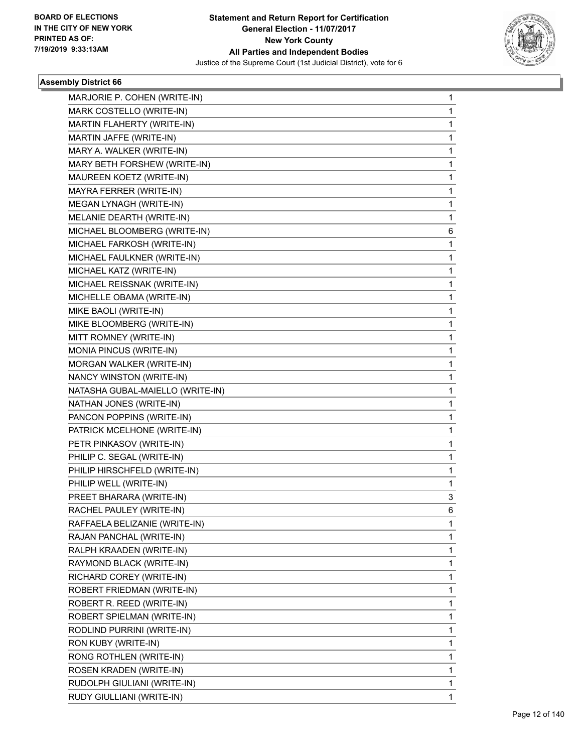### Assembly District 66

| | |
|---|---|
| MARJORIE P. COHEN (WRITE-IN) | 1 |
| MARK COSTELLO (WRITE-IN) | 1 |
| MARTIN FLAHERTY (WRITE-IN) | 1 |
| MARTIN JAFFE (WRITE-IN) | 1 |
| MARY A. WALKER (WRITE-IN) | 1 |
| MARY BETH FORSHEW (WRITE-IN) | 1 |
| MAUREEN KOETZ (WRITE-IN) | 1 |
| MAYRA FERRER (WRITE-IN) | 1 |
| MEGAN LYNAGH (WRITE-IN) | 1 |
| MELANIE DEARTH (WRITE-IN) | 1 |
| MICHAEL BLOOMBERG (WRITE-IN) | 6 |
| MICHAEL FARKOSH (WRITE-IN) | 1 |
| MICHAEL FAULKNER (WRITE-IN) | 1 |
| MICHAEL KATZ (WRITE-IN) | 1 |
| MICHAEL REISSNAK (WRITE-IN) | 1 |
| MICHELLE OBAMA (WRITE-IN) | 1 |
| MIKE BAOLI (WRITE-IN) | 1 |
| MIKE BLOOMBERG (WRITE-IN) | 1 |
| MITT ROMNEY (WRITE-IN) | 1 |
| MONIA PINCUS (WRITE-IN) | 1 |
| MORGAN WALKER (WRITE-IN) | 1 |
| NANCY WINSTON (WRITE-IN) | 1 |
| NATASHA GUBAL-MAIELLO (WRITE-IN) | 1 |
| NATHAN JONES (WRITE-IN) | 1 |
| PANCON POPPINS (WRITE-IN) | 1 |
| PATRICK MCELHONE (WRITE-IN) | 1 |
| PETR PINKASOV (WRITE-IN) | 1 |
| PHILIP C. SEGAL (WRITE-IN) | 1 |
| PHILIP HIRSCHFELD (WRITE-IN) | 1 |
| PHILIP WELL (WRITE-IN) | 1 |
| PREET BHARARA (WRITE-IN) | 3 |
| RACHEL PAULEY (WRITE-IN) | 6 |
| RAFFAELA BELIZANIE (WRITE-IN) | 1 |
| RAJAN PANCHAL (WRITE-IN) | 1 |
| RALPH KRAADEN (WRITE-IN) | 1 |
| RAYMOND BLACK (WRITE-IN) | 1 |
| RICHARD COREY (WRITE-IN) | 1 |
| ROBERT FRIEDMAN (WRITE-IN) | 1 |
| ROBERT R. REED (WRITE-IN) | 1 |
| ROBERT SPIELMAN (WRITE-IN) | 1 |
| RODLIND PURRINI (WRITE-IN) | 1 |
| RON KUBY (WRITE-IN) | 1 |
| RONG ROTHLEN (WRITE-IN) | 1 |
| ROSEN KRADEN (WRITE-IN) | 1 |
| RUDOLPH GIULIANI (WRITE-IN) | 1 |
| RUDY GIULLIANI (WRITE-IN) | 1 |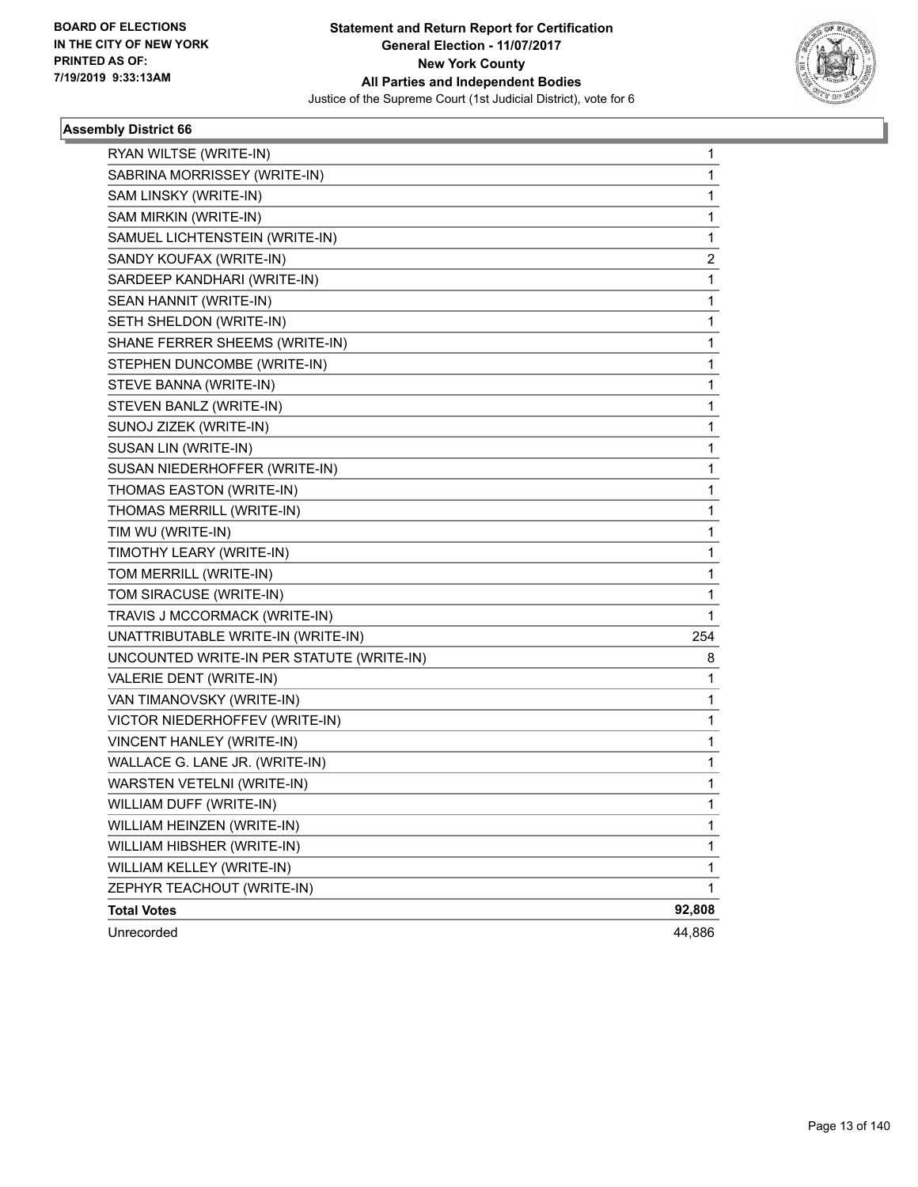**Statement and Return Report for Certification**
**General Election - 11/07/2017**
**New York County**
**All Parties and Independent Bodies**
Justice of the Supreme Court (1st Judicial District), vote for 6

BOARD OF ELECTIONS
IN THE CITY OF NEW YORK
PRINTED AS OF:
7/19/2019 9:33:13AM

### Assembly District 66

| | |
|---|---|
| RYAN WILTSE (WRITE-IN) | 1 |
| SABRINA MORRISSEY (WRITE-IN) | 1 |
| SAM LINSKY (WRITE-IN) | 1 |
| SAM MIRKIN (WRITE-IN) | 1 |
| SAMUEL LICHTENSTEIN (WRITE-IN) | 1 |
| SANDY KOUFAX (WRITE-IN) | 2 |
| SARDEEP KANDHARI (WRITE-IN) | 1 |
| SEAN HANNIT (WRITE-IN) | 1 |
| SETH SHELDON (WRITE-IN) | 1 |
| SHANE FERRER SHEEMS (WRITE-IN) | 1 |
| STEPHEN DUNCOMBE (WRITE-IN) | 1 |
| STEVE BANNA (WRITE-IN) | 1 |
| STEVEN BANLZ (WRITE-IN) | 1 |
| SUNOJ ZIZEK (WRITE-IN) | 1 |
| SUSAN LIN (WRITE-IN) | 1 |
| SUSAN NIEDERHOFFER (WRITE-IN) | 1 |
| THOMAS EASTON (WRITE-IN) | 1 |
| THOMAS MERRILL (WRITE-IN) | 1 |
| TIM WU (WRITE-IN) | 1 |
| TIMOTHY LEARY (WRITE-IN) | 1 |
| TOM MERRILL (WRITE-IN) | 1 |
| TOM SIRACUSE (WRITE-IN) | 1 |
| TRAVIS J MCCORMACK (WRITE-IN) | 1 |
| UNATTRIBUTABLE WRITE-IN (WRITE-IN) | 254 |
| UNCOUNTED WRITE-IN PER STATUTE (WRITE-IN) | 8 |
| VALERIE DENT (WRITE-IN) | 1 |
| VAN TIMANOVSKY (WRITE-IN) | 1 |
| VICTOR NIEDERHOFFEV (WRITE-IN) | 1 |
| VINCENT HANLEY (WRITE-IN) | 1 |
| WALLACE G. LANE JR. (WRITE-IN) | 1 |
| WARSTEN VETELNI (WRITE-IN) | 1 |
| WILLIAM DUFF (WRITE-IN) | 1 |
| WILLIAM HEINZEN (WRITE-IN) | 1 |
| WILLIAM HIBSHER (WRITE-IN) | 1 |
| WILLIAM KELLEY (WRITE-IN) | 1 |
| ZEPHYR TEACHOUT (WRITE-IN) | 1 |
| **Total Votes** | **92,808** |
| Unrecorded | 44,886 |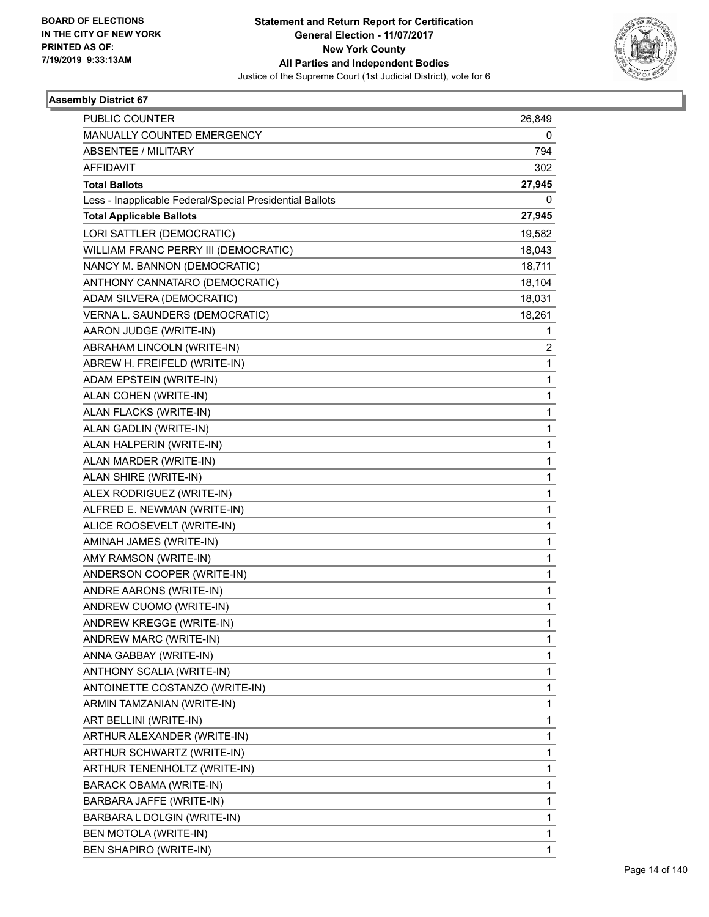BOARD OF ELECTIONS
IN THE CITY OF NEW YORK
PRINTED AS OF:
7/19/2019 9:33:13AM

**Statement and Return Report for Certification**
**General Election - 11/07/2017**
**New York County**
**All Parties and Independent Bodies**
Justice of the Supreme Court (1st Judicial District), vote for 6

### Assembly District 67

| | |
|---|---|
| PUBLIC COUNTER | 26,849 |
| MANUALLY COUNTED EMERGENCY | 0 |
| ABSENTEE / MILITARY | 794 |
| AFFIDAVIT | 302 |
| **Total Ballots** | **27,945** |
| Less - Inapplicable Federal/Special Presidential Ballots | 0 |
| **Total Applicable Ballots** | **27,945** |
| LORI SATTLER (DEMOCRATIC) | 19,582 |
| WILLIAM FRANC PERRY III (DEMOCRATIC) | 18,043 |
| NANCY M. BANNON (DEMOCRATIC) | 18,711 |
| ANTHONY CANNATARO (DEMOCRATIC) | 18,104 |
| ADAM SILVERA (DEMOCRATIC) | 18,031 |
| VERNA L. SAUNDERS (DEMOCRATIC) | 18,261 |
| AARON JUDGE (WRITE-IN) | 1 |
| ABRAHAM LINCOLN (WRITE-IN) | 2 |
| ABREW H. FREIFELD (WRITE-IN) | 1 |
| ADAM EPSTEIN (WRITE-IN) | 1 |
| ALAN COHEN (WRITE-IN) | 1 |
| ALAN FLACKS (WRITE-IN) | 1 |
| ALAN GADLIN (WRITE-IN) | 1 |
| ALAN HALPERIN (WRITE-IN) | 1 |
| ALAN MARDER (WRITE-IN) | 1 |
| ALAN SHIRE (WRITE-IN) | 1 |
| ALEX RODRIGUEZ (WRITE-IN) | 1 |
| ALFRED E. NEWMAN (WRITE-IN) | 1 |
| ALICE ROOSEVELT (WRITE-IN) | 1 |
| AMINAH JAMES (WRITE-IN) | 1 |
| AMY RAMSON (WRITE-IN) | 1 |
| ANDERSON COOPER (WRITE-IN) | 1 |
| ANDRE AARONS (WRITE-IN) | 1 |
| ANDREW CUOMO (WRITE-IN) | 1 |
| ANDREW KREGGE (WRITE-IN) | 1 |
| ANDREW MARC (WRITE-IN) | 1 |
| ANNA GABBAY (WRITE-IN) | 1 |
| ANTHONY SCALIA (WRITE-IN) | 1 |
| ANTOINETTE COSTANZO (WRITE-IN) | 1 |
| ARMIN TAMZANIAN (WRITE-IN) | 1 |
| ART BELLINI (WRITE-IN) | 1 |
| ARTHUR ALEXANDER (WRITE-IN) | 1 |
| ARTHUR SCHWARTZ (WRITE-IN) | 1 |
| ARTHUR TENENHOLTZ (WRITE-IN) | 1 |
| BARACK OBAMA (WRITE-IN) | 1 |
| BARBARA JAFFE (WRITE-IN) | 1 |
| BARBARA L DOLGIN (WRITE-IN) | 1 |
| BEN MOTOLA (WRITE-IN) | 1 |
| BEN SHAPIRO (WRITE-IN) | 1 |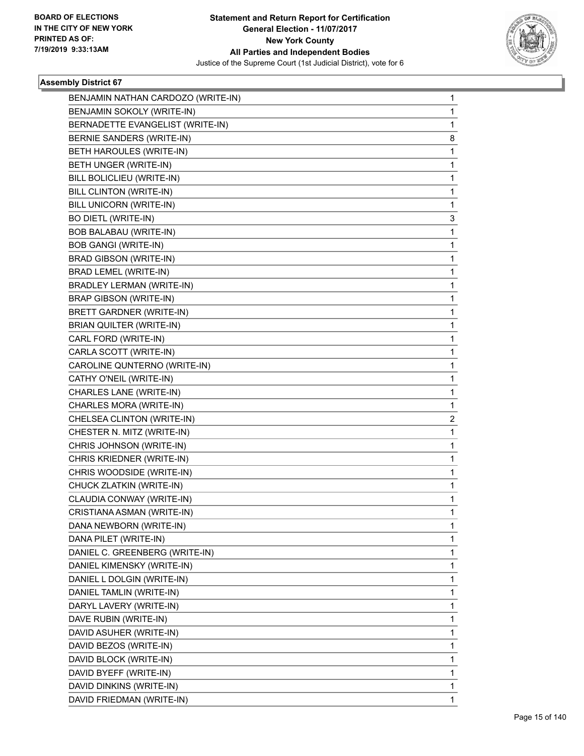**Statement and Return Report for Certification**
**General Election - 11/07/2017**
**New York County**
**All Parties and Independent Bodies**
Justice of the Supreme Court (1st Judicial District), vote for 6

BOARD OF ELECTIONS IN THE CITY OF NEW YORK PRINTED AS OF: 7/19/2019 9:33:13AM

### Assembly District 67

| Candidate | Votes |
|---|---|
| BENJAMIN NATHAN CARDOZO (WRITE-IN) | 1 |
| BENJAMIN SOKOLY (WRITE-IN) | 1 |
| BERNADETTE EVANGELIST (WRITE-IN) | 1 |
| BERNIE SANDERS (WRITE-IN) | 8 |
| BETH HAROULES (WRITE-IN) | 1 |
| BETH UNGER (WRITE-IN) | 1 |
| BILL BOLICLIEU (WRITE-IN) | 1 |
| BILL CLINTON (WRITE-IN) | 1 |
| BILL UNICORN (WRITE-IN) | 1 |
| BO DIETL (WRITE-IN) | 3 |
| BOB BALABAU (WRITE-IN) | 1 |
| BOB GANGI (WRITE-IN) | 1 |
| BRAD GIBSON (WRITE-IN) | 1 |
| BRAD LEMEL (WRITE-IN) | 1 |
| BRADLEY LERMAN (WRITE-IN) | 1 |
| BRAP GIBSON (WRITE-IN) | 1 |
| BRETT GARDNER (WRITE-IN) | 1 |
| BRIAN QUILTER (WRITE-IN) | 1 |
| CARL FORD (WRITE-IN) | 1 |
| CARLA SCOTT (WRITE-IN) | 1 |
| CAROLINE QUNTERNO (WRITE-IN) | 1 |
| CATHY O'NEIL (WRITE-IN) | 1 |
| CHARLES LANE (WRITE-IN) | 1 |
| CHARLES MORA (WRITE-IN) | 1 |
| CHELSEA CLINTON (WRITE-IN) | 2 |
| CHESTER N. MITZ (WRITE-IN) | 1 |
| CHRIS JOHNSON (WRITE-IN) | 1 |
| CHRIS KRIEDNER (WRITE-IN) | 1 |
| CHRIS WOODSIDE (WRITE-IN) | 1 |
| CHUCK ZLATKIN (WRITE-IN) | 1 |
| CLAUDIA CONWAY (WRITE-IN) | 1 |
| CRISTIANA ASMAN (WRITE-IN) | 1 |
| DANA NEWBORN (WRITE-IN) | 1 |
| DANA PILET (WRITE-IN) | 1 |
| DANIEL C. GREENBERG (WRITE-IN) | 1 |
| DANIEL KIMENSKY (WRITE-IN) | 1 |
| DANIEL L DOLGIN (WRITE-IN) | 1 |
| DANIEL TAMLIN (WRITE-IN) | 1 |
| DARYL LAVERY (WRITE-IN) | 1 |
| DAVE RUBIN (WRITE-IN) | 1 |
| DAVID ASUHER (WRITE-IN) | 1 |
| DAVID BEZOS (WRITE-IN) | 1 |
| DAVID BLOCK (WRITE-IN) | 1 |
| DAVID BYEFF (WRITE-IN) | 1 |
| DAVID DINKINS (WRITE-IN) | 1 |
| DAVID FRIEDMAN (WRITE-IN) | 1 |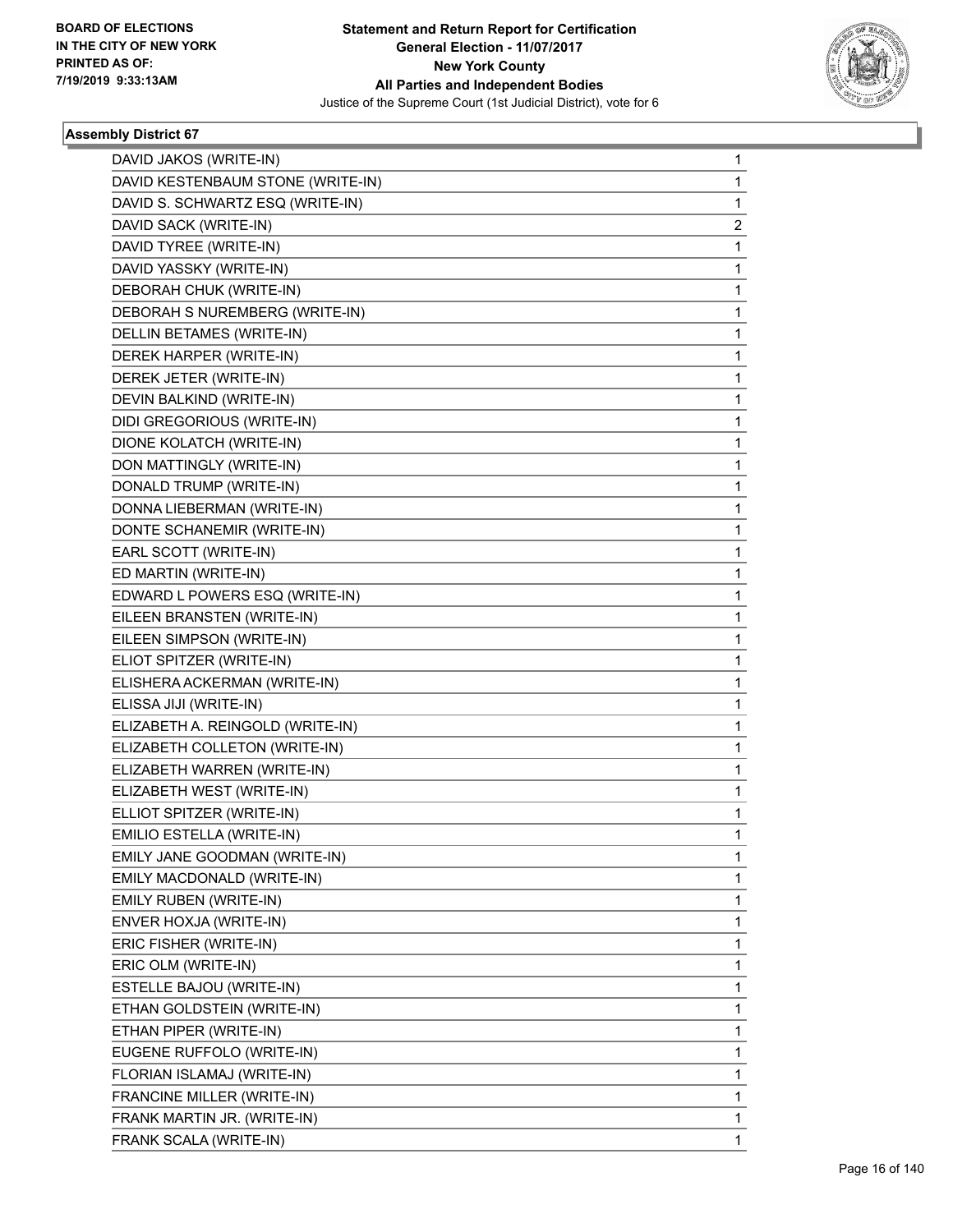**Statement and Return Report for Certification**
**General Election - 11/07/2017**
**New York County**
**All Parties and Independent Bodies**
Justice of the Supreme Court (1st Judicial District), vote for 6

BOARD OF ELECTIONS
IN THE CITY OF NEW YORK
PRINTED AS OF:
7/19/2019 9:33:13AM

### Assembly District 67

| | |
|---|---|
| DAVID JAKOS (WRITE-IN) | 1 |
| DAVID KESTENBAUM STONE (WRITE-IN) | 1 |
| DAVID S. SCHWARTZ ESQ (WRITE-IN) | 1 |
| DAVID SACK (WRITE-IN) | 2 |
| DAVID TYREE (WRITE-IN) | 1 |
| DAVID YASSKY (WRITE-IN) | 1 |
| DEBORAH CHUK (WRITE-IN) | 1 |
| DEBORAH S NUREMBERG (WRITE-IN) | 1 |
| DELLIN BETAMES (WRITE-IN) | 1 |
| DEREK HARPER (WRITE-IN) | 1 |
| DEREK JETER (WRITE-IN) | 1 |
| DEVIN BALKIND (WRITE-IN) | 1 |
| DIDI GREGORIOUS (WRITE-IN) | 1 |
| DIONE KOLATCH (WRITE-IN) | 1 |
| DON MATTINGLY (WRITE-IN) | 1 |
| DONALD TRUMP (WRITE-IN) | 1 |
| DONNA LIEBERMAN (WRITE-IN) | 1 |
| DONTE SCHANEMIR (WRITE-IN) | 1 |
| EARL SCOTT (WRITE-IN) | 1 |
| ED MARTIN (WRITE-IN) | 1 |
| EDWARD L POWERS ESQ (WRITE-IN) | 1 |
| EILEEN BRANSTEN (WRITE-IN) | 1 |
| EILEEN SIMPSON (WRITE-IN) | 1 |
| ELIOT SPITZER (WRITE-IN) | 1 |
| ELISHERA ACKERMAN (WRITE-IN) | 1 |
| ELISSA JIJI (WRITE-IN) | 1 |
| ELIZABETH A. REINGOLD (WRITE-IN) | 1 |
| ELIZABETH COLLETON (WRITE-IN) | 1 |
| ELIZABETH WARREN (WRITE-IN) | 1 |
| ELIZABETH WEST (WRITE-IN) | 1 |
| ELLIOT SPITZER (WRITE-IN) | 1 |
| EMILIO ESTELLA (WRITE-IN) | 1 |
| EMILY JANE GOODMAN (WRITE-IN) | 1 |
| EMILY MACDONALD (WRITE-IN) | 1 |
| EMILY RUBEN (WRITE-IN) | 1 |
| ENVER HOXJA (WRITE-IN) | 1 |
| ERIC FISHER (WRITE-IN) | 1 |
| ERIC OLM (WRITE-IN) | 1 |
| ESTELLE BAJOU (WRITE-IN) | 1 |
| ETHAN GOLDSTEIN (WRITE-IN) | 1 |
| ETHAN PIPER (WRITE-IN) | 1 |
| EUGENE RUFFOLO (WRITE-IN) | 1 |
| FLORIAN ISLAMAJ (WRITE-IN) | 1 |
| FRANCINE MILLER (WRITE-IN) | 1 |
| FRANK MARTIN JR. (WRITE-IN) | 1 |
| FRANK SCALA (WRITE-IN) | 1 |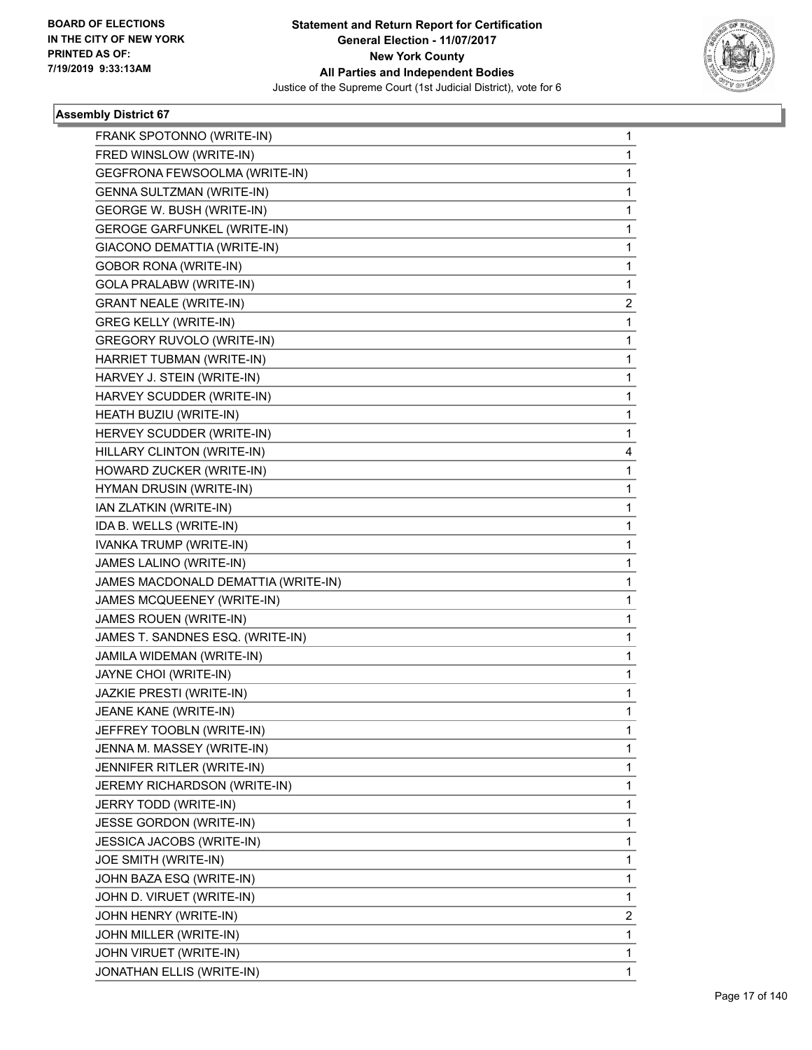**Statement and Return Report for Certification**
**General Election - 11/07/2017**
**New York County**
**All Parties and Independent Bodies**
Justice of the Supreme Court (1st Judicial District), vote for 6

BOARD OF ELECTIONS IN THE CITY OF NEW YORK PRINTED AS OF: 7/19/2019 9:33:13AM

### Assembly District 67

| | |
|---|---|
| FRANK SPOTONNO (WRITE-IN) | 1 |
| FRED WINSLOW (WRITE-IN) | 1 |
| GEGFRONA FEWSOOLMA (WRITE-IN) | 1 |
| GENNA SULTZMAN (WRITE-IN) | 1 |
| GEORGE W. BUSH (WRITE-IN) | 1 |
| GEROGE GARFUNKEL (WRITE-IN) | 1 |
| GIACONO DEMATTIA (WRITE-IN) | 1 |
| GOBOR RONA (WRITE-IN) | 1 |
| GOLA PRALABW (WRITE-IN) | 1 |
| GRANT NEALE (WRITE-IN) | 2 |
| GREG KELLY (WRITE-IN) | 1 |
| GREGORY RUVOLO (WRITE-IN) | 1 |
| HARRIET TUBMAN (WRITE-IN) | 1 |
| HARVEY J. STEIN (WRITE-IN) | 1 |
| HARVEY SCUDDER (WRITE-IN) | 1 |
| HEATH BUZIU (WRITE-IN) | 1 |
| HERVEY SCUDDER (WRITE-IN) | 1 |
| HILLARY CLINTON (WRITE-IN) | 4 |
| HOWARD ZUCKER (WRITE-IN) | 1 |
| HYMAN DRUSIN (WRITE-IN) | 1 |
| IAN ZLATKIN (WRITE-IN) | 1 |
| IDA B. WELLS (WRITE-IN) | 1 |
| IVANKA TRUMP (WRITE-IN) | 1 |
| JAMES LALINO (WRITE-IN) | 1 |
| JAMES MACDONALD DEMATTIA (WRITE-IN) | 1 |
| JAMES MCQUEENEY (WRITE-IN) | 1 |
| JAMES ROUEN (WRITE-IN) | 1 |
| JAMES T. SANDNES ESQ. (WRITE-IN) | 1 |
| JAMILA WIDEMAN (WRITE-IN) | 1 |
| JAYNE CHOI (WRITE-IN) | 1 |
| JAZKIE PRESTI (WRITE-IN) | 1 |
| JEANE KANE (WRITE-IN) | 1 |
| JEFFREY TOOBLN (WRITE-IN) | 1 |
| JENNA M. MASSEY (WRITE-IN) | 1 |
| JENNIFER RITLER (WRITE-IN) | 1 |
| JEREMY RICHARDSON (WRITE-IN) | 1 |
| JERRY TODD (WRITE-IN) | 1 |
| JESSE GORDON (WRITE-IN) | 1 |
| JESSICA JACOBS (WRITE-IN) | 1 |
| JOE SMITH (WRITE-IN) | 1 |
| JOHN BAZA ESQ (WRITE-IN) | 1 |
| JOHN D. VIRUET (WRITE-IN) | 1 |
| JOHN HENRY (WRITE-IN) | 2 |
| JOHN MILLER (WRITE-IN) | 1 |
| JOHN VIRUET (WRITE-IN) | 1 |
| JONATHAN ELLIS (WRITE-IN) | 1 |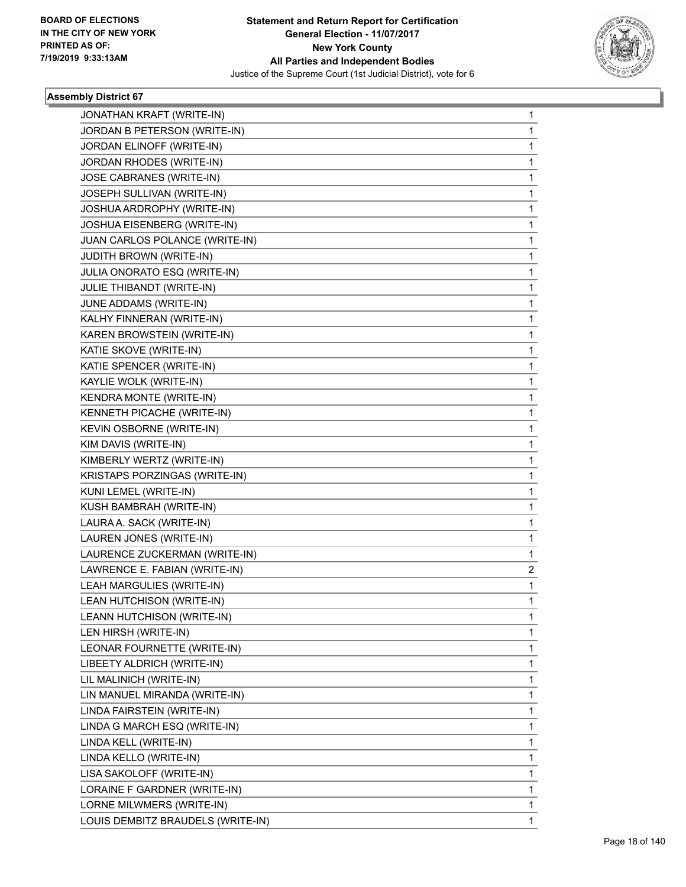## Assembly District 67

| Candidate | Votes |
|---|---|
| JONATHAN KRAFT (WRITE-IN) | 1 |
| JORDAN B PETERSON (WRITE-IN) | 1 |
| JORDAN ELINOFF (WRITE-IN) | 1 |
| JORDAN RHODES (WRITE-IN) | 1 |
| JOSE CABRANES (WRITE-IN) | 1 |
| JOSEPH SULLIVAN (WRITE-IN) | 1 |
| JOSHUA ARDROPHY (WRITE-IN) | 1 |
| JOSHUA EISENBERG (WRITE-IN) | 1 |
| JUAN CARLOS POLANCE (WRITE-IN) | 1 |
| JUDITH BROWN (WRITE-IN) | 1 |
| JULIA ONORATO ESQ (WRITE-IN) | 1 |
| JULIE THIBANDT (WRITE-IN) | 1 |
| JUNE ADDAMS (WRITE-IN) | 1 |
| KALHY FINNERAN (WRITE-IN) | 1 |
| KAREN BROWSTEIN (WRITE-IN) | 1 |
| KATIE SKOVE (WRITE-IN) | 1 |
| KATIE SPENCER (WRITE-IN) | 1 |
| KAYLIE WOLK (WRITE-IN) | 1 |
| KENDRA MONTE (WRITE-IN) | 1 |
| KENNETH PICACHE (WRITE-IN) | 1 |
| KEVIN OSBORNE (WRITE-IN) | 1 |
| KIM DAVIS (WRITE-IN) | 1 |
| KIMBERLY WERTZ (WRITE-IN) | 1 |
| KRISTAPS PORZINGAS (WRITE-IN) | 1 |
| KUNI LEMEL (WRITE-IN) | 1 |
| KUSH BAMBRAH (WRITE-IN) | 1 |
| LAURA A. SACK (WRITE-IN) | 1 |
| LAUREN JONES (WRITE-IN) | 1 |
| LAURENCE ZUCKERMAN (WRITE-IN) | 1 |
| LAWRENCE E. FABIAN (WRITE-IN) | 2 |
| LEAH MARGULIES (WRITE-IN) | 1 |
| LEAN HUTCHISON (WRITE-IN) | 1 |
| LEANN HUTCHISON (WRITE-IN) | 1 |
| LEN HIRSH (WRITE-IN) | 1 |
| LEONAR FOURNETTE (WRITE-IN) | 1 |
| LIBEETY ALDRICH (WRITE-IN) | 1 |
| LIL MALINICH (WRITE-IN) | 1 |
| LIN MANUEL MIRANDA (WRITE-IN) | 1 |
| LINDA FAIRSTEIN (WRITE-IN) | 1 |
| LINDA G MARCH ESQ (WRITE-IN) | 1 |
| LINDA KELL (WRITE-IN) | 1 |
| LINDA KELLO (WRITE-IN) | 1 |
| LISA SAKOLOFF (WRITE-IN) | 1 |
| LORAINE F GARDNER (WRITE-IN) | 1 |
| LORNE MILWMERS (WRITE-IN) | 1 |
| LOUIS DEMBITZ BRAUDELS (WRITE-IN) | 1 |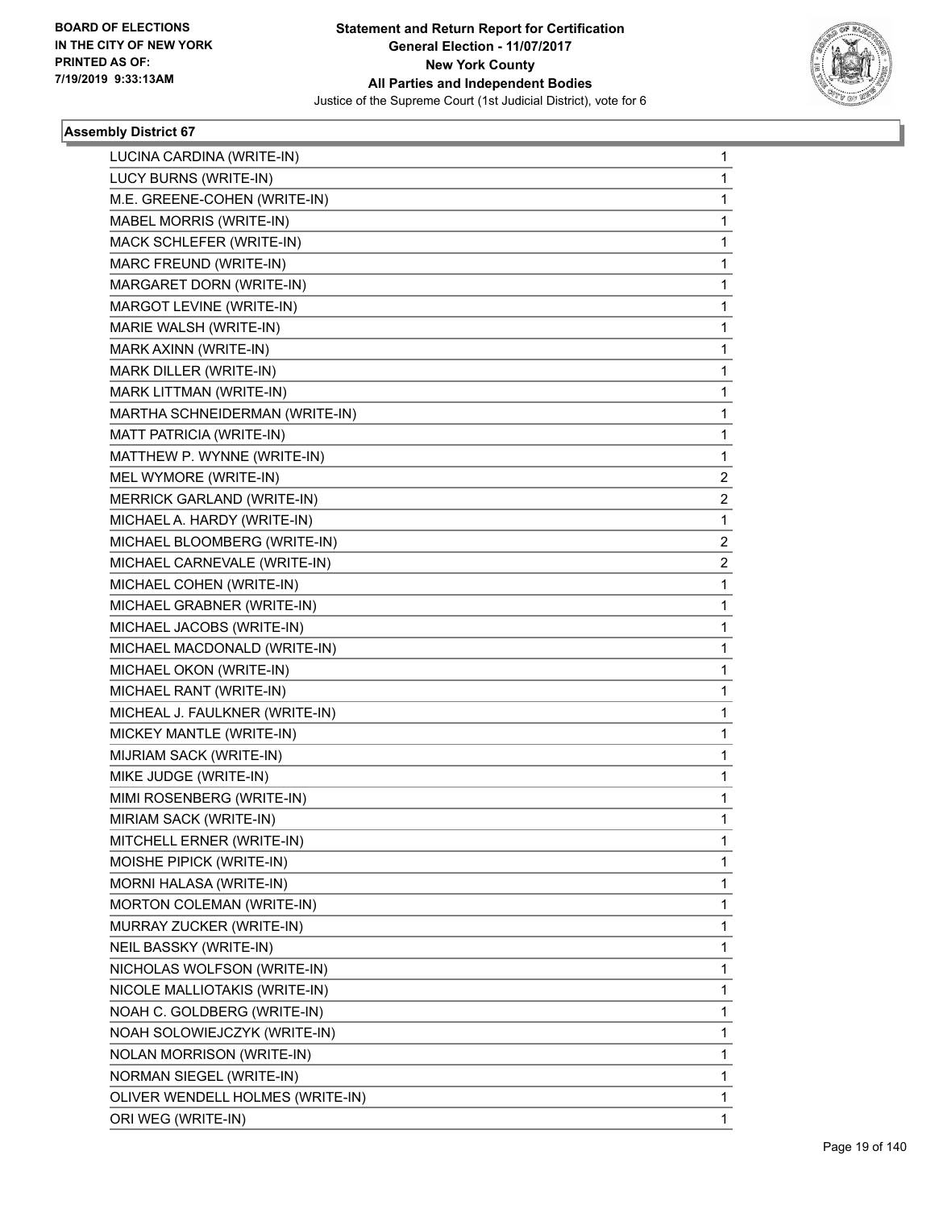## Assembly District 67

| | |
|---|---|
| LUCINA CARDINA (WRITE-IN) | 1 |
| LUCY BURNS (WRITE-IN) | 1 |
| M.E. GREENE-COHEN (WRITE-IN) | 1 |
| MABEL MORRIS (WRITE-IN) | 1 |
| MACK SCHLEFER (WRITE-IN) | 1 |
| MARC FREUND (WRITE-IN) | 1 |
| MARGARET DORN (WRITE-IN) | 1 |
| MARGOT LEVINE (WRITE-IN) | 1 |
| MARIE WALSH (WRITE-IN) | 1 |
| MARK AXINN (WRITE-IN) | 1 |
| MARK DILLER (WRITE-IN) | 1 |
| MARK LITTMAN (WRITE-IN) | 1 |
| MARTHA SCHNEIDERMAN (WRITE-IN) | 1 |
| MATT PATRICIA (WRITE-IN) | 1 |
| MATTHEW P. WYNNE (WRITE-IN) | 1 |
| MEL WYMORE (WRITE-IN) | 2 |
| MERRICK GARLAND (WRITE-IN) | 2 |
| MICHAEL A. HARDY (WRITE-IN) | 1 |
| MICHAEL BLOOMBERG (WRITE-IN) | 2 |
| MICHAEL CARNEVALE (WRITE-IN) | 2 |
| MICHAEL COHEN (WRITE-IN) | 1 |
| MICHAEL GRABNER (WRITE-IN) | 1 |
| MICHAEL JACOBS (WRITE-IN) | 1 |
| MICHAEL MACDONALD (WRITE-IN) | 1 |
| MICHAEL OKON (WRITE-IN) | 1 |
| MICHAEL RANT (WRITE-IN) | 1 |
| MICHEAL J. FAULKNER (WRITE-IN) | 1 |
| MICKEY MANTLE (WRITE-IN) | 1 |
| MIJRIAM SACK (WRITE-IN) | 1 |
| MIKE JUDGE (WRITE-IN) | 1 |
| MIMI ROSENBERG (WRITE-IN) | 1 |
| MIRIAM SACK (WRITE-IN) | 1 |
| MITCHELL ERNER (WRITE-IN) | 1 |
| MOISHE PIPICK (WRITE-IN) | 1 |
| MORNI HALASA (WRITE-IN) | 1 |
| MORTON COLEMAN (WRITE-IN) | 1 |
| MURRAY ZUCKER (WRITE-IN) | 1 |
| NEIL BASSKY (WRITE-IN) | 1 |
| NICHOLAS WOLFSON (WRITE-IN) | 1 |
| NICOLE MALLIOTAKIS (WRITE-IN) | 1 |
| NOAH C. GOLDBERG (WRITE-IN) | 1 |
| NOAH SOLOWIEJCZYK (WRITE-IN) | 1 |
| NOLAN MORRISON (WRITE-IN) | 1 |
| NORMAN SIEGEL (WRITE-IN) | 1 |
| OLIVER WENDELL HOLMES (WRITE-IN) | 1 |
| ORI WEG (WRITE-IN) | 1 |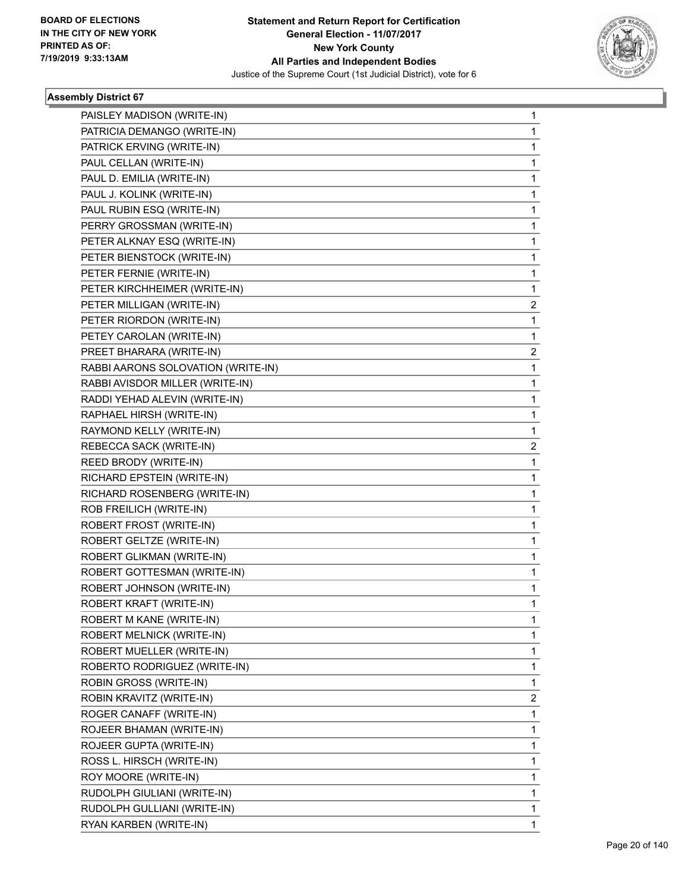**Statement and Return Report for Certification**
**General Election - 11/07/2017**
**New York County**
**All Parties and Independent Bodies**
Justice of the Supreme Court (1st Judicial District), vote for 6

BOARD OF ELECTIONS IN THE CITY OF NEW YORK PRINTED AS OF: 7/19/2019 9:33:13AM

### Assembly District 67

| | |
|---|---|
| PAISLEY MADISON (WRITE-IN) | 1 |
| PATRICIA DEMANGO (WRITE-IN) | 1 |
| PATRICK ERVING (WRITE-IN) | 1 |
| PAUL CELLAN (WRITE-IN) | 1 |
| PAUL D. EMILIA (WRITE-IN) | 1 |
| PAUL J. KOLINK (WRITE-IN) | 1 |
| PAUL RUBIN ESQ (WRITE-IN) | 1 |
| PERRY GROSSMAN (WRITE-IN) | 1 |
| PETER ALKNAY ESQ (WRITE-IN) | 1 |
| PETER BIENSTOCK (WRITE-IN) | 1 |
| PETER FERNIE (WRITE-IN) | 1 |
| PETER KIRCHHEIMER (WRITE-IN) | 1 |
| PETER MILLIGAN (WRITE-IN) | 2 |
| PETER RIORDON (WRITE-IN) | 1 |
| PETEY CAROLAN (WRITE-IN) | 1 |
| PREET BHARARA (WRITE-IN) | 2 |
| RABBI AARONS SOLOVATION (WRITE-IN) | 1 |
| RABBI AVISDOR MILLER (WRITE-IN) | 1 |
| RADDI YEHAD ALEVIN (WRITE-IN) | 1 |
| RAPHAEL HIRSH (WRITE-IN) | 1 |
| RAYMOND KELLY (WRITE-IN) | 1 |
| REBECCA SACK (WRITE-IN) | 2 |
| REED BRODY (WRITE-IN) | 1 |
| RICHARD EPSTEIN (WRITE-IN) | 1 |
| RICHARD ROSENBERG (WRITE-IN) | 1 |
| ROB FREILICH (WRITE-IN) | 1 |
| ROBERT FROST (WRITE-IN) | 1 |
| ROBERT GELTZE (WRITE-IN) | 1 |
| ROBERT GLIKMAN (WRITE-IN) | 1 |
| ROBERT GOTTESMAN (WRITE-IN) | 1 |
| ROBERT JOHNSON (WRITE-IN) | 1 |
| ROBERT KRAFT (WRITE-IN) | 1 |
| ROBERT M KANE (WRITE-IN) | 1 |
| ROBERT MELNICK (WRITE-IN) | 1 |
| ROBERT MUELLER (WRITE-IN) | 1 |
| ROBERTO RODRIGUEZ (WRITE-IN) | 1 |
| ROBIN GROSS (WRITE-IN) | 1 |
| ROBIN KRAVITZ (WRITE-IN) | 2 |
| ROGER CANAFF (WRITE-IN) | 1 |
| ROJEER BHAMAN (WRITE-IN) | 1 |
| ROJEER GUPTA (WRITE-IN) | 1 |
| ROSS L. HIRSCH (WRITE-IN) | 1 |
| ROY MOORE (WRITE-IN) | 1 |
| RUDOLPH GIULIANI (WRITE-IN) | 1 |
| RUDOLPH GULLIANI (WRITE-IN) | 1 |
| RYAN KARBEN (WRITE-IN) | 1 |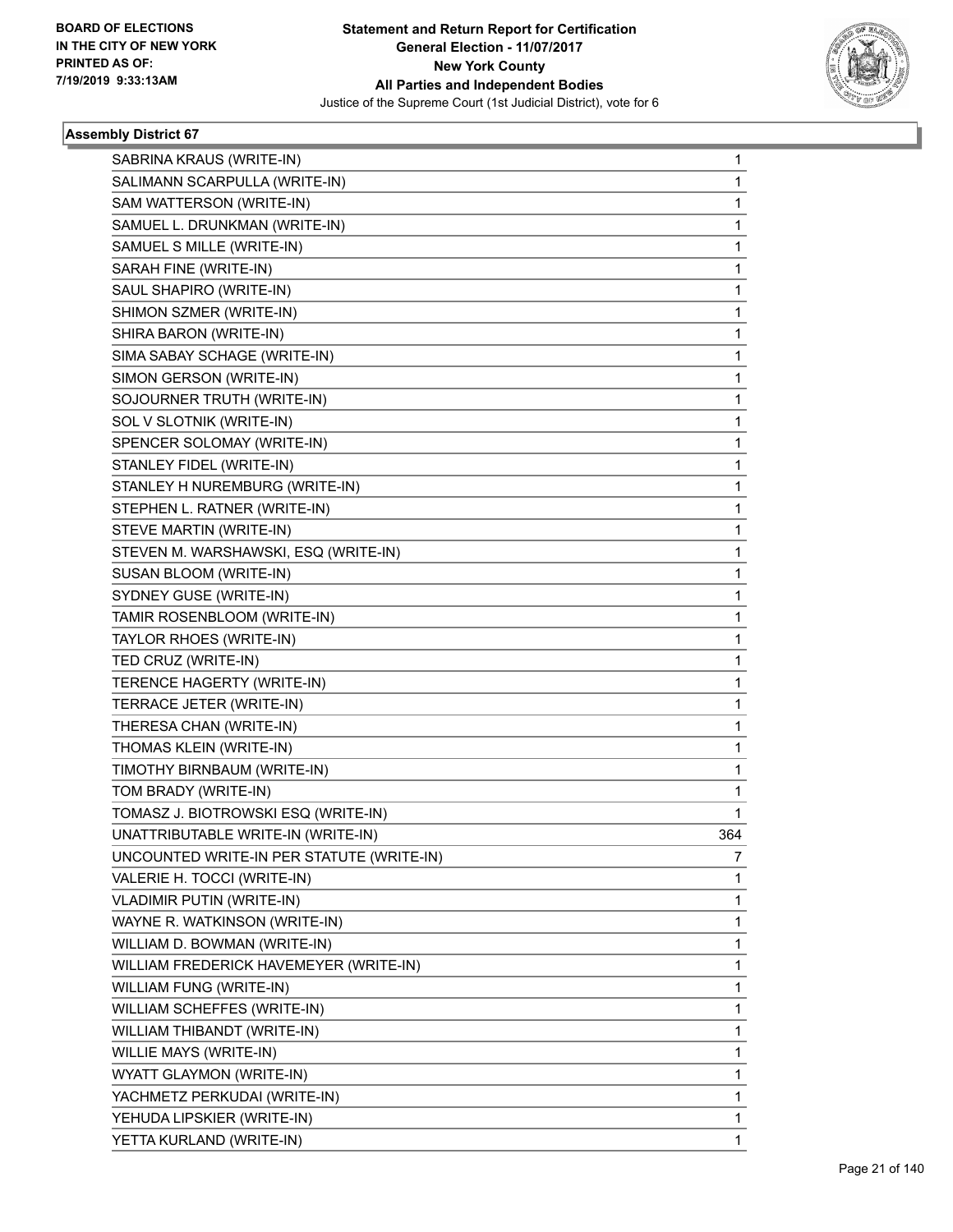BOARD OF ELECTIONS
IN THE CITY OF NEW YORK
PRINTED AS OF:
7/19/2019 9:33:13AM

**Statement and Return Report for Certification**
**General Election - 11/07/2017**
**New York County**
**All Parties and Independent Bodies**
Justice of the Supreme Court (1st Judicial District), vote for 6

### Assembly District 67

| | |
|---|---|
| SABRINA KRAUS (WRITE-IN) | 1 |
| SALIMANN SCARPULLA (WRITE-IN) | 1 |
| SAM WATTERSON (WRITE-IN) | 1 |
| SAMUEL L. DRUNKMAN (WRITE-IN) | 1 |
| SAMUEL S MILLE (WRITE-IN) | 1 |
| SARAH FINE (WRITE-IN) | 1 |
| SAUL SHAPIRO (WRITE-IN) | 1 |
| SHIMON SZMER (WRITE-IN) | 1 |
| SHIRA BARON (WRITE-IN) | 1 |
| SIMA SABAY SCHAGE (WRITE-IN) | 1 |
| SIMON GERSON (WRITE-IN) | 1 |
| SOJOURNER TRUTH (WRITE-IN) | 1 |
| SOL V SLOTNIK (WRITE-IN) | 1 |
| SPENCER SOLOMAY (WRITE-IN) | 1 |
| STANLEY FIDEL (WRITE-IN) | 1 |
| STANLEY H NUREMBURG (WRITE-IN) | 1 |
| STEPHEN L. RATNER (WRITE-IN) | 1 |
| STEVE MARTIN (WRITE-IN) | 1 |
| STEVEN M. WARSHAWSKI, ESQ (WRITE-IN) | 1 |
| SUSAN BLOOM (WRITE-IN) | 1 |
| SYDNEY GUSE (WRITE-IN) | 1 |
| TAMIR ROSENBLOOM (WRITE-IN) | 1 |
| TAYLOR RHOES (WRITE-IN) | 1 |
| TED CRUZ (WRITE-IN) | 1 |
| TERENCE HAGERTY (WRITE-IN) | 1 |
| TERRACE JETER (WRITE-IN) | 1 |
| THERESA CHAN (WRITE-IN) | 1 |
| THOMAS KLEIN (WRITE-IN) | 1 |
| TIMOTHY BIRNBAUM (WRITE-IN) | 1 |
| TOM BRADY (WRITE-IN) | 1 |
| TOMASZ J. BIOTROWSKI ESQ (WRITE-IN) | 1 |
| UNATTRIBUTABLE WRITE-IN (WRITE-IN) | 364 |
| UNCOUNTED WRITE-IN PER STATUTE (WRITE-IN) | 7 |
| VALERIE H. TOCCI (WRITE-IN) | 1 |
| VLADIMIR PUTIN (WRITE-IN) | 1 |
| WAYNE R. WATKINSON (WRITE-IN) | 1 |
| WILLIAM D. BOWMAN (WRITE-IN) | 1 |
| WILLIAM FREDERICK HAVEMEYER (WRITE-IN) | 1 |
| WILLIAM FUNG (WRITE-IN) | 1 |
| WILLIAM SCHEFFES (WRITE-IN) | 1 |
| WILLIAM THIBANDT (WRITE-IN) | 1 |
| WILLIE MAYS (WRITE-IN) | 1 |
| WYATT GLAYMON (WRITE-IN) | 1 |
| YACHMETZ PERKUDAI (WRITE-IN) | 1 |
| YEHUDA LIPSKIER (WRITE-IN) | 1 |
| YETTA KURLAND (WRITE-IN) | 1 |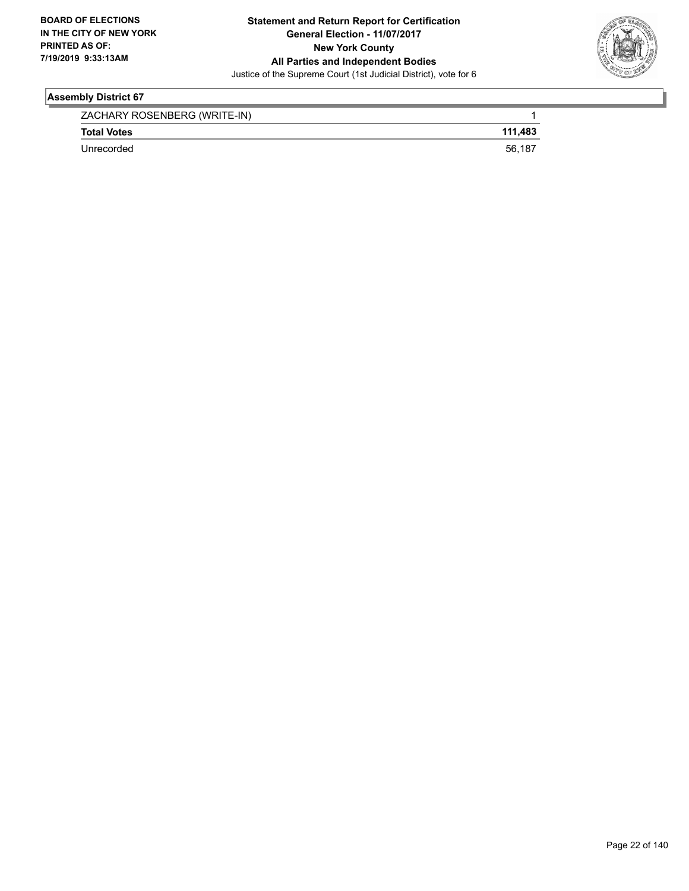## Assembly District 67

| | |
|---|---|
| ZACHARY ROSENBERG (WRITE-IN) | 1 |
| **Total Votes** | **111,483** |
| Unrecorded | 56,187 |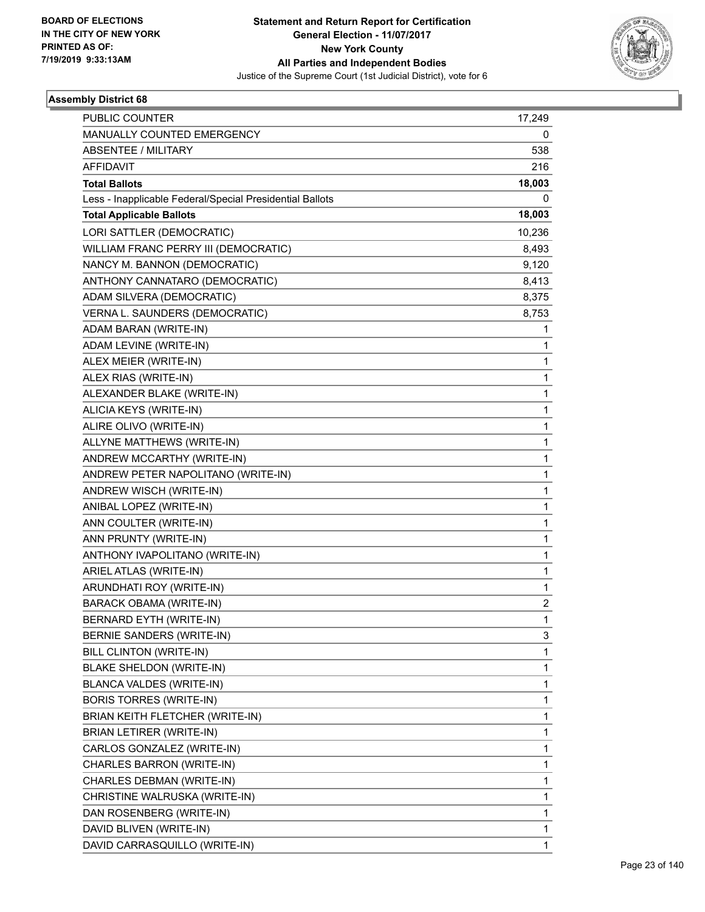BOARD OF ELECTIONS IN THE CITY OF NEW YORK PRINTED AS OF: 7/19/2019 9:33:13AM

**Statement and Return Report for Certification General Election - 11/07/2017 New York County All Parties and Independent Bodies**

Justice of the Supreme Court (1st Judicial District), vote for 6

### Assembly District 68

| | |
|---|---|
| PUBLIC COUNTER | 17,249 |
| MANUALLY COUNTED EMERGENCY | 0 |
| ABSENTEE / MILITARY | 538 |
| AFFIDAVIT | 216 |
| **Total Ballots** | **18,003** |
| Less - Inapplicable Federal/Special Presidential Ballots | 0 |
| **Total Applicable Ballots** | **18,003** |
| LORI SATTLER (DEMOCRATIC) | 10,236 |
| WILLIAM FRANC PERRY III (DEMOCRATIC) | 8,493 |
| NANCY M. BANNON (DEMOCRATIC) | 9,120 |
| ANTHONY CANNATARO (DEMOCRATIC) | 8,413 |
| ADAM SILVERA (DEMOCRATIC) | 8,375 |
| VERNA L. SAUNDERS (DEMOCRATIC) | 8,753 |
| ADAM BARAN (WRITE-IN) | 1 |
| ADAM LEVINE (WRITE-IN) | 1 |
| ALEX MEIER (WRITE-IN) | 1 |
| ALEX RIAS (WRITE-IN) | 1 |
| ALEXANDER BLAKE (WRITE-IN) | 1 |
| ALICIA KEYS (WRITE-IN) | 1 |
| ALIRE OLIVO (WRITE-IN) | 1 |
| ALLYNE MATTHEWS (WRITE-IN) | 1 |
| ANDREW MCCARTHY (WRITE-IN) | 1 |
| ANDREW PETER NAPOLITANO (WRITE-IN) | 1 |
| ANDREW WISCH (WRITE-IN) | 1 |
| ANIBAL LOPEZ (WRITE-IN) | 1 |
| ANN COULTER (WRITE-IN) | 1 |
| ANN PRUNTY (WRITE-IN) | 1 |
| ANTHONY IVAPOLITANO (WRITE-IN) | 1 |
| ARIEL ATLAS (WRITE-IN) | 1 |
| ARUNDHATI ROY (WRITE-IN) | 1 |
| BARACK OBAMA (WRITE-IN) | 2 |
| BERNARD EYTH (WRITE-IN) | 1 |
| BERNIE SANDERS (WRITE-IN) | 3 |
| BILL CLINTON (WRITE-IN) | 1 |
| BLAKE SHELDON (WRITE-IN) | 1 |
| BLANCA VALDES (WRITE-IN) | 1 |
| BORIS TORRES (WRITE-IN) | 1 |
| BRIAN KEITH FLETCHER (WRITE-IN) | 1 |
| BRIAN LETIRER (WRITE-IN) | 1 |
| CARLOS GONZALEZ (WRITE-IN) | 1 |
| CHARLES BARRON (WRITE-IN) | 1 |
| CHARLES DEBMAN (WRITE-IN) | 1 |
| CHRISTINE WALRUSKA (WRITE-IN) | 1 |
| DAN ROSENBERG (WRITE-IN) | 1 |
| DAVID BLIVEN (WRITE-IN) | 1 |
| DAVID CARRASQUILLO (WRITE-IN) | 1 |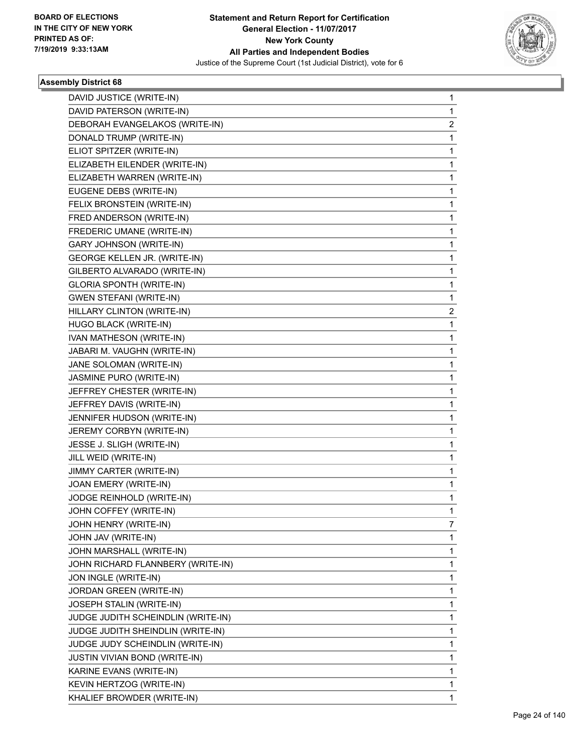BOARD OF ELECTIONS
IN THE CITY OF NEW YORK
PRINTED AS OF:
7/19/2019 9:33:13AM

**Statement and Return Report for Certification**
**General Election - 11/07/2017**
**New York County**
**All Parties and Independent Bodies**
Justice of the Supreme Court (1st Judicial District), vote for 6

### Assembly District 68

| | |
|---|---|
| DAVID JUSTICE (WRITE-IN) | 1 |
| DAVID PATERSON (WRITE-IN) | 1 |
| DEBORAH EVANGELAKOS (WRITE-IN) | 2 |
| DONALD TRUMP (WRITE-IN) | 1 |
| ELIOT SPITZER (WRITE-IN) | 1 |
| ELIZABETH EILENDER (WRITE-IN) | 1 |
| ELIZABETH WARREN (WRITE-IN) | 1 |
| EUGENE DEBS (WRITE-IN) | 1 |
| FELIX BRONSTEIN (WRITE-IN) | 1 |
| FRED ANDERSON (WRITE-IN) | 1 |
| FREDERIC UMANE (WRITE-IN) | 1 |
| GARY JOHNSON (WRITE-IN) | 1 |
| GEORGE KELLEN JR. (WRITE-IN) | 1 |
| GILBERTO ALVARADO (WRITE-IN) | 1 |
| GLORIA SPONTH (WRITE-IN) | 1 |
| GWEN STEFANI (WRITE-IN) | 1 |
| HILLARY CLINTON (WRITE-IN) | 2 |
| HUGO BLACK (WRITE-IN) | 1 |
| IVAN MATHESON (WRITE-IN) | 1 |
| JABARI M. VAUGHN (WRITE-IN) | 1 |
| JANE SOLOMAN (WRITE-IN) | 1 |
| JASMINE PURO (WRITE-IN) | 1 |
| JEFFREY CHESTER (WRITE-IN) | 1 |
| JEFFREY DAVIS (WRITE-IN) | 1 |
| JENNIFER HUDSON (WRITE-IN) | 1 |
| JEREMY CORBYN (WRITE-IN) | 1 |
| JESSE J. SLIGH (WRITE-IN) | 1 |
| JILL WEID (WRITE-IN) | 1 |
| JIMMY CARTER (WRITE-IN) | 1 |
| JOAN EMERY (WRITE-IN) | 1 |
| JODGE REINHOLD (WRITE-IN) | 1 |
| JOHN COFFEY (WRITE-IN) | 1 |
| JOHN HENRY (WRITE-IN) | 7 |
| JOHN JAV (WRITE-IN) | 1 |
| JOHN MARSHALL (WRITE-IN) | 1 |
| JOHN RICHARD FLANNBERY (WRITE-IN) | 1 |
| JON INGLE (WRITE-IN) | 1 |
| JORDAN GREEN (WRITE-IN) | 1 |
| JOSEPH STALIN (WRITE-IN) | 1 |
| JUDGE JUDITH SCHEINDLIN (WRITE-IN) | 1 |
| JUDGE JUDITH SHEINDLIN (WRITE-IN) | 1 |
| JUDGE JUDY SCHEINDLIN (WRITE-IN) | 1 |
| JUSTIN VIVIAN BOND (WRITE-IN) | 1 |
| KARINE EVANS (WRITE-IN) | 1 |
| KEVIN HERTZOG (WRITE-IN) | 1 |
| KHALIEF BROWDER (WRITE-IN) | 1 |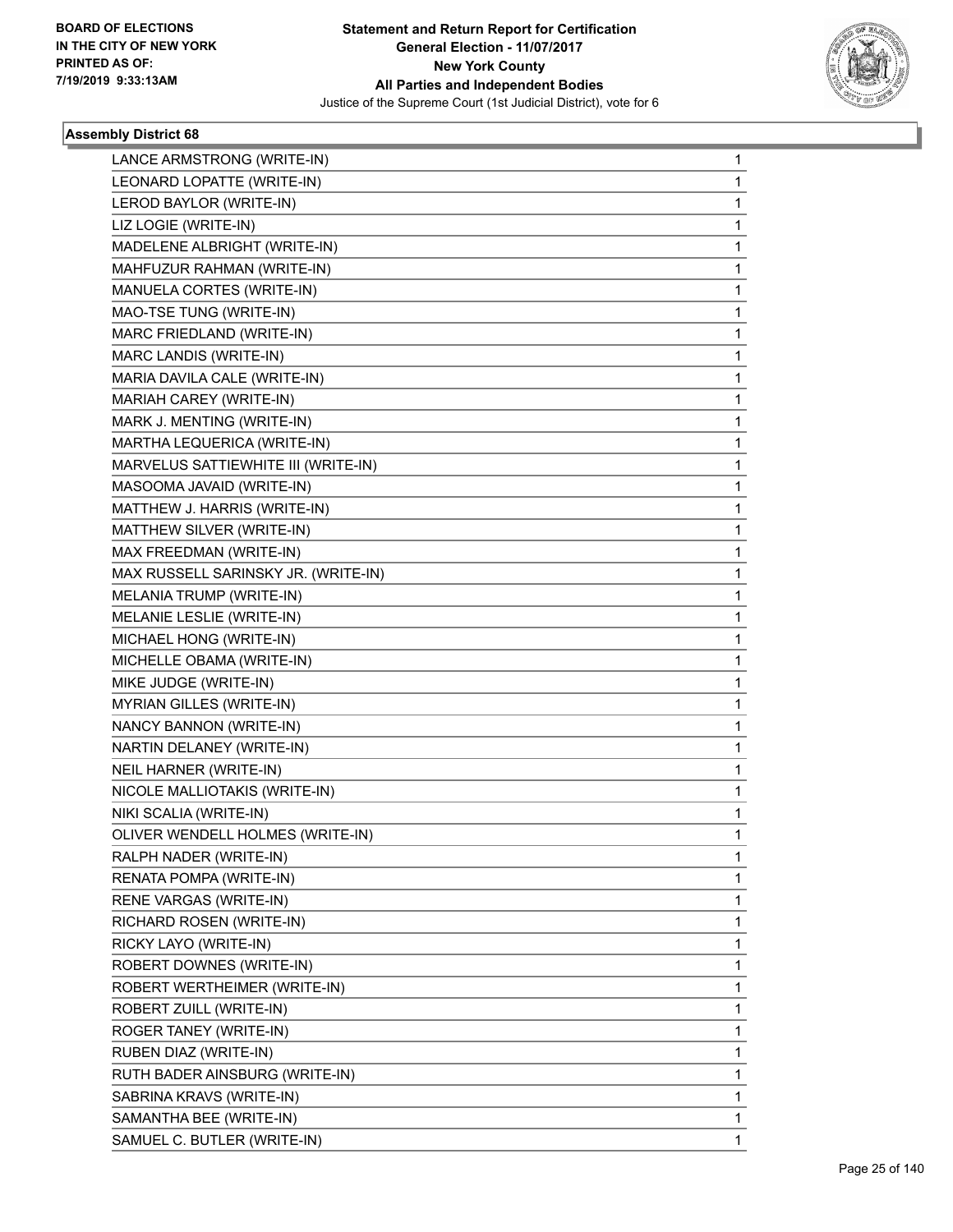**Statement and Return Report for Certification**
**General Election - 11/07/2017**
**New York County**
**All Parties and Independent Bodies**
Justice of the Supreme Court (1st Judicial District), vote for 6

BOARD OF ELECTIONS
IN THE CITY OF NEW YORK
PRINTED AS OF:
7/19/2019 9:33:13AM

### Assembly District 68

| | |
|---|---|
| LANCE ARMSTRONG (WRITE-IN) | 1 |
| LEONARD LOPATTE (WRITE-IN) | 1 |
| LEROD BAYLOR (WRITE-IN) | 1 |
| LIZ LOGIE (WRITE-IN) | 1 |
| MADELENE ALBRIGHT (WRITE-IN) | 1 |
| MAHFUZUR RAHMAN (WRITE-IN) | 1 |
| MANUELA CORTES (WRITE-IN) | 1 |
| MAO-TSE TUNG (WRITE-IN) | 1 |
| MARC FRIEDLAND (WRITE-IN) | 1 |
| MARC LANDIS (WRITE-IN) | 1 |
| MARIA DAVILA CALE (WRITE-IN) | 1 |
| MARIAH CAREY (WRITE-IN) | 1 |
| MARK J. MENTING (WRITE-IN) | 1 |
| MARTHA LEQUERICA (WRITE-IN) | 1 |
| MARVELUS SATTIEWHITE III (WRITE-IN) | 1 |
| MASOOMA JAVAID (WRITE-IN) | 1 |
| MATTHEW J. HARRIS (WRITE-IN) | 1 |
| MATTHEW SILVER (WRITE-IN) | 1 |
| MAX FREEDMAN (WRITE-IN) | 1 |
| MAX RUSSELL SARINSKY JR. (WRITE-IN) | 1 |
| MELANIA TRUMP (WRITE-IN) | 1 |
| MELANIE LESLIE (WRITE-IN) | 1 |
| MICHAEL HONG (WRITE-IN) | 1 |
| MICHELLE OBAMA (WRITE-IN) | 1 |
| MIKE JUDGE (WRITE-IN) | 1 |
| MYRIAN GILLES (WRITE-IN) | 1 |
| NANCY BANNON (WRITE-IN) | 1 |
| NARTIN DELANEY (WRITE-IN) | 1 |
| NEIL HARNER (WRITE-IN) | 1 |
| NICOLE MALLIOTAKIS (WRITE-IN) | 1 |
| NIKI SCALIA (WRITE-IN) | 1 |
| OLIVER WENDELL HOLMES (WRITE-IN) | 1 |
| RALPH NADER (WRITE-IN) | 1 |
| RENATA POMPA (WRITE-IN) | 1 |
| RENE VARGAS (WRITE-IN) | 1 |
| RICHARD ROSEN (WRITE-IN) | 1 |
| RICKY LAYO (WRITE-IN) | 1 |
| ROBERT DOWNES (WRITE-IN) | 1 |
| ROBERT WERTHEIMER (WRITE-IN) | 1 |
| ROBERT ZUILL (WRITE-IN) | 1 |
| ROGER TANEY (WRITE-IN) | 1 |
| RUBEN DIAZ (WRITE-IN) | 1 |
| RUTH BADER AINSBURG (WRITE-IN) | 1 |
| SABRINA KRAVS (WRITE-IN) | 1 |
| SAMANTHA BEE (WRITE-IN) | 1 |
| SAMUEL C. BUTLER (WRITE-IN) | 1 |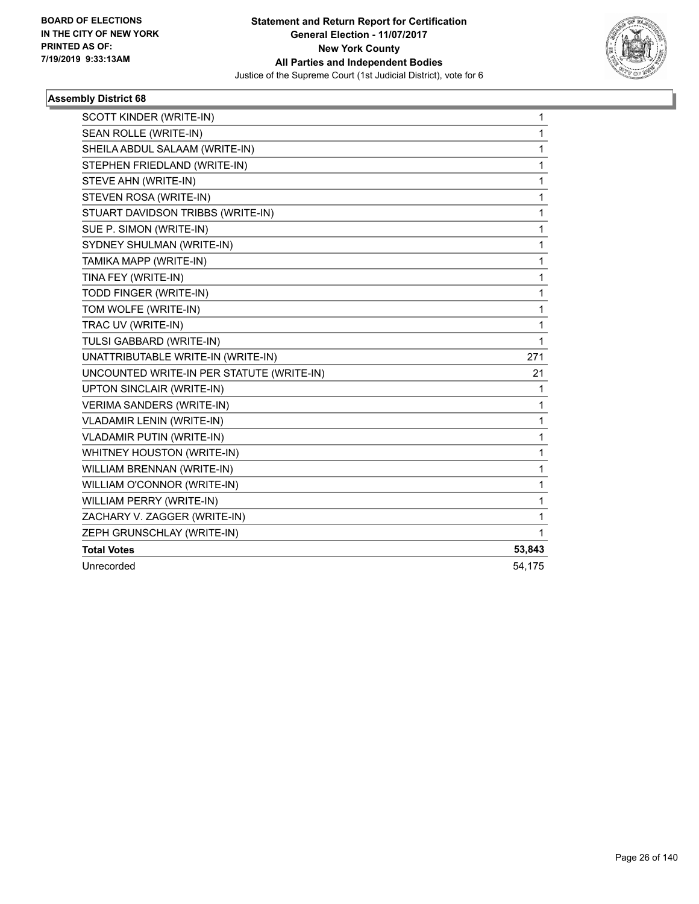**Statement and Return Report for Certification**
**General Election - 11/07/2017**
**New York County**
**All Parties and Independent Bodies**
Justice of the Supreme Court (1st Judicial District), vote for 6

BOARD OF ELECTIONS
IN THE CITY OF NEW YORK
PRINTED AS OF:
7/19/2019 9:33:13AM

### Assembly District 68

| | |
|---|---|
| SCOTT KINDER (WRITE-IN) | 1 |
| SEAN ROLLE (WRITE-IN) | 1 |
| SHEILA ABDUL SALAAM (WRITE-IN) | 1 |
| STEPHEN FRIEDLAND (WRITE-IN) | 1 |
| STEVE AHN (WRITE-IN) | 1 |
| STEVEN ROSA (WRITE-IN) | 1 |
| STUART DAVIDSON TRIBBS (WRITE-IN) | 1 |
| SUE P. SIMON (WRITE-IN) | 1 |
| SYDNEY SHULMAN (WRITE-IN) | 1 |
| TAMIKA MAPP (WRITE-IN) | 1 |
| TINA FEY (WRITE-IN) | 1 |
| TODD FINGER (WRITE-IN) | 1 |
| TOM WOLFE (WRITE-IN) | 1 |
| TRAC UV (WRITE-IN) | 1 |
| TULSI GABBARD (WRITE-IN) | 1 |
| UNATTRIBUTABLE WRITE-IN (WRITE-IN) | 271 |
| UNCOUNTED WRITE-IN PER STATUTE (WRITE-IN) | 21 |
| UPTON SINCLAIR (WRITE-IN) | 1 |
| VERIMA SANDERS (WRITE-IN) | 1 |
| VLADAMIR LENIN (WRITE-IN) | 1 |
| VLADAMIR PUTIN (WRITE-IN) | 1 |
| WHITNEY HOUSTON (WRITE-IN) | 1 |
| WILLIAM BRENNAN (WRITE-IN) | 1 |
| WILLIAM O'CONNOR (WRITE-IN) | 1 |
| WILLIAM PERRY (WRITE-IN) | 1 |
| ZACHARY V. ZAGGER (WRITE-IN) | 1 |
| ZEPH GRUNSCHLAY (WRITE-IN) | 1 |
| **Total Votes** | **53,843** |
| Unrecorded | 54,175 |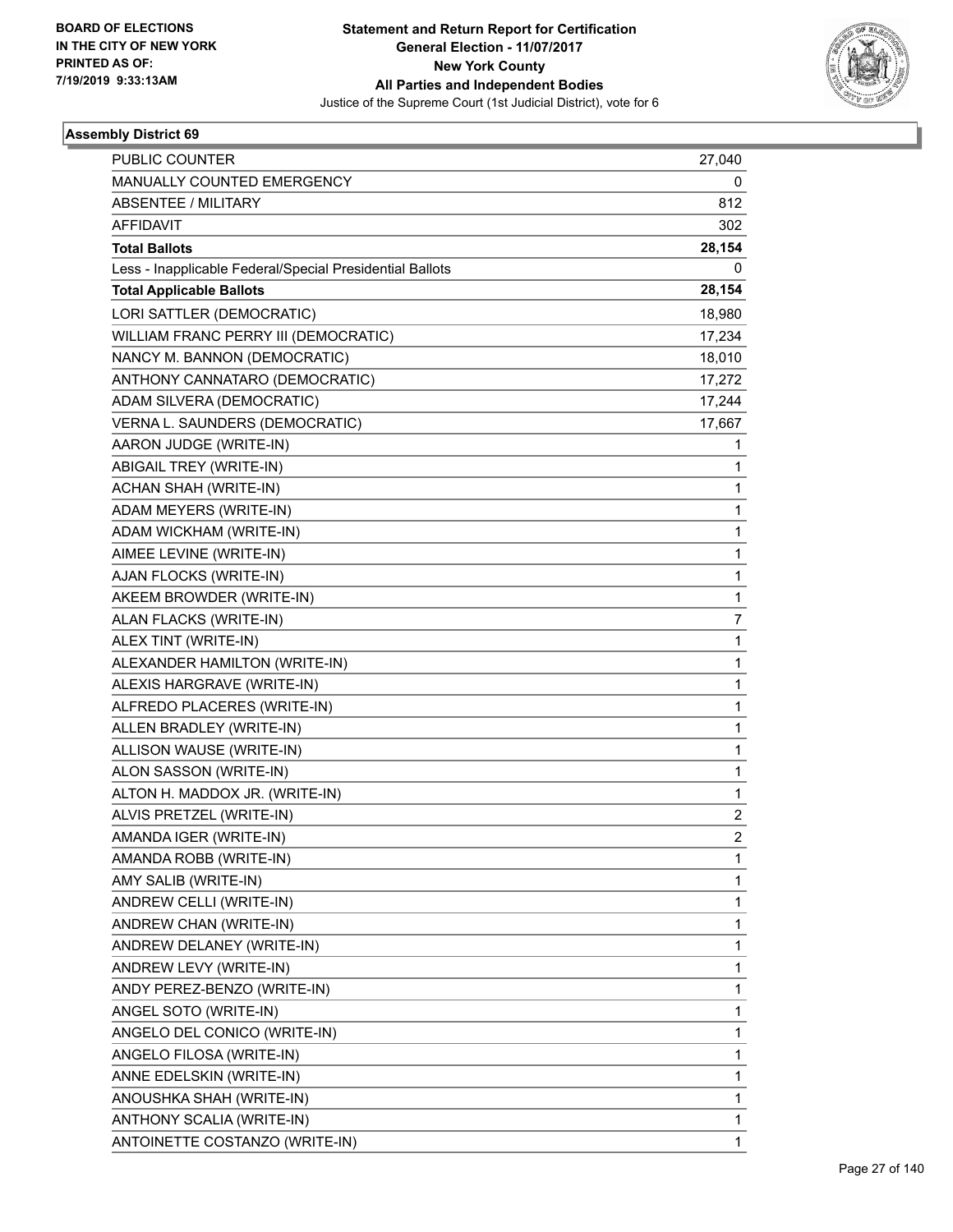BOARD OF ELECTIONS
IN THE CITY OF NEW YORK
PRINTED AS OF:
7/19/2019 9:33:13AM

**Statement and Return Report for Certification**
**General Election - 11/07/2017**
**New York County**
**All Parties and Independent Bodies**
Justice of the Supreme Court (1st Judicial District), vote for 6

### Assembly District 69

| | |
|---|---|
| PUBLIC COUNTER | 27,040 |
| MANUALLY COUNTED EMERGENCY | 0 |
| ABSENTEE / MILITARY | 812 |
| AFFIDAVIT | 302 |
| **Total Ballots** | **28,154** |
| Less - Inapplicable Federal/Special Presidential Ballots | 0 |
| **Total Applicable Ballots** | **28,154** |
| LORI SATTLER (DEMOCRATIC) | 18,980 |
| WILLIAM FRANC PERRY III (DEMOCRATIC) | 17,234 |
| NANCY M. BANNON (DEMOCRATIC) | 18,010 |
| ANTHONY CANNATARO (DEMOCRATIC) | 17,272 |
| ADAM SILVERA (DEMOCRATIC) | 17,244 |
| VERNA L. SAUNDERS (DEMOCRATIC) | 17,667 |
| AARON JUDGE (WRITE-IN) | 1 |
| ABIGAIL TREY (WRITE-IN) | 1 |
| ACHAN SHAH (WRITE-IN) | 1 |
| ADAM MEYERS (WRITE-IN) | 1 |
| ADAM WICKHAM (WRITE-IN) | 1 |
| AIMEE LEVINE (WRITE-IN) | 1 |
| AJAN FLOCKS (WRITE-IN) | 1 |
| AKEEM BROWDER (WRITE-IN) | 1 |
| ALAN FLACKS (WRITE-IN) | 7 |
| ALEX TINT (WRITE-IN) | 1 |
| ALEXANDER HAMILTON (WRITE-IN) | 1 |
| ALEXIS HARGRAVE (WRITE-IN) | 1 |
| ALFREDO PLACERES (WRITE-IN) | 1 |
| ALLEN BRADLEY (WRITE-IN) | 1 |
| ALLISON WAUSE (WRITE-IN) | 1 |
| ALON SASSON (WRITE-IN) | 1 |
| ALTON H. MADDOX JR. (WRITE-IN) | 1 |
| ALVIS PRETZEL (WRITE-IN) | 2 |
| AMANDA IGER (WRITE-IN) | 2 |
| AMANDA ROBB (WRITE-IN) | 1 |
| AMY SALIB (WRITE-IN) | 1 |
| ANDREW CELLI (WRITE-IN) | 1 |
| ANDREW CHAN (WRITE-IN) | 1 |
| ANDREW DELANEY (WRITE-IN) | 1 |
| ANDREW LEVY (WRITE-IN) | 1 |
| ANDY PEREZ-BENZO (WRITE-IN) | 1 |
| ANGEL SOTO (WRITE-IN) | 1 |
| ANGELO DEL CONICO (WRITE-IN) | 1 |
| ANGELO FILOSA (WRITE-IN) | 1 |
| ANNE EDELSKIN (WRITE-IN) | 1 |
| ANOUSHKA SHAH (WRITE-IN) | 1 |
| ANTHONY SCALIA (WRITE-IN) | 1 |
| ANTOINETTE COSTANZO (WRITE-IN) | 1 |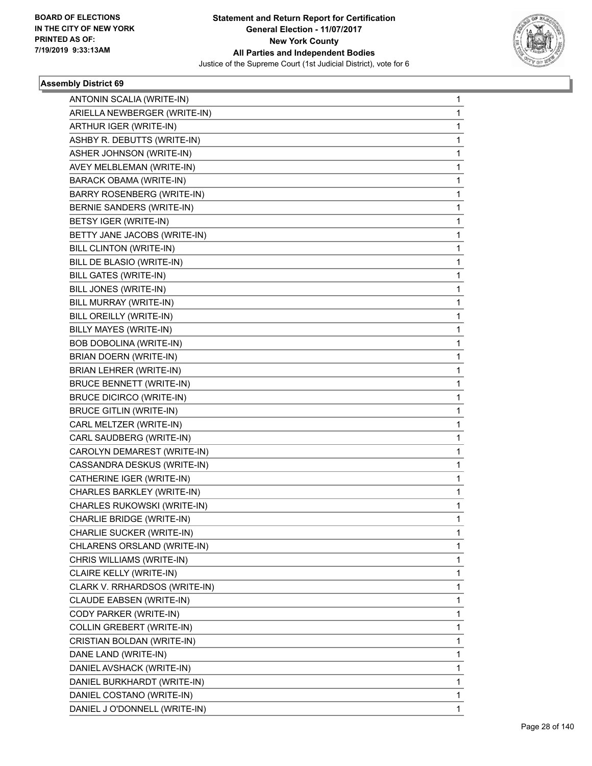## Assembly District 69

| | |
|---|---|
| ANTONIN SCALIA (WRITE-IN) | 1 |
| ARIELLA NEWBERGER (WRITE-IN) | 1 |
| ARTHUR IGER (WRITE-IN) | 1 |
| ASHBY R. DEBUTTS (WRITE-IN) | 1 |
| ASHER JOHNSON (WRITE-IN) | 1 |
| AVEY MELBLEMAN (WRITE-IN) | 1 |
| BARACK OBAMA (WRITE-IN) | 1 |
| BARRY ROSENBERG (WRITE-IN) | 1 |
| BERNIE SANDERS (WRITE-IN) | 1 |
| BETSY IGER (WRITE-IN) | 1 |
| BETTY JANE JACOBS (WRITE-IN) | 1 |
| BILL CLINTON (WRITE-IN) | 1 |
| BILL DE BLASIO (WRITE-IN) | 1 |
| BILL GATES (WRITE-IN) | 1 |
| BILL JONES (WRITE-IN) | 1 |
| BILL MURRAY (WRITE-IN) | 1 |
| BILL OREILLY (WRITE-IN) | 1 |
| BILLY MAYES (WRITE-IN) | 1 |
| BOB DOBOLINA (WRITE-IN) | 1 |
| BRIAN DOERN (WRITE-IN) | 1 |
| BRIAN LEHRER (WRITE-IN) | 1 |
| BRUCE BENNETT (WRITE-IN) | 1 |
| BRUCE DICIRCO (WRITE-IN) | 1 |
| BRUCE GITLIN (WRITE-IN) | 1 |
| CARL MELTZER (WRITE-IN) | 1 |
| CARL SAUDBERG (WRITE-IN) | 1 |
| CAROLYN DEMAREST (WRITE-IN) | 1 |
| CASSANDRA DESKUS (WRITE-IN) | 1 |
| CATHERINE IGER (WRITE-IN) | 1 |
| CHARLES BARKLEY (WRITE-IN) | 1 |
| CHARLES RUKOWSKI (WRITE-IN) | 1 |
| CHARLIE BRIDGE (WRITE-IN) | 1 |
| CHARLIE SUCKER (WRITE-IN) | 1 |
| CHLARENS ORSLAND (WRITE-IN) | 1 |
| CHRIS WILLIAMS (WRITE-IN) | 1 |
| CLAIRE KELLY (WRITE-IN) | 1 |
| CLARK V. RRHARDSOS (WRITE-IN) | 1 |
| CLAUDE EABSEN (WRITE-IN) | 1 |
| CODY PARKER (WRITE-IN) | 1 |
| COLLIN GREBERT (WRITE-IN) | 1 |
| CRISTIAN BOLDAN (WRITE-IN) | 1 |
| DANE LAND (WRITE-IN) | 1 |
| DANIEL AVSHACK (WRITE-IN) | 1 |
| DANIEL BURKHARDT (WRITE-IN) | 1 |
| DANIEL COSTANO (WRITE-IN) | 1 |
| DANIEL J O'DONNELL (WRITE-IN) | 1 |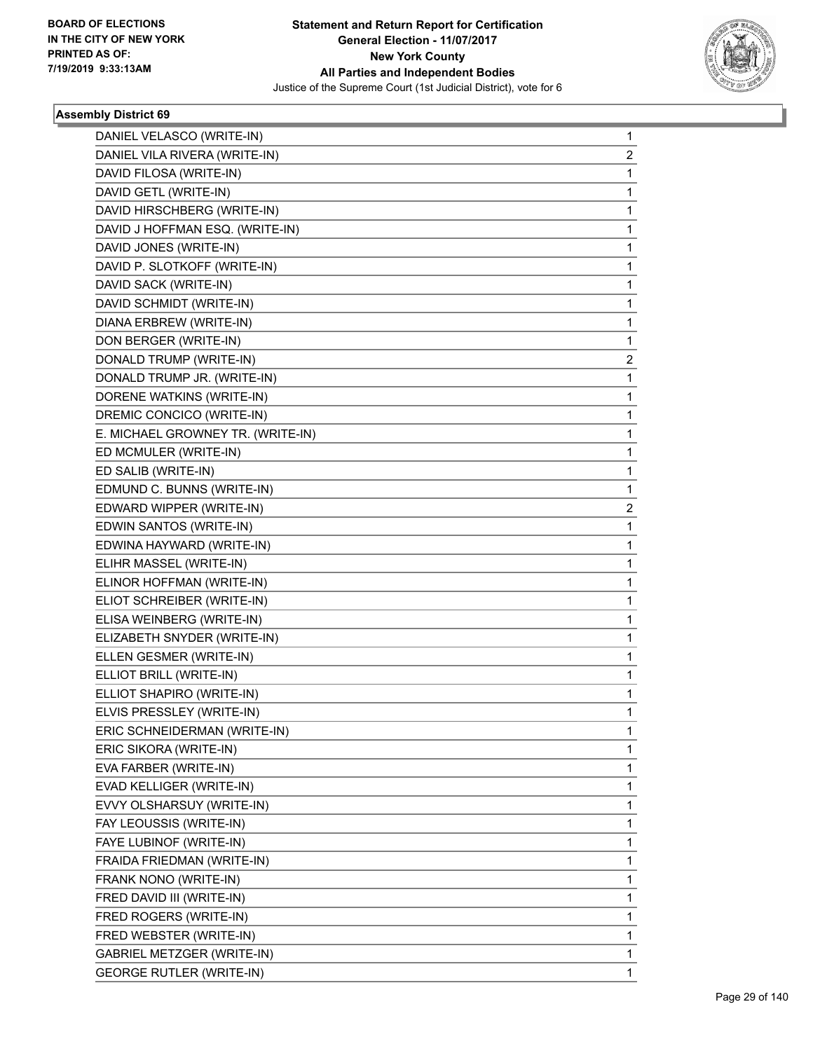BOARD OF ELECTIONS
IN THE CITY OF NEW YORK
PRINTED AS OF:
7/19/2019 9:33:13AM

**Statement and Return Report for Certification**
**General Election - 11/07/2017**
**New York County**
**All Parties and Independent Bodies**
Justice of the Supreme Court (1st Judicial District), vote for 6

### Assembly District 69

| | |
|---|---|
| DANIEL VELASCO (WRITE-IN) | 1 |
| DANIEL VILA RIVERA (WRITE-IN) | 2 |
| DAVID FILOSA (WRITE-IN) | 1 |
| DAVID GETL (WRITE-IN) | 1 |
| DAVID HIRSCHBERG (WRITE-IN) | 1 |
| DAVID J HOFFMAN ESQ. (WRITE-IN) | 1 |
| DAVID JONES (WRITE-IN) | 1 |
| DAVID P. SLOTKOFF (WRITE-IN) | 1 |
| DAVID SACK (WRITE-IN) | 1 |
| DAVID SCHMIDT (WRITE-IN) | 1 |
| DIANA ERBREW (WRITE-IN) | 1 |
| DON BERGER (WRITE-IN) | 1 |
| DONALD TRUMP (WRITE-IN) | 2 |
| DONALD TRUMP JR. (WRITE-IN) | 1 |
| DORENE WATKINS (WRITE-IN) | 1 |
| DREMIC CONCICO (WRITE-IN) | 1 |
| E. MICHAEL GROWNEY TR. (WRITE-IN) | 1 |
| ED MCMULER (WRITE-IN) | 1 |
| ED SALIB (WRITE-IN) | 1 |
| EDMUND C. BUNNS (WRITE-IN) | 1 |
| EDWARD WIPPER (WRITE-IN) | 2 |
| EDWIN SANTOS (WRITE-IN) | 1 |
| EDWINA HAYWARD (WRITE-IN) | 1 |
| ELIHR MASSEL (WRITE-IN) | 1 |
| ELINOR HOFFMAN (WRITE-IN) | 1 |
| ELIOT SCHREIBER (WRITE-IN) | 1 |
| ELISA WEINBERG (WRITE-IN) | 1 |
| ELIZABETH SNYDER (WRITE-IN) | 1 |
| ELLEN GESMER (WRITE-IN) | 1 |
| ELLIOT BRILL (WRITE-IN) | 1 |
| ELLIOT SHAPIRO (WRITE-IN) | 1 |
| ELVIS PRESSLEY (WRITE-IN) | 1 |
| ERIC SCHNEIDERMAN (WRITE-IN) | 1 |
| ERIC SIKORA (WRITE-IN) | 1 |
| EVA FARBER (WRITE-IN) | 1 |
| EVAD KELLIGER (WRITE-IN) | 1 |
| EVVY OLSHARSUY (WRITE-IN) | 1 |
| FAY LEOUSSIS (WRITE-IN) | 1 |
| FAYE LUBINOF (WRITE-IN) | 1 |
| FRAIDA FRIEDMAN (WRITE-IN) | 1 |
| FRANK NONO (WRITE-IN) | 1 |
| FRED DAVID III (WRITE-IN) | 1 |
| FRED ROGERS (WRITE-IN) | 1 |
| FRED WEBSTER (WRITE-IN) | 1 |
| GABRIEL METZGER (WRITE-IN) | 1 |
| GEORGE RUTLER (WRITE-IN) | 1 |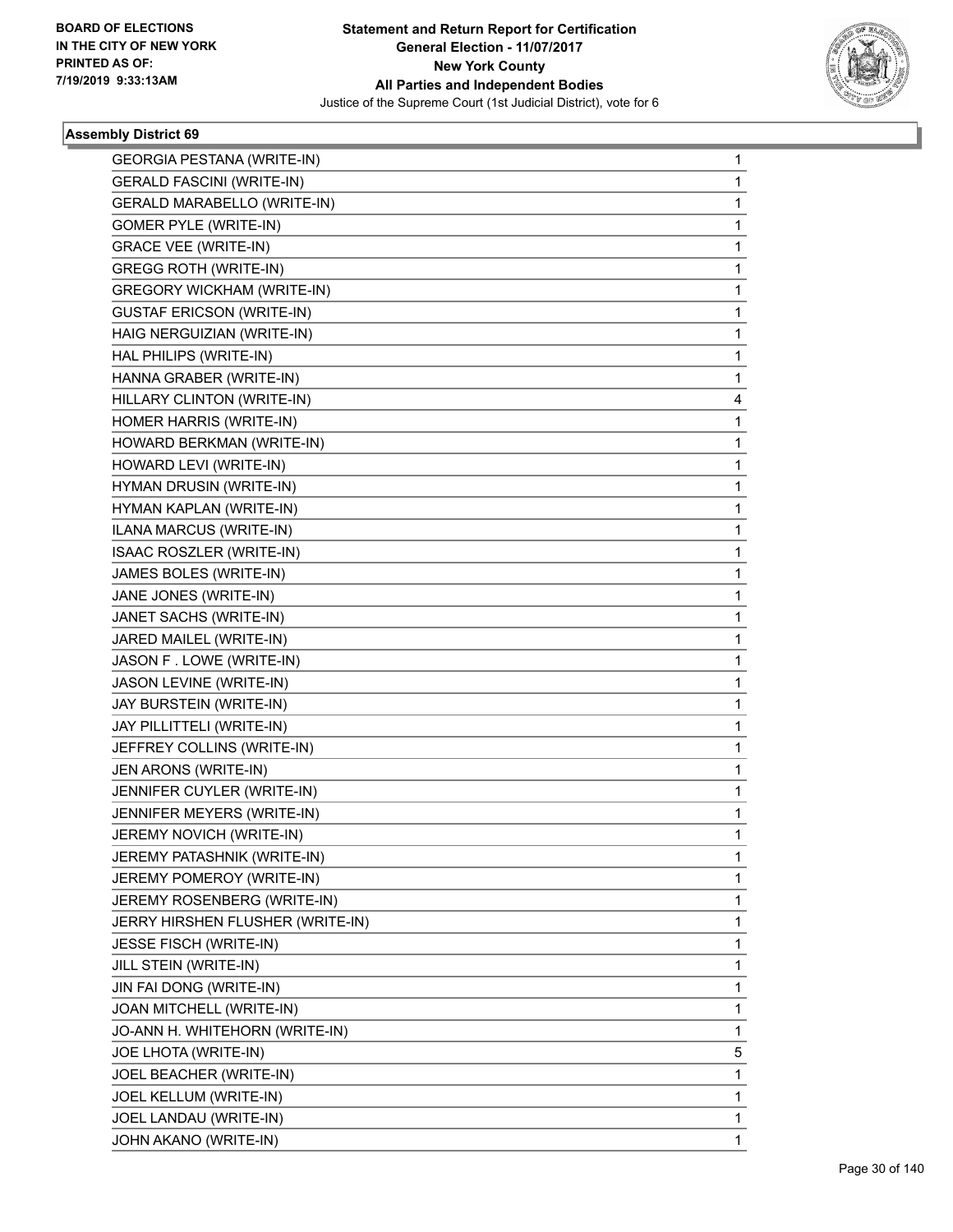**Statement and Return Report for Certification**
**General Election - 11/07/2017**
**New York County**
**All Parties and Independent Bodies**
Justice of the Supreme Court (1st Judicial District), vote for 6

BOARD OF ELECTIONS
IN THE CITY OF NEW YORK
PRINTED AS OF:
7/19/2019 9:33:13AM

### Assembly District 69

| | |
|---|---|
| GEORGIA PESTANA (WRITE-IN) | 1 |
| GERALD FASCINI (WRITE-IN) | 1 |
| GERALD MARABELLO (WRITE-IN) | 1 |
| GOMER PYLE (WRITE-IN) | 1 |
| GRACE VEE (WRITE-IN) | 1 |
| GREGG ROTH (WRITE-IN) | 1 |
| GREGORY WICKHAM (WRITE-IN) | 1 |
| GUSTAF ERICSON (WRITE-IN) | 1 |
| HAIG NERGUIZIAN (WRITE-IN) | 1 |
| HAL PHILIPS (WRITE-IN) | 1 |
| HANNA GRABER (WRITE-IN) | 1 |
| HILLARY CLINTON (WRITE-IN) | 4 |
| HOMER HARRIS (WRITE-IN) | 1 |
| HOWARD BERKMAN (WRITE-IN) | 1 |
| HOWARD LEVI (WRITE-IN) | 1 |
| HYMAN DRUSIN (WRITE-IN) | 1 |
| HYMAN KAPLAN (WRITE-IN) | 1 |
| ILANA MARCUS (WRITE-IN) | 1 |
| ISAAC ROSZLER (WRITE-IN) | 1 |
| JAMES BOLES (WRITE-IN) | 1 |
| JANE JONES (WRITE-IN) | 1 |
| JANET SACHS (WRITE-IN) | 1 |
| JARED MAILEL (WRITE-IN) | 1 |
| JASON F . LOWE (WRITE-IN) | 1 |
| JASON LEVINE (WRITE-IN) | 1 |
| JAY BURSTEIN (WRITE-IN) | 1 |
| JAY PILLITTELI (WRITE-IN) | 1 |
| JEFFREY COLLINS (WRITE-IN) | 1 |
| JEN ARONS (WRITE-IN) | 1 |
| JENNIFER CUYLER (WRITE-IN) | 1 |
| JENNIFER MEYERS (WRITE-IN) | 1 |
| JEREMY NOVICH (WRITE-IN) | 1 |
| JEREMY PATASHNIK (WRITE-IN) | 1 |
| JEREMY POMEROY (WRITE-IN) | 1 |
| JEREMY ROSENBERG (WRITE-IN) | 1 |
| JERRY HIRSHEN FLUSHER (WRITE-IN) | 1 |
| JESSE FISCH (WRITE-IN) | 1 |
| JILL STEIN (WRITE-IN) | 1 |
| JIN FAI DONG (WRITE-IN) | 1 |
| JOAN MITCHELL (WRITE-IN) | 1 |
| JO-ANN H. WHITEHORN (WRITE-IN) | 1 |
| JOE LHOTA (WRITE-IN) | 5 |
| JOEL BEACHER (WRITE-IN) | 1 |
| JOEL KELLUM (WRITE-IN) | 1 |
| JOEL LANDAU (WRITE-IN) | 1 |
| JOHN AKANO (WRITE-IN) | 1 |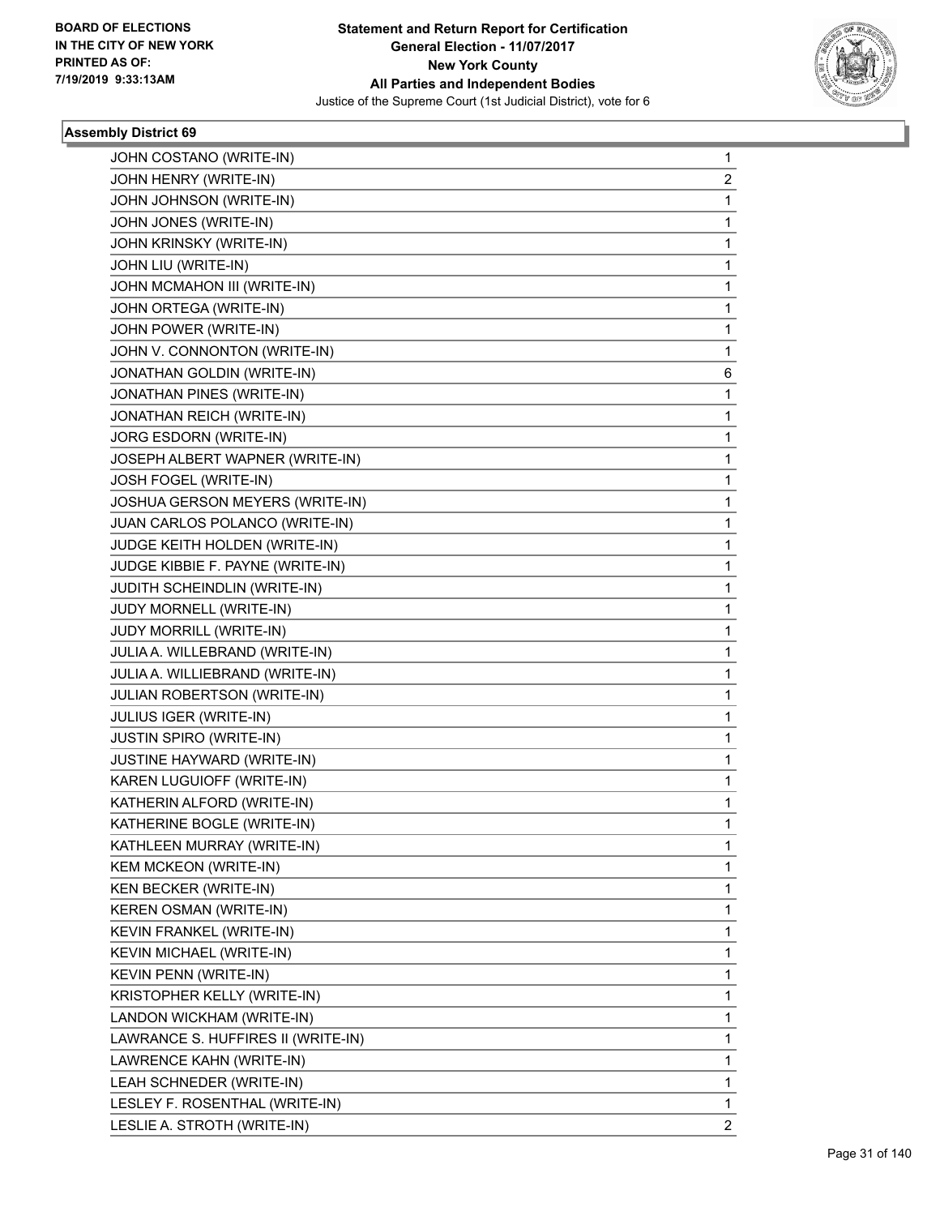**BOARD OF ELECTIONS IN THE CITY OF NEW YORK PRINTED AS OF: 7/19/2019 9:33:13AM**

**Statement and Return Report for Certification General Election - 11/07/2017 New York County All Parties and Independent Bodies**
Justice of the Supreme Court (1st Judicial District), vote for 6

### Assembly District 69

| | |
|---|---|
| JOHN COSTANO (WRITE-IN) | 1 |
| JOHN HENRY (WRITE-IN) | 2 |
| JOHN JOHNSON (WRITE-IN) | 1 |
| JOHN JONES (WRITE-IN) | 1 |
| JOHN KRINSKY (WRITE-IN) | 1 |
| JOHN LIU (WRITE-IN) | 1 |
| JOHN MCMAHON III (WRITE-IN) | 1 |
| JOHN ORTEGA (WRITE-IN) | 1 |
| JOHN POWER (WRITE-IN) | 1 |
| JOHN V. CONNONTON (WRITE-IN) | 1 |
| JONATHAN GOLDIN (WRITE-IN) | 6 |
| JONATHAN PINES (WRITE-IN) | 1 |
| JONATHAN REICH (WRITE-IN) | 1 |
| JORG ESDORN (WRITE-IN) | 1 |
| JOSEPH ALBERT WAPNER (WRITE-IN) | 1 |
| JOSH FOGEL (WRITE-IN) | 1 |
| JOSHUA GERSON MEYERS (WRITE-IN) | 1 |
| JUAN CARLOS POLANCO (WRITE-IN) | 1 |
| JUDGE KEITH HOLDEN (WRITE-IN) | 1 |
| JUDGE KIBBIE F. PAYNE (WRITE-IN) | 1 |
| JUDITH SCHEINDLIN (WRITE-IN) | 1 |
| JUDY MORNELL (WRITE-IN) | 1 |
| JUDY MORRILL (WRITE-IN) | 1 |
| JULIA A. WILLEBRAND (WRITE-IN) | 1 |
| JULIA A. WILLIEBRAND (WRITE-IN) | 1 |
| JULIAN ROBERTSON (WRITE-IN) | 1 |
| JULIUS IGER (WRITE-IN) | 1 |
| JUSTIN SPIRO (WRITE-IN) | 1 |
| JUSTINE HAYWARD (WRITE-IN) | 1 |
| KAREN LUGUIOFF (WRITE-IN) | 1 |
| KATHERIN ALFORD (WRITE-IN) | 1 |
| KATHERINE BOGLE (WRITE-IN) | 1 |
| KATHLEEN MURRAY (WRITE-IN) | 1 |
| KEM MCKEON (WRITE-IN) | 1 |
| KEN BECKER (WRITE-IN) | 1 |
| KEREN OSMAN (WRITE-IN) | 1 |
| KEVIN FRANKEL (WRITE-IN) | 1 |
| KEVIN MICHAEL (WRITE-IN) | 1 |
| KEVIN PENN (WRITE-IN) | 1 |
| KRISTOPHER KELLY (WRITE-IN) | 1 |
| LANDON WICKHAM (WRITE-IN) | 1 |
| LAWRANCE S. HUFFIRES II (WRITE-IN) | 1 |
| LAWRENCE KAHN (WRITE-IN) | 1 |
| LEAH SCHNEDER (WRITE-IN) | 1 |
| LESLEY F. ROSENTHAL (WRITE-IN) | 1 |
| LESLIE A. STROTH (WRITE-IN) | 2 |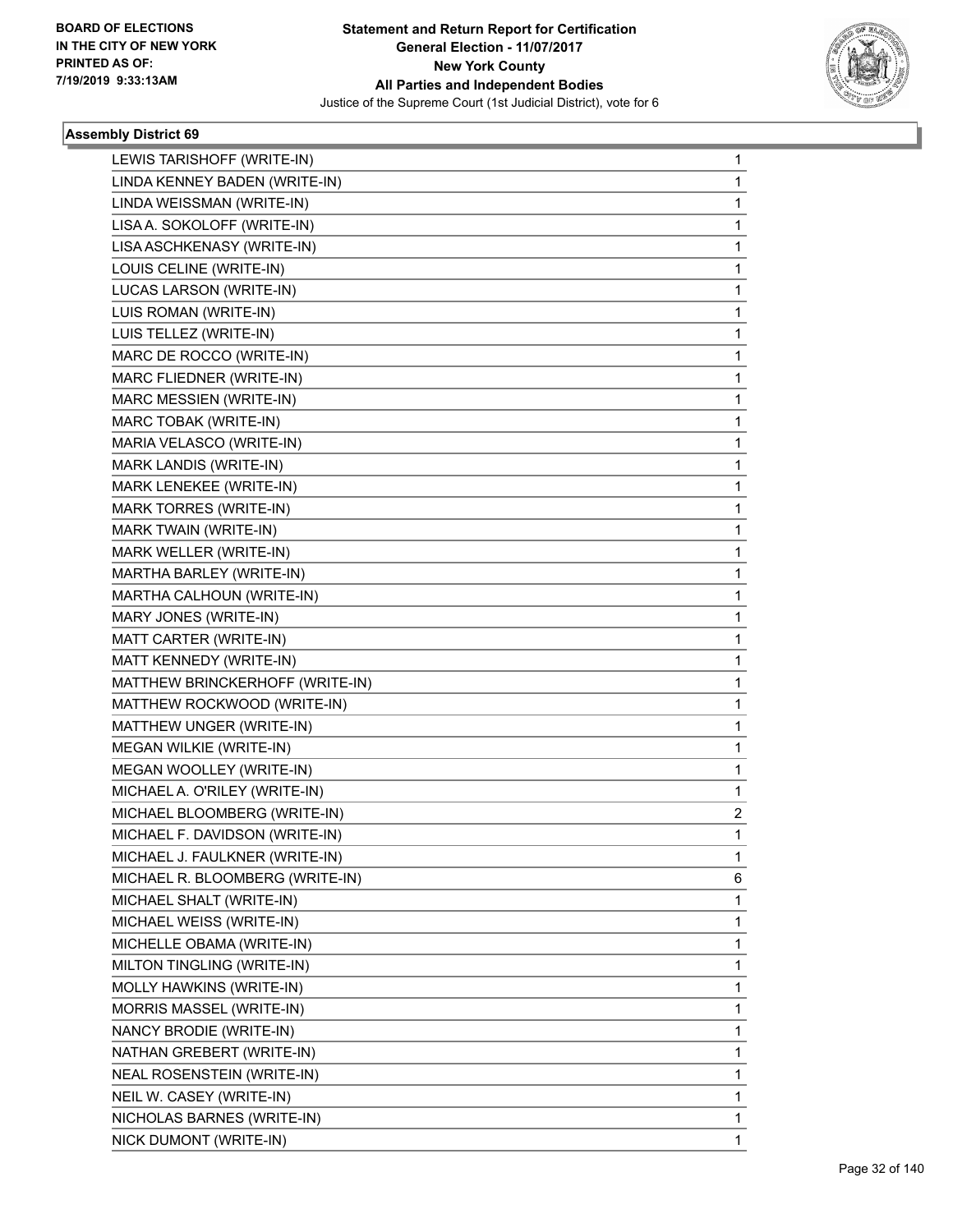**Statement and Return Report for Certification**
**General Election - 11/07/2017**
**New York County**
**All Parties and Independent Bodies**
Justice of the Supreme Court (1st Judicial District), vote for 6

BOARD OF ELECTIONS IN THE CITY OF NEW YORK PRINTED AS OF: 7/19/2019 9:33:13AM

### Assembly District 69

| | |
|---|---|
| LEWIS TARISHOFF (WRITE-IN) | 1 |
| LINDA KENNEY BADEN (WRITE-IN) | 1 |
| LINDA WEISSMAN (WRITE-IN) | 1 |
| LISA A. SOKOLOFF (WRITE-IN) | 1 |
| LISA ASCHKENASY (WRITE-IN) | 1 |
| LOUIS CELINE (WRITE-IN) | 1 |
| LUCAS LARSON (WRITE-IN) | 1 |
| LUIS ROMAN (WRITE-IN) | 1 |
| LUIS TELLEZ (WRITE-IN) | 1 |
| MARC DE ROCCO (WRITE-IN) | 1 |
| MARC FLIEDNER (WRITE-IN) | 1 |
| MARC MESSIEN (WRITE-IN) | 1 |
| MARC TOBAK (WRITE-IN) | 1 |
| MARIA VELASCO (WRITE-IN) | 1 |
| MARK LANDIS (WRITE-IN) | 1 |
| MARK LENEKEE (WRITE-IN) | 1 |
| MARK TORRES (WRITE-IN) | 1 |
| MARK TWAIN (WRITE-IN) | 1 |
| MARK WELLER (WRITE-IN) | 1 |
| MARTHA BARLEY (WRITE-IN) | 1 |
| MARTHA CALHOUN (WRITE-IN) | 1 |
| MARY JONES (WRITE-IN) | 1 |
| MATT CARTER (WRITE-IN) | 1 |
| MATT KENNEDY (WRITE-IN) | 1 |
| MATTHEW BRINCKERHOFF (WRITE-IN) | 1 |
| MATTHEW ROCKWOOD (WRITE-IN) | 1 |
| MATTHEW UNGER (WRITE-IN) | 1 |
| MEGAN WILKIE (WRITE-IN) | 1 |
| MEGAN WOOLLEY (WRITE-IN) | 1 |
| MICHAEL A. O'RILEY (WRITE-IN) | 1 |
| MICHAEL BLOOMBERG (WRITE-IN) | 2 |
| MICHAEL F. DAVIDSON (WRITE-IN) | 1 |
| MICHAEL J. FAULKNER (WRITE-IN) | 1 |
| MICHAEL R. BLOOMBERG (WRITE-IN) | 6 |
| MICHAEL SHALT (WRITE-IN) | 1 |
| MICHAEL WEISS (WRITE-IN) | 1 |
| MICHELLE OBAMA (WRITE-IN) | 1 |
| MILTON TINGLING (WRITE-IN) | 1 |
| MOLLY HAWKINS (WRITE-IN) | 1 |
| MORRIS MASSEL (WRITE-IN) | 1 |
| NANCY BRODIE (WRITE-IN) | 1 |
| NATHAN GREBERT (WRITE-IN) | 1 |
| NEAL ROSENSTEIN (WRITE-IN) | 1 |
| NEIL W. CASEY (WRITE-IN) | 1 |
| NICHOLAS BARNES (WRITE-IN) | 1 |
| NICK DUMONT (WRITE-IN) | 1 |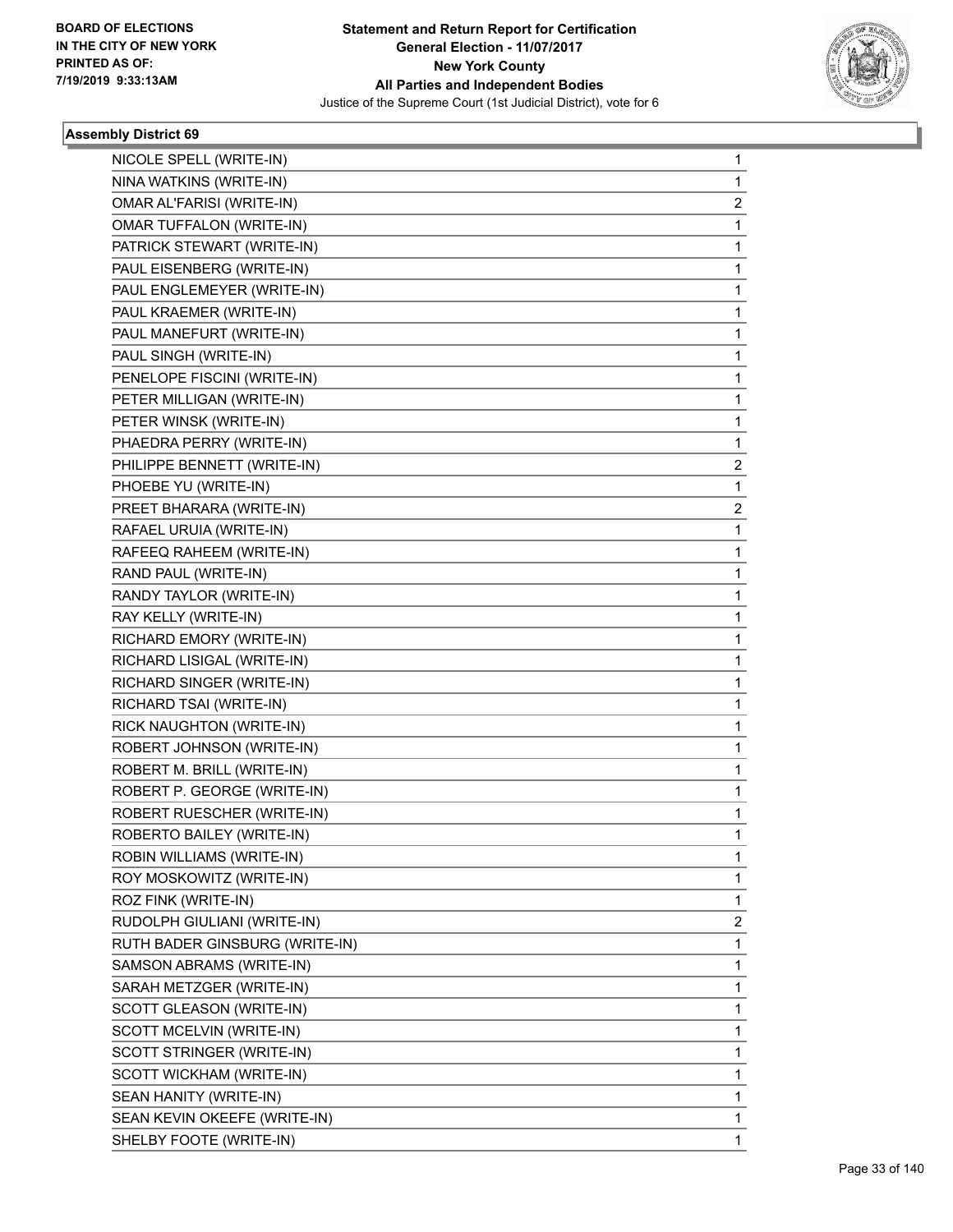**BOARD OF ELECTIONS IN THE CITY OF NEW YORK PRINTED AS OF: 7/19/2019 9:33:13AM**

**Statement and Return Report for Certification General Election - 11/07/2017 New York County All Parties and Independent Bodies**

Justice of the Supreme Court (1st Judicial District), vote for 6

### Assembly District 69

| | |
|---|---|
| NICOLE SPELL (WRITE-IN) | 1 |
| NINA WATKINS (WRITE-IN) | 1 |
| OMAR AL'FARISI (WRITE-IN) | 2 |
| OMAR TUFFALON (WRITE-IN) | 1 |
| PATRICK STEWART (WRITE-IN) | 1 |
| PAUL EISENBERG (WRITE-IN) | 1 |
| PAUL ENGLEMEYER (WRITE-IN) | 1 |
| PAUL KRAEMER (WRITE-IN) | 1 |
| PAUL MANEFURT (WRITE-IN) | 1 |
| PAUL SINGH (WRITE-IN) | 1 |
| PENELOPE FISCINI (WRITE-IN) | 1 |
| PETER MILLIGAN (WRITE-IN) | 1 |
| PETER WINSK (WRITE-IN) | 1 |
| PHAEDRA PERRY (WRITE-IN) | 1 |
| PHILIPPE BENNETT (WRITE-IN) | 2 |
| PHOEBE YU (WRITE-IN) | 1 |
| PREET BHARARA (WRITE-IN) | 2 |
| RAFAEL URUIA (WRITE-IN) | 1 |
| RAFEEQ RAHEEM (WRITE-IN) | 1 |
| RAND PAUL (WRITE-IN) | 1 |
| RANDY TAYLOR (WRITE-IN) | 1 |
| RAY KELLY (WRITE-IN) | 1 |
| RICHARD EMORY (WRITE-IN) | 1 |
| RICHARD LISIGAL (WRITE-IN) | 1 |
| RICHARD SINGER (WRITE-IN) | 1 |
| RICHARD TSAI (WRITE-IN) | 1 |
| RICK NAUGHTON (WRITE-IN) | 1 |
| ROBERT JOHNSON (WRITE-IN) | 1 |
| ROBERT M. BRILL (WRITE-IN) | 1 |
| ROBERT P. GEORGE (WRITE-IN) | 1 |
| ROBERT RUESCHER (WRITE-IN) | 1 |
| ROBERTO BAILEY (WRITE-IN) | 1 |
| ROBIN WILLIAMS (WRITE-IN) | 1 |
| ROY MOSKOWITZ (WRITE-IN) | 1 |
| ROZ FINK (WRITE-IN) | 1 |
| RUDOLPH GIULIANI (WRITE-IN) | 2 |
| RUTH BADER GINSBURG (WRITE-IN) | 1 |
| SAMSON ABRAMS (WRITE-IN) | 1 |
| SARAH METZGER (WRITE-IN) | 1 |
| SCOTT GLEASON (WRITE-IN) | 1 |
| SCOTT MCELVIN (WRITE-IN) | 1 |
| SCOTT STRINGER (WRITE-IN) | 1 |
| SCOTT WICKHAM (WRITE-IN) | 1 |
| SEAN HANITY (WRITE-IN) | 1 |
| SEAN KEVIN OKEEFE (WRITE-IN) | 1 |
| SHELBY FOOTE (WRITE-IN) | 1 |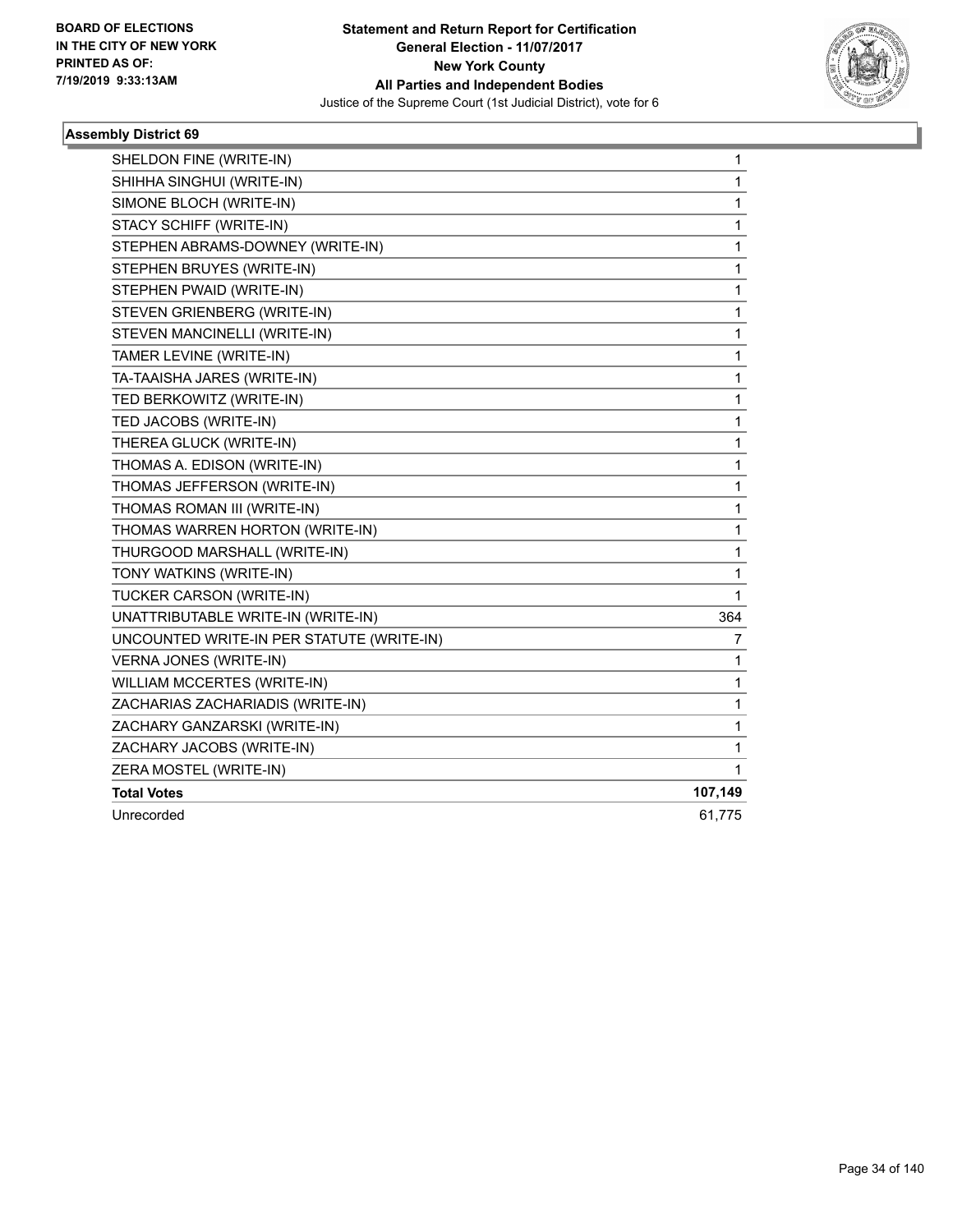BOARD OF ELECTIONS
IN THE CITY OF NEW YORK
PRINTED AS OF:
7/19/2019 9:33:13AM

**Statement and Return Report for Certification**
**General Election - 11/07/2017**
**New York County**
**All Parties and Independent Bodies**
Justice of the Supreme Court (1st Judicial District), vote for 6

### Assembly District 69

| | |
|---|---|
| SHELDON FINE (WRITE-IN) | 1 |
| SHIHHA SINGHUI (WRITE-IN) | 1 |
| SIMONE BLOCH (WRITE-IN) | 1 |
| STACY SCHIFF (WRITE-IN) | 1 |
| STEPHEN ABRAMS-DOWNEY (WRITE-IN) | 1 |
| STEPHEN BRUYES (WRITE-IN) | 1 |
| STEPHEN PWAID (WRITE-IN) | 1 |
| STEVEN GRIENBERG (WRITE-IN) | 1 |
| STEVEN MANCINELLI (WRITE-IN) | 1 |
| TAMER LEVINE (WRITE-IN) | 1 |
| TA-TAAISHA JARES (WRITE-IN) | 1 |
| TED BERKOWITZ (WRITE-IN) | 1 |
| TED JACOBS (WRITE-IN) | 1 |
| THEREA GLUCK (WRITE-IN) | 1 |
| THOMAS A. EDISON (WRITE-IN) | 1 |
| THOMAS JEFFERSON (WRITE-IN) | 1 |
| THOMAS ROMAN III (WRITE-IN) | 1 |
| THOMAS WARREN HORTON (WRITE-IN) | 1 |
| THURGOOD MARSHALL (WRITE-IN) | 1 |
| TONY WATKINS (WRITE-IN) | 1 |
| TUCKER CARSON (WRITE-IN) | 1 |
| UNATTRIBUTABLE WRITE-IN (WRITE-IN) | 364 |
| UNCOUNTED WRITE-IN PER STATUTE (WRITE-IN) | 7 |
| VERNA JONES (WRITE-IN) | 1 |
| WILLIAM MCCERTES (WRITE-IN) | 1 |
| ZACHARIAS ZACHARIADIS (WRITE-IN) | 1 |
| ZACHARY GANZARSKI (WRITE-IN) | 1 |
| ZACHARY JACOBS (WRITE-IN) | 1 |
| ZERA MOSTEL (WRITE-IN) | 1 |
| **Total Votes** | **107,149** |
| Unrecorded | 61,775 |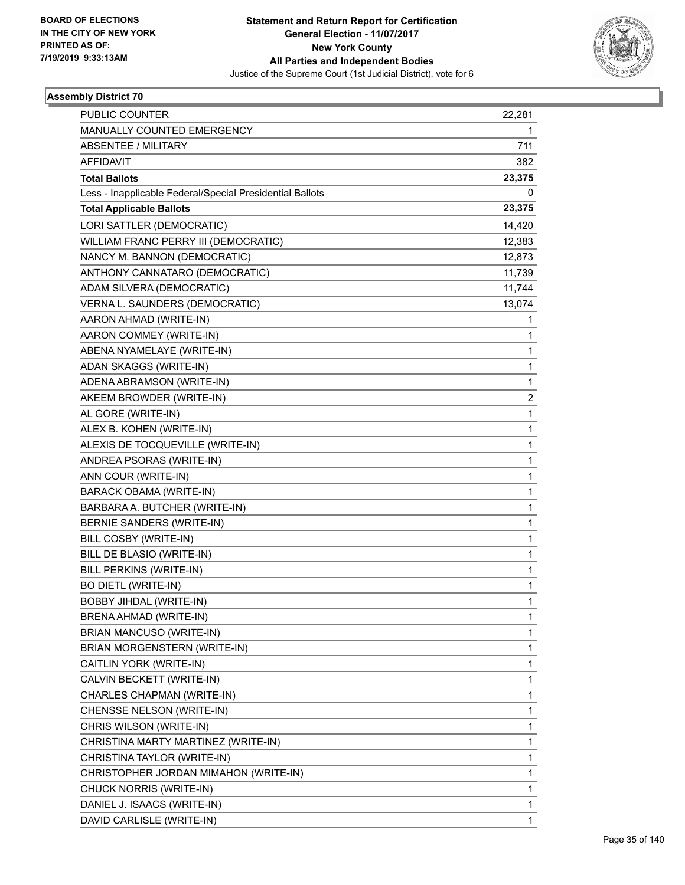BOARD OF ELECTIONS
IN THE CITY OF NEW YORK
PRINTED AS OF:
7/19/2019 9:33:13AM

**Statement and Return Report for Certification**
**General Election - 11/07/2017**
**New York County**
**All Parties and Independent Bodies**
Justice of the Supreme Court (1st Judicial District), vote for 6

### Assembly District 70

| | |
|---|---|
| PUBLIC COUNTER | 22,281 |
| MANUALLY COUNTED EMERGENCY | 1 |
| ABSENTEE / MILITARY | 711 |
| AFFIDAVIT | 382 |
| **Total Ballots** | **23,375** |
| Less - Inapplicable Federal/Special Presidential Ballots | 0 |
| **Total Applicable Ballots** | **23,375** |
| LORI SATTLER (DEMOCRATIC) | 14,420 |
| WILLIAM FRANC PERRY III (DEMOCRATIC) | 12,383 |
| NANCY M. BANNON (DEMOCRATIC) | 12,873 |
| ANTHONY CANNATARO (DEMOCRATIC) | 11,739 |
| ADAM SILVERA (DEMOCRATIC) | 11,744 |
| VERNA L. SAUNDERS (DEMOCRATIC) | 13,074 |
| AARON AHMAD (WRITE-IN) | 1 |
| AARON COMMEY (WRITE-IN) | 1 |
| ABENA NYAMELAYE (WRITE-IN) | 1 |
| ADAN SKAGGS (WRITE-IN) | 1 |
| ADENA ABRAMSON (WRITE-IN) | 1 |
| AKEEM BROWDER (WRITE-IN) | 2 |
| AL GORE (WRITE-IN) | 1 |
| ALEX B. KOHEN (WRITE-IN) | 1 |
| ALEXIS DE TOCQUEVILLE (WRITE-IN) | 1 |
| ANDREA PSORAS (WRITE-IN) | 1 |
| ANN COUR (WRITE-IN) | 1 |
| BARACK OBAMA (WRITE-IN) | 1 |
| BARBARA A. BUTCHER (WRITE-IN) | 1 |
| BERNIE SANDERS (WRITE-IN) | 1 |
| BILL COSBY (WRITE-IN) | 1 |
| BILL DE BLASIO (WRITE-IN) | 1 |
| BILL PERKINS (WRITE-IN) | 1 |
| BO DIETL (WRITE-IN) | 1 |
| BOBBY JIHDAL (WRITE-IN) | 1 |
| BRENA AHMAD (WRITE-IN) | 1 |
| BRIAN MANCUSO (WRITE-IN) | 1 |
| BRIAN MORGENSTERN (WRITE-IN) | 1 |
| CAITLIN YORK (WRITE-IN) | 1 |
| CALVIN BECKETT (WRITE-IN) | 1 |
| CHARLES CHAPMAN (WRITE-IN) | 1 |
| CHENSSE NELSON (WRITE-IN) | 1 |
| CHRIS WILSON (WRITE-IN) | 1 |
| CHRISTINA MARTY MARTINEZ (WRITE-IN) | 1 |
| CHRISTINA TAYLOR (WRITE-IN) | 1 |
| CHRISTOPHER JORDAN MIMAHON (WRITE-IN) | 1 |
| CHUCK NORRIS (WRITE-IN) | 1 |
| DANIEL J. ISAACS (WRITE-IN) | 1 |
| DAVID CARLISLE (WRITE-IN) | 1 |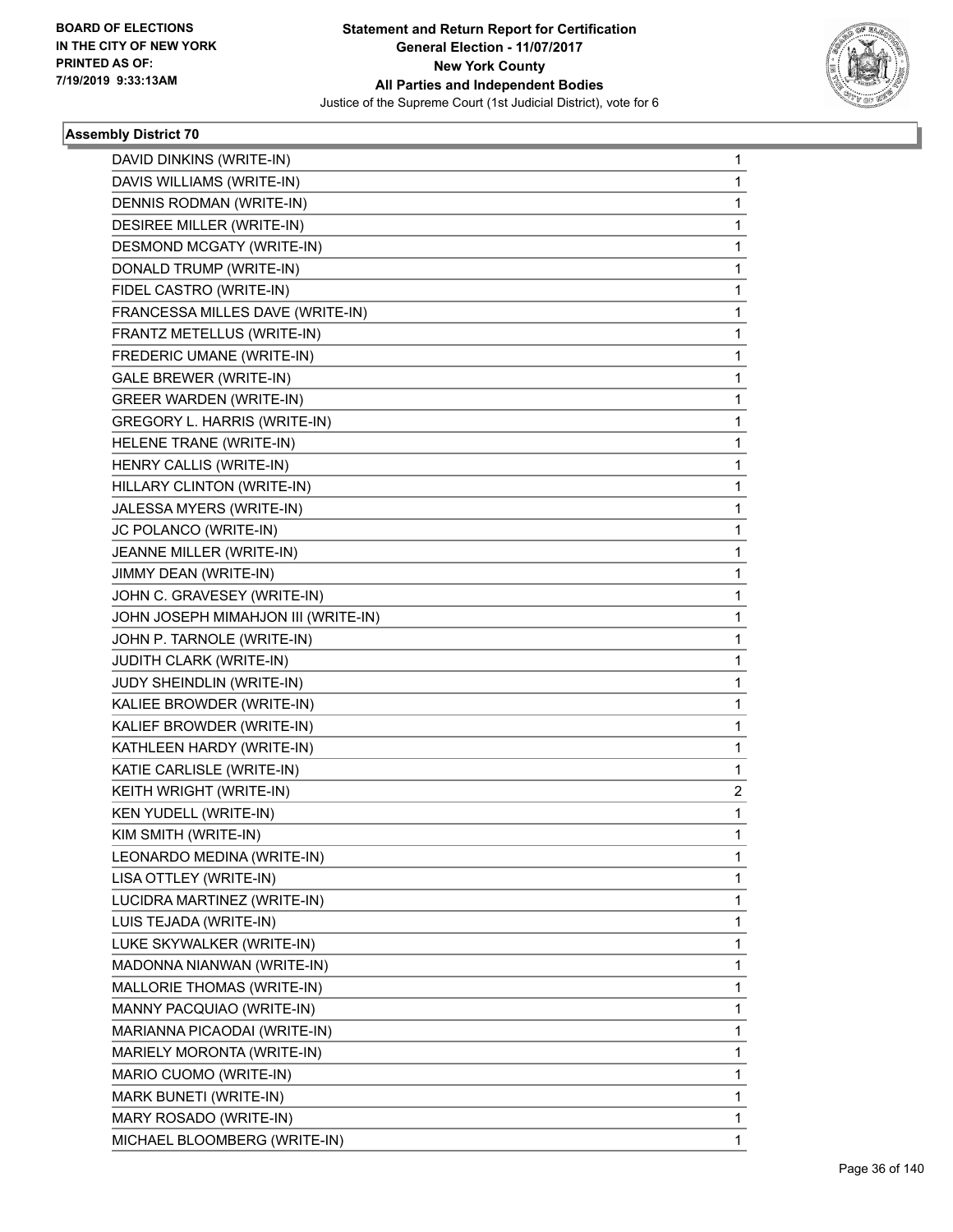**BOARD OF ELECTIONS IN THE CITY OF NEW YORK PRINTED AS OF: 7/19/2019 9:33:13AM**

**Statement and Return Report for Certification General Election - 11/07/2017 New York County All Parties and Independent Bodies**
Justice of the Supreme Court (1st Judicial District), vote for 6

### Assembly District 70

| | |
|---|---|
| DAVID DINKINS (WRITE-IN) | 1 |
| DAVIS WILLIAMS (WRITE-IN) | 1 |
| DENNIS RODMAN (WRITE-IN) | 1 |
| DESIREE MILLER (WRITE-IN) | 1 |
| DESMOND MCGATY (WRITE-IN) | 1 |
| DONALD TRUMP (WRITE-IN) | 1 |
| FIDEL CASTRO (WRITE-IN) | 1 |
| FRANCESSA MILLES DAVE (WRITE-IN) | 1 |
| FRANTZ METELLUS (WRITE-IN) | 1 |
| FREDERIC UMANE (WRITE-IN) | 1 |
| GALE BREWER (WRITE-IN) | 1 |
| GREER WARDEN (WRITE-IN) | 1 |
| GREGORY L. HARRIS (WRITE-IN) | 1 |
| HELENE TRANE (WRITE-IN) | 1 |
| HENRY CALLIS (WRITE-IN) | 1 |
| HILLARY CLINTON (WRITE-IN) | 1 |
| JALESSA MYERS (WRITE-IN) | 1 |
| JC POLANCO (WRITE-IN) | 1 |
| JEANNE MILLER (WRITE-IN) | 1 |
| JIMMY DEAN (WRITE-IN) | 1 |
| JOHN C. GRAVESEY (WRITE-IN) | 1 |
| JOHN JOSEPH MIMAHJON III (WRITE-IN) | 1 |
| JOHN P. TARNOLE (WRITE-IN) | 1 |
| JUDITH CLARK (WRITE-IN) | 1 |
| JUDY SHEINDLIN (WRITE-IN) | 1 |
| KALIEE BROWDER (WRITE-IN) | 1 |
| KALIEF BROWDER (WRITE-IN) | 1 |
| KATHLEEN HARDY (WRITE-IN) | 1 |
| KATIE CARLISLE (WRITE-IN) | 1 |
| KEITH WRIGHT (WRITE-IN) | 2 |
| KEN YUDELL (WRITE-IN) | 1 |
| KIM SMITH (WRITE-IN) | 1 |
| LEONARDO MEDINA (WRITE-IN) | 1 |
| LISA OTTLEY (WRITE-IN) | 1 |
| LUCIDRA MARTINEZ (WRITE-IN) | 1 |
| LUIS TEJADA (WRITE-IN) | 1 |
| LUKE SKYWALKER (WRITE-IN) | 1 |
| MADONNA NIANWAN (WRITE-IN) | 1 |
| MALLORIE THOMAS (WRITE-IN) | 1 |
| MANNY PACQUIAO (WRITE-IN) | 1 |
| MARIANNA PICAODAI (WRITE-IN) | 1 |
| MARIELY MORONTA (WRITE-IN) | 1 |
| MARIO CUOMO (WRITE-IN) | 1 |
| MARK BUNETI (WRITE-IN) | 1 |
| MARY ROSADO (WRITE-IN) | 1 |
| MICHAEL BLOOMBERG (WRITE-IN) | 1 |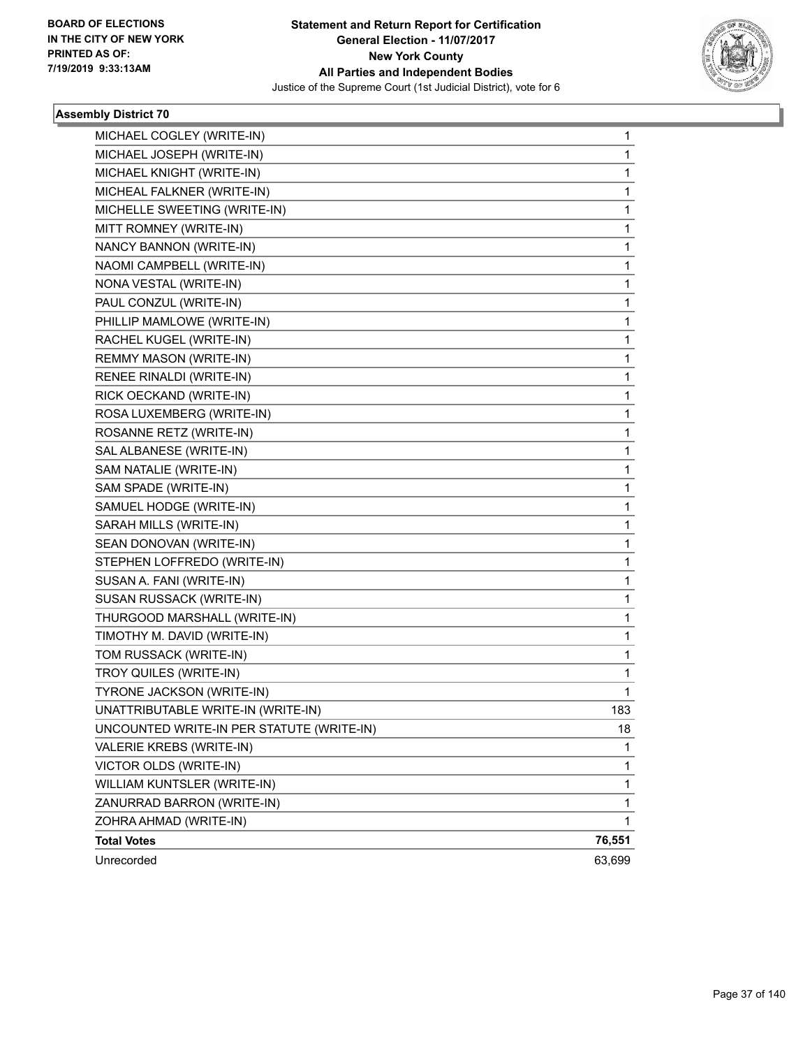## Assembly District 70

| Candidate | Votes |
|---|---|
| MICHAEL COGLEY (WRITE-IN) | 1 |
| MICHAEL JOSEPH (WRITE-IN) | 1 |
| MICHAEL KNIGHT (WRITE-IN) | 1 |
| MICHEAL FALKNER (WRITE-IN) | 1 |
| MICHELLE SWEETING (WRITE-IN) | 1 |
| MITT ROMNEY (WRITE-IN) | 1 |
| NANCY BANNON (WRITE-IN) | 1 |
| NAOMI CAMPBELL (WRITE-IN) | 1 |
| NONA VESTAL (WRITE-IN) | 1 |
| PAUL CONZUL (WRITE-IN) | 1 |
| PHILLIP MAMLOWE (WRITE-IN) | 1 |
| RACHEL KUGEL (WRITE-IN) | 1 |
| REMMY MASON (WRITE-IN) | 1 |
| RENEE RINALDI (WRITE-IN) | 1 |
| RICK OECKAND (WRITE-IN) | 1 |
| ROSA LUXEMBERG (WRITE-IN) | 1 |
| ROSANNE RETZ (WRITE-IN) | 1 |
| SAL ALBANESE (WRITE-IN) | 1 |
| SAM NATALIE (WRITE-IN) | 1 |
| SAM SPADE (WRITE-IN) | 1 |
| SAMUEL HODGE (WRITE-IN) | 1 |
| SARAH MILLS (WRITE-IN) | 1 |
| SEAN DONOVAN (WRITE-IN) | 1 |
| STEPHEN LOFFREDO (WRITE-IN) | 1 |
| SUSAN A. FANI (WRITE-IN) | 1 |
| SUSAN RUSSACK (WRITE-IN) | 1 |
| THURGOOD MARSHALL (WRITE-IN) | 1 |
| TIMOTHY M. DAVID (WRITE-IN) | 1 |
| TOM RUSSACK (WRITE-IN) | 1 |
| TROY QUILES (WRITE-IN) | 1 |
| TYRONE JACKSON (WRITE-IN) | 1 |
| UNATTRIBUTABLE WRITE-IN (WRITE-IN) | 183 |
| UNCOUNTED WRITE-IN PER STATUTE (WRITE-IN) | 18 |
| VALERIE KREBS (WRITE-IN) | 1 |
| VICTOR OLDS (WRITE-IN) | 1 |
| WILLIAM KUNTSLER (WRITE-IN) | 1 |
| ZANURRAD BARRON (WRITE-IN) | 1 |
| ZOHRA AHMAD (WRITE-IN) | 1 |
| **Total Votes** | **76,551** |
| Unrecorded | 63,699 |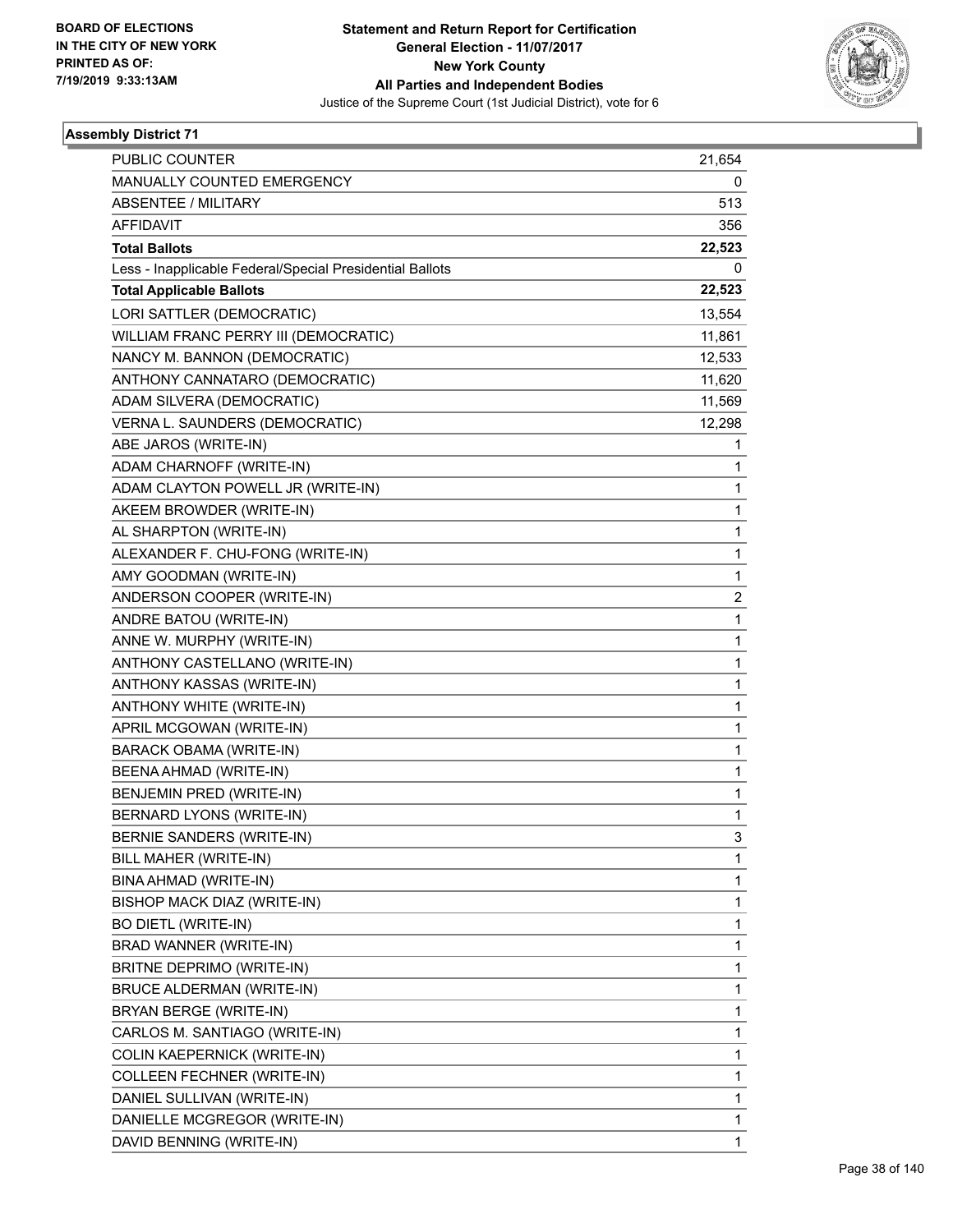**Statement and Return Report for Certification**
**General Election - 11/07/2017**
**New York County**
**All Parties and Independent Bodies**
Justice of the Supreme Court (1st Judicial District), vote for 6

BOARD OF ELECTIONS
IN THE CITY OF NEW YORK
PRINTED AS OF:
7/19/2019 9:33:13AM

### Assembly District 71

| | |
|---|---|
| PUBLIC COUNTER | 21,654 |
| MANUALLY COUNTED EMERGENCY | 0 |
| ABSENTEE / MILITARY | 513 |
| AFFIDAVIT | 356 |
| **Total Ballots** | **22,523** |
| Less - Inapplicable Federal/Special Presidential Ballots | 0 |
| **Total Applicable Ballots** | **22,523** |
| LORI SATTLER (DEMOCRATIC) | 13,554 |
| WILLIAM FRANC PERRY III (DEMOCRATIC) | 11,861 |
| NANCY M. BANNON (DEMOCRATIC) | 12,533 |
| ANTHONY CANNATARO (DEMOCRATIC) | 11,620 |
| ADAM SILVERA (DEMOCRATIC) | 11,569 |
| VERNA L. SAUNDERS (DEMOCRATIC) | 12,298 |
| ABE JAROS (WRITE-IN) | 1 |
| ADAM CHARNOFF (WRITE-IN) | 1 |
| ADAM CLAYTON POWELL JR (WRITE-IN) | 1 |
| AKEEM BROWDER (WRITE-IN) | 1 |
| AL SHARPTON (WRITE-IN) | 1 |
| ALEXANDER F. CHU-FONG (WRITE-IN) | 1 |
| AMY GOODMAN (WRITE-IN) | 1 |
| ANDERSON COOPER (WRITE-IN) | 2 |
| ANDRE BATOU (WRITE-IN) | 1 |
| ANNE W. MURPHY (WRITE-IN) | 1 |
| ANTHONY CASTELLANO (WRITE-IN) | 1 |
| ANTHONY KASSAS (WRITE-IN) | 1 |
| ANTHONY WHITE (WRITE-IN) | 1 |
| APRIL MCGOWAN (WRITE-IN) | 1 |
| BARACK OBAMA (WRITE-IN) | 1 |
| BEENA AHMAD (WRITE-IN) | 1 |
| BENJEMIN PRED (WRITE-IN) | 1 |
| BERNARD LYONS (WRITE-IN) | 1 |
| BERNIE SANDERS (WRITE-IN) | 3 |
| BILL MAHER (WRITE-IN) | 1 |
| BINA AHMAD (WRITE-IN) | 1 |
| BISHOP MACK DIAZ (WRITE-IN) | 1 |
| BO DIETL (WRITE-IN) | 1 |
| BRAD WANNER (WRITE-IN) | 1 |
| BRITNE DEPRIMO (WRITE-IN) | 1 |
| BRUCE ALDERMAN (WRITE-IN) | 1 |
| BRYAN BERGE (WRITE-IN) | 1 |
| CARLOS M. SANTIAGO (WRITE-IN) | 1 |
| COLIN KAEPERNICK (WRITE-IN) | 1 |
| COLLEEN FECHNER (WRITE-IN) | 1 |
| DANIEL SULLIVAN (WRITE-IN) | 1 |
| DANIELLE MCGREGOR (WRITE-IN) | 1 |
| DAVID BENNING (WRITE-IN) | 1 |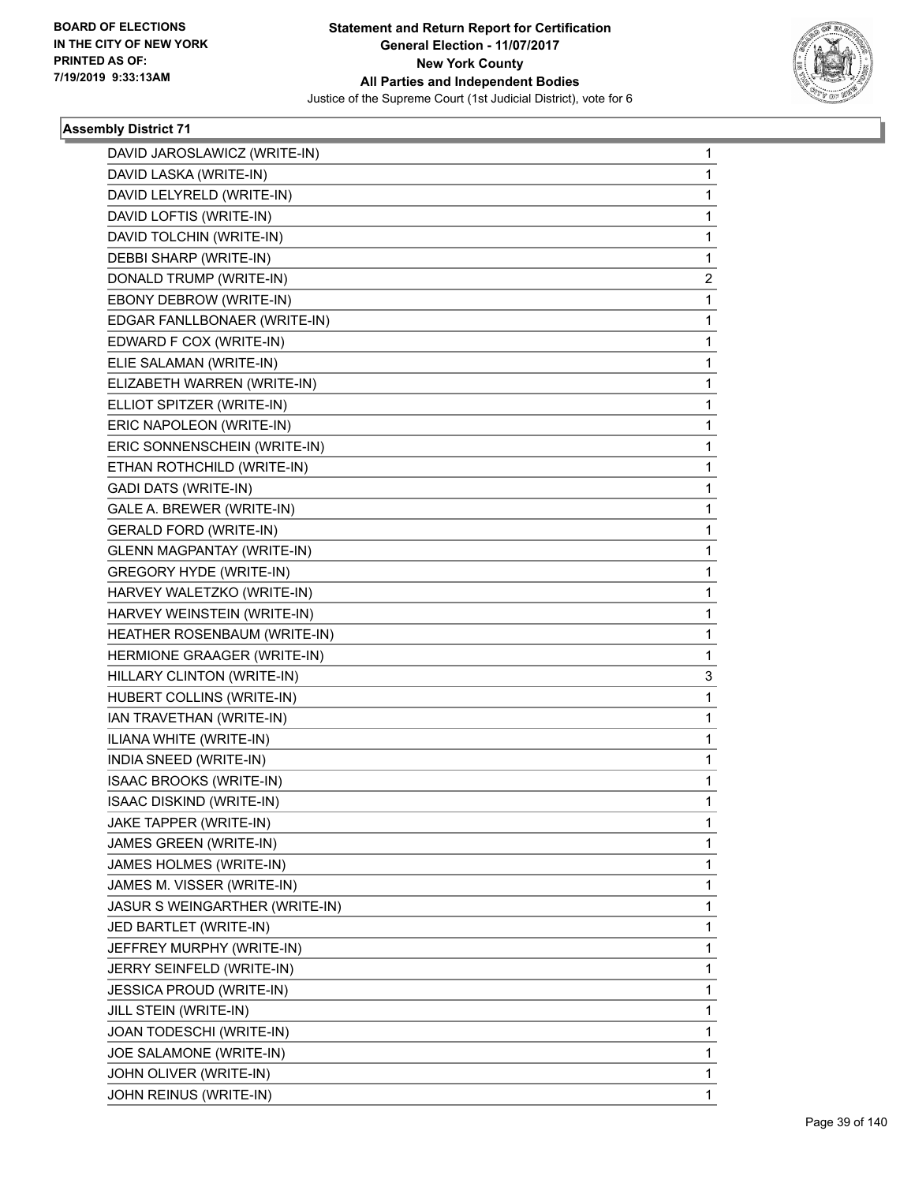### Assembly District 71

| Candidate | Votes |
|---|---|
| DAVID JAROSLAWICZ (WRITE-IN) | 1 |
| DAVID LASKA (WRITE-IN) | 1 |
| DAVID LELYRELD (WRITE-IN) | 1 |
| DAVID LOFTIS (WRITE-IN) | 1 |
| DAVID TOLCHIN (WRITE-IN) | 1 |
| DEBBI SHARP (WRITE-IN) | 1 |
| DONALD TRUMP (WRITE-IN) | 2 |
| EBONY DEBROW (WRITE-IN) | 1 |
| EDGAR FANLLBONAER (WRITE-IN) | 1 |
| EDWARD F COX (WRITE-IN) | 1 |
| ELIE SALAMAN (WRITE-IN) | 1 |
| ELIZABETH WARREN (WRITE-IN) | 1 |
| ELLIOT SPITZER (WRITE-IN) | 1 |
| ERIC NAPOLEON (WRITE-IN) | 1 |
| ERIC SONNENSCHEIN (WRITE-IN) | 1 |
| ETHAN ROTHCHILD (WRITE-IN) | 1 |
| GADI DATS (WRITE-IN) | 1 |
| GALE A. BREWER (WRITE-IN) | 1 |
| GERALD FORD (WRITE-IN) | 1 |
| GLENN MAGPANTAY (WRITE-IN) | 1 |
| GREGORY HYDE (WRITE-IN) | 1 |
| HARVEY WALETZKO (WRITE-IN) | 1 |
| HARVEY WEINSTEIN (WRITE-IN) | 1 |
| HEATHER ROSENBAUM (WRITE-IN) | 1 |
| HERMIONE GRAAGER (WRITE-IN) | 1 |
| HILLARY CLINTON (WRITE-IN) | 3 |
| HUBERT COLLINS (WRITE-IN) | 1 |
| IAN TRAVETHAN (WRITE-IN) | 1 |
| ILIANA WHITE (WRITE-IN) | 1 |
| INDIA SNEED (WRITE-IN) | 1 |
| ISAAC BROOKS (WRITE-IN) | 1 |
| ISAAC DISKIND (WRITE-IN) | 1 |
| JAKE TAPPER (WRITE-IN) | 1 |
| JAMES GREEN (WRITE-IN) | 1 |
| JAMES HOLMES (WRITE-IN) | 1 |
| JAMES M. VISSER (WRITE-IN) | 1 |
| JASUR S WEINGARTHER (WRITE-IN) | 1 |
| JED BARTLET (WRITE-IN) | 1 |
| JEFFREY MURPHY (WRITE-IN) | 1 |
| JERRY SEINFELD (WRITE-IN) | 1 |
| JESSICA PROUD (WRITE-IN) | 1 |
| JILL STEIN (WRITE-IN) | 1 |
| JOAN TODESCHI (WRITE-IN) | 1 |
| JOE SALAMONE (WRITE-IN) | 1 |
| JOHN OLIVER (WRITE-IN) | 1 |
| JOHN REINUS (WRITE-IN) | 1 |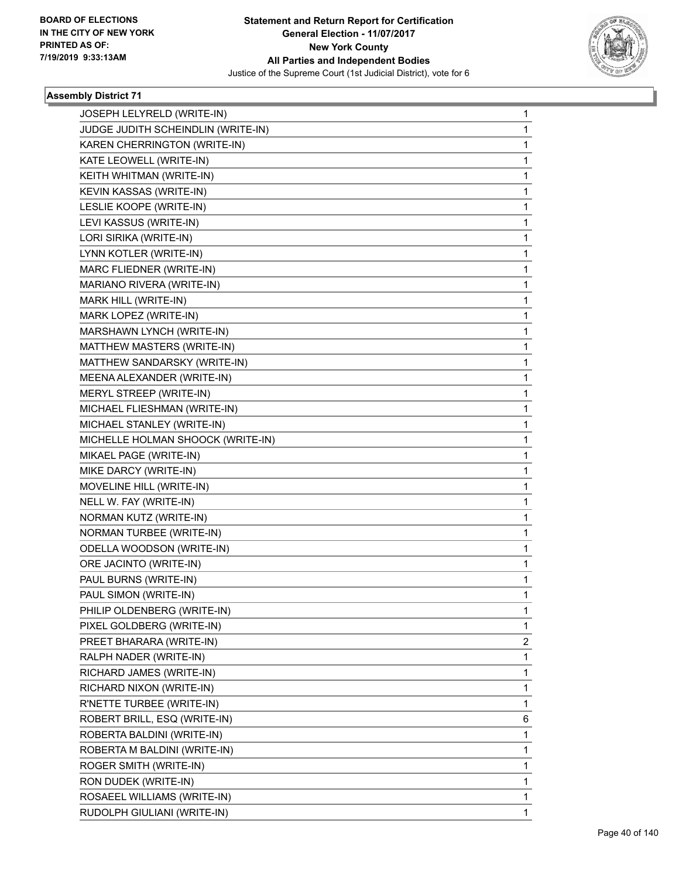**BOARD OF ELECTIONS IN THE CITY OF NEW YORK PRINTED AS OF: 7/19/2019 9:33:13AM**

# Statement and Return Report for Certification
## General Election - 11/07/2017
## New York County
## All Parties and Independent Bodies
Justice of the Supreme Court (1st Judicial District), vote for 6

### Assembly District 71

| Candidate | Votes |
|---|---|
| JOSEPH LELYRELD (WRITE-IN) | 1 |
| JUDGE JUDITH SCHEINDLIN (WRITE-IN) | 1 |
| KAREN CHERRINGTON (WRITE-IN) | 1 |
| KATE LEOWELL (WRITE-IN) | 1 |
| KEITH WHITMAN (WRITE-IN) | 1 |
| KEVIN KASSAS (WRITE-IN) | 1 |
| LESLIE KOOPE (WRITE-IN) | 1 |
| LEVI KASSUS (WRITE-IN) | 1 |
| LORI SIRIKA (WRITE-IN) | 1 |
| LYNN KOTLER (WRITE-IN) | 1 |
| MARC FLIEDNER (WRITE-IN) | 1 |
| MARIANO RIVERA (WRITE-IN) | 1 |
| MARK HILL (WRITE-IN) | 1 |
| MARK LOPEZ (WRITE-IN) | 1 |
| MARSHAWN LYNCH (WRITE-IN) | 1 |
| MATTHEW MASTERS (WRITE-IN) | 1 |
| MATTHEW SANDARSKY (WRITE-IN) | 1 |
| MEENA ALEXANDER (WRITE-IN) | 1 |
| MERYL STREEP (WRITE-IN) | 1 |
| MICHAEL FLIESHMAN (WRITE-IN) | 1 |
| MICHAEL STANLEY (WRITE-IN) | 1 |
| MICHELLE HOLMAN SHOOCK (WRITE-IN) | 1 |
| MIKAEL PAGE (WRITE-IN) | 1 |
| MIKE DARCY (WRITE-IN) | 1 |
| MOVELINE HILL (WRITE-IN) | 1 |
| NELL W. FAY (WRITE-IN) | 1 |
| NORMAN KUTZ (WRITE-IN) | 1 |
| NORMAN TURBEE (WRITE-IN) | 1 |
| ODELLA WOODSON (WRITE-IN) | 1 |
| ORE JACINTO (WRITE-IN) | 1 |
| PAUL BURNS (WRITE-IN) | 1 |
| PAUL SIMON (WRITE-IN) | 1 |
| PHILIP OLDENBERG (WRITE-IN) | 1 |
| PIXEL GOLDBERG (WRITE-IN) | 1 |
| PREET BHARARA (WRITE-IN) | 2 |
| RALPH NADER (WRITE-IN) | 1 |
| RICHARD JAMES (WRITE-IN) | 1 |
| RICHARD NIXON (WRITE-IN) | 1 |
| R'NETTE TURBEE (WRITE-IN) | 1 |
| ROBERT BRILL, ESQ (WRITE-IN) | 6 |
| ROBERTA BALDINI (WRITE-IN) | 1 |
| ROBERTA M BALDINI (WRITE-IN) | 1 |
| ROGER SMITH (WRITE-IN) | 1 |
| RON DUDEK (WRITE-IN) | 1 |
| ROSAEEL WILLIAMS (WRITE-IN) | 1 |
| RUDOLPH GIULIANI (WRITE-IN) | 1 |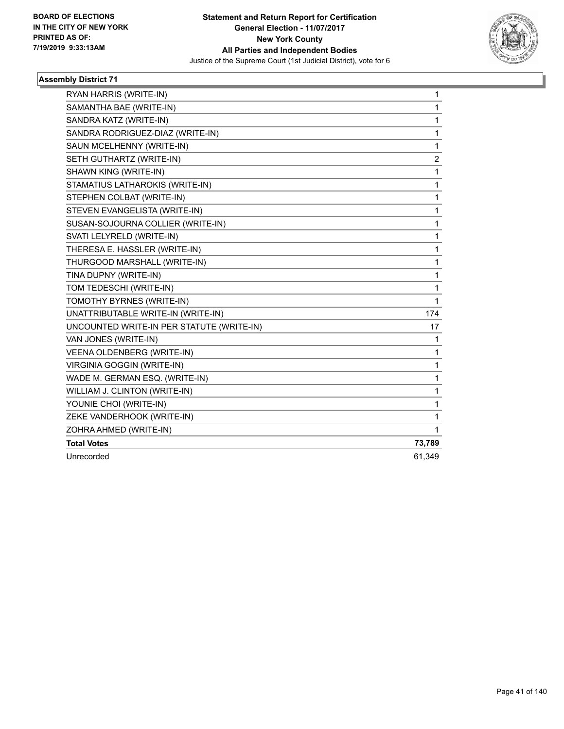### Assembly District 71

| Candidate | Votes |
|---|---|
| RYAN HARRIS (WRITE-IN) | 1 |
| SAMANTHA BAE (WRITE-IN) | 1 |
| SANDRA KATZ (WRITE-IN) | 1 |
| SANDRA RODRIGUEZ-DIAZ (WRITE-IN) | 1 |
| SAUN MCELHENNY (WRITE-IN) | 1 |
| SETH GUTHARTZ (WRITE-IN) | 2 |
| SHAWN KING (WRITE-IN) | 1 |
| STAMATIUS LATHAROKIS (WRITE-IN) | 1 |
| STEPHEN COLBAT (WRITE-IN) | 1 |
| STEVEN EVANGELISTA (WRITE-IN) | 1 |
| SUSAN-SOJOURNA COLLIER (WRITE-IN) | 1 |
| SVATI LELYRELD (WRITE-IN) | 1 |
| THERESA E. HASSLER (WRITE-IN) | 1 |
| THURGOOD MARSHALL (WRITE-IN) | 1 |
| TINA DUPNY (WRITE-IN) | 1 |
| TOM TEDESCHI (WRITE-IN) | 1 |
| TOMOTHY BYRNES (WRITE-IN) | 1 |
| UNATTRIBUTABLE WRITE-IN (WRITE-IN) | 174 |
| UNCOUNTED WRITE-IN PER STATUTE (WRITE-IN) | 17 |
| VAN JONES (WRITE-IN) | 1 |
| VEENA OLDENBERG (WRITE-IN) | 1 |
| VIRGINIA GOGGIN (WRITE-IN) | 1 |
| WADE M. GERMAN ESQ. (WRITE-IN) | 1 |
| WILLIAM J. CLINTON (WRITE-IN) | 1 |
| YOUNIE CHOI (WRITE-IN) | 1 |
| ZEKE VANDERHOOK (WRITE-IN) | 1 |
| ZOHRA AHMED (WRITE-IN) | 1 |
| **Total Votes** | **73,789** |
| Unrecorded | 61,349 |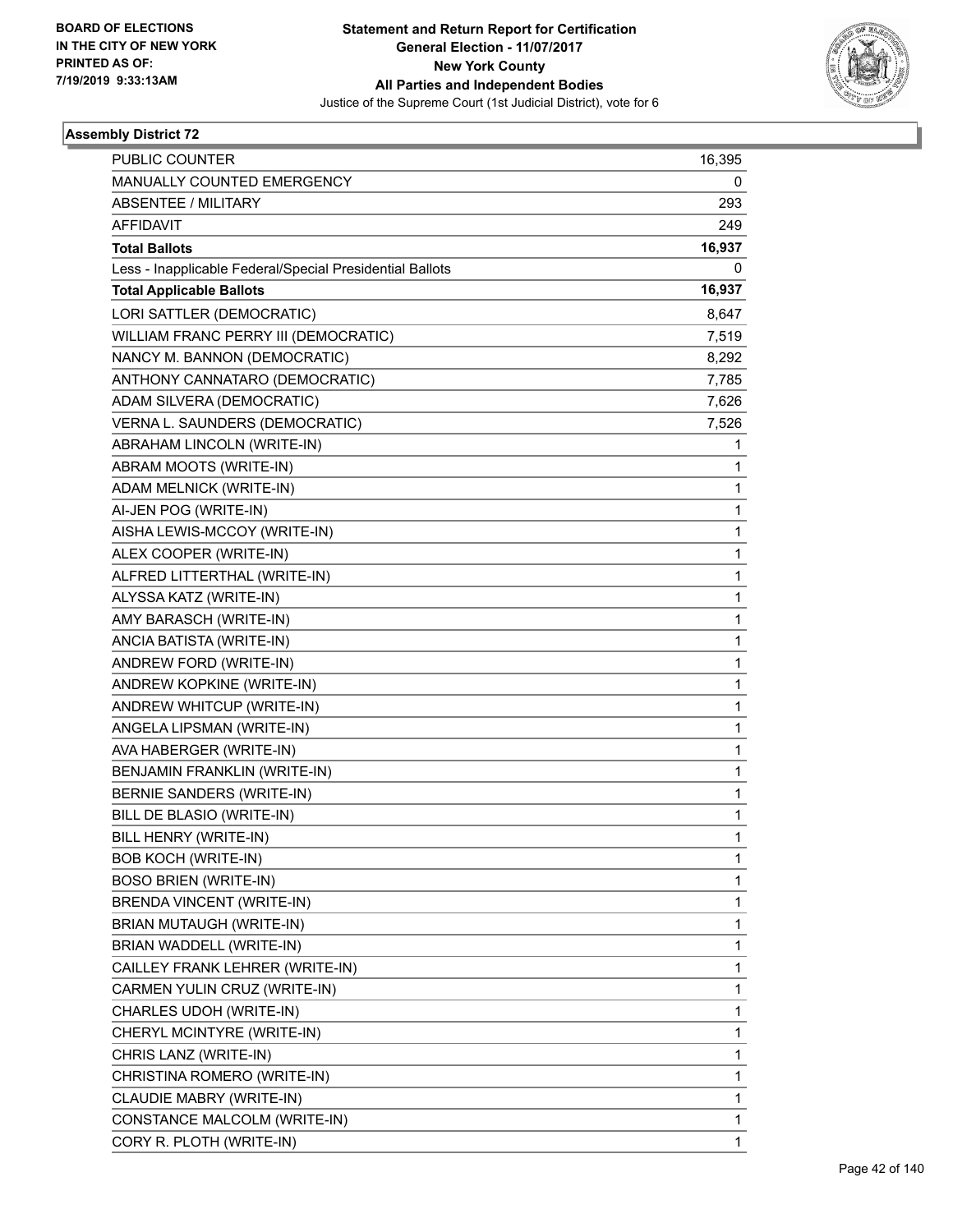BOARD OF ELECTIONS
IN THE CITY OF NEW YORK
PRINTED AS OF:
7/19/2019 9:33:13AM

**Statement and Return Report for Certification**
**General Election - 11/07/2017**
**New York County**
**All Parties and Independent Bodies**
Justice of the Supreme Court (1st Judicial District), vote for 6

### Assembly District 72

| | |
|---|---|
| PUBLIC COUNTER | 16,395 |
| MANUALLY COUNTED EMERGENCY | 0 |
| ABSENTEE / MILITARY | 293 |
| AFFIDAVIT | 249 |
| **Total Ballots** | **16,937** |
| Less - Inapplicable Federal/Special Presidential Ballots | 0 |
| **Total Applicable Ballots** | **16,937** |
| LORI SATTLER (DEMOCRATIC) | 8,647 |
| WILLIAM FRANC PERRY III (DEMOCRATIC) | 7,519 |
| NANCY M. BANNON (DEMOCRATIC) | 8,292 |
| ANTHONY CANNATARO (DEMOCRATIC) | 7,785 |
| ADAM SILVERA (DEMOCRATIC) | 7,626 |
| VERNA L. SAUNDERS (DEMOCRATIC) | 7,526 |
| ABRAHAM LINCOLN (WRITE-IN) | 1 |
| ABRAM MOOTS (WRITE-IN) | 1 |
| ADAM MELNICK (WRITE-IN) | 1 |
| AI-JEN POG (WRITE-IN) | 1 |
| AISHA LEWIS-MCCOY (WRITE-IN) | 1 |
| ALEX COOPER (WRITE-IN) | 1 |
| ALFRED LITTERTHAL (WRITE-IN) | 1 |
| ALYSSA KATZ (WRITE-IN) | 1 |
| AMY BARASCH (WRITE-IN) | 1 |
| ANCIA BATISTA (WRITE-IN) | 1 |
| ANDREW FORD (WRITE-IN) | 1 |
| ANDREW KOPKINE (WRITE-IN) | 1 |
| ANDREW WHITCUP (WRITE-IN) | 1 |
| ANGELA LIPSMAN (WRITE-IN) | 1 |
| AVA HABERGER (WRITE-IN) | 1 |
| BENJAMIN FRANKLIN (WRITE-IN) | 1 |
| BERNIE SANDERS (WRITE-IN) | 1 |
| BILL DE BLASIO (WRITE-IN) | 1 |
| BILL HENRY (WRITE-IN) | 1 |
| BOB KOCH (WRITE-IN) | 1 |
| BOSO BRIEN (WRITE-IN) | 1 |
| BRENDA VINCENT (WRITE-IN) | 1 |
| BRIAN MUTAUGH (WRITE-IN) | 1 |
| BRIAN WADDELL (WRITE-IN) | 1 |
| CAILLEY FRANK LEHRER (WRITE-IN) | 1 |
| CARMEN YULIN CRUZ (WRITE-IN) | 1 |
| CHARLES UDOH (WRITE-IN) | 1 |
| CHERYL MCINTYRE (WRITE-IN) | 1 |
| CHRIS LANZ (WRITE-IN) | 1 |
| CHRISTINA ROMERO (WRITE-IN) | 1 |
| CLAUDIE MABRY (WRITE-IN) | 1 |
| CONSTANCE MALCOLM (WRITE-IN) | 1 |
| CORY R. PLOTH (WRITE-IN) | 1 |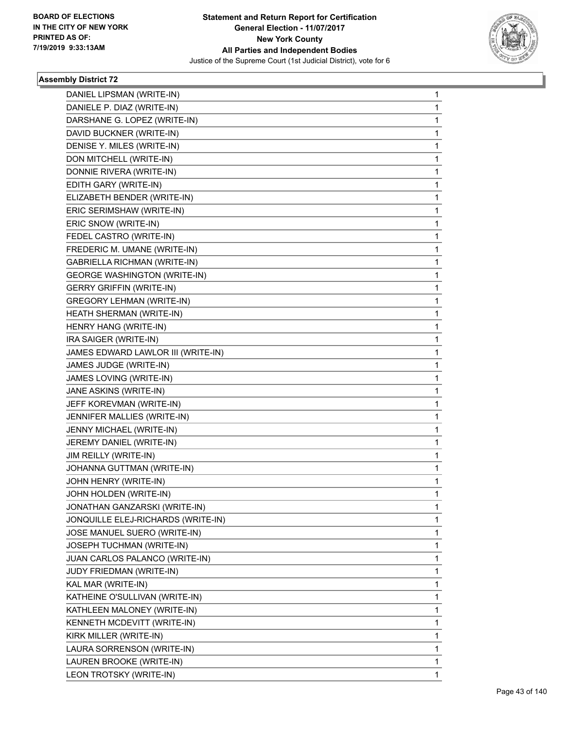BOARD OF ELECTIONS
IN THE CITY OF NEW YORK
PRINTED AS OF:
7/19/2019 9:33:13AM

**Statement and Return Report for Certification**
**General Election - 11/07/2017**
**New York County**
**All Parties and Independent Bodies**
Justice of the Supreme Court (1st Judicial District), vote for 6

### Assembly District 72

| Candidate | Votes |
|---|---|
| DANIEL LIPSMAN (WRITE-IN) | 1 |
| DANIELE P. DIAZ (WRITE-IN) | 1 |
| DARSHANE G. LOPEZ (WRITE-IN) | 1 |
| DAVID BUCKNER (WRITE-IN) | 1 |
| DENISE Y. MILES (WRITE-IN) | 1 |
| DON MITCHELL (WRITE-IN) | 1 |
| DONNIE RIVERA (WRITE-IN) | 1 |
| EDITH GARY (WRITE-IN) | 1 |
| ELIZABETH BENDER (WRITE-IN) | 1 |
| ERIC SERIMSHAW (WRITE-IN) | 1 |
| ERIC SNOW (WRITE-IN) | 1 |
| FEDEL CASTRO (WRITE-IN) | 1 |
| FREDERIC M. UMANE (WRITE-IN) | 1 |
| GABRIELLA RICHMAN (WRITE-IN) | 1 |
| GEORGE WASHINGTON (WRITE-IN) | 1 |
| GERRY GRIFFIN (WRITE-IN) | 1 |
| GREGORY LEHMAN (WRITE-IN) | 1 |
| HEATH SHERMAN (WRITE-IN) | 1 |
| HENRY HANG (WRITE-IN) | 1 |
| IRA SAIGER (WRITE-IN) | 1 |
| JAMES EDWARD LAWLOR III (WRITE-IN) | 1 |
| JAMES JUDGE (WRITE-IN) | 1 |
| JAMES LOVING (WRITE-IN) | 1 |
| JANE ASKINS (WRITE-IN) | 1 |
| JEFF KOREVMAN (WRITE-IN) | 1 |
| JENNIFER MALLIES (WRITE-IN) | 1 |
| JENNY MICHAEL (WRITE-IN) | 1 |
| JEREMY DANIEL (WRITE-IN) | 1 |
| JIM REILLY (WRITE-IN) | 1 |
| JOHANNA GUTTMAN (WRITE-IN) | 1 |
| JOHN HENRY (WRITE-IN) | 1 |
| JOHN HOLDEN (WRITE-IN) | 1 |
| JONATHAN GANZARSKI (WRITE-IN) | 1 |
| JONQUILLE ELEJ-RICHARDS (WRITE-IN) | 1 |
| JOSE MANUEL SUERO (WRITE-IN) | 1 |
| JOSEPH TUCHMAN (WRITE-IN) | 1 |
| JUAN CARLOS PALANCO (WRITE-IN) | 1 |
| JUDY FRIEDMAN (WRITE-IN) | 1 |
| KAL MAR (WRITE-IN) | 1 |
| KATHEINE O'SULLIVAN (WRITE-IN) | 1 |
| KATHLEEN MALONEY (WRITE-IN) | 1 |
| KENNETH MCDEVITT (WRITE-IN) | 1 |
| KIRK MILLER (WRITE-IN) | 1 |
| LAURA SORRENSON (WRITE-IN) | 1 |
| LAUREN BROOKE (WRITE-IN) | 1 |
| LEON TROTSKY (WRITE-IN) | 1 |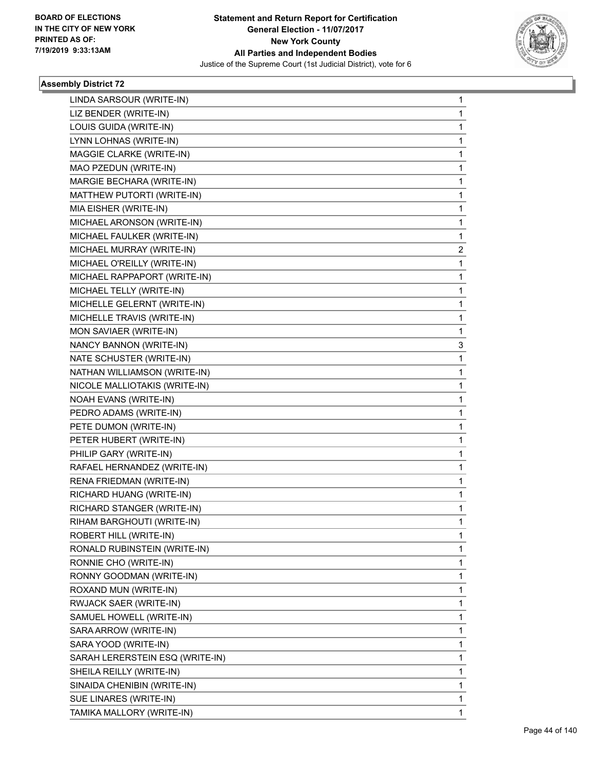**Statement and Return Report for Certification**
**General Election - 11/07/2017**
**New York County**
**All Parties and Independent Bodies**
Justice of the Supreme Court (1st Judicial District), vote for 6

BOARD OF ELECTIONS
IN THE CITY OF NEW YORK
PRINTED AS OF:
7/19/2019 9:33:13AM

### Assembly District 72

| | |
|---|---|
| LINDA SARSOUR (WRITE-IN) | 1 |
| LIZ BENDER (WRITE-IN) | 1 |
| LOUIS GUIDA (WRITE-IN) | 1 |
| LYNN LOHNAS (WRITE-IN) | 1 |
| MAGGIE CLARKE (WRITE-IN) | 1 |
| MAO PZEDUN (WRITE-IN) | 1 |
| MARGIE BECHARA (WRITE-IN) | 1 |
| MATTHEW PUTORTI (WRITE-IN) | 1 |
| MIA EISHER (WRITE-IN) | 1 |
| MICHAEL ARONSON (WRITE-IN) | 1 |
| MICHAEL FAULKER (WRITE-IN) | 1 |
| MICHAEL MURRAY (WRITE-IN) | 2 |
| MICHAEL O'REILLY (WRITE-IN) | 1 |
| MICHAEL RAPPAPORT (WRITE-IN) | 1 |
| MICHAEL TELLY (WRITE-IN) | 1 |
| MICHELLE GELERNT (WRITE-IN) | 1 |
| MICHELLE TRAVIS (WRITE-IN) | 1 |
| MON SAVIAER (WRITE-IN) | 1 |
| NANCY BANNON (WRITE-IN) | 3 |
| NATE SCHUSTER (WRITE-IN) | 1 |
| NATHAN WILLIAMSON (WRITE-IN) | 1 |
| NICOLE MALLIOTAKIS (WRITE-IN) | 1 |
| NOAH EVANS (WRITE-IN) | 1 |
| PEDRO ADAMS (WRITE-IN) | 1 |
| PETE DUMON (WRITE-IN) | 1 |
| PETER HUBERT (WRITE-IN) | 1 |
| PHILIP GARY (WRITE-IN) | 1 |
| RAFAEL HERNANDEZ (WRITE-IN) | 1 |
| RENA FRIEDMAN (WRITE-IN) | 1 |
| RICHARD HUANG (WRITE-IN) | 1 |
| RICHARD STANGER (WRITE-IN) | 1 |
| RIHAM BARGHOUTI (WRITE-IN) | 1 |
| ROBERT HILL (WRITE-IN) | 1 |
| RONALD RUBINSTEIN (WRITE-IN) | 1 |
| RONNIE CHO (WRITE-IN) | 1 |
| RONNY GOODMAN (WRITE-IN) | 1 |
| ROXAND MUN (WRITE-IN) | 1 |
| RWJACK SAER (WRITE-IN) | 1 |
| SAMUEL HOWELL (WRITE-IN) | 1 |
| SARA ARROW (WRITE-IN) | 1 |
| SARA YOOD (WRITE-IN) | 1 |
| SARAH LERERSTEIN ESQ (WRITE-IN) | 1 |
| SHEILA REILLY (WRITE-IN) | 1 |
| SINAIDA CHENIBIN (WRITE-IN) | 1 |
| SUE LINARES (WRITE-IN) | 1 |
| TAMIKA MALLORY (WRITE-IN) | 1 |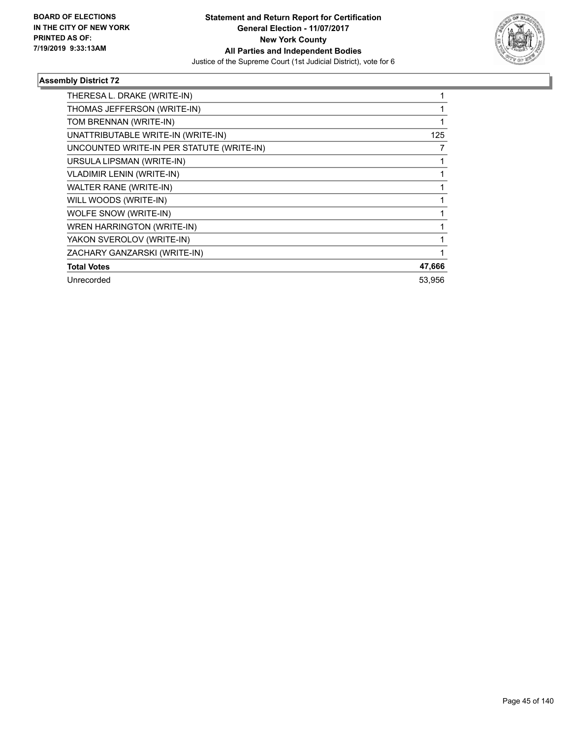### Assembly District 72

| | |
|---|---|
| THERESA L. DRAKE (WRITE-IN) | 1 |
| THOMAS JEFFERSON (WRITE-IN) | 1 |
| TOM BRENNAN (WRITE-IN) | 1 |
| UNATTRIBUTABLE WRITE-IN (WRITE-IN) | 125 |
| UNCOUNTED WRITE-IN PER STATUTE (WRITE-IN) | 7 |
| URSULA LIPSMAN (WRITE-IN) | 1 |
| VLADIMIR LENIN (WRITE-IN) | 1 |
| WALTER RANE (WRITE-IN) | 1 |
| WILL WOODS (WRITE-IN) | 1 |
| WOLFE SNOW (WRITE-IN) | 1 |
| WREN HARRINGTON (WRITE-IN) | 1 |
| YAKON SVEROLOV (WRITE-IN) | 1 |
| ZACHARY GANZARSKI (WRITE-IN) | 1 |
| **Total Votes** | **47,666** |
| Unrecorded | 53,956 |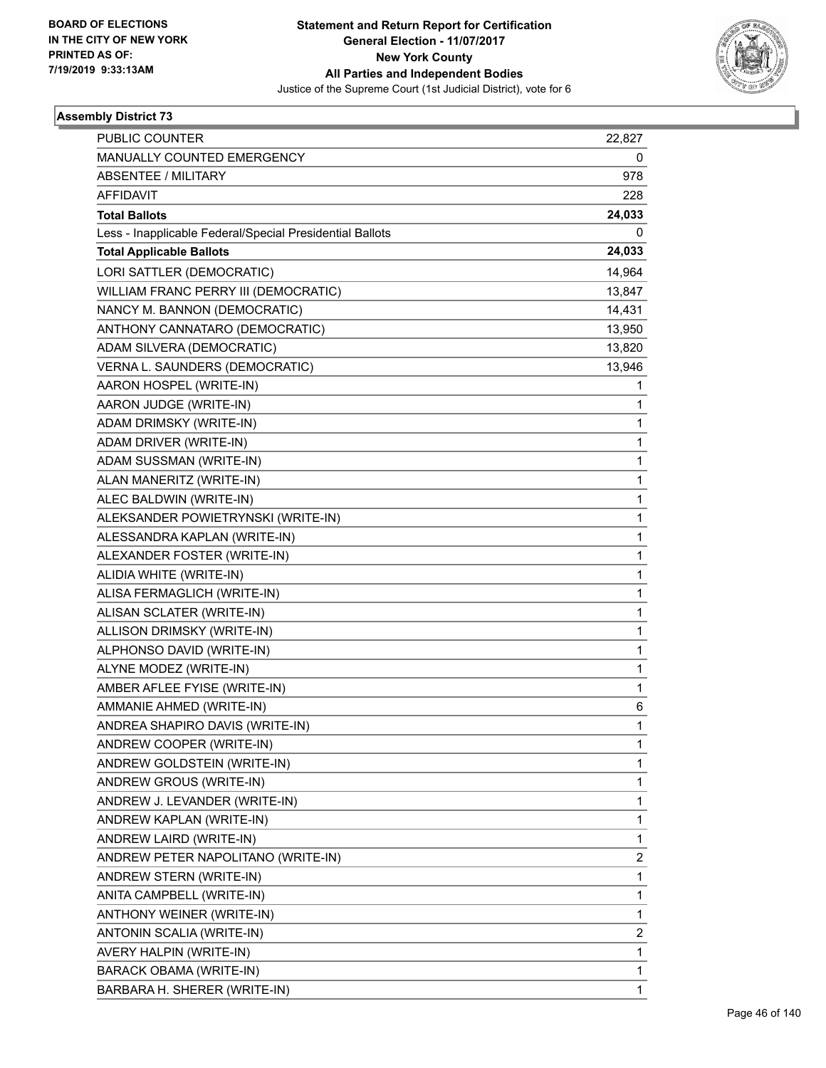BOARD OF ELECTIONS
IN THE CITY OF NEW YORK
PRINTED AS OF:
7/19/2019 9:33:13AM

**Statement and Return Report for Certification**
**General Election - 11/07/2017**
**New York County**
**All Parties and Independent Bodies**
Justice of the Supreme Court (1st Judicial District), vote for 6

### Assembly District 73

| | |
|---|---|
| PUBLIC COUNTER | 22,827 |
| MANUALLY COUNTED EMERGENCY | 0 |
| ABSENTEE / MILITARY | 978 |
| AFFIDAVIT | 228 |
| **Total Ballots** | **24,033** |
| Less - Inapplicable Federal/Special Presidential Ballots | 0 |
| **Total Applicable Ballots** | **24,033** |
| LORI SATTLER (DEMOCRATIC) | 14,964 |
| WILLIAM FRANC PERRY III (DEMOCRATIC) | 13,847 |
| NANCY M. BANNON (DEMOCRATIC) | 14,431 |
| ANTHONY CANNATARO (DEMOCRATIC) | 13,950 |
| ADAM SILVERA (DEMOCRATIC) | 13,820 |
| VERNA L. SAUNDERS (DEMOCRATIC) | 13,946 |
| AARON HOSPEL (WRITE-IN) | 1 |
| AARON JUDGE (WRITE-IN) | 1 |
| ADAM DRIMSKY (WRITE-IN) | 1 |
| ADAM DRIVER (WRITE-IN) | 1 |
| ADAM SUSSMAN (WRITE-IN) | 1 |
| ALAN MANERITZ (WRITE-IN) | 1 |
| ALEC BALDWIN (WRITE-IN) | 1 |
| ALEKSANDER POWIETRYNSKI (WRITE-IN) | 1 |
| ALESSANDRA KAPLAN (WRITE-IN) | 1 |
| ALEXANDER FOSTER (WRITE-IN) | 1 |
| ALIDIA WHITE (WRITE-IN) | 1 |
| ALISA FERMAGLICH (WRITE-IN) | 1 |
| ALISAN SCLATER (WRITE-IN) | 1 |
| ALLISON DRIMSKY (WRITE-IN) | 1 |
| ALPHONSO DAVID (WRITE-IN) | 1 |
| ALYNE MODEZ (WRITE-IN) | 1 |
| AMBER AFLEE FYISE (WRITE-IN) | 1 |
| AMMANIE AHMED (WRITE-IN) | 6 |
| ANDREA SHAPIRO DAVIS (WRITE-IN) | 1 |
| ANDREW COOPER (WRITE-IN) | 1 |
| ANDREW GOLDSTEIN (WRITE-IN) | 1 |
| ANDREW GROUS (WRITE-IN) | 1 |
| ANDREW J. LEVANDER (WRITE-IN) | 1 |
| ANDREW KAPLAN (WRITE-IN) | 1 |
| ANDREW LAIRD (WRITE-IN) | 1 |
| ANDREW PETER NAPOLITANO (WRITE-IN) | 2 |
| ANDREW STERN (WRITE-IN) | 1 |
| ANITA CAMPBELL (WRITE-IN) | 1 |
| ANTHONY WEINER (WRITE-IN) | 1 |
| ANTONIN SCALIA (WRITE-IN) | 2 |
| AVERY HALPIN (WRITE-IN) | 1 |
| BARACK OBAMA (WRITE-IN) | 1 |
| BARBARA H. SHERER (WRITE-IN) | 1 |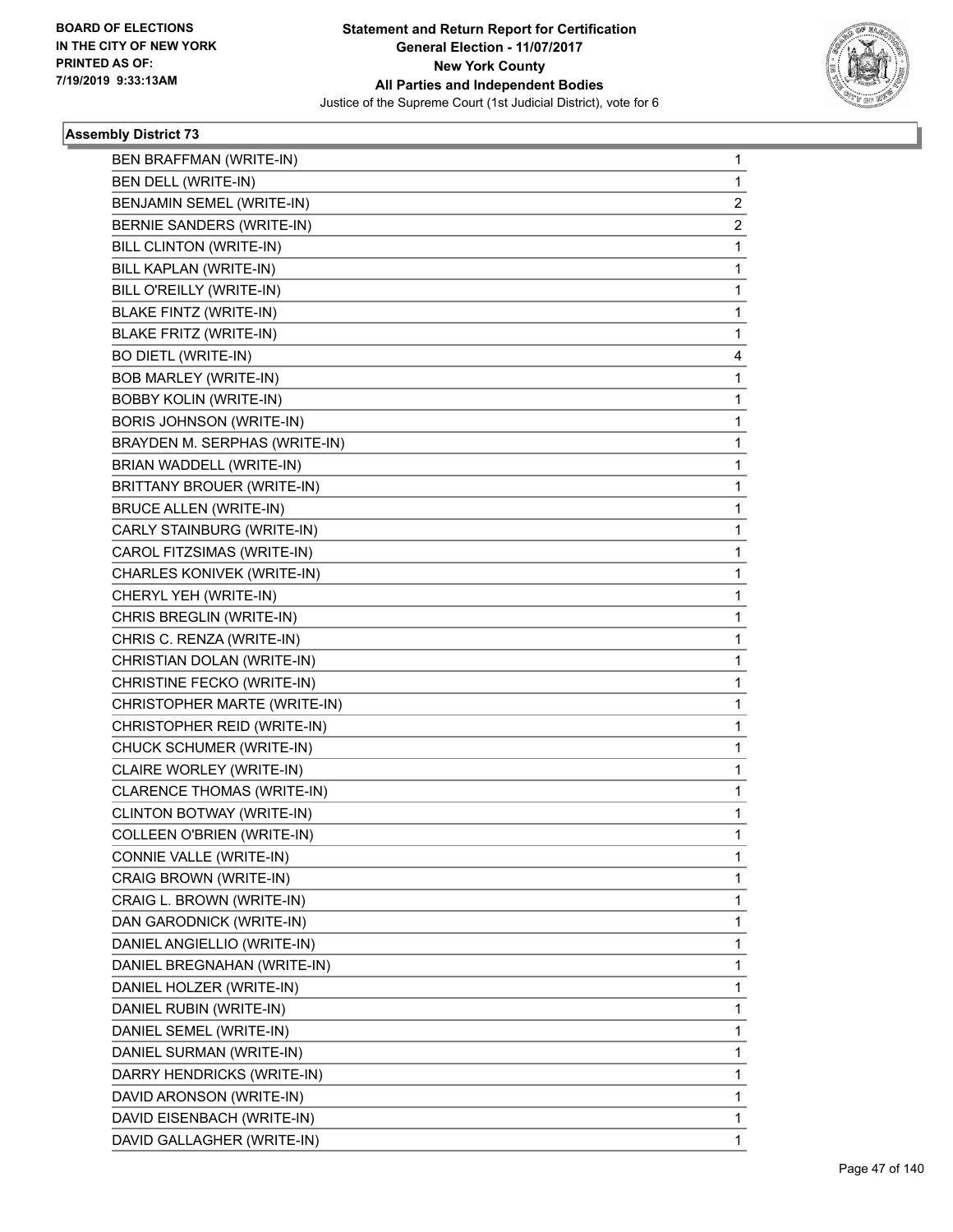BOARD OF ELECTIONS
IN THE CITY OF NEW YORK
PRINTED AS OF:
7/19/2019 9:33:13AM

**Statement and Return Report for Certification**
**General Election - 11/07/2017**
**New York County**
**All Parties and Independent Bodies**
Justice of the Supreme Court (1st Judicial District), vote for 6

### Assembly District 73

| Candidate | Votes |
|---|---|
| BEN BRAFFMAN (WRITE-IN) | 1 |
| BEN DELL (WRITE-IN) | 1 |
| BENJAMIN SEMEL (WRITE-IN) | 2 |
| BERNIE SANDERS (WRITE-IN) | 2 |
| BILL CLINTON (WRITE-IN) | 1 |
| BILL KAPLAN (WRITE-IN) | 1 |
| BILL O'REILLY (WRITE-IN) | 1 |
| BLAKE FINTZ (WRITE-IN) | 1 |
| BLAKE FRITZ (WRITE-IN) | 1 |
| BO DIETL (WRITE-IN) | 4 |
| BOB MARLEY (WRITE-IN) | 1 |
| BOBBY KOLIN (WRITE-IN) | 1 |
| BORIS JOHNSON (WRITE-IN) | 1 |
| BRAYDEN M. SERPHAS (WRITE-IN) | 1 |
| BRIAN WADDELL (WRITE-IN) | 1 |
| BRITTANY BROUER (WRITE-IN) | 1 |
| BRUCE ALLEN (WRITE-IN) | 1 |
| CARLY STAINBURG (WRITE-IN) | 1 |
| CAROL FITZSIMAS (WRITE-IN) | 1 |
| CHARLES KONIVEK (WRITE-IN) | 1 |
| CHERYL YEH (WRITE-IN) | 1 |
| CHRIS BREGLIN (WRITE-IN) | 1 |
| CHRIS C. RENZA (WRITE-IN) | 1 |
| CHRISTIAN DOLAN (WRITE-IN) | 1 |
| CHRISTINE FECKO (WRITE-IN) | 1 |
| CHRISTOPHER MARTE (WRITE-IN) | 1 |
| CHRISTOPHER REID (WRITE-IN) | 1 |
| CHUCK SCHUMER (WRITE-IN) | 1 |
| CLAIRE WORLEY (WRITE-IN) | 1 |
| CLARENCE THOMAS (WRITE-IN) | 1 |
| CLINTON BOTWAY (WRITE-IN) | 1 |
| COLLEEN O'BRIEN (WRITE-IN) | 1 |
| CONNIE VALLE (WRITE-IN) | 1 |
| CRAIG BROWN (WRITE-IN) | 1 |
| CRAIG L. BROWN (WRITE-IN) | 1 |
| DAN GARODNICK (WRITE-IN) | 1 |
| DANIEL ANGIELLIO (WRITE-IN) | 1 |
| DANIEL BREGNAHAN (WRITE-IN) | 1 |
| DANIEL HOLZER (WRITE-IN) | 1 |
| DANIEL RUBIN (WRITE-IN) | 1 |
| DANIEL SEMEL (WRITE-IN) | 1 |
| DANIEL SURMAN (WRITE-IN) | 1 |
| DARRY HENDRICKS (WRITE-IN) | 1 |
| DAVID ARONSON (WRITE-IN) | 1 |
| DAVID EISENBACH (WRITE-IN) | 1 |
| DAVID GALLAGHER (WRITE-IN) | 1 |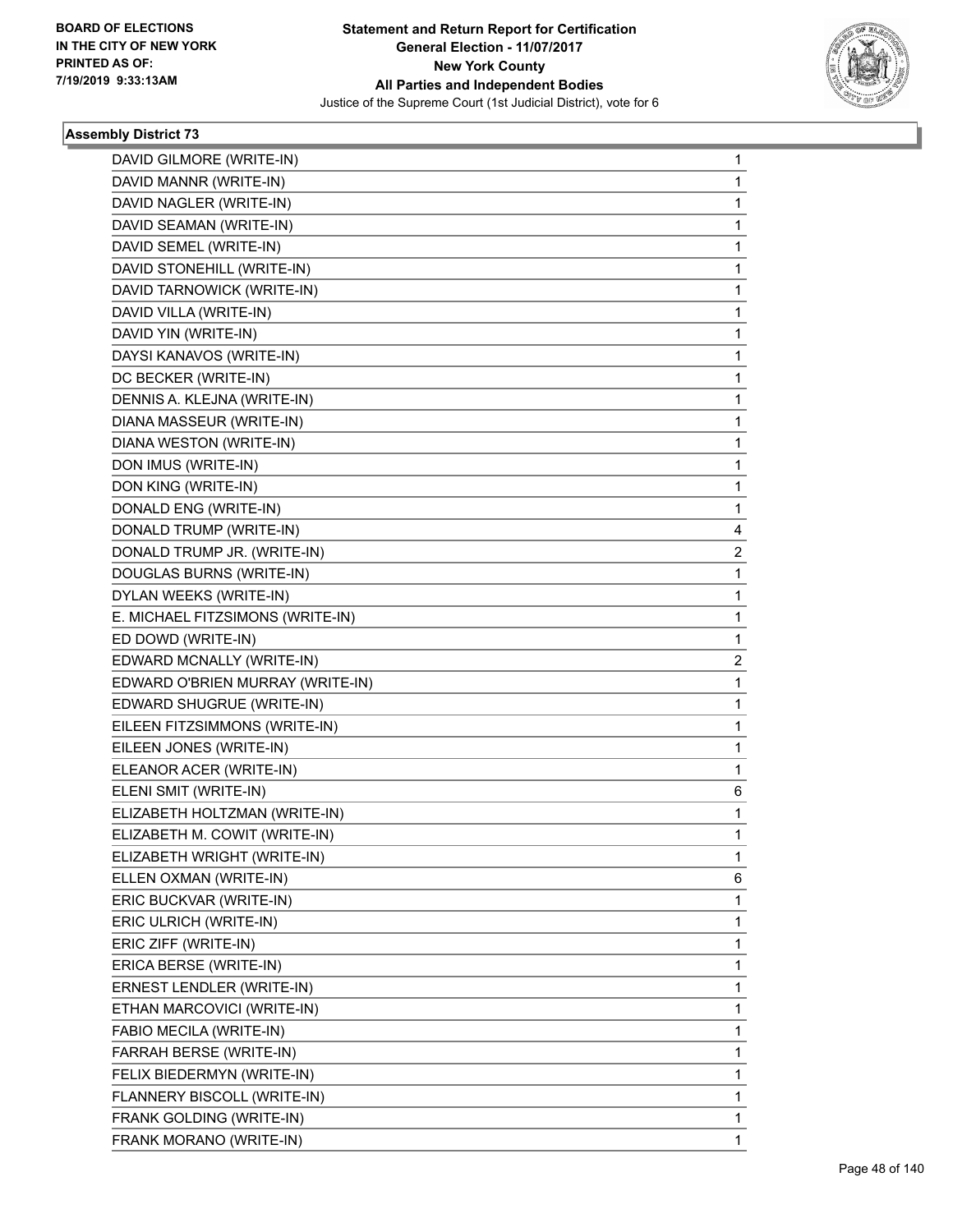**Statement and Return Report for Certification**
**General Election - 11/07/2017**
**New York County**
**All Parties and Independent Bodies**
Justice of the Supreme Court (1st Judicial District), vote for 6

BOARD OF ELECTIONS
IN THE CITY OF NEW YORK
PRINTED AS OF:
7/19/2019 9:33:13AM

### Assembly District 73

| | |
|---|---|
| DAVID GILMORE (WRITE-IN) | 1 |
| DAVID MANNR (WRITE-IN) | 1 |
| DAVID NAGLER (WRITE-IN) | 1 |
| DAVID SEAMAN (WRITE-IN) | 1 |
| DAVID SEMEL (WRITE-IN) | 1 |
| DAVID STONEHILL (WRITE-IN) | 1 |
| DAVID TARNOWICK (WRITE-IN) | 1 |
| DAVID VILLA (WRITE-IN) | 1 |
| DAVID YIN (WRITE-IN) | 1 |
| DAYSI KANAVOS (WRITE-IN) | 1 |
| DC BECKER (WRITE-IN) | 1 |
| DENNIS A. KLEJNA (WRITE-IN) | 1 |
| DIANA MASSEUR (WRITE-IN) | 1 |
| DIANA WESTON (WRITE-IN) | 1 |
| DON IMUS (WRITE-IN) | 1 |
| DON KING (WRITE-IN) | 1 |
| DONALD ENG (WRITE-IN) | 1 |
| DONALD TRUMP (WRITE-IN) | 4 |
| DONALD TRUMP JR. (WRITE-IN) | 2 |
| DOUGLAS BURNS (WRITE-IN) | 1 |
| DYLAN WEEKS (WRITE-IN) | 1 |
| E. MICHAEL FITZSIMONS (WRITE-IN) | 1 |
| ED DOWD (WRITE-IN) | 1 |
| EDWARD MCNALLY (WRITE-IN) | 2 |
| EDWARD O'BRIEN MURRAY (WRITE-IN) | 1 |
| EDWARD SHUGRUE (WRITE-IN) | 1 |
| EILEEN FITZSIMMONS (WRITE-IN) | 1 |
| EILEEN JONES (WRITE-IN) | 1 |
| ELEANOR ACER (WRITE-IN) | 1 |
| ELENI SMIT (WRITE-IN) | 6 |
| ELIZABETH HOLTZMAN (WRITE-IN) | 1 |
| ELIZABETH M. COWIT (WRITE-IN) | 1 |
| ELIZABETH WRIGHT (WRITE-IN) | 1 |
| ELLEN OXMAN (WRITE-IN) | 6 |
| ERIC BUCKVAR (WRITE-IN) | 1 |
| ERIC ULRICH (WRITE-IN) | 1 |
| ERIC ZIFF (WRITE-IN) | 1 |
| ERICA BERSE (WRITE-IN) | 1 |
| ERNEST LENDLER (WRITE-IN) | 1 |
| ETHAN MARCOVICI (WRITE-IN) | 1 |
| FABIO MECILA (WRITE-IN) | 1 |
| FARRAH BERSE (WRITE-IN) | 1 |
| FELIX BIEDERMYN (WRITE-IN) | 1 |
| FLANNERY BISCOLL (WRITE-IN) | 1 |
| FRANK GOLDING (WRITE-IN) | 1 |
| FRANK MORANO (WRITE-IN) | 1 |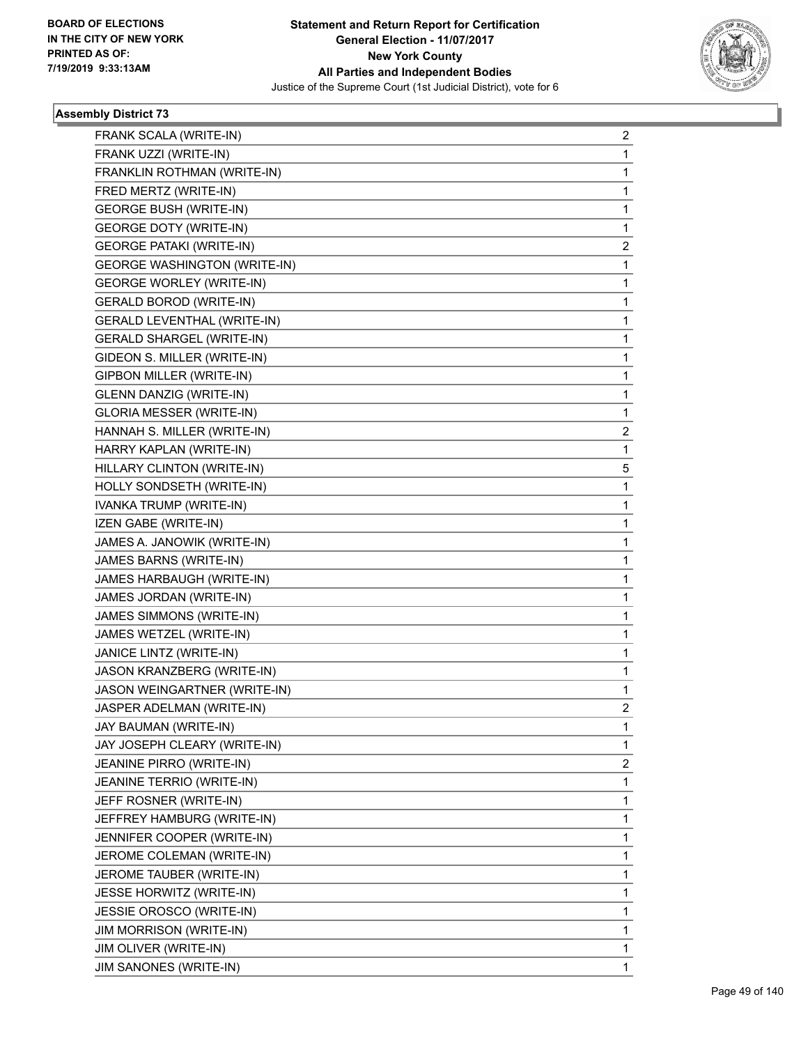**BOARD OF ELECTIONS IN THE CITY OF NEW YORK PRINTED AS OF: 7/19/2019 9:33:13AM**

**Statement and Return Report for Certification**
**General Election - 11/07/2017**
**New York County**
**All Parties and Independent Bodies**
Justice of the Supreme Court (1st Judicial District), vote for 6

### Assembly District 73

| | |
|---|---|
| FRANK SCALA (WRITE-IN) | 2 |
| FRANK UZZI (WRITE-IN) | 1 |
| FRANKLIN ROTHMAN (WRITE-IN) | 1 |
| FRED MERTZ (WRITE-IN) | 1 |
| GEORGE BUSH (WRITE-IN) | 1 |
| GEORGE DOTY (WRITE-IN) | 1 |
| GEORGE PATAKI (WRITE-IN) | 2 |
| GEORGE WASHINGTON (WRITE-IN) | 1 |
| GEORGE WORLEY (WRITE-IN) | 1 |
| GERALD BOROD (WRITE-IN) | 1 |
| GERALD LEVENTHAL (WRITE-IN) | 1 |
| GERALD SHARGEL (WRITE-IN) | 1 |
| GIDEON S. MILLER (WRITE-IN) | 1 |
| GIPBON MILLER (WRITE-IN) | 1 |
| GLENN DANZIG (WRITE-IN) | 1 |
| GLORIA MESSER (WRITE-IN) | 1 |
| HANNAH S. MILLER (WRITE-IN) | 2 |
| HARRY KAPLAN (WRITE-IN) | 1 |
| HILLARY CLINTON (WRITE-IN) | 5 |
| HOLLY SONDSETH (WRITE-IN) | 1 |
| IVANKA TRUMP (WRITE-IN) | 1 |
| IZEN GABE (WRITE-IN) | 1 |
| JAMES A. JANOWIK (WRITE-IN) | 1 |
| JAMES BARNS (WRITE-IN) | 1 |
| JAMES HARBAUGH (WRITE-IN) | 1 |
| JAMES JORDAN (WRITE-IN) | 1 |
| JAMES SIMMONS (WRITE-IN) | 1 |
| JAMES WETZEL (WRITE-IN) | 1 |
| JANICE LINTZ (WRITE-IN) | 1 |
| JASON KRANZBERG (WRITE-IN) | 1 |
| JASON WEINGARTNER (WRITE-IN) | 1 |
| JASPER ADELMAN (WRITE-IN) | 2 |
| JAY BAUMAN (WRITE-IN) | 1 |
| JAY JOSEPH CLEARY (WRITE-IN) | 1 |
| JEANINE PIRRO (WRITE-IN) | 2 |
| JEANINE TERRIO (WRITE-IN) | 1 |
| JEFF ROSNER (WRITE-IN) | 1 |
| JEFFREY HAMBURG (WRITE-IN) | 1 |
| JENNIFER COOPER (WRITE-IN) | 1 |
| JEROME COLEMAN (WRITE-IN) | 1 |
| JEROME TAUBER (WRITE-IN) | 1 |
| JESSE HORWITZ (WRITE-IN) | 1 |
| JESSIE OROSCO (WRITE-IN) | 1 |
| JIM MORRISON (WRITE-IN) | 1 |
| JIM OLIVER (WRITE-IN) | 1 |
| JIM SANONES (WRITE-IN) | 1 |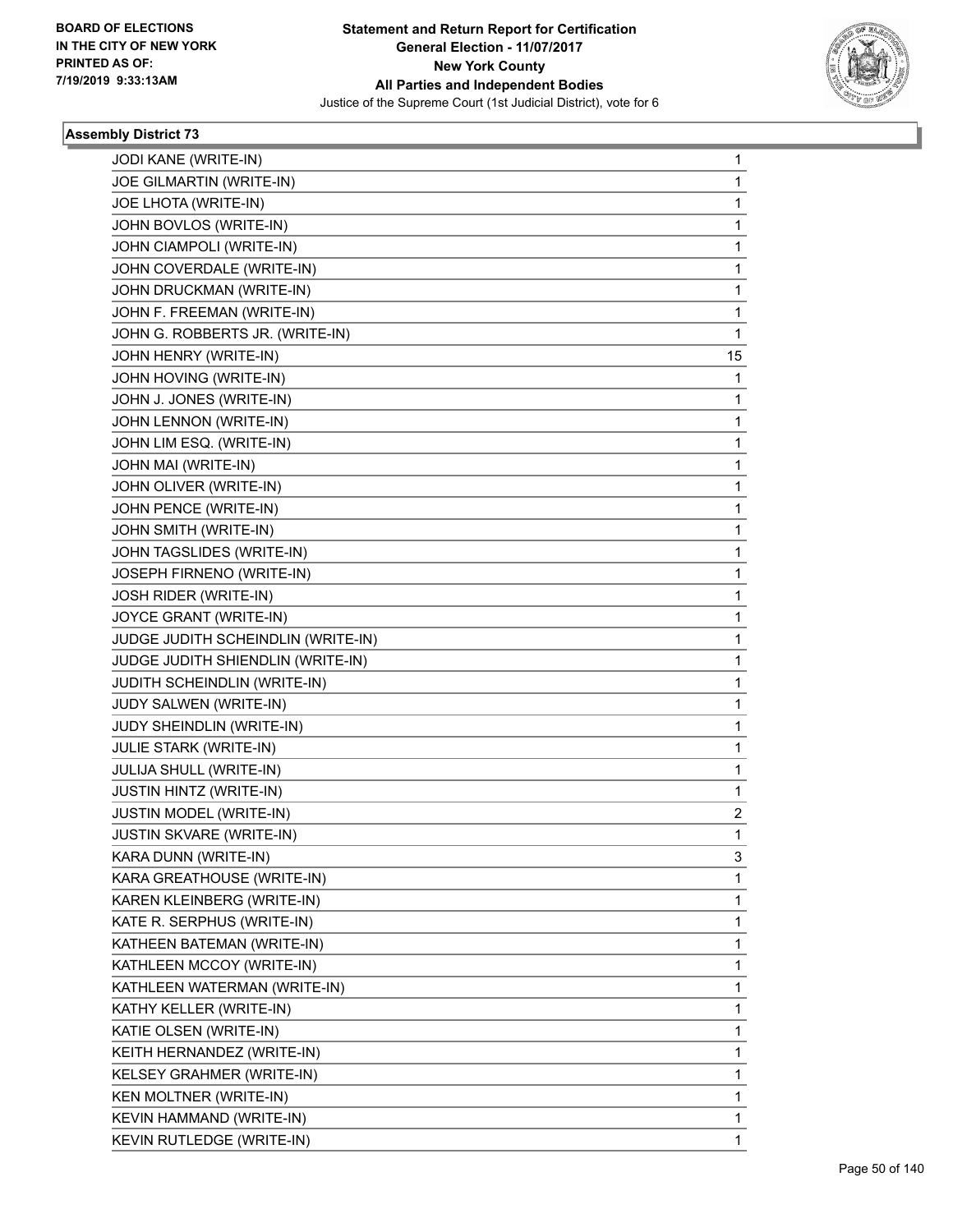**Statement and Return Report for Certification**
**General Election - 11/07/2017**
**New York County**
**All Parties and Independent Bodies**
Justice of the Supreme Court (1st Judicial District), vote for 6

BOARD OF ELECTIONS IN THE CITY OF NEW YORK PRINTED AS OF: 7/19/2019 9:33:13AM

### Assembly District 73

| | |
|---|---|
| JODI KANE (WRITE-IN) | 1 |
| JOE GILMARTIN (WRITE-IN) | 1 |
| JOE LHOTA (WRITE-IN) | 1 |
| JOHN BOVLOS (WRITE-IN) | 1 |
| JOHN CIAMPOLI (WRITE-IN) | 1 |
| JOHN COVERDALE (WRITE-IN) | 1 |
| JOHN DRUCKMAN (WRITE-IN) | 1 |
| JOHN F. FREEMAN (WRITE-IN) | 1 |
| JOHN G. ROBBERTS JR. (WRITE-IN) | 1 |
| JOHN HENRY (WRITE-IN) | 15 |
| JOHN HOVING (WRITE-IN) | 1 |
| JOHN J. JONES (WRITE-IN) | 1 |
| JOHN LENNON (WRITE-IN) | 1 |
| JOHN LIM ESQ. (WRITE-IN) | 1 |
| JOHN MAI (WRITE-IN) | 1 |
| JOHN OLIVER (WRITE-IN) | 1 |
| JOHN PENCE (WRITE-IN) | 1 |
| JOHN SMITH (WRITE-IN) | 1 |
| JOHN TAGSLIDES (WRITE-IN) | 1 |
| JOSEPH FIRNENO (WRITE-IN) | 1 |
| JOSH RIDER (WRITE-IN) | 1 |
| JOYCE GRANT (WRITE-IN) | 1 |
| JUDGE JUDITH SCHEINDLIN (WRITE-IN) | 1 |
| JUDGE JUDITH SHIENDLIN (WRITE-IN) | 1 |
| JUDITH SCHEINDLIN (WRITE-IN) | 1 |
| JUDY SALWEN (WRITE-IN) | 1 |
| JUDY SHEINDLIN (WRITE-IN) | 1 |
| JULIE STARK (WRITE-IN) | 1 |
| JULIJA SHULL (WRITE-IN) | 1 |
| JUSTIN HINTZ (WRITE-IN) | 1 |
| JUSTIN MODEL (WRITE-IN) | 2 |
| JUSTIN SKVARE (WRITE-IN) | 1 |
| KARA DUNN (WRITE-IN) | 3 |
| KARA GREATHOUSE (WRITE-IN) | 1 |
| KAREN KLEINBERG (WRITE-IN) | 1 |
| KATE R. SERPHUS (WRITE-IN) | 1 |
| KATHEEN BATEMAN (WRITE-IN) | 1 |
| KATHLEEN MCCOY (WRITE-IN) | 1 |
| KATHLEEN WATERMAN (WRITE-IN) | 1 |
| KATHY KELLER (WRITE-IN) | 1 |
| KATIE OLSEN (WRITE-IN) | 1 |
| KEITH HERNANDEZ (WRITE-IN) | 1 |
| KELSEY GRAHMER (WRITE-IN) | 1 |
| KEN MOLTNER (WRITE-IN) | 1 |
| KEVIN HAMMAND (WRITE-IN) | 1 |
| KEVIN RUTLEDGE (WRITE-IN) | 1 |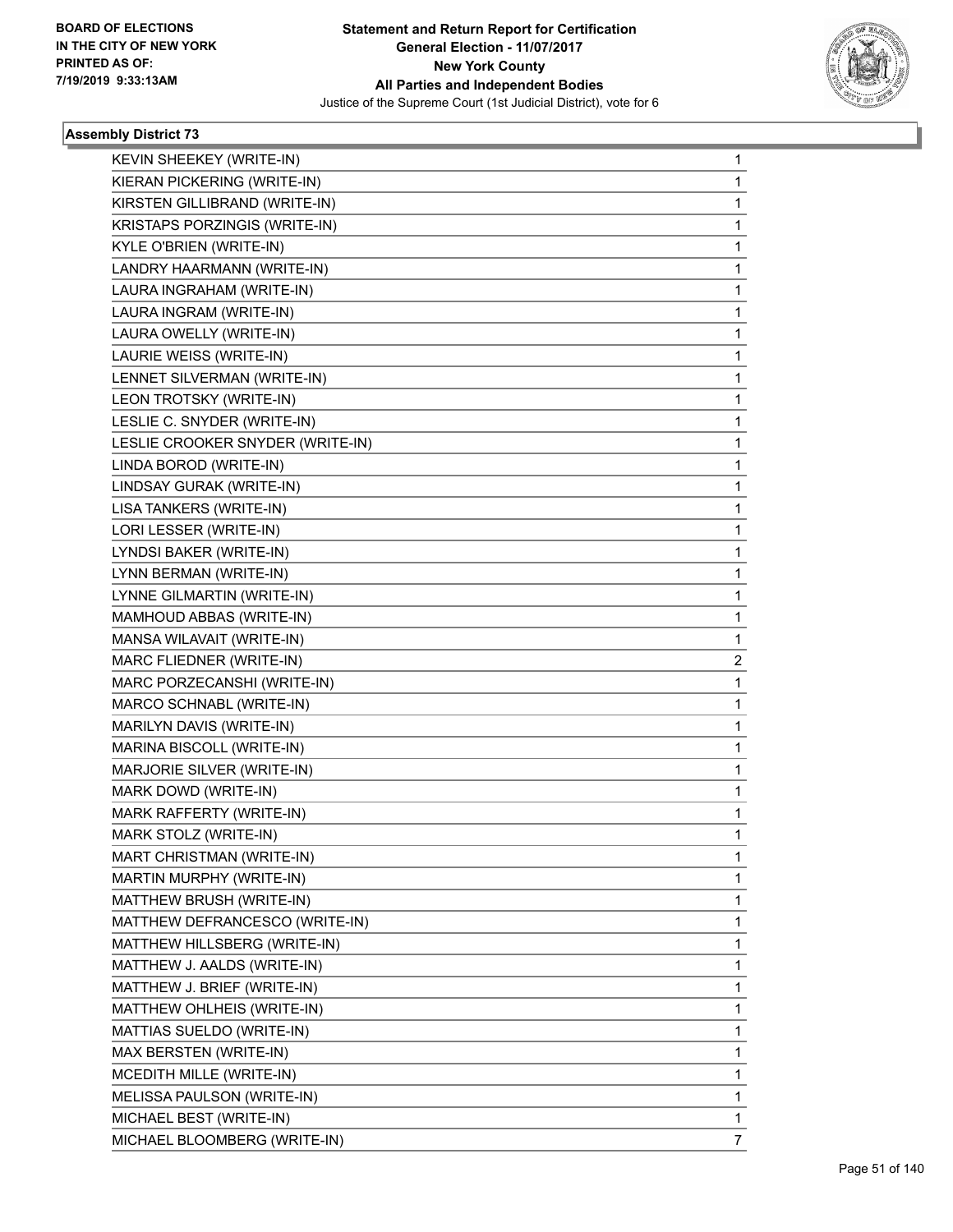**Statement and Return Report for Certification**
**General Election - 11/07/2017**
**New York County**
**All Parties and Independent Bodies**
Justice of the Supreme Court (1st Judicial District), vote for 6

BOARD OF ELECTIONS
IN THE CITY OF NEW YORK
PRINTED AS OF:
7/19/2019 9:33:13AM

### Assembly District 73

| | |
|---|---|
| KEVIN SHEEKEY (WRITE-IN) | 1 |
| KIERAN PICKERING (WRITE-IN) | 1 |
| KIRSTEN GILLIBRAND (WRITE-IN) | 1 |
| KRISTAPS PORZINGIS (WRITE-IN) | 1 |
| KYLE O'BRIEN (WRITE-IN) | 1 |
| LANDRY HAARMANN (WRITE-IN) | 1 |
| LAURA INGRAHAM (WRITE-IN) | 1 |
| LAURA INGRAM (WRITE-IN) | 1 |
| LAURA OWELLY (WRITE-IN) | 1 |
| LAURIE WEISS (WRITE-IN) | 1 |
| LENNET SILVERMAN (WRITE-IN) | 1 |
| LEON TROTSKY (WRITE-IN) | 1 |
| LESLIE C. SNYDER (WRITE-IN) | 1 |
| LESLIE CROOKER SNYDER (WRITE-IN) | 1 |
| LINDA BOROD (WRITE-IN) | 1 |
| LINDSAY GURAK (WRITE-IN) | 1 |
| LISA TANKERS (WRITE-IN) | 1 |
| LORI LESSER (WRITE-IN) | 1 |
| LYNDSI BAKER (WRITE-IN) | 1 |
| LYNN BERMAN (WRITE-IN) | 1 |
| LYNNE GILMARTIN (WRITE-IN) | 1 |
| MAMHOUD ABBAS (WRITE-IN) | 1 |
| MANSA WILAVAIT (WRITE-IN) | 1 |
| MARC FLIEDNER (WRITE-IN) | 2 |
| MARC PORZECANSHI (WRITE-IN) | 1 |
| MARCO SCHNABL (WRITE-IN) | 1 |
| MARILYN DAVIS (WRITE-IN) | 1 |
| MARINA BISCOLL (WRITE-IN) | 1 |
| MARJORIE SILVER (WRITE-IN) | 1 |
| MARK DOWD (WRITE-IN) | 1 |
| MARK RAFFERTY (WRITE-IN) | 1 |
| MARK STOLZ (WRITE-IN) | 1 |
| MART CHRISTMAN (WRITE-IN) | 1 |
| MARTIN MURPHY (WRITE-IN) | 1 |
| MATTHEW BRUSH (WRITE-IN) | 1 |
| MATTHEW DEFRANCESCO (WRITE-IN) | 1 |
| MATTHEW HILLSBERG (WRITE-IN) | 1 |
| MATTHEW J. AALDS (WRITE-IN) | 1 |
| MATTHEW J. BRIEF (WRITE-IN) | 1 |
| MATTHEW OHLHEIS (WRITE-IN) | 1 |
| MATTIAS SUELDO (WRITE-IN) | 1 |
| MAX BERSTEN (WRITE-IN) | 1 |
| MCEDITH MILLE (WRITE-IN) | 1 |
| MELISSA PAULSON (WRITE-IN) | 1 |
| MICHAEL BEST (WRITE-IN) | 1 |
| MICHAEL BLOOMBERG (WRITE-IN) | 7 |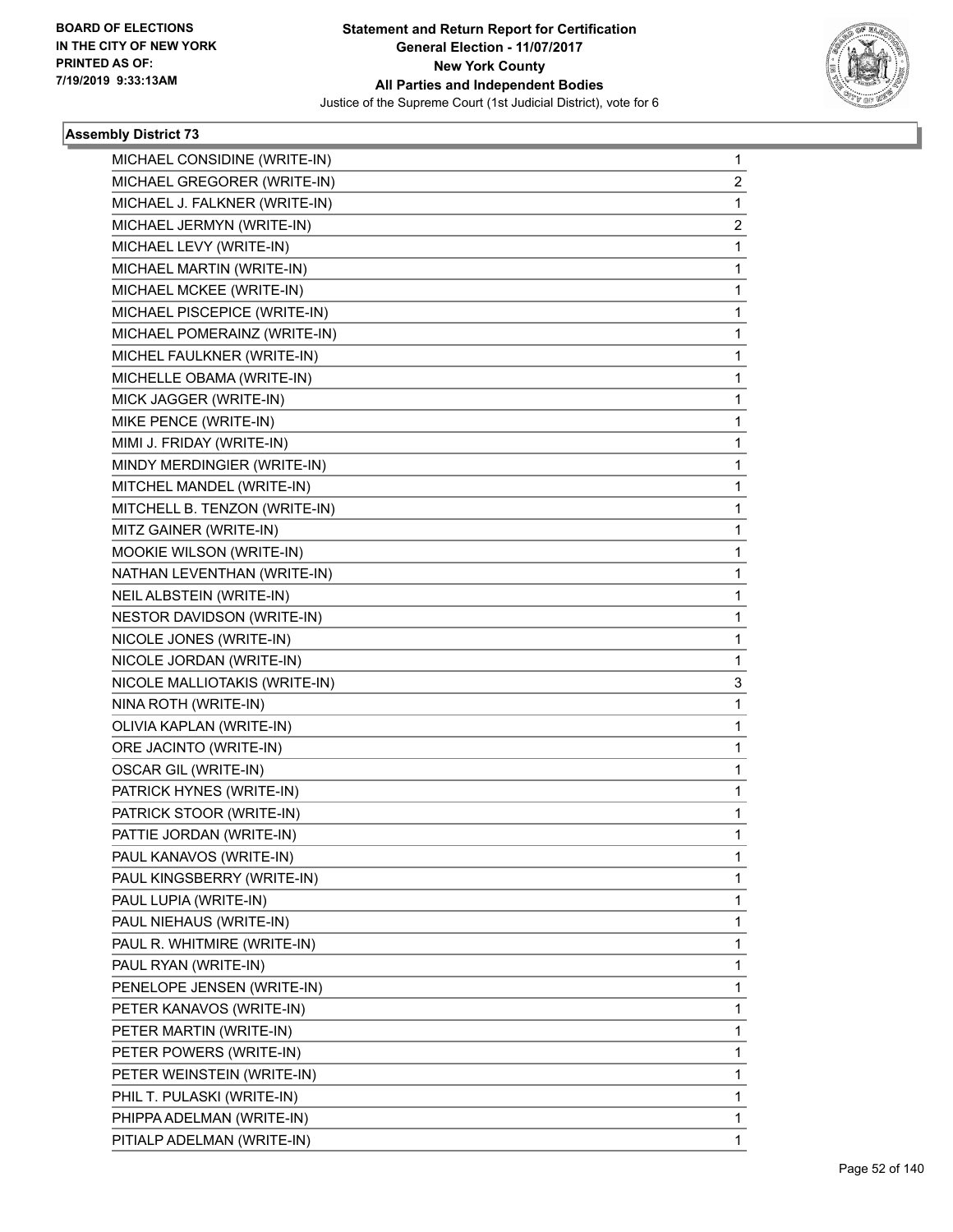**Statement and Return Report for Certification**
**General Election - 11/07/2017**
**New York County**
**All Parties and Independent Bodies**
Justice of the Supreme Court (1st Judicial District), vote for 6

BOARD OF ELECTIONS IN THE CITY OF NEW YORK PRINTED AS OF: 7/19/2019 9:33:13AM

### Assembly District 73

| | |
|---|---|
| MICHAEL CONSIDINE (WRITE-IN) | 1 |
| MICHAEL GREGORER (WRITE-IN) | 2 |
| MICHAEL J. FALKNER (WRITE-IN) | 1 |
| MICHAEL JERMYN (WRITE-IN) | 2 |
| MICHAEL LEVY (WRITE-IN) | 1 |
| MICHAEL MARTIN (WRITE-IN) | 1 |
| MICHAEL MCKEE (WRITE-IN) | 1 |
| MICHAEL PISCEPICE (WRITE-IN) | 1 |
| MICHAEL POMERAINZ (WRITE-IN) | 1 |
| MICHEL FAULKNER (WRITE-IN) | 1 |
| MICHELLE OBAMA (WRITE-IN) | 1 |
| MICK JAGGER (WRITE-IN) | 1 |
| MIKE PENCE (WRITE-IN) | 1 |
| MIMI J. FRIDAY (WRITE-IN) | 1 |
| MINDY MERDINGIER (WRITE-IN) | 1 |
| MITCHEL MANDEL (WRITE-IN) | 1 |
| MITCHELL B. TENZON (WRITE-IN) | 1 |
| MITZ GAINER (WRITE-IN) | 1 |
| MOOKIE WILSON (WRITE-IN) | 1 |
| NATHAN LEVENTHAN (WRITE-IN) | 1 |
| NEIL ALBSTEIN (WRITE-IN) | 1 |
| NESTOR DAVIDSON (WRITE-IN) | 1 |
| NICOLE JONES (WRITE-IN) | 1 |
| NICOLE JORDAN (WRITE-IN) | 1 |
| NICOLE MALLIOTAKIS (WRITE-IN) | 3 |
| NINA ROTH (WRITE-IN) | 1 |
| OLIVIA KAPLAN (WRITE-IN) | 1 |
| ORE JACINTO (WRITE-IN) | 1 |
| OSCAR GIL (WRITE-IN) | 1 |
| PATRICK HYNES (WRITE-IN) | 1 |
| PATRICK STOOR (WRITE-IN) | 1 |
| PATTIE JORDAN (WRITE-IN) | 1 |
| PAUL KANAVOS (WRITE-IN) | 1 |
| PAUL KINGSBERRY (WRITE-IN) | 1 |
| PAUL LUPIA (WRITE-IN) | 1 |
| PAUL NIEHAUS (WRITE-IN) | 1 |
| PAUL R. WHITMIRE (WRITE-IN) | 1 |
| PAUL RYAN (WRITE-IN) | 1 |
| PENELOPE JENSEN (WRITE-IN) | 1 |
| PETER KANAVOS (WRITE-IN) | 1 |
| PETER MARTIN (WRITE-IN) | 1 |
| PETER POWERS (WRITE-IN) | 1 |
| PETER WEINSTEIN (WRITE-IN) | 1 |
| PHIL T. PULASKI (WRITE-IN) | 1 |
| PHIPPA ADELMAN (WRITE-IN) | 1 |
| PITIALP ADELMAN (WRITE-IN) | 1 |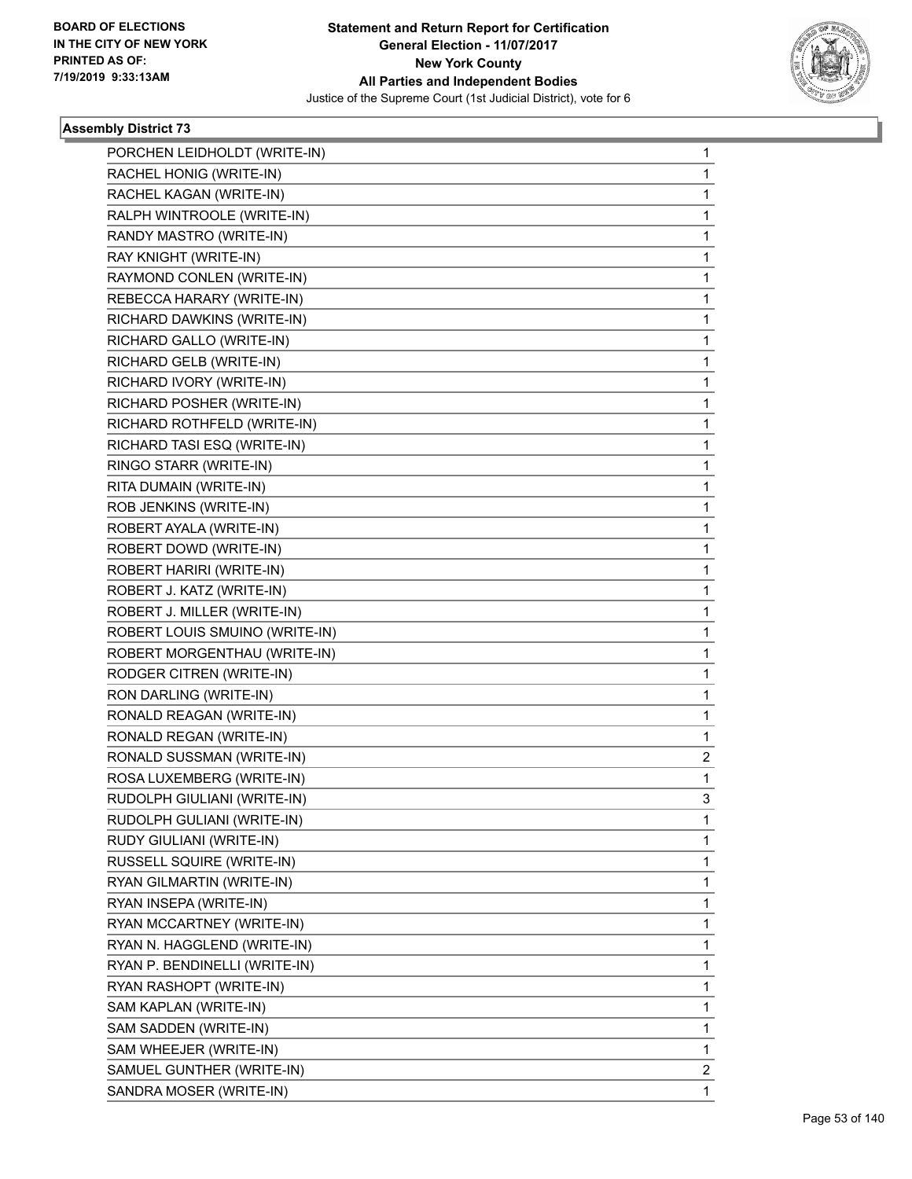**Assembly District 73**

| | |
|---|---|
| PORCHEN LEIDHOLDT (WRITE-IN) | 1 |
| RACHEL HONIG (WRITE-IN) | 1 |
| RACHEL KAGAN (WRITE-IN) | 1 |
| RALPH WINTROOLE (WRITE-IN) | 1 |
| RANDY MASTRO (WRITE-IN) | 1 |
| RAY KNIGHT (WRITE-IN) | 1 |
| RAYMOND CONLEN (WRITE-IN) | 1 |
| REBECCA HARARY (WRITE-IN) | 1 |
| RICHARD DAWKINS (WRITE-IN) | 1 |
| RICHARD GALLO (WRITE-IN) | 1 |
| RICHARD GELB (WRITE-IN) | 1 |
| RICHARD IVORY (WRITE-IN) | 1 |
| RICHARD POSHER (WRITE-IN) | 1 |
| RICHARD ROTHFELD (WRITE-IN) | 1 |
| RICHARD TASI ESQ (WRITE-IN) | 1 |
| RINGO STARR (WRITE-IN) | 1 |
| RITA DUMAIN (WRITE-IN) | 1 |
| ROB JENKINS (WRITE-IN) | 1 |
| ROBERT AYALA (WRITE-IN) | 1 |
| ROBERT DOWD (WRITE-IN) | 1 |
| ROBERT HARIRI (WRITE-IN) | 1 |
| ROBERT J. KATZ (WRITE-IN) | 1 |
| ROBERT J. MILLER (WRITE-IN) | 1 |
| ROBERT LOUIS SMUINO (WRITE-IN) | 1 |
| ROBERT MORGENTHAU (WRITE-IN) | 1 |
| RODGER CITREN (WRITE-IN) | 1 |
| RON DARLING (WRITE-IN) | 1 |
| RONALD REAGAN (WRITE-IN) | 1 |
| RONALD REGAN (WRITE-IN) | 1 |
| RONALD SUSSMAN (WRITE-IN) | 2 |
| ROSA LUXEMBERG (WRITE-IN) | 1 |
| RUDOLPH GIULIANI (WRITE-IN) | 3 |
| RUDOLPH GULIANI (WRITE-IN) | 1 |
| RUDY GIULIANI (WRITE-IN) | 1 |
| RUSSELL SQUIRE (WRITE-IN) | 1 |
| RYAN GILMARTIN (WRITE-IN) | 1 |
| RYAN INSEPA (WRITE-IN) | 1 |
| RYAN MCCARTNEY (WRITE-IN) | 1 |
| RYAN N. HAGGLEND (WRITE-IN) | 1 |
| RYAN P. BENDINELLI (WRITE-IN) | 1 |
| RYAN RASHOPT (WRITE-IN) | 1 |
| SAM KAPLAN (WRITE-IN) | 1 |
| SAM SADDEN (WRITE-IN) | 1 |
| SAM WHEEJER (WRITE-IN) | 1 |
| SAMUEL GUNTHER (WRITE-IN) | 2 |
| SANDRA MOSER (WRITE-IN) | 1 |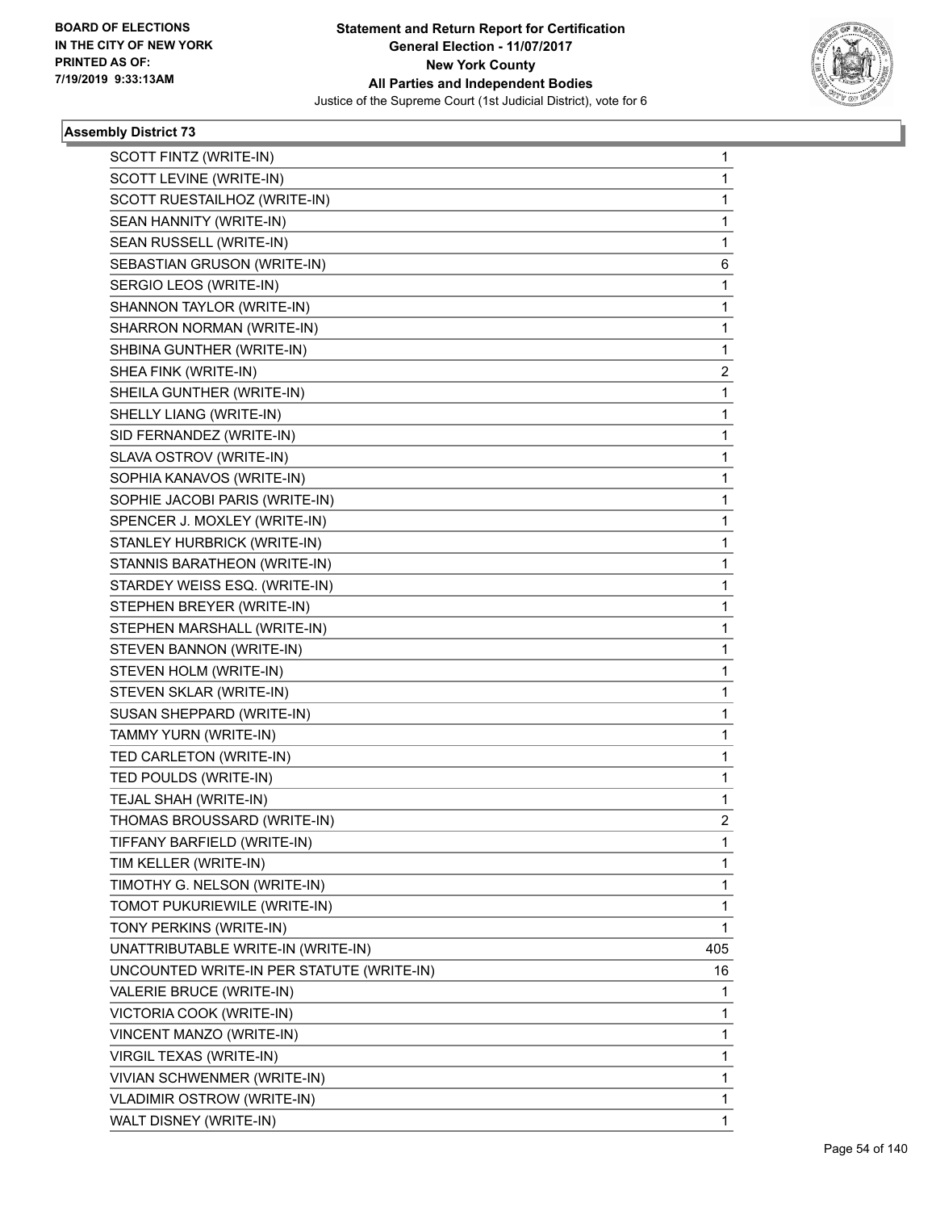**Statement and Return Report for Certification**
**General Election - 11/07/2017**
**New York County**
**All Parties and Independent Bodies**
Justice of the Supreme Court (1st Judicial District), vote for 6

BOARD OF ELECTIONS IN THE CITY OF NEW YORK PRINTED AS OF: 7/19/2019 9:33:13AM

### Assembly District 73

| | |
|---|---|
| SCOTT FINTZ (WRITE-IN) | 1 |
| SCOTT LEVINE (WRITE-IN) | 1 |
| SCOTT RUESTAILHOZ (WRITE-IN) | 1 |
| SEAN HANNITY (WRITE-IN) | 1 |
| SEAN RUSSELL (WRITE-IN) | 1 |
| SEBASTIAN GRUSON (WRITE-IN) | 6 |
| SERGIO LEOS (WRITE-IN) | 1 |
| SHANNON TAYLOR (WRITE-IN) | 1 |
| SHARRON NORMAN (WRITE-IN) | 1 |
| SHBINA GUNTHER (WRITE-IN) | 1 |
| SHEA FINK (WRITE-IN) | 2 |
| SHEILA GUNTHER (WRITE-IN) | 1 |
| SHELLY LIANG (WRITE-IN) | 1 |
| SID FERNANDEZ (WRITE-IN) | 1 |
| SLAVA OSTROV (WRITE-IN) | 1 |
| SOPHIA KANAVOS (WRITE-IN) | 1 |
| SOPHIE JACOBI PARIS (WRITE-IN) | 1 |
| SPENCER J. MOXLEY (WRITE-IN) | 1 |
| STANLEY HURBRICK (WRITE-IN) | 1 |
| STANNIS BARATHEON (WRITE-IN) | 1 |
| STARDEY WEISS ESQ. (WRITE-IN) | 1 |
| STEPHEN BREYER (WRITE-IN) | 1 |
| STEPHEN MARSHALL (WRITE-IN) | 1 |
| STEVEN BANNON (WRITE-IN) | 1 |
| STEVEN HOLM (WRITE-IN) | 1 |
| STEVEN SKLAR (WRITE-IN) | 1 |
| SUSAN SHEPPARD (WRITE-IN) | 1 |
| TAMMY YURN (WRITE-IN) | 1 |
| TED CARLETON (WRITE-IN) | 1 |
| TED POULDS (WRITE-IN) | 1 |
| TEJAL SHAH (WRITE-IN) | 1 |
| THOMAS BROUSSARD (WRITE-IN) | 2 |
| TIFFANY BARFIELD (WRITE-IN) | 1 |
| TIM KELLER (WRITE-IN) | 1 |
| TIMOTHY G. NELSON (WRITE-IN) | 1 |
| TOMOT PUKURIEWILE (WRITE-IN) | 1 |
| TONY PERKINS (WRITE-IN) | 1 |
| UNATTRIBUTABLE WRITE-IN (WRITE-IN) | 405 |
| UNCOUNTED WRITE-IN PER STATUTE (WRITE-IN) | 16 |
| VALERIE BRUCE (WRITE-IN) | 1 |
| VICTORIA COOK (WRITE-IN) | 1 |
| VINCENT MANZO (WRITE-IN) | 1 |
| VIRGIL TEXAS (WRITE-IN) | 1 |
| VIVIAN SCHWENMER (WRITE-IN) | 1 |
| VLADIMIR OSTROW (WRITE-IN) | 1 |
| WALT DISNEY (WRITE-IN) | 1 |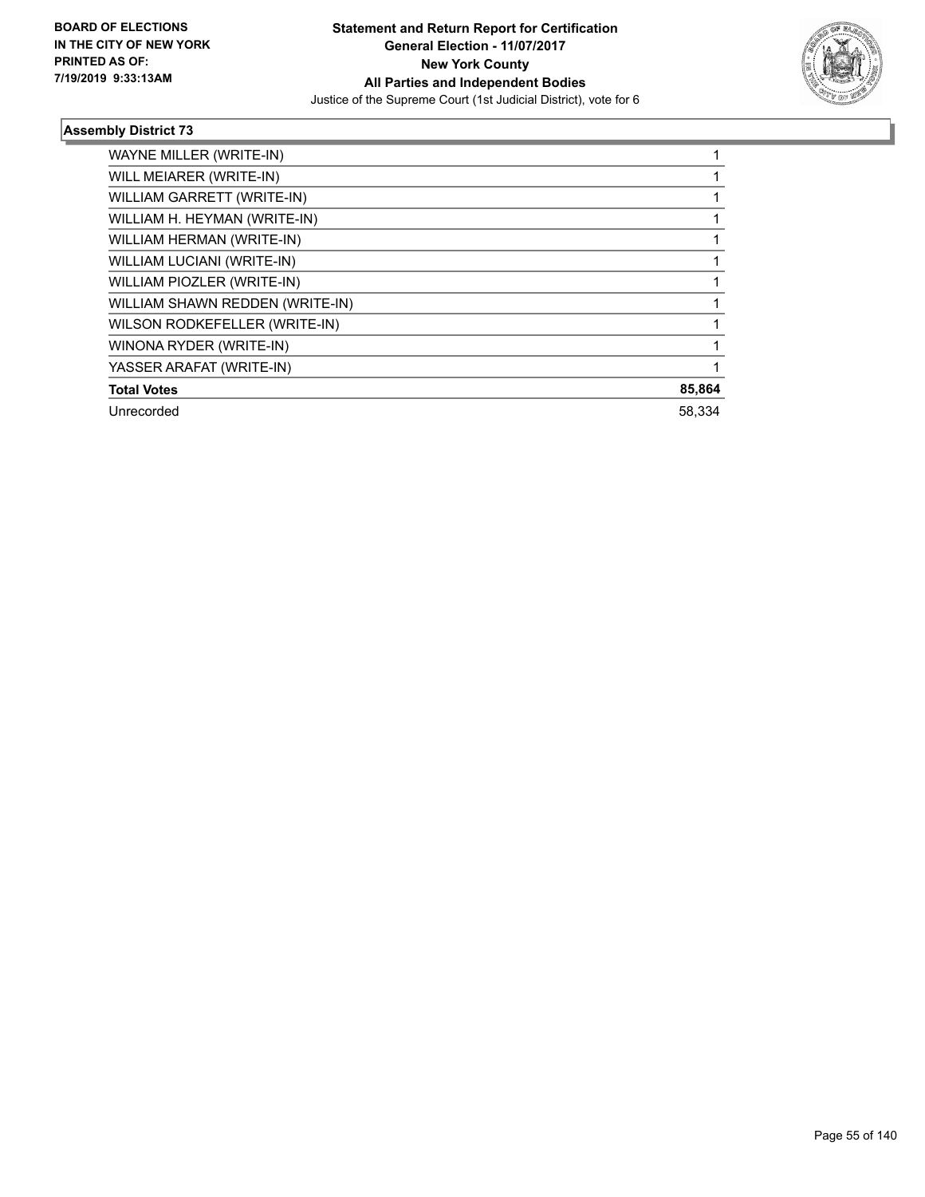**BOARD OF ELECTIONS IN THE CITY OF NEW YORK PRINTED AS OF: 7/19/2019 9:33:13AM**

**Statement and Return Report for Certification General Election - 11/07/2017 New York County All Parties and Independent Bodies**

Justice of the Supreme Court (1st Judicial District), vote for 6

### Assembly District 73

| | |
|---|---|
| WAYNE MILLER (WRITE-IN) | 1 |
| WILL MEIARER (WRITE-IN) | 1 |
| WILLIAM GARRETT (WRITE-IN) | 1 |
| WILLIAM H. HEYMAN (WRITE-IN) | 1 |
| WILLIAM HERMAN (WRITE-IN) | 1 |
| WILLIAM LUCIANI (WRITE-IN) | 1 |
| WILLIAM PIOZLER (WRITE-IN) | 1 |
| WILLIAM SHAWN REDDEN (WRITE-IN) | 1 |
| WILSON RODKEFELLER (WRITE-IN) | 1 |
| WINONA RYDER (WRITE-IN) | 1 |
| YASSER ARAFAT (WRITE-IN) | 1 |
| **Total Votes** | **85,864** |
| Unrecorded | 58,334 |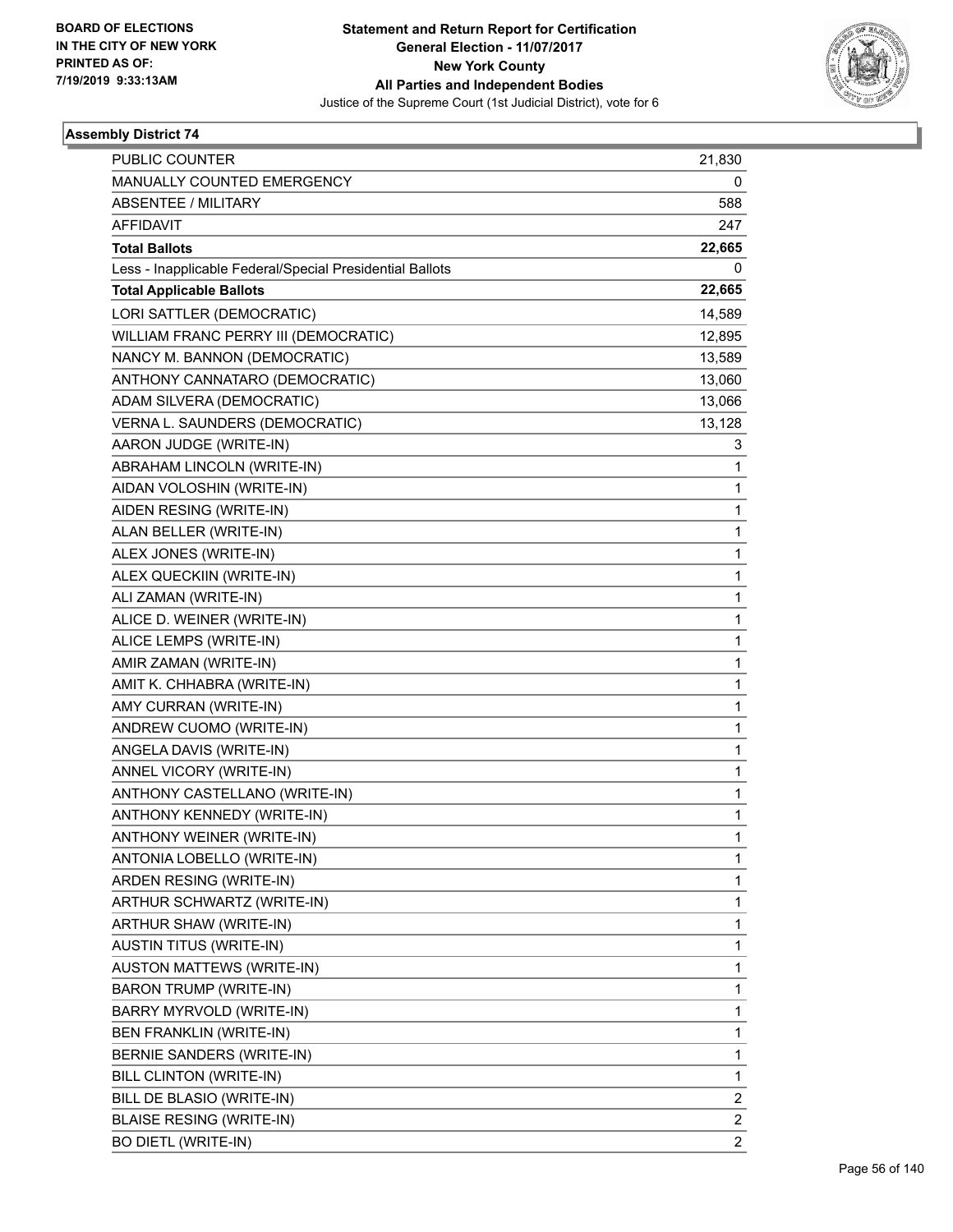BOARD OF ELECTIONS
IN THE CITY OF NEW YORK
PRINTED AS OF:
7/19/2019 9:33:13AM

**Statement and Return Report for Certification**
**General Election - 11/07/2017**
**New York County**
**All Parties and Independent Bodies**
Justice of the Supreme Court (1st Judicial District), vote for 6

### Assembly District 74

| | |
|---|---|
| PUBLIC COUNTER | 21,830 |
| MANUALLY COUNTED EMERGENCY | 0 |
| ABSENTEE / MILITARY | 588 |
| AFFIDAVIT | 247 |
| **Total Ballots** | **22,665** |
| Less - Inapplicable Federal/Special Presidential Ballots | 0 |
| **Total Applicable Ballots** | **22,665** |
| LORI SATTLER (DEMOCRATIC) | 14,589 |
| WILLIAM FRANC PERRY III (DEMOCRATIC) | 12,895 |
| NANCY M. BANNON (DEMOCRATIC) | 13,589 |
| ANTHONY CANNATARO (DEMOCRATIC) | 13,060 |
| ADAM SILVERA (DEMOCRATIC) | 13,066 |
| VERNA L. SAUNDERS (DEMOCRATIC) | 13,128 |
| AARON JUDGE (WRITE-IN) | 3 |
| ABRAHAM LINCOLN (WRITE-IN) | 1 |
| AIDAN VOLOSHIN (WRITE-IN) | 1 |
| AIDEN RESING (WRITE-IN) | 1 |
| ALAN BELLER (WRITE-IN) | 1 |
| ALEX JONES (WRITE-IN) | 1 |
| ALEX QUECKIIN (WRITE-IN) | 1 |
| ALI ZAMAN (WRITE-IN) | 1 |
| ALICE D. WEINER (WRITE-IN) | 1 |
| ALICE LEMPS (WRITE-IN) | 1 |
| AMIR ZAMAN (WRITE-IN) | 1 |
| AMIT K. CHHABRA (WRITE-IN) | 1 |
| AMY CURRAN (WRITE-IN) | 1 |
| ANDREW CUOMO (WRITE-IN) | 1 |
| ANGELA DAVIS (WRITE-IN) | 1 |
| ANNEL VICORY (WRITE-IN) | 1 |
| ANTHONY CASTELLANO (WRITE-IN) | 1 |
| ANTHONY KENNEDY (WRITE-IN) | 1 |
| ANTHONY WEINER (WRITE-IN) | 1 |
| ANTONIA LOBELLO (WRITE-IN) | 1 |
| ARDEN RESING (WRITE-IN) | 1 |
| ARTHUR SCHWARTZ (WRITE-IN) | 1 |
| ARTHUR SHAW (WRITE-IN) | 1 |
| AUSTIN TITUS (WRITE-IN) | 1 |
| AUSTON MATTEWS (WRITE-IN) | 1 |
| BARON TRUMP (WRITE-IN) | 1 |
| BARRY MYRVOLD (WRITE-IN) | 1 |
| BEN FRANKLIN (WRITE-IN) | 1 |
| BERNIE SANDERS (WRITE-IN) | 1 |
| BILL CLINTON (WRITE-IN) | 1 |
| BILL DE BLASIO (WRITE-IN) | 2 |
| BLAISE RESING (WRITE-IN) | 2 |
| BO DIETL (WRITE-IN) | 2 |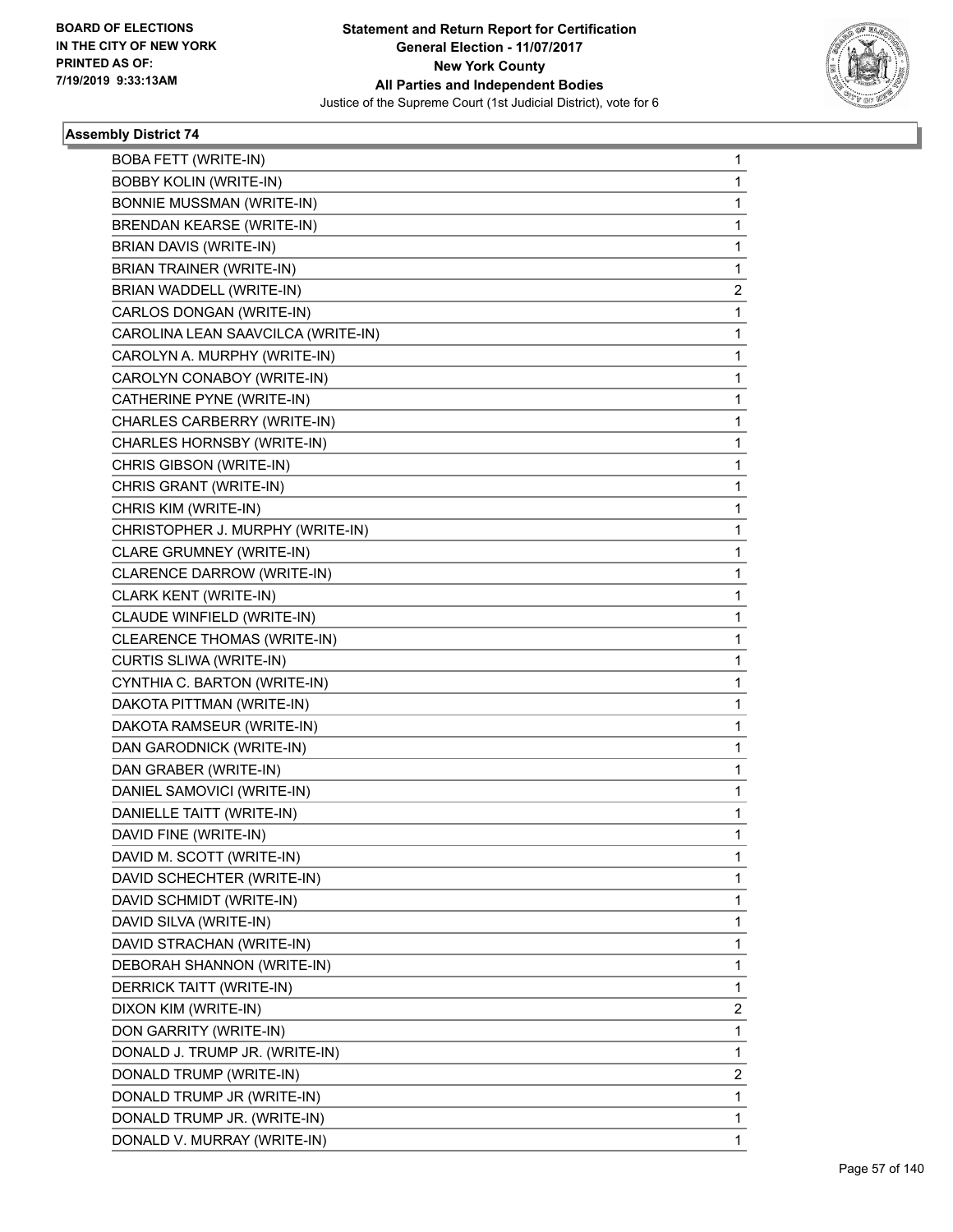**Statement and Return Report for Certification**
**General Election - 11/07/2017**
**New York County**
**All Parties and Independent Bodies**
Justice of the Supreme Court (1st Judicial District), vote for 6

BOARD OF ELECTIONS
IN THE CITY OF NEW YORK
PRINTED AS OF:
7/19/2019 9:33:13AM

**Assembly District 74**

| | |
|---|---|
| BOBA FETT (WRITE-IN) | 1 |
| BOBBY KOLIN (WRITE-IN) | 1 |
| BONNIE MUSSMAN (WRITE-IN) | 1 |
| BRENDAN KEARSE (WRITE-IN) | 1 |
| BRIAN DAVIS (WRITE-IN) | 1 |
| BRIAN TRAINER (WRITE-IN) | 1 |
| BRIAN WADDELL (WRITE-IN) | 2 |
| CARLOS DONGAN (WRITE-IN) | 1 |
| CAROLINA LEAN SAAVCILCA (WRITE-IN) | 1 |
| CAROLYN A. MURPHY (WRITE-IN) | 1 |
| CAROLYN CONABOY (WRITE-IN) | 1 |
| CATHERINE PYNE (WRITE-IN) | 1 |
| CHARLES CARBERRY (WRITE-IN) | 1 |
| CHARLES HORNSBY (WRITE-IN) | 1 |
| CHRIS GIBSON (WRITE-IN) | 1 |
| CHRIS GRANT (WRITE-IN) | 1 |
| CHRIS KIM (WRITE-IN) | 1 |
| CHRISTOPHER J. MURPHY (WRITE-IN) | 1 |
| CLARE GRUMNEY (WRITE-IN) | 1 |
| CLARENCE DARROW (WRITE-IN) | 1 |
| CLARK KENT (WRITE-IN) | 1 |
| CLAUDE WINFIELD (WRITE-IN) | 1 |
| CLEARENCE THOMAS (WRITE-IN) | 1 |
| CURTIS SLIWA (WRITE-IN) | 1 |
| CYNTHIA C. BARTON (WRITE-IN) | 1 |
| DAKOTA PITTMAN (WRITE-IN) | 1 |
| DAKOTA RAMSEUR (WRITE-IN) | 1 |
| DAN GARODNICK (WRITE-IN) | 1 |
| DAN GRABER (WRITE-IN) | 1 |
| DANIEL SAMOVICI (WRITE-IN) | 1 |
| DANIELLE TAITT (WRITE-IN) | 1 |
| DAVID FINE (WRITE-IN) | 1 |
| DAVID M. SCOTT (WRITE-IN) | 1 |
| DAVID SCHECHTER (WRITE-IN) | 1 |
| DAVID SCHMIDT (WRITE-IN) | 1 |
| DAVID SILVA (WRITE-IN) | 1 |
| DAVID STRACHAN (WRITE-IN) | 1 |
| DEBORAH SHANNON (WRITE-IN) | 1 |
| DERRICK TAITT (WRITE-IN) | 1 |
| DIXON KIM (WRITE-IN) | 2 |
| DON GARRITY (WRITE-IN) | 1 |
| DONALD J. TRUMP JR. (WRITE-IN) | 1 |
| DONALD TRUMP (WRITE-IN) | 2 |
| DONALD TRUMP JR (WRITE-IN) | 1 |
| DONALD TRUMP JR. (WRITE-IN) | 1 |
| DONALD V. MURRAY (WRITE-IN) | 1 |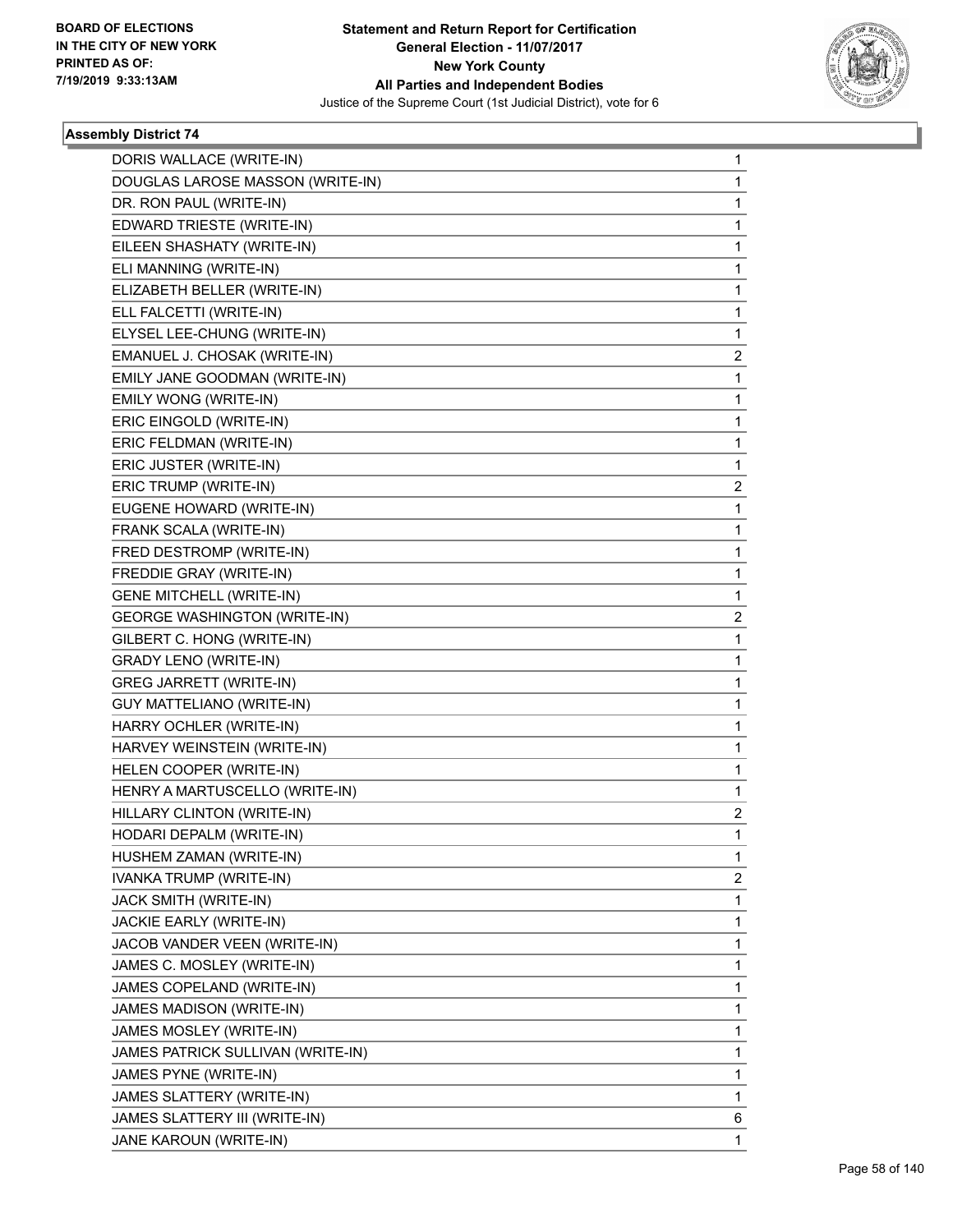## Assembly District 74

| | |
|---|---|
| DORIS WALLACE (WRITE-IN) | 1 |
| DOUGLAS LAROSE MASSON (WRITE-IN) | 1 |
| DR. RON PAUL (WRITE-IN) | 1 |
| EDWARD TRIESTE (WRITE-IN) | 1 |
| EILEEN SHASHATY (WRITE-IN) | 1 |
| ELI MANNING (WRITE-IN) | 1 |
| ELIZABETH BELLER (WRITE-IN) | 1 |
| ELL FALCETTI (WRITE-IN) | 1 |
| ELYSEL LEE-CHUNG (WRITE-IN) | 1 |
| EMANUEL J. CHOSAK (WRITE-IN) | 2 |
| EMILY JANE GOODMAN (WRITE-IN) | 1 |
| EMILY WONG (WRITE-IN) | 1 |
| ERIC EINGOLD (WRITE-IN) | 1 |
| ERIC FELDMAN (WRITE-IN) | 1 |
| ERIC JUSTER (WRITE-IN) | 1 |
| ERIC TRUMP (WRITE-IN) | 2 |
| EUGENE HOWARD (WRITE-IN) | 1 |
| FRANK SCALA (WRITE-IN) | 1 |
| FRED DESTROMP (WRITE-IN) | 1 |
| FREDDIE GRAY (WRITE-IN) | 1 |
| GENE MITCHELL (WRITE-IN) | 1 |
| GEORGE WASHINGTON (WRITE-IN) | 2 |
| GILBERT C. HONG (WRITE-IN) | 1 |
| GRADY LENO (WRITE-IN) | 1 |
| GREG JARRETT (WRITE-IN) | 1 |
| GUY MATTELIANO (WRITE-IN) | 1 |
| HARRY OCHLER (WRITE-IN) | 1 |
| HARVEY WEINSTEIN (WRITE-IN) | 1 |
| HELEN COOPER (WRITE-IN) | 1 |
| HENRY A MARTUSCELLO (WRITE-IN) | 1 |
| HILLARY CLINTON (WRITE-IN) | 2 |
| HODARI DEPALM (WRITE-IN) | 1 |
| HUSHEM ZAMAN (WRITE-IN) | 1 |
| IVANKA TRUMP (WRITE-IN) | 2 |
| JACK SMITH (WRITE-IN) | 1 |
| JACKIE EARLY (WRITE-IN) | 1 |
| JACOB VANDER VEEN (WRITE-IN) | 1 |
| JAMES C. MOSLEY (WRITE-IN) | 1 |
| JAMES COPELAND (WRITE-IN) | 1 |
| JAMES MADISON (WRITE-IN) | 1 |
| JAMES MOSLEY (WRITE-IN) | 1 |
| JAMES PATRICK SULLIVAN (WRITE-IN) | 1 |
| JAMES PYNE (WRITE-IN) | 1 |
| JAMES SLATTERY (WRITE-IN) | 1 |
| JAMES SLATTERY III (WRITE-IN) | 6 |
| JANE KAROUN (WRITE-IN) | 1 |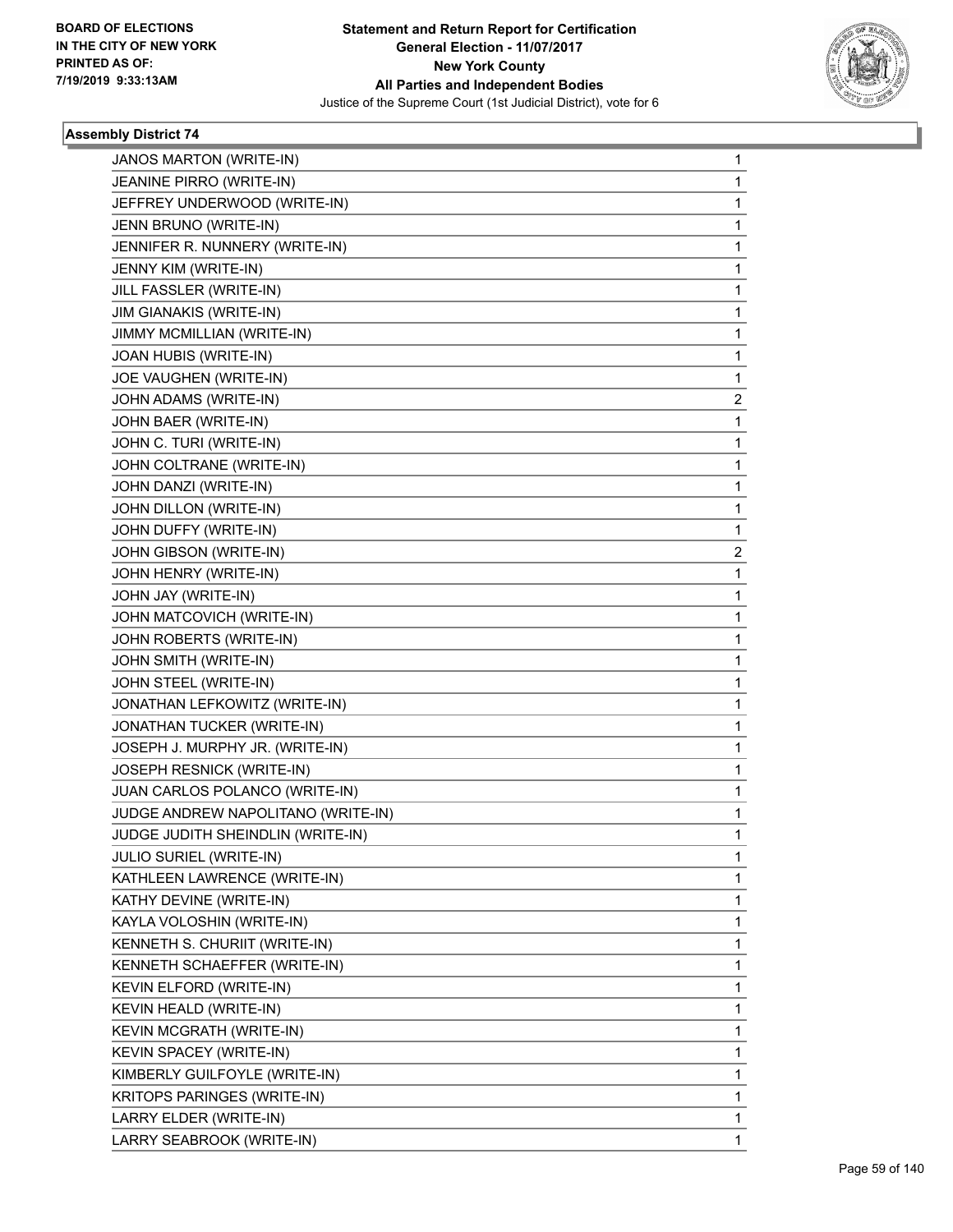**Statement and Return Report for Certification**
**General Election - 11/07/2017**
**New York County**
**All Parties and Independent Bodies**
Justice of the Supreme Court (1st Judicial District), vote for 6

BOARD OF ELECTIONS
IN THE CITY OF NEW YORK
PRINTED AS OF:
7/19/2019 9:33:13AM

### Assembly District 74

| | |
|---|---|
| JANOS MARTON (WRITE-IN) | 1 |
| JEANINE PIRRO (WRITE-IN) | 1 |
| JEFFREY UNDERWOOD (WRITE-IN) | 1 |
| JENN BRUNO (WRITE-IN) | 1 |
| JENNIFER R. NUNNERY (WRITE-IN) | 1 |
| JENNY KIM (WRITE-IN) | 1 |
| JILL FASSLER (WRITE-IN) | 1 |
| JIM GIANAKIS (WRITE-IN) | 1 |
| JIMMY MCMILLIAN (WRITE-IN) | 1 |
| JOAN HUBIS (WRITE-IN) | 1 |
| JOE VAUGHEN (WRITE-IN) | 1 |
| JOHN ADAMS (WRITE-IN) | 2 |
| JOHN BAER (WRITE-IN) | 1 |
| JOHN C. TURI (WRITE-IN) | 1 |
| JOHN COLTRANE (WRITE-IN) | 1 |
| JOHN DANZI (WRITE-IN) | 1 |
| JOHN DILLON (WRITE-IN) | 1 |
| JOHN DUFFY (WRITE-IN) | 1 |
| JOHN GIBSON (WRITE-IN) | 2 |
| JOHN HENRY (WRITE-IN) | 1 |
| JOHN JAY (WRITE-IN) | 1 |
| JOHN MATCOVICH (WRITE-IN) | 1 |
| JOHN ROBERTS (WRITE-IN) | 1 |
| JOHN SMITH (WRITE-IN) | 1 |
| JOHN STEEL (WRITE-IN) | 1 |
| JONATHAN LEFKOWITZ (WRITE-IN) | 1 |
| JONATHAN TUCKER (WRITE-IN) | 1 |
| JOSEPH J. MURPHY JR. (WRITE-IN) | 1 |
| JOSEPH RESNICK (WRITE-IN) | 1 |
| JUAN CARLOS POLANCO (WRITE-IN) | 1 |
| JUDGE ANDREW NAPOLITANO (WRITE-IN) | 1 |
| JUDGE JUDITH SHEINDLIN (WRITE-IN) | 1 |
| JULIO SURIEL (WRITE-IN) | 1 |
| KATHLEEN LAWRENCE (WRITE-IN) | 1 |
| KATHY DEVINE (WRITE-IN) | 1 |
| KAYLA VOLOSHIN (WRITE-IN) | 1 |
| KENNETH S. CHURIIT (WRITE-IN) | 1 |
| KENNETH SCHAEFFER (WRITE-IN) | 1 |
| KEVIN ELFORD (WRITE-IN) | 1 |
| KEVIN HEALD (WRITE-IN) | 1 |
| KEVIN MCGRATH (WRITE-IN) | 1 |
| KEVIN SPACEY (WRITE-IN) | 1 |
| KIMBERLY GUILFOYLE (WRITE-IN) | 1 |
| KRITOPS PARINGES (WRITE-IN) | 1 |
| LARRY ELDER (WRITE-IN) | 1 |
| LARRY SEABROOK (WRITE-IN) | 1 |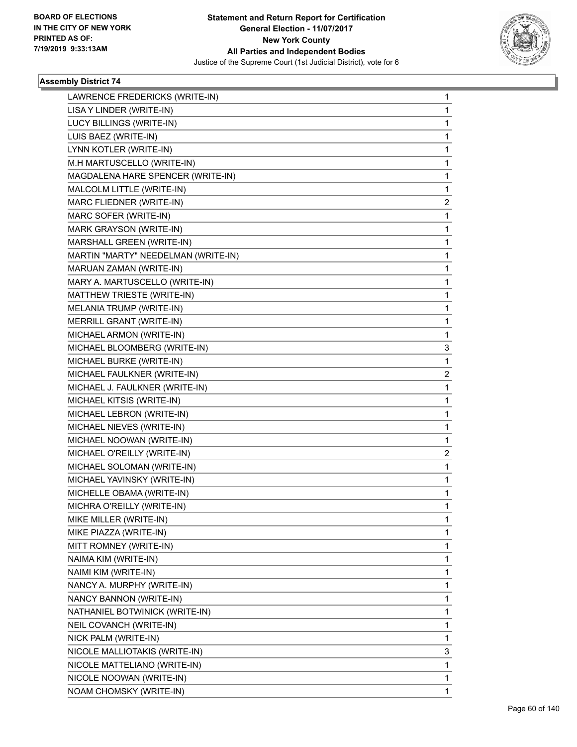## Assembly District 74

| | |
|---|---|
| LAWRENCE FREDERICKS (WRITE-IN) | 1 |
| LISA Y LINDER (WRITE-IN) | 1 |
| LUCY BILLINGS (WRITE-IN) | 1 |
| LUIS BAEZ (WRITE-IN) | 1 |
| LYNN KOTLER (WRITE-IN) | 1 |
| M.H MARTUSCELLO (WRITE-IN) | 1 |
| MAGDALENA HARE SPENCER (WRITE-IN) | 1 |
| MALCOLM LITTLE (WRITE-IN) | 1 |
| MARC FLIEDNER (WRITE-IN) | 2 |
| MARC SOFER (WRITE-IN) | 1 |
| MARK GRAYSON (WRITE-IN) | 1 |
| MARSHALL GREEN (WRITE-IN) | 1 |
| MARTIN "MARTY" NEEDELMAN (WRITE-IN) | 1 |
| MARUAN ZAMAN (WRITE-IN) | 1 |
| MARY A. MARTUSCELLO (WRITE-IN) | 1 |
| MATTHEW TRIESTE (WRITE-IN) | 1 |
| MELANIA TRUMP (WRITE-IN) | 1 |
| MERRILL GRANT (WRITE-IN) | 1 |
| MICHAEL ARMON (WRITE-IN) | 1 |
| MICHAEL BLOOMBERG (WRITE-IN) | 3 |
| MICHAEL BURKE (WRITE-IN) | 1 |
| MICHAEL FAULKNER (WRITE-IN) | 2 |
| MICHAEL J. FAULKNER (WRITE-IN) | 1 |
| MICHAEL KITSIS (WRITE-IN) | 1 |
| MICHAEL LEBRON (WRITE-IN) | 1 |
| MICHAEL NIEVES (WRITE-IN) | 1 |
| MICHAEL NOOWAN (WRITE-IN) | 1 |
| MICHAEL O'REILLY (WRITE-IN) | 2 |
| MICHAEL SOLOMAN (WRITE-IN) | 1 |
| MICHAEL YAVINSKY (WRITE-IN) | 1 |
| MICHELLE OBAMA (WRITE-IN) | 1 |
| MICHRA O'REILLY (WRITE-IN) | 1 |
| MIKE MILLER (WRITE-IN) | 1 |
| MIKE PIAZZA (WRITE-IN) | 1 |
| MITT ROMNEY (WRITE-IN) | 1 |
| NAIMA KIM (WRITE-IN) | 1 |
| NAIMI KIM (WRITE-IN) | 1 |
| NANCY A. MURPHY (WRITE-IN) | 1 |
| NANCY BANNON (WRITE-IN) | 1 |
| NATHANIEL BOTWINICK (WRITE-IN) | 1 |
| NEIL COVANCH (WRITE-IN) | 1 |
| NICK PALM (WRITE-IN) | 1 |
| NICOLE MALLIOTAKIS (WRITE-IN) | 3 |
| NICOLE MATTELIANO (WRITE-IN) | 1 |
| NICOLE NOOWAN (WRITE-IN) | 1 |
| NOAM CHOMSKY (WRITE-IN) | 1 |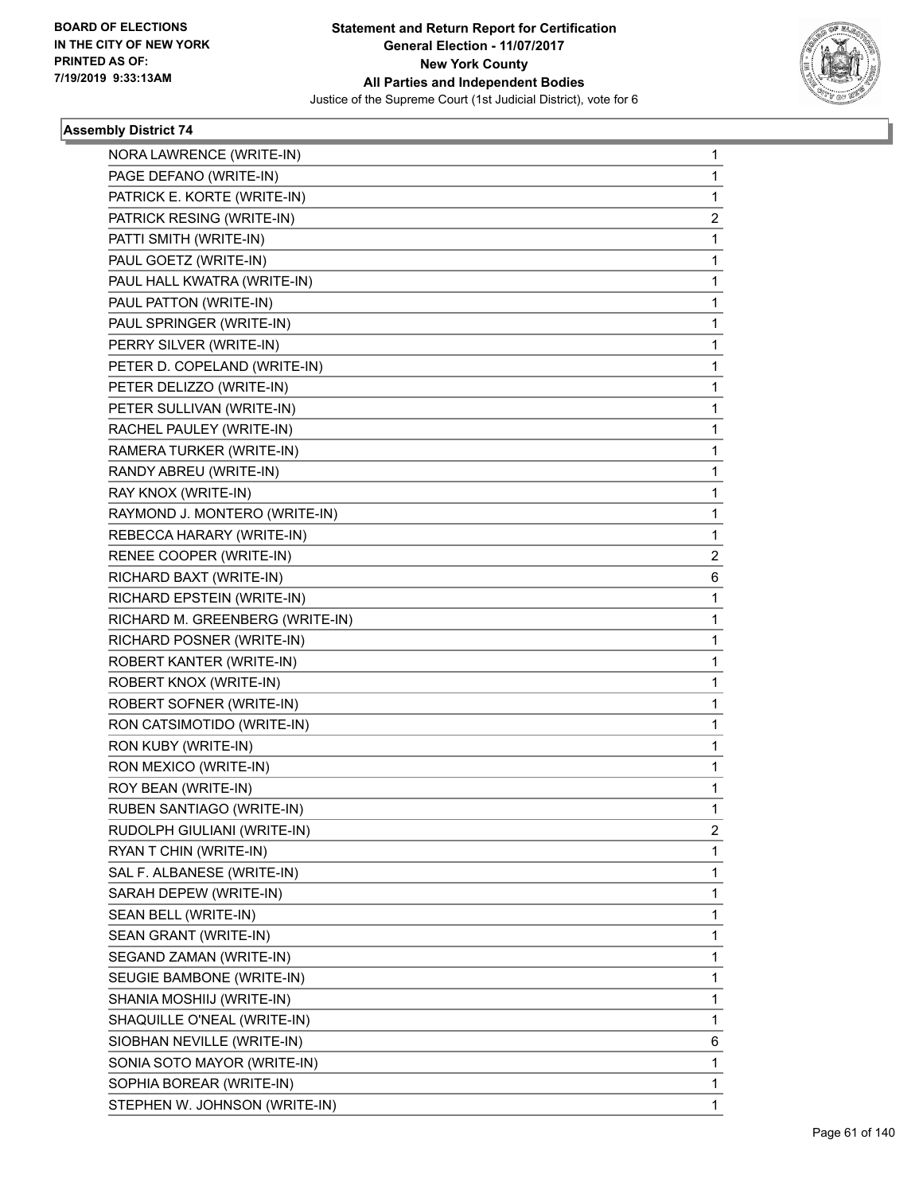BOARD OF ELECTIONS
IN THE CITY OF NEW YORK
PRINTED AS OF:
7/19/2019 9:33:13AM

**Statement and Return Report for Certification**
**General Election - 11/07/2017**
**New York County**
**All Parties and Independent Bodies**
Justice of the Supreme Court (1st Judicial District), vote for 6

### Assembly District 74

| | |
|---|---|
| NORA LAWRENCE (WRITE-IN) | 1 |
| PAGE DEFANO (WRITE-IN) | 1 |
| PATRICK E. KORTE (WRITE-IN) | 1 |
| PATRICK RESING (WRITE-IN) | 2 |
| PATTI SMITH (WRITE-IN) | 1 |
| PAUL GOETZ (WRITE-IN) | 1 |
| PAUL HALL KWATRA (WRITE-IN) | 1 |
| PAUL PATTON (WRITE-IN) | 1 |
| PAUL SPRINGER (WRITE-IN) | 1 |
| PERRY SILVER (WRITE-IN) | 1 |
| PETER D. COPELAND (WRITE-IN) | 1 |
| PETER DELIZZO (WRITE-IN) | 1 |
| PETER SULLIVAN (WRITE-IN) | 1 |
| RACHEL PAULEY (WRITE-IN) | 1 |
| RAMERA TURKER (WRITE-IN) | 1 |
| RANDY ABREU (WRITE-IN) | 1 |
| RAY KNOX (WRITE-IN) | 1 |
| RAYMOND J. MONTERO (WRITE-IN) | 1 |
| REBECCA HARARY (WRITE-IN) | 1 |
| RENEE COOPER (WRITE-IN) | 2 |
| RICHARD BAXT (WRITE-IN) | 6 |
| RICHARD EPSTEIN (WRITE-IN) | 1 |
| RICHARD M. GREENBERG (WRITE-IN) | 1 |
| RICHARD POSNER (WRITE-IN) | 1 |
| ROBERT KANTER (WRITE-IN) | 1 |
| ROBERT KNOX (WRITE-IN) | 1 |
| ROBERT SOFNER (WRITE-IN) | 1 |
| RON CATSIMOTIDO (WRITE-IN) | 1 |
| RON KUBY (WRITE-IN) | 1 |
| RON MEXICO (WRITE-IN) | 1 |
| ROY BEAN (WRITE-IN) | 1 |
| RUBEN SANTIAGO (WRITE-IN) | 1 |
| RUDOLPH GIULIANI (WRITE-IN) | 2 |
| RYAN T CHIN (WRITE-IN) | 1 |
| SAL F. ALBANESE (WRITE-IN) | 1 |
| SARAH DEPEW (WRITE-IN) | 1 |
| SEAN BELL (WRITE-IN) | 1 |
| SEAN GRANT (WRITE-IN) | 1 |
| SEGAND ZAMAN (WRITE-IN) | 1 |
| SEUGIE BAMBONE (WRITE-IN) | 1 |
| SHANIA MOSHIIJ (WRITE-IN) | 1 |
| SHAQUILLE O'NEAL (WRITE-IN) | 1 |
| SIOBHAN NEVILLE (WRITE-IN) | 6 |
| SONIA SOTO MAYOR (WRITE-IN) | 1 |
| SOPHIA BOREAR (WRITE-IN) | 1 |
| STEPHEN W. JOHNSON (WRITE-IN) | 1 |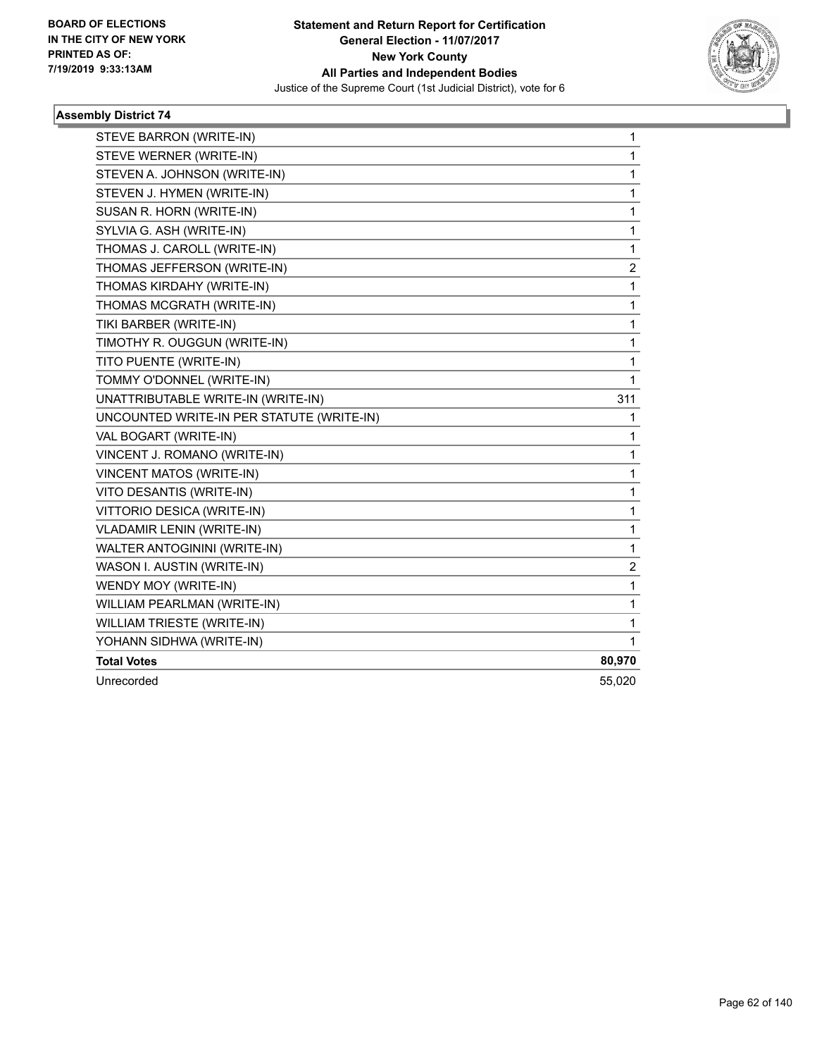BOARD OF ELECTIONS IN THE CITY OF NEW YORK PRINTED AS OF: 7/19/2019 9:33:13AM

**Statement and Return Report for Certification**
**General Election - 11/07/2017**
**New York County**
**All Parties and Independent Bodies**
Justice of the Supreme Court (1st Judicial District), vote for 6

### Assembly District 74

| | |
|---|---|
| STEVE BARRON (WRITE-IN) | 1 |
| STEVE WERNER (WRITE-IN) | 1 |
| STEVEN A. JOHNSON (WRITE-IN) | 1 |
| STEVEN J. HYMEN (WRITE-IN) | 1 |
| SUSAN R. HORN (WRITE-IN) | 1 |
| SYLVIA G. ASH (WRITE-IN) | 1 |
| THOMAS J. CAROLL (WRITE-IN) | 1 |
| THOMAS JEFFERSON (WRITE-IN) | 2 |
| THOMAS KIRDAHY (WRITE-IN) | 1 |
| THOMAS MCGRATH (WRITE-IN) | 1 |
| TIKI BARBER (WRITE-IN) | 1 |
| TIMOTHY R. OUGGUN (WRITE-IN) | 1 |
| TITO PUENTE (WRITE-IN) | 1 |
| TOMMY O'DONNEL (WRITE-IN) | 1 |
| UNATTRIBUTABLE WRITE-IN (WRITE-IN) | 311 |
| UNCOUNTED WRITE-IN PER STATUTE (WRITE-IN) | 1 |
| VAL BOGART (WRITE-IN) | 1 |
| VINCENT J. ROMANO (WRITE-IN) | 1 |
| VINCENT MATOS (WRITE-IN) | 1 |
| VITO DESANTIS (WRITE-IN) | 1 |
| VITTORIO DESICA (WRITE-IN) | 1 |
| VLADAMIR LENIN (WRITE-IN) | 1 |
| WALTER ANTOGININI (WRITE-IN) | 1 |
| WASON I. AUSTIN (WRITE-IN) | 2 |
| WENDY MOY (WRITE-IN) | 1 |
| WILLIAM PEARLMAN (WRITE-IN) | 1 |
| WILLIAM TRIESTE (WRITE-IN) | 1 |
| YOHANN SIDHWA (WRITE-IN) | 1 |
| **Total Votes** | **80,970** |
| Unrecorded | 55,020 |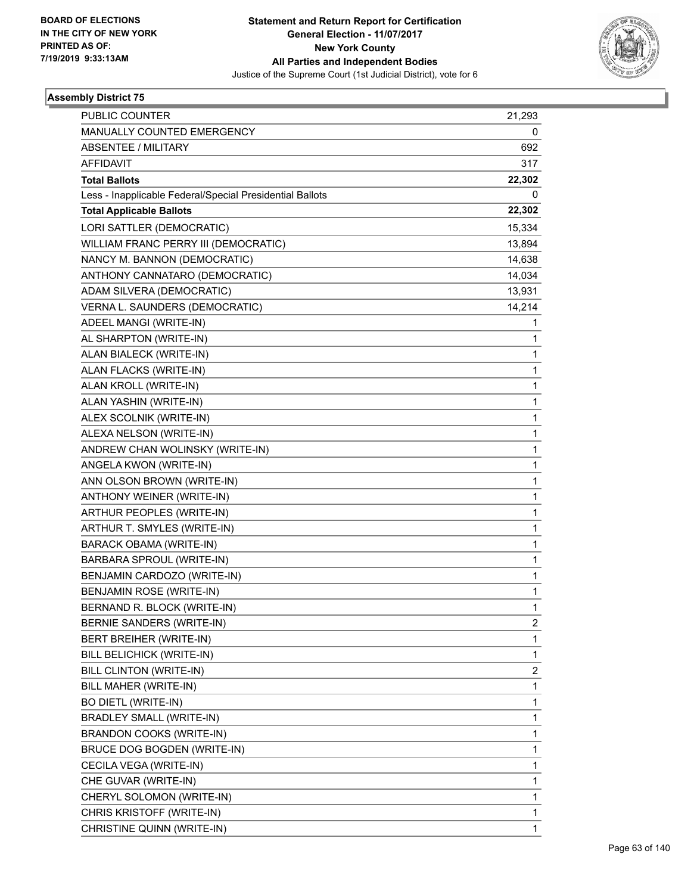BOARD OF ELECTIONS
IN THE CITY OF NEW YORK
PRINTED AS OF:
7/19/2019 9:33:13AM

**Statement and Return Report for Certification**
**General Election - 11/07/2017**
**New York County**
**All Parties and Independent Bodies**
Justice of the Supreme Court (1st Judicial District), vote for 6

### Assembly District 75

| | |
|---|---|
| PUBLIC COUNTER | 21,293 |
| MANUALLY COUNTED EMERGENCY | 0 |
| ABSENTEE / MILITARY | 692 |
| AFFIDAVIT | 317 |
| **Total Ballots** | **22,302** |
| Less - Inapplicable Federal/Special Presidential Ballots | 0 |
| **Total Applicable Ballots** | **22,302** |
| LORI SATTLER (DEMOCRATIC) | 15,334 |
| WILLIAM FRANC PERRY III (DEMOCRATIC) | 13,894 |
| NANCY M. BANNON (DEMOCRATIC) | 14,638 |
| ANTHONY CANNATARO (DEMOCRATIC) | 14,034 |
| ADAM SILVERA (DEMOCRATIC) | 13,931 |
| VERNA L. SAUNDERS (DEMOCRATIC) | 14,214 |
| ADEEL MANGI (WRITE-IN) | 1 |
| AL SHARPTON (WRITE-IN) | 1 |
| ALAN BIALECK (WRITE-IN) | 1 |
| ALAN FLACKS (WRITE-IN) | 1 |
| ALAN KROLL (WRITE-IN) | 1 |
| ALAN YASHIN (WRITE-IN) | 1 |
| ALEX SCOLNIK (WRITE-IN) | 1 |
| ALEXA NELSON (WRITE-IN) | 1 |
| ANDREW CHAN WOLINSKY (WRITE-IN) | 1 |
| ANGELA KWON (WRITE-IN) | 1 |
| ANN OLSON BROWN (WRITE-IN) | 1 |
| ANTHONY WEINER (WRITE-IN) | 1 |
| ARTHUR PEOPLES (WRITE-IN) | 1 |
| ARTHUR T. SMYLES (WRITE-IN) | 1 |
| BARACK OBAMA (WRITE-IN) | 1 |
| BARBARA SPROUL (WRITE-IN) | 1 |
| BENJAMIN CARDOZO (WRITE-IN) | 1 |
| BENJAMIN ROSE (WRITE-IN) | 1 |
| BERNAND R. BLOCK (WRITE-IN) | 1 |
| BERNIE SANDERS (WRITE-IN) | 2 |
| BERT BREIHER (WRITE-IN) | 1 |
| BILL BELICHICK (WRITE-IN) | 1 |
| BILL CLINTON (WRITE-IN) | 2 |
| BILL MAHER (WRITE-IN) | 1 |
| BO DIETL (WRITE-IN) | 1 |
| BRADLEY SMALL (WRITE-IN) | 1 |
| BRANDON COOKS (WRITE-IN) | 1 |
| BRUCE DOG BOGDEN (WRITE-IN) | 1 |
| CECILA VEGA (WRITE-IN) | 1 |
| CHE GUVAR (WRITE-IN) | 1 |
| CHERYL SOLOMON (WRITE-IN) | 1 |
| CHRIS KRISTOFF (WRITE-IN) | 1 |
| CHRISTINE QUINN (WRITE-IN) | 1 |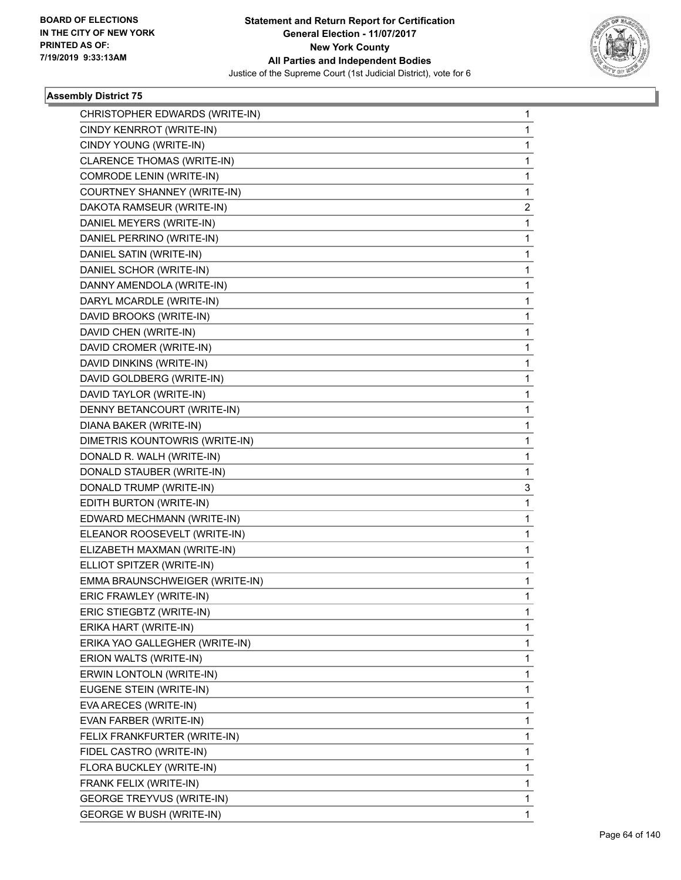BOARD OF ELECTIONS
IN THE CITY OF NEW YORK
PRINTED AS OF:
7/19/2019 9:33:13AM

**Statement and Return Report for Certification**
**General Election - 11/07/2017**
**New York County**
**All Parties and Independent Bodies**
Justice of the Supreme Court (1st Judicial District), vote for 6

### Assembly District 75

| | |
|---|---|
| CHRISTOPHER EDWARDS (WRITE-IN) | 1 |
| CINDY KENRROT (WRITE-IN) | 1 |
| CINDY YOUNG (WRITE-IN) | 1 |
| CLARENCE THOMAS (WRITE-IN) | 1 |
| COMRODE LENIN (WRITE-IN) | 1 |
| COURTNEY SHANNEY (WRITE-IN) | 1 |
| DAKOTA RAMSEUR (WRITE-IN) | 2 |
| DANIEL MEYERS (WRITE-IN) | 1 |
| DANIEL PERRINO (WRITE-IN) | 1 |
| DANIEL SATIN (WRITE-IN) | 1 |
| DANIEL SCHOR (WRITE-IN) | 1 |
| DANNY AMENDOLA (WRITE-IN) | 1 |
| DARYL MCARDLE (WRITE-IN) | 1 |
| DAVID BROOKS (WRITE-IN) | 1 |
| DAVID CHEN (WRITE-IN) | 1 |
| DAVID CROMER (WRITE-IN) | 1 |
| DAVID DINKINS (WRITE-IN) | 1 |
| DAVID GOLDBERG (WRITE-IN) | 1 |
| DAVID TAYLOR (WRITE-IN) | 1 |
| DENNY BETANCOURT (WRITE-IN) | 1 |
| DIANA BAKER (WRITE-IN) | 1 |
| DIMETRIS KOUNTOWRIS (WRITE-IN) | 1 |
| DONALD R. WALH (WRITE-IN) | 1 |
| DONALD STAUBER (WRITE-IN) | 1 |
| DONALD TRUMP (WRITE-IN) | 3 |
| EDITH BURTON (WRITE-IN) | 1 |
| EDWARD MECHMANN (WRITE-IN) | 1 |
| ELEANOR ROOSEVELT (WRITE-IN) | 1 |
| ELIZABETH MAXMAN (WRITE-IN) | 1 |
| ELLIOT SPITZER (WRITE-IN) | 1 |
| EMMA BRAUNSCHWEIGER (WRITE-IN) | 1 |
| ERIC FRAWLEY (WRITE-IN) | 1 |
| ERIC STIEGBTZ (WRITE-IN) | 1 |
| ERIKA HART (WRITE-IN) | 1 |
| ERIKA YAO GALLEGHER (WRITE-IN) | 1 |
| ERION WALTS (WRITE-IN) | 1 |
| ERWIN LONTOLN (WRITE-IN) | 1 |
| EUGENE STEIN (WRITE-IN) | 1 |
| EVA ARECES (WRITE-IN) | 1 |
| EVAN FARBER (WRITE-IN) | 1 |
| FELIX FRANKFURTER (WRITE-IN) | 1 |
| FIDEL CASTRO (WRITE-IN) | 1 |
| FLORA BUCKLEY (WRITE-IN) | 1 |
| FRANK FELIX (WRITE-IN) | 1 |
| GEORGE TREYVUS (WRITE-IN) | 1 |
| GEORGE W BUSH (WRITE-IN) | 1 |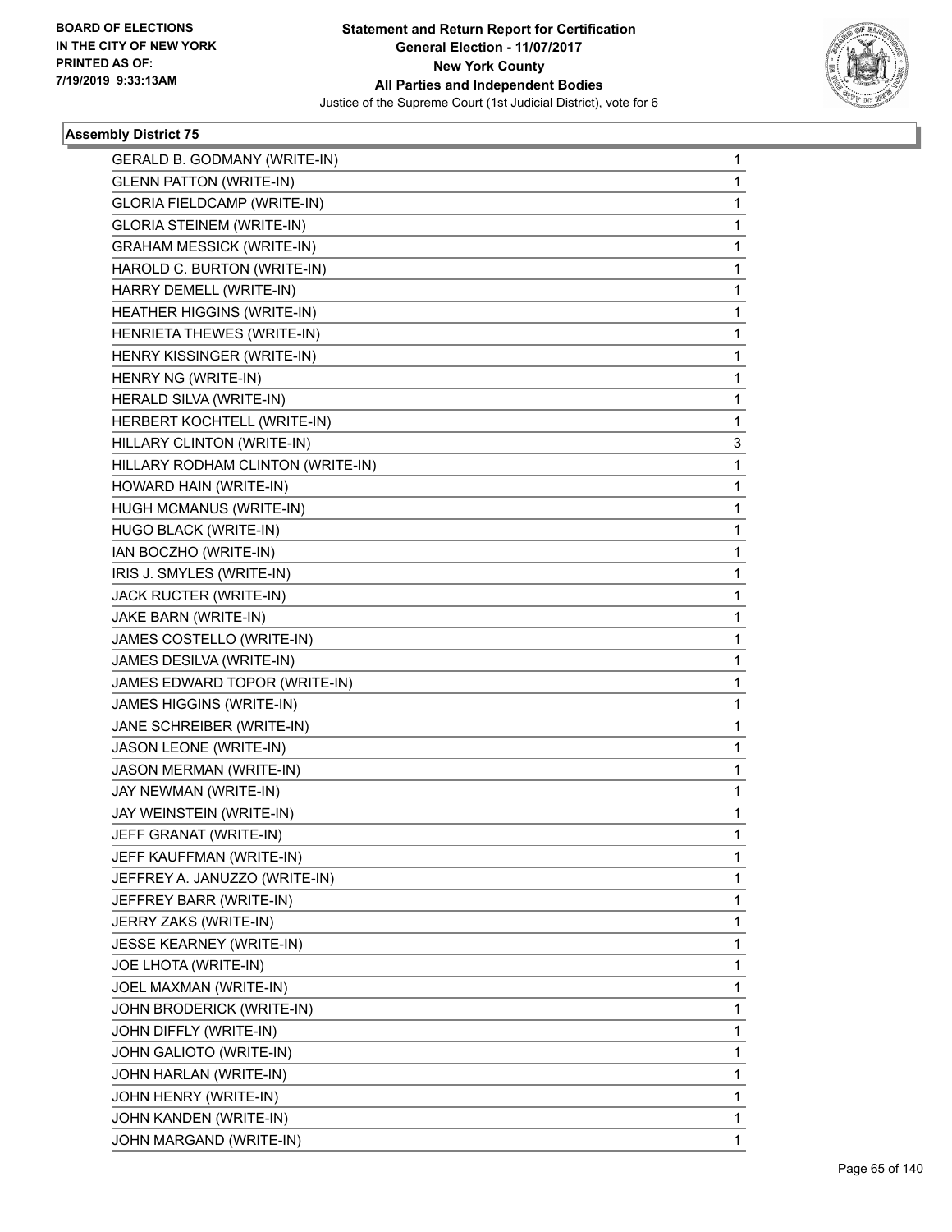**Statement and Return Report for Certification**
**General Election - 11/07/2017**
**New York County**
**All Parties and Independent Bodies**
Justice of the Supreme Court (1st Judicial District), vote for 6

BOARD OF ELECTIONS
IN THE CITY OF NEW YORK
PRINTED AS OF:
7/19/2019 9:33:13AM

### Assembly District 75

| | |
|---|---|
| GERALD B. GODMANY (WRITE-IN) | 1 |
| GLENN PATTON (WRITE-IN) | 1 |
| GLORIA FIELDCAMP (WRITE-IN) | 1 |
| GLORIA STEINEM (WRITE-IN) | 1 |
| GRAHAM MESSICK (WRITE-IN) | 1 |
| HAROLD C. BURTON (WRITE-IN) | 1 |
| HARRY DEMELL (WRITE-IN) | 1 |
| HEATHER HIGGINS (WRITE-IN) | 1 |
| HENRIETA THEWES (WRITE-IN) | 1 |
| HENRY KISSINGER (WRITE-IN) | 1 |
| HENRY NG (WRITE-IN) | 1 |
| HERALD SILVA (WRITE-IN) | 1 |
| HERBERT KOCHTELL (WRITE-IN) | 1 |
| HILLARY CLINTON (WRITE-IN) | 3 |
| HILLARY RODHAM CLINTON (WRITE-IN) | 1 |
| HOWARD HAIN (WRITE-IN) | 1 |
| HUGH MCMANUS (WRITE-IN) | 1 |
| HUGO BLACK (WRITE-IN) | 1 |
| IAN BOCZHO (WRITE-IN) | 1 |
| IRIS J. SMYLES (WRITE-IN) | 1 |
| JACK RUCTER (WRITE-IN) | 1 |
| JAKE BARN (WRITE-IN) | 1 |
| JAMES COSTELLO (WRITE-IN) | 1 |
| JAMES DESILVA (WRITE-IN) | 1 |
| JAMES EDWARD TOPOR (WRITE-IN) | 1 |
| JAMES HIGGINS (WRITE-IN) | 1 |
| JANE SCHREIBER (WRITE-IN) | 1 |
| JASON LEONE (WRITE-IN) | 1 |
| JASON MERMAN (WRITE-IN) | 1 |
| JAY NEWMAN (WRITE-IN) | 1 |
| JAY WEINSTEIN (WRITE-IN) | 1 |
| JEFF GRANAT (WRITE-IN) | 1 |
| JEFF KAUFFMAN (WRITE-IN) | 1 |
| JEFFREY A. JANUZZO (WRITE-IN) | 1 |
| JEFFREY BARR (WRITE-IN) | 1 |
| JERRY ZAKS (WRITE-IN) | 1 |
| JESSE KEARNEY (WRITE-IN) | 1 |
| JOE LHOTA (WRITE-IN) | 1 |
| JOEL MAXMAN (WRITE-IN) | 1 |
| JOHN BRODERICK (WRITE-IN) | 1 |
| JOHN DIFFLY (WRITE-IN) | 1 |
| JOHN GALIOTO (WRITE-IN) | 1 |
| JOHN HARLAN (WRITE-IN) | 1 |
| JOHN HENRY (WRITE-IN) | 1 |
| JOHN KANDEN (WRITE-IN) | 1 |
| JOHN MARGAND (WRITE-IN) | 1 |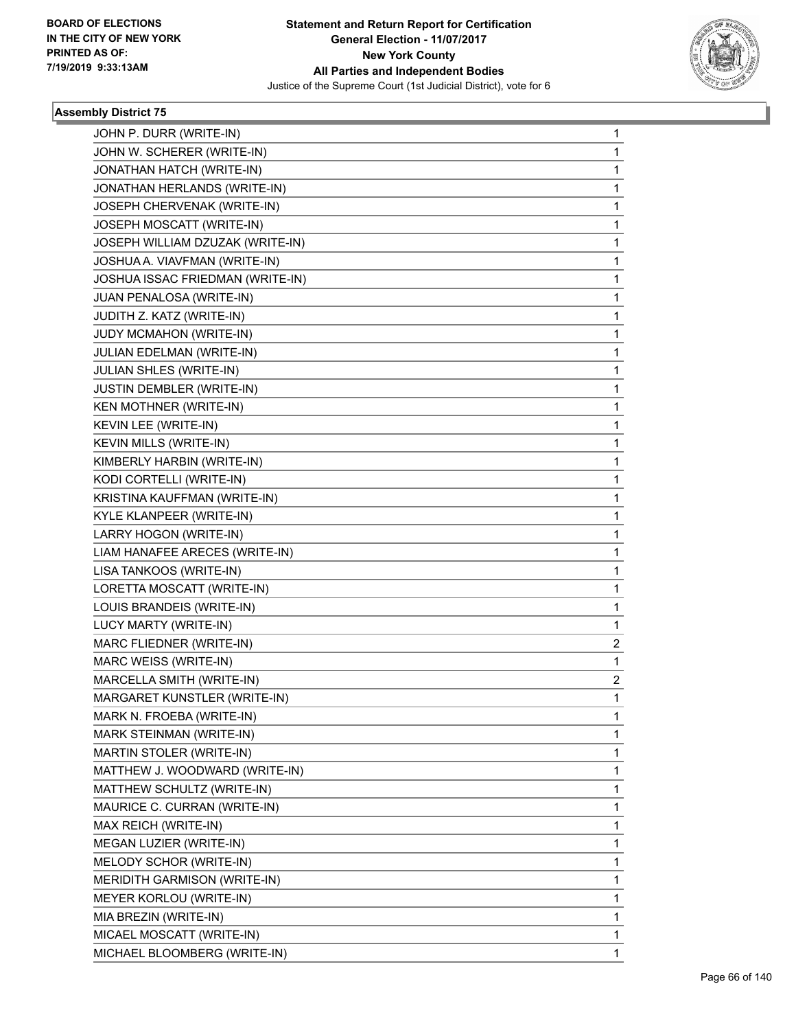**Statement and Return Report for Certification**
**General Election - 11/07/2017**
**New York County**
**All Parties and Independent Bodies**
Justice of the Supreme Court (1st Judicial District), vote for 6

BOARD OF ELECTIONS IN THE CITY OF NEW YORK PRINTED AS OF: 7/19/2019 9:33:13AM

### Assembly District 75

| | |
|---|---|
| JOHN P. DURR (WRITE-IN) | 1 |
| JOHN W. SCHERER (WRITE-IN) | 1 |
| JONATHAN HATCH (WRITE-IN) | 1 |
| JONATHAN HERLANDS (WRITE-IN) | 1 |
| JOSEPH CHERVENAK (WRITE-IN) | 1 |
| JOSEPH MOSCATT (WRITE-IN) | 1 |
| JOSEPH WILLIAM DZUZAK (WRITE-IN) | 1 |
| JOSHUA A. VIAVFMAN (WRITE-IN) | 1 |
| JOSHUA ISSAC FRIEDMAN (WRITE-IN) | 1 |
| JUAN PENALOSA (WRITE-IN) | 1 |
| JUDITH Z. KATZ (WRITE-IN) | 1 |
| JUDY MCMAHON (WRITE-IN) | 1 |
| JULIAN EDELMAN (WRITE-IN) | 1 |
| JULIAN SHLES (WRITE-IN) | 1 |
| JUSTIN DEMBLER (WRITE-IN) | 1 |
| KEN MOTHNER (WRITE-IN) | 1 |
| KEVIN LEE (WRITE-IN) | 1 |
| KEVIN MILLS (WRITE-IN) | 1 |
| KIMBERLY HARBIN (WRITE-IN) | 1 |
| KODI CORTELLI (WRITE-IN) | 1 |
| KRISTINA KAUFFMAN (WRITE-IN) | 1 |
| KYLE KLANPEER (WRITE-IN) | 1 |
| LARRY HOGON (WRITE-IN) | 1 |
| LIAM HANAFEE ARECES (WRITE-IN) | 1 |
| LISA TANKOOS (WRITE-IN) | 1 |
| LORETTA MOSCATT (WRITE-IN) | 1 |
| LOUIS BRANDEIS (WRITE-IN) | 1 |
| LUCY MARTY (WRITE-IN) | 1 |
| MARC FLIEDNER (WRITE-IN) | 2 |
| MARC WEISS (WRITE-IN) | 1 |
| MARCELLA SMITH (WRITE-IN) | 2 |
| MARGARET KUNSTLER (WRITE-IN) | 1 |
| MARK N. FROEBA (WRITE-IN) | 1 |
| MARK STEINMAN (WRITE-IN) | 1 |
| MARTIN STOLER (WRITE-IN) | 1 |
| MATTHEW J. WOODWARD (WRITE-IN) | 1 |
| MATTHEW SCHULTZ (WRITE-IN) | 1 |
| MAURICE C. CURRAN (WRITE-IN) | 1 |
| MAX REICH (WRITE-IN) | 1 |
| MEGAN LUZIER (WRITE-IN) | 1 |
| MELODY SCHOR (WRITE-IN) | 1 |
| MERIDITH GARMISON (WRITE-IN) | 1 |
| MEYER KORLOU (WRITE-IN) | 1 |
| MIA BREZIN (WRITE-IN) | 1 |
| MICAEL MOSCATT (WRITE-IN) | 1 |
| MICHAEL BLOOMBERG (WRITE-IN) | 1 |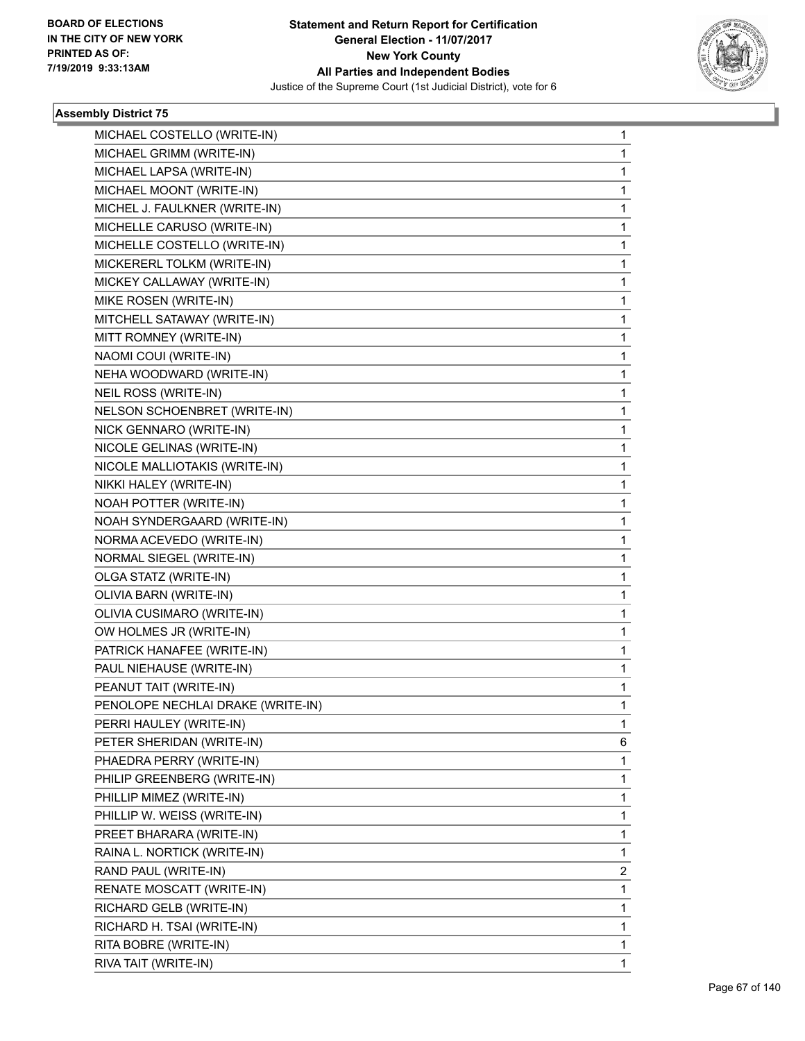**Statement and Return Report for Certification**
**General Election - 11/07/2017**
**New York County**
**All Parties and Independent Bodies**
Justice of the Supreme Court (1st Judicial District), vote for 6

BOARD OF ELECTIONS
IN THE CITY OF NEW YORK
PRINTED AS OF:
7/19/2019 9:33:13AM

### Assembly District 75

| | |
|---|---|
| MICHAEL COSTELLO (WRITE-IN) | 1 |
| MICHAEL GRIMM (WRITE-IN) | 1 |
| MICHAEL LAPSA (WRITE-IN) | 1 |
| MICHAEL MOONT (WRITE-IN) | 1 |
| MICHEL J. FAULKNER (WRITE-IN) | 1 |
| MICHELLE CARUSO (WRITE-IN) | 1 |
| MICHELLE COSTELLO (WRITE-IN) | 1 |
| MICKERERL TOLKM (WRITE-IN) | 1 |
| MICKEY CALLAWAY (WRITE-IN) | 1 |
| MIKE ROSEN (WRITE-IN) | 1 |
| MITCHELL SATAWAY (WRITE-IN) | 1 |
| MITT ROMNEY (WRITE-IN) | 1 |
| NAOMI COUI (WRITE-IN) | 1 |
| NEHA WOODWARD (WRITE-IN) | 1 |
| NEIL ROSS (WRITE-IN) | 1 |
| NELSON SCHOENBRET (WRITE-IN) | 1 |
| NICK GENNARO (WRITE-IN) | 1 |
| NICOLE GELINAS (WRITE-IN) | 1 |
| NICOLE MALLIOTAKIS (WRITE-IN) | 1 |
| NIKKI HALEY (WRITE-IN) | 1 |
| NOAH POTTER (WRITE-IN) | 1 |
| NOAH SYNDERGAARD (WRITE-IN) | 1 |
| NORMA ACEVEDO (WRITE-IN) | 1 |
| NORMAL SIEGEL (WRITE-IN) | 1 |
| OLGA STATZ (WRITE-IN) | 1 |
| OLIVIA BARN (WRITE-IN) | 1 |
| OLIVIA CUSIMARO (WRITE-IN) | 1 |
| OW HOLMES JR (WRITE-IN) | 1 |
| PATRICK HANAFEE (WRITE-IN) | 1 |
| PAUL NIEHAUSE (WRITE-IN) | 1 |
| PEANUT TAIT (WRITE-IN) | 1 |
| PENOLOPE NECHLAI DRAKE (WRITE-IN) | 1 |
| PERRI HAULEY (WRITE-IN) | 1 |
| PETER SHERIDAN (WRITE-IN) | 6 |
| PHAEDRA PERRY (WRITE-IN) | 1 |
| PHILIP GREENBERG (WRITE-IN) | 1 |
| PHILLIP MIMEZ (WRITE-IN) | 1 |
| PHILLIP W. WEISS (WRITE-IN) | 1 |
| PREET BHARARA (WRITE-IN) | 1 |
| RAINA L. NORTICK (WRITE-IN) | 1 |
| RAND PAUL (WRITE-IN) | 2 |
| RENATE MOSCATT (WRITE-IN) | 1 |
| RICHARD GELB (WRITE-IN) | 1 |
| RICHARD H. TSAI (WRITE-IN) | 1 |
| RITA BOBRE (WRITE-IN) | 1 |
| RIVA TAIT (WRITE-IN) | 1 |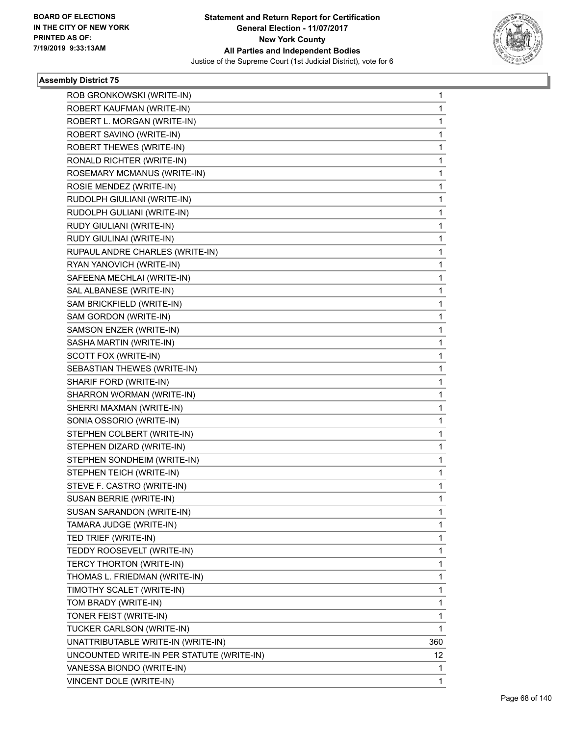BOARD OF ELECTIONS
IN THE CITY OF NEW YORK
PRINTED AS OF:
7/19/2019 9:33:13AM

**Statement and Return Report for Certification**
**General Election - 11/07/2017**
**New York County**
**All Parties and Independent Bodies**
Justice of the Supreme Court (1st Judicial District), vote for 6

### Assembly District 75

| | |
|---|---|
| ROB GRONKOWSKI (WRITE-IN) | 1 |
| ROBERT KAUFMAN (WRITE-IN) | 1 |
| ROBERT L. MORGAN (WRITE-IN) | 1 |
| ROBERT SAVINO (WRITE-IN) | 1 |
| ROBERT THEWES (WRITE-IN) | 1 |
| RONALD RICHTER (WRITE-IN) | 1 |
| ROSEMARY MCMANUS (WRITE-IN) | 1 |
| ROSIE MENDEZ (WRITE-IN) | 1 |
| RUDOLPH GIULIANI (WRITE-IN) | 1 |
| RUDOLPH GULIANI (WRITE-IN) | 1 |
| RUDY GIULIANI (WRITE-IN) | 1 |
| RUDY GIULINAI (WRITE-IN) | 1 |
| RUPAUL ANDRE CHARLES (WRITE-IN) | 1 |
| RYAN YANOVICH (WRITE-IN) | 1 |
| SAFEENA MECHLAI (WRITE-IN) | 1 |
| SAL ALBANESE (WRITE-IN) | 1 |
| SAM BRICKFIELD (WRITE-IN) | 1 |
| SAM GORDON (WRITE-IN) | 1 |
| SAMSON ENZER (WRITE-IN) | 1 |
| SASHA MARTIN (WRITE-IN) | 1 |
| SCOTT FOX (WRITE-IN) | 1 |
| SEBASTIAN THEWES (WRITE-IN) | 1 |
| SHARIF FORD (WRITE-IN) | 1 |
| SHARRON WORMAN (WRITE-IN) | 1 |
| SHERRI MAXMAN (WRITE-IN) | 1 |
| SONIA OSSORIO (WRITE-IN) | 1 |
| STEPHEN COLBERT (WRITE-IN) | 1 |
| STEPHEN DIZARD (WRITE-IN) | 1 |
| STEPHEN SONDHEIM (WRITE-IN) | 1 |
| STEPHEN TEICH (WRITE-IN) | 1 |
| STEVE F. CASTRO (WRITE-IN) | 1 |
| SUSAN BERRIE (WRITE-IN) | 1 |
| SUSAN SARANDON (WRITE-IN) | 1 |
| TAMARA JUDGE (WRITE-IN) | 1 |
| TED TRIEF (WRITE-IN) | 1 |
| TEDDY ROOSEVELT (WRITE-IN) | 1 |
| TERCY THORTON (WRITE-IN) | 1 |
| THOMAS L. FRIEDMAN (WRITE-IN) | 1 |
| TIMOTHY SCALET (WRITE-IN) | 1 |
| TOM BRADY (WRITE-IN) | 1 |
| TONER FEIST (WRITE-IN) | 1 |
| TUCKER CARLSON (WRITE-IN) | 1 |
| UNATTRIBUTABLE WRITE-IN (WRITE-IN) | 360 |
| UNCOUNTED WRITE-IN PER STATUTE (WRITE-IN) | 12 |
| VANESSA BIONDO (WRITE-IN) | 1 |
| VINCENT DOLE (WRITE-IN) | 1 |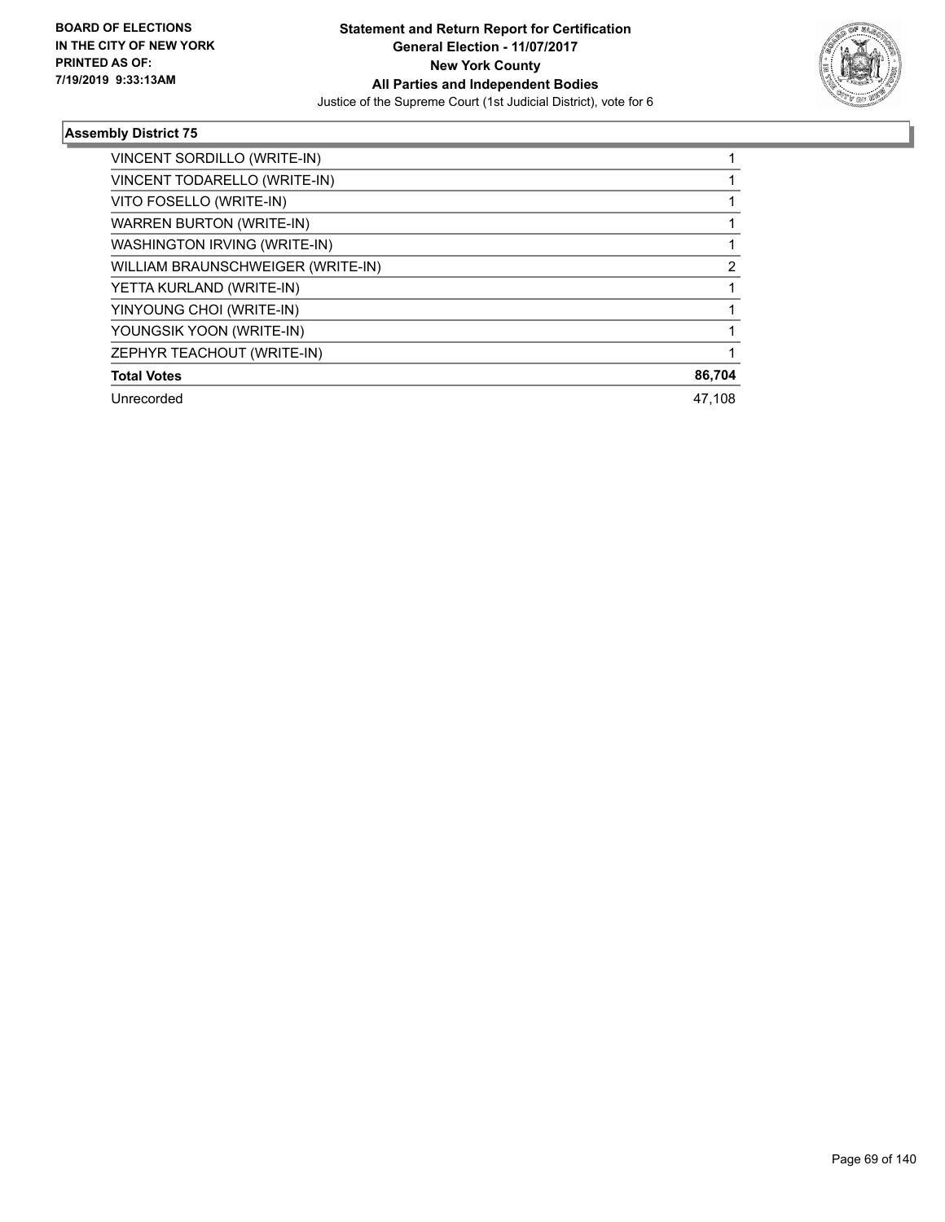## Assembly District 75

| Candidate | Votes |
|---|---|
| VINCENT SORDILLO (WRITE-IN) | 1 |
| VINCENT TODARELLO (WRITE-IN) | 1 |
| VITO FOSELLO (WRITE-IN) | 1 |
| WARREN BURTON (WRITE-IN) | 1 |
| WASHINGTON IRVING (WRITE-IN) | 1 |
| WILLIAM BRAUNSCHWEIGER (WRITE-IN) | 2 |
| YETTA KURLAND (WRITE-IN) | 1 |
| YINYOUNG CHOI (WRITE-IN) | 1 |
| YOUNGSIK YOON (WRITE-IN) | 1 |
| ZEPHYR TEACHOUT (WRITE-IN) | 1 |
| **Total Votes** | **86,704** |
| Unrecorded | 47,108 |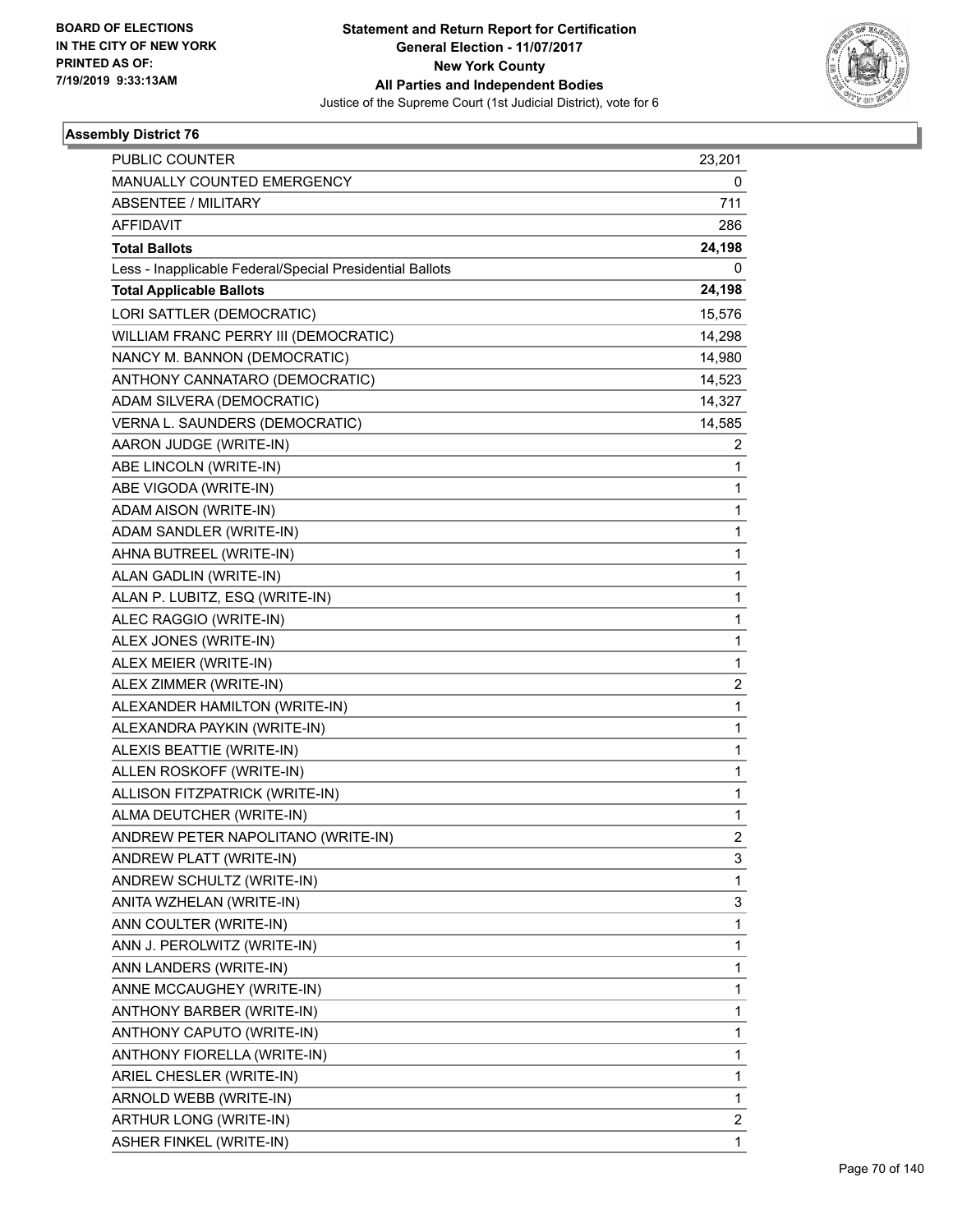BOARD OF ELECTIONS
IN THE CITY OF NEW YORK
PRINTED AS OF:
7/19/2019 9:33:13AM

**Statement and Return Report for Certification**
**General Election - 11/07/2017**
**New York County**
**All Parties and Independent Bodies**
Justice of the Supreme Court (1st Judicial District), vote for 6

### Assembly District 76

| | |
|---|---|
| PUBLIC COUNTER | 23,201 |
| MANUALLY COUNTED EMERGENCY | 0 |
| ABSENTEE / MILITARY | 711 |
| AFFIDAVIT | 286 |
| **Total Ballots** | **24,198** |
| Less - Inapplicable Federal/Special Presidential Ballots | 0 |
| **Total Applicable Ballots** | **24,198** |
| LORI SATTLER (DEMOCRATIC) | 15,576 |
| WILLIAM FRANC PERRY III (DEMOCRATIC) | 14,298 |
| NANCY M. BANNON (DEMOCRATIC) | 14,980 |
| ANTHONY CANNATARO (DEMOCRATIC) | 14,523 |
| ADAM SILVERA (DEMOCRATIC) | 14,327 |
| VERNA L. SAUNDERS (DEMOCRATIC) | 14,585 |
| AARON JUDGE (WRITE-IN) | 2 |
| ABE LINCOLN (WRITE-IN) | 1 |
| ABE VIGODA (WRITE-IN) | 1 |
| ADAM AISON (WRITE-IN) | 1 |
| ADAM SANDLER (WRITE-IN) | 1 |
| AHNA BUTREEL (WRITE-IN) | 1 |
| ALAN GADLIN (WRITE-IN) | 1 |
| ALAN P. LUBITZ, ESQ (WRITE-IN) | 1 |
| ALEC RAGGIO (WRITE-IN) | 1 |
| ALEX JONES (WRITE-IN) | 1 |
| ALEX MEIER (WRITE-IN) | 1 |
| ALEX ZIMMER (WRITE-IN) | 2 |
| ALEXANDER HAMILTON (WRITE-IN) | 1 |
| ALEXANDRA PAYKIN (WRITE-IN) | 1 |
| ALEXIS BEATTIE (WRITE-IN) | 1 |
| ALLEN ROSKOFF (WRITE-IN) | 1 |
| ALLISON FITZPATRICK (WRITE-IN) | 1 |
| ALMA DEUTCHER (WRITE-IN) | 1 |
| ANDREW PETER NAPOLITANO (WRITE-IN) | 2 |
| ANDREW PLATT (WRITE-IN) | 3 |
| ANDREW SCHULTZ (WRITE-IN) | 1 |
| ANITA WZHELAN (WRITE-IN) | 3 |
| ANN COULTER (WRITE-IN) | 1 |
| ANN J. PEROLWITZ (WRITE-IN) | 1 |
| ANN LANDERS (WRITE-IN) | 1 |
| ANNE MCCAUGHEY (WRITE-IN) | 1 |
| ANTHONY BARBER (WRITE-IN) | 1 |
| ANTHONY CAPUTO (WRITE-IN) | 1 |
| ANTHONY FIORELLA (WRITE-IN) | 1 |
| ARIEL CHESLER (WRITE-IN) | 1 |
| ARNOLD WEBB (WRITE-IN) | 1 |
| ARTHUR LONG (WRITE-IN) | 2 |
| ASHER FINKEL (WRITE-IN) | 1 |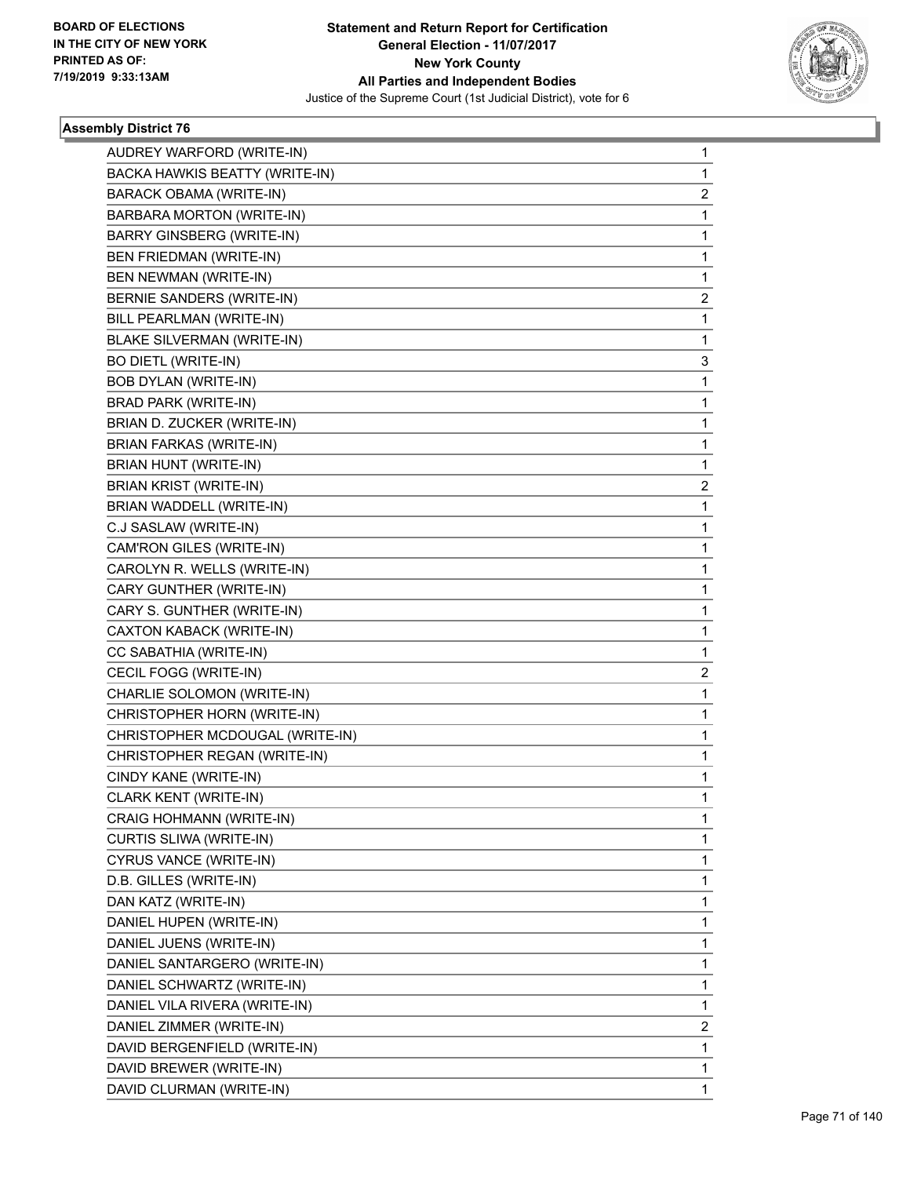BOARD OF ELECTIONS
IN THE CITY OF NEW YORK
PRINTED AS OF:
7/19/2019 9:33:13AM

**Statement and Return Report for Certification**
**General Election - 11/07/2017**
**New York County**
**All Parties and Independent Bodies**
Justice of the Supreme Court (1st Judicial District), vote for 6

### Assembly District 76

| | |
|---|---|
| AUDREY WARFORD (WRITE-IN) | 1 |
| BACKA HAWKIS BEATTY (WRITE-IN) | 1 |
| BARACK OBAMA (WRITE-IN) | 2 |
| BARBARA MORTON (WRITE-IN) | 1 |
| BARRY GINSBERG (WRITE-IN) | 1 |
| BEN FRIEDMAN (WRITE-IN) | 1 |
| BEN NEWMAN (WRITE-IN) | 1 |
| BERNIE SANDERS (WRITE-IN) | 2 |
| BILL PEARLMAN (WRITE-IN) | 1 |
| BLAKE SILVERMAN (WRITE-IN) | 1 |
| BO DIETL (WRITE-IN) | 3 |
| BOB DYLAN (WRITE-IN) | 1 |
| BRAD PARK (WRITE-IN) | 1 |
| BRIAN D. ZUCKER (WRITE-IN) | 1 |
| BRIAN FARKAS (WRITE-IN) | 1 |
| BRIAN HUNT (WRITE-IN) | 1 |
| BRIAN KRIST (WRITE-IN) | 2 |
| BRIAN WADDELL (WRITE-IN) | 1 |
| C.J SASLAW (WRITE-IN) | 1 |
| CAM'RON GILES (WRITE-IN) | 1 |
| CAROLYN R. WELLS (WRITE-IN) | 1 |
| CARY GUNTHER (WRITE-IN) | 1 |
| CARY S. GUNTHER (WRITE-IN) | 1 |
| CAXTON KABACK (WRITE-IN) | 1 |
| CC SABATHIA (WRITE-IN) | 1 |
| CECIL FOGG (WRITE-IN) | 2 |
| CHARLIE SOLOMON (WRITE-IN) | 1 |
| CHRISTOPHER HORN (WRITE-IN) | 1 |
| CHRISTOPHER MCDOUGAL (WRITE-IN) | 1 |
| CHRISTOPHER REGAN (WRITE-IN) | 1 |
| CINDY KANE (WRITE-IN) | 1 |
| CLARK KENT (WRITE-IN) | 1 |
| CRAIG HOHMANN (WRITE-IN) | 1 |
| CURTIS SLIWA (WRITE-IN) | 1 |
| CYRUS VANCE (WRITE-IN) | 1 |
| D.B. GILLES (WRITE-IN) | 1 |
| DAN KATZ (WRITE-IN) | 1 |
| DANIEL HUPEN (WRITE-IN) | 1 |
| DANIEL JUENS (WRITE-IN) | 1 |
| DANIEL SANTARGERO (WRITE-IN) | 1 |
| DANIEL SCHWARTZ (WRITE-IN) | 1 |
| DANIEL VILA RIVERA (WRITE-IN) | 1 |
| DANIEL ZIMMER (WRITE-IN) | 2 |
| DAVID BERGENFIELD (WRITE-IN) | 1 |
| DAVID BREWER (WRITE-IN) | 1 |
| DAVID CLURMAN (WRITE-IN) | 1 |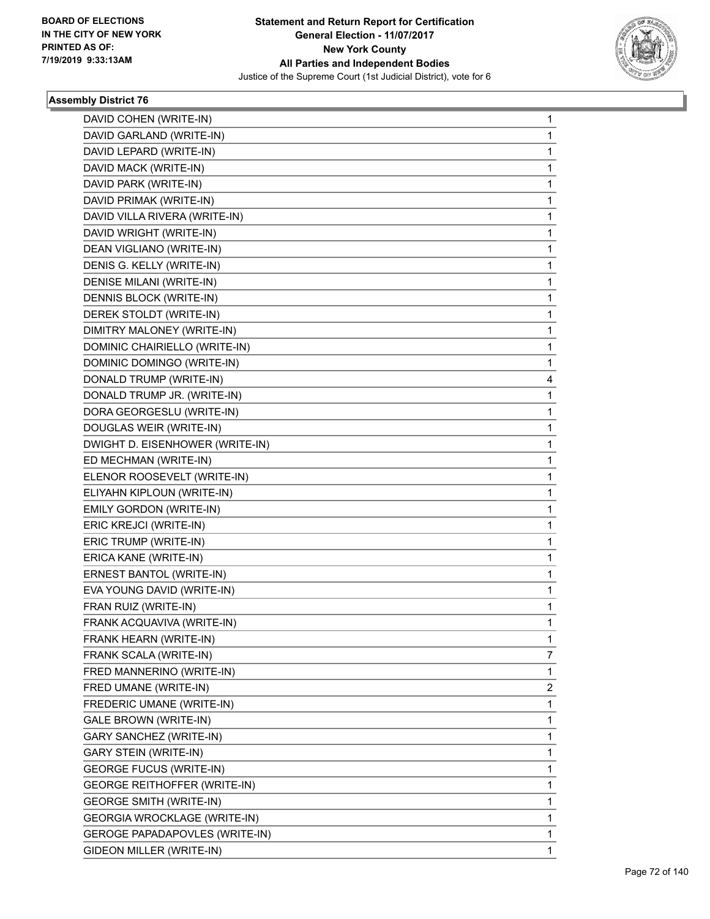**Statement and Return Report for Certification**
**General Election - 11/07/2017**
**New York County**
**All Parties and Independent Bodies**
Justice of the Supreme Court (1st Judicial District), vote for 6

BOARD OF ELECTIONS
IN THE CITY OF NEW YORK
PRINTED AS OF:
7/19/2019 9:33:13AM

### Assembly District 76

| | |
|---|---|
| DAVID COHEN (WRITE-IN) | 1 |
| DAVID GARLAND (WRITE-IN) | 1 |
| DAVID LEPARD (WRITE-IN) | 1 |
| DAVID MACK (WRITE-IN) | 1 |
| DAVID PARK (WRITE-IN) | 1 |
| DAVID PRIMAK (WRITE-IN) | 1 |
| DAVID VILLA RIVERA (WRITE-IN) | 1 |
| DAVID WRIGHT (WRITE-IN) | 1 |
| DEAN VIGLIANO (WRITE-IN) | 1 |
| DENIS G. KELLY (WRITE-IN) | 1 |
| DENISE MILANI (WRITE-IN) | 1 |
| DENNIS BLOCK (WRITE-IN) | 1 |
| DEREK STOLDT (WRITE-IN) | 1 |
| DIMITRY MALONEY (WRITE-IN) | 1 |
| DOMINIC CHAIRIELLO (WRITE-IN) | 1 |
| DOMINIC DOMINGO (WRITE-IN) | 1 |
| DONALD TRUMP (WRITE-IN) | 4 |
| DONALD TRUMP JR. (WRITE-IN) | 1 |
| DORA GEORGESLU (WRITE-IN) | 1 |
| DOUGLAS WEIR (WRITE-IN) | 1 |
| DWIGHT D. EISENHOWER (WRITE-IN) | 1 |
| ED MECHMAN (WRITE-IN) | 1 |
| ELENOR ROOSEVELT (WRITE-IN) | 1 |
| ELIYAHN KIPLOUN (WRITE-IN) | 1 |
| EMILY GORDON (WRITE-IN) | 1 |
| ERIC KREJCI (WRITE-IN) | 1 |
| ERIC TRUMP (WRITE-IN) | 1 |
| ERICA KANE (WRITE-IN) | 1 |
| ERNEST BANTOL (WRITE-IN) | 1 |
| EVA YOUNG DAVID (WRITE-IN) | 1 |
| FRAN RUIZ (WRITE-IN) | 1 |
| FRANK ACQUAVIVA (WRITE-IN) | 1 |
| FRANK HEARN (WRITE-IN) | 1 |
| FRANK SCALA (WRITE-IN) | 7 |
| FRED MANNERINO (WRITE-IN) | 1 |
| FRED UMANE (WRITE-IN) | 2 |
| FREDERIC UMANE (WRITE-IN) | 1 |
| GALE BROWN (WRITE-IN) | 1 |
| GARY SANCHEZ (WRITE-IN) | 1 |
| GARY STEIN (WRITE-IN) | 1 |
| GEORGE FUCUS (WRITE-IN) | 1 |
| GEORGE REITHOFFER (WRITE-IN) | 1 |
| GEORGE SMITH (WRITE-IN) | 1 |
| GEORGIA WROCKLAGE (WRITE-IN) | 1 |
| GEROGE PAPADAPOVLES (WRITE-IN) | 1 |
| GIDEON MILLER (WRITE-IN) | 1 |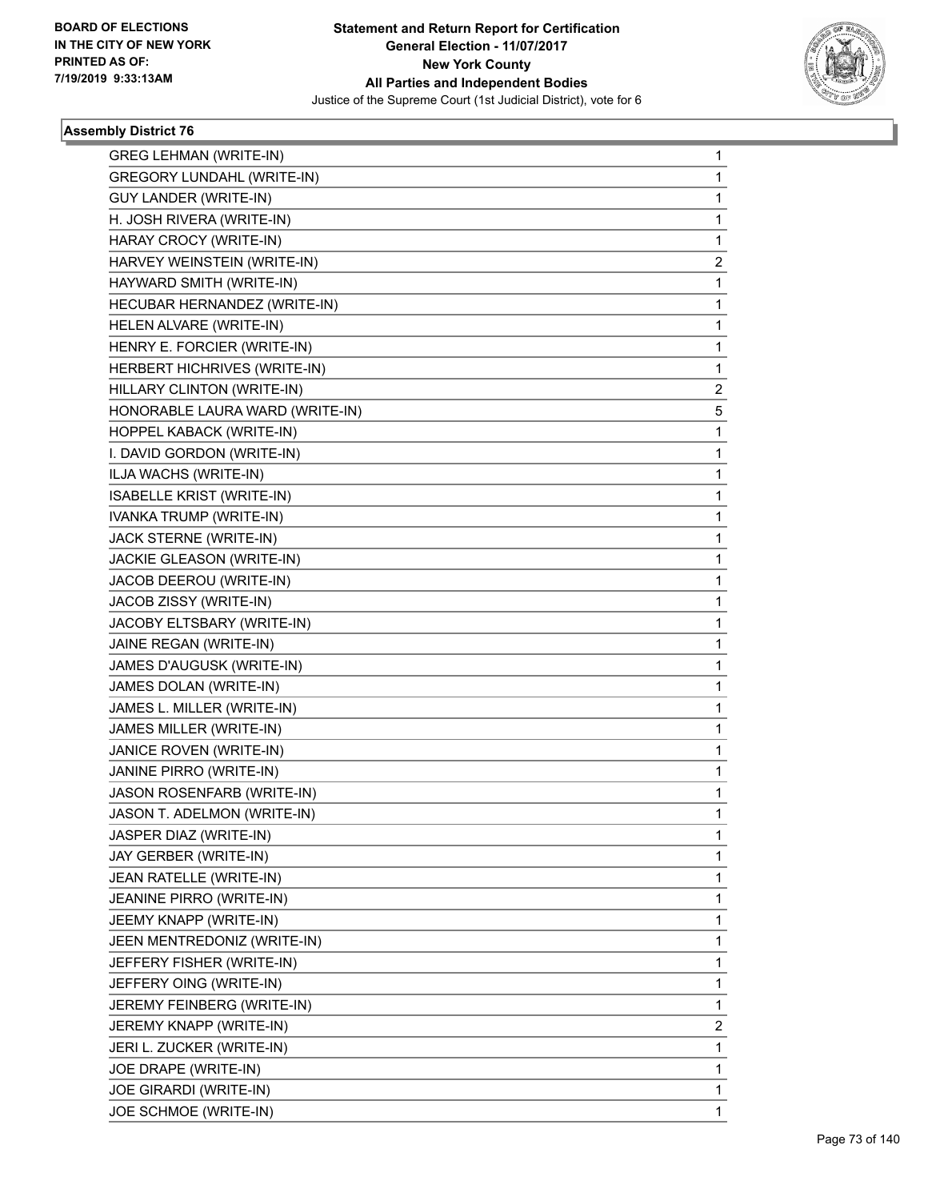BOARD OF ELECTIONS
IN THE CITY OF NEW YORK
PRINTED AS OF:
7/19/2019 9:33:13AM

**Statement and Return Report for Certification**
**General Election - 11/07/2017**
**New York County**
**All Parties and Independent Bodies**
Justice of the Supreme Court (1st Judicial District), vote for 6

### Assembly District 76

| | |
|---|---|
| GREG LEHMAN (WRITE-IN) | 1 |
| GREGORY LUNDAHL (WRITE-IN) | 1 |
| GUY LANDER (WRITE-IN) | 1 |
| H. JOSH RIVERA (WRITE-IN) | 1 |
| HARAY CROCY (WRITE-IN) | 1 |
| HARVEY WEINSTEIN (WRITE-IN) | 2 |
| HAYWARD SMITH (WRITE-IN) | 1 |
| HECUBAR HERNANDEZ (WRITE-IN) | 1 |
| HELEN ALVARE (WRITE-IN) | 1 |
| HENRY E. FORCIER (WRITE-IN) | 1 |
| HERBERT HICHRIVES (WRITE-IN) | 1 |
| HILLARY CLINTON (WRITE-IN) | 2 |
| HONORABLE LAURA WARD (WRITE-IN) | 5 |
| HOPPEL KABACK (WRITE-IN) | 1 |
| I. DAVID GORDON (WRITE-IN) | 1 |
| ILJA WACHS (WRITE-IN) | 1 |
| ISABELLE KRIST (WRITE-IN) | 1 |
| IVANKA TRUMP (WRITE-IN) | 1 |
| JACK STERNE (WRITE-IN) | 1 |
| JACKIE GLEASON (WRITE-IN) | 1 |
| JACOB DEEROU (WRITE-IN) | 1 |
| JACOB ZISSY (WRITE-IN) | 1 |
| JACOBY ELTSBARY (WRITE-IN) | 1 |
| JAINE REGAN (WRITE-IN) | 1 |
| JAMES D'AUGUSK (WRITE-IN) | 1 |
| JAMES DOLAN (WRITE-IN) | 1 |
| JAMES L. MILLER (WRITE-IN) | 1 |
| JAMES MILLER (WRITE-IN) | 1 |
| JANICE ROVEN (WRITE-IN) | 1 |
| JANINE PIRRO (WRITE-IN) | 1 |
| JASON ROSENFARB (WRITE-IN) | 1 |
| JASON T. ADELMON (WRITE-IN) | 1 |
| JASPER DIAZ (WRITE-IN) | 1 |
| JAY GERBER (WRITE-IN) | 1 |
| JEAN RATELLE (WRITE-IN) | 1 |
| JEANINE PIRRO (WRITE-IN) | 1 |
| JEEMY KNAPP (WRITE-IN) | 1 |
| JEEN MENTREDONIZ (WRITE-IN) | 1 |
| JEFFERY FISHER (WRITE-IN) | 1 |
| JEFFERY OING (WRITE-IN) | 1 |
| JEREMY FEINBERG (WRITE-IN) | 1 |
| JEREMY KNAPP (WRITE-IN) | 2 |
| JERI L. ZUCKER (WRITE-IN) | 1 |
| JOE DRAPE (WRITE-IN) | 1 |
| JOE GIRARDI (WRITE-IN) | 1 |
| JOE SCHMOE (WRITE-IN) | 1 |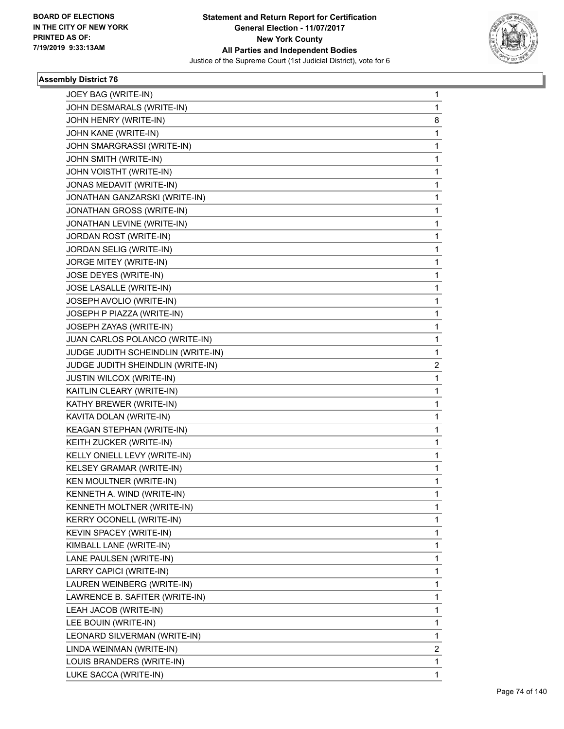**Statement and Return Report for Certification**
**General Election - 11/07/2017**
**New York County**
**All Parties and Independent Bodies**
Justice of the Supreme Court (1st Judicial District), vote for 6

BOARD OF ELECTIONS
IN THE CITY OF NEW YORK
PRINTED AS OF:
7/19/2019 9:33:13AM

### Assembly District 76

| | |
|---|---|
| JOEY BAG (WRITE-IN) | 1 |
| JOHN DESMARALS (WRITE-IN) | 1 |
| JOHN HENRY (WRITE-IN) | 8 |
| JOHN KANE (WRITE-IN) | 1 |
| JOHN SMARGRASSI (WRITE-IN) | 1 |
| JOHN SMITH (WRITE-IN) | 1 |
| JOHN VOISTHT (WRITE-IN) | 1 |
| JONAS MEDAVIT (WRITE-IN) | 1 |
| JONATHAN GANZARSKI (WRITE-IN) | 1 |
| JONATHAN GROSS (WRITE-IN) | 1 |
| JONATHAN LEVINE (WRITE-IN) | 1 |
| JORDAN ROST (WRITE-IN) | 1 |
| JORDAN SELIG (WRITE-IN) | 1 |
| JORGE MITEY (WRITE-IN) | 1 |
| JOSE DEYES (WRITE-IN) | 1 |
| JOSE LASALLE (WRITE-IN) | 1 |
| JOSEPH AVOLIO (WRITE-IN) | 1 |
| JOSEPH P PIAZZA (WRITE-IN) | 1 |
| JOSEPH ZAYAS (WRITE-IN) | 1 |
| JUAN CARLOS POLANCO (WRITE-IN) | 1 |
| JUDGE JUDITH SCHEINDLIN (WRITE-IN) | 1 |
| JUDGE JUDITH SHEINDLIN (WRITE-IN) | 2 |
| JUSTIN WILCOX (WRITE-IN) | 1 |
| KAITLIN CLEARY (WRITE-IN) | 1 |
| KATHY BREWER (WRITE-IN) | 1 |
| KAVITA DOLAN (WRITE-IN) | 1 |
| KEAGAN STEPHAN (WRITE-IN) | 1 |
| KEITH ZUCKER (WRITE-IN) | 1 |
| KELLY ONIELL LEVY (WRITE-IN) | 1 |
| KELSEY GRAMAR (WRITE-IN) | 1 |
| KEN MOULTNER (WRITE-IN) | 1 |
| KENNETH A. WIND (WRITE-IN) | 1 |
| KENNETH MOLTNER (WRITE-IN) | 1 |
| KERRY OCONELL (WRITE-IN) | 1 |
| KEVIN SPACEY (WRITE-IN) | 1 |
| KIMBALL LANE (WRITE-IN) | 1 |
| LANE PAULSEN (WRITE-IN) | 1 |
| LARRY CAPICI (WRITE-IN) | 1 |
| LAUREN WEINBERG (WRITE-IN) | 1 |
| LAWRENCE B. SAFITER (WRITE-IN) | 1 |
| LEAH JACOB (WRITE-IN) | 1 |
| LEE BOUIN (WRITE-IN) | 1 |
| LEONARD SILVERMAN (WRITE-IN) | 1 |
| LINDA WEINMAN (WRITE-IN) | 2 |
| LOUIS BRANDERS (WRITE-IN) | 1 |
| LUKE SACCA (WRITE-IN) | 1 |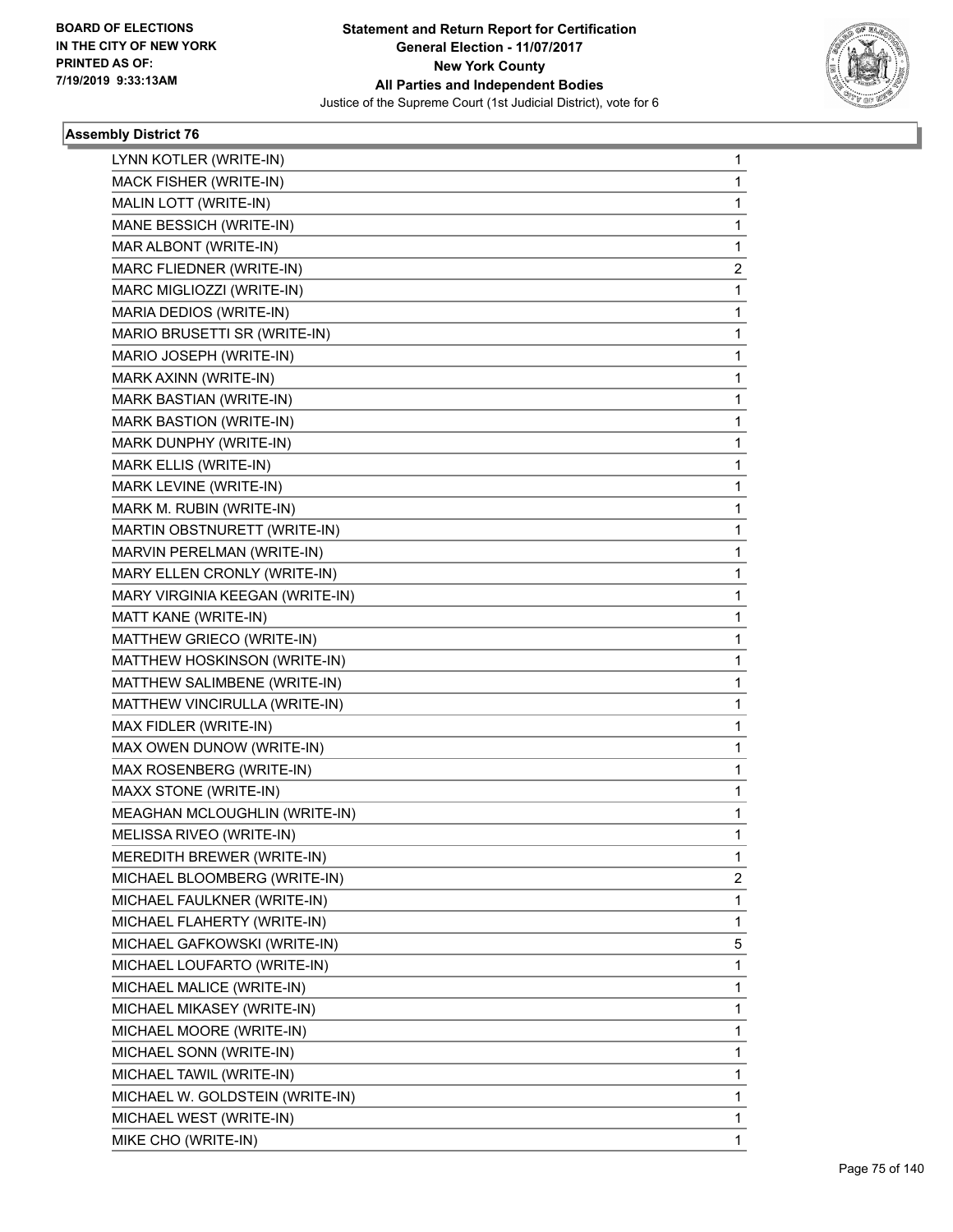BOARD OF ELECTIONS
IN THE CITY OF NEW YORK
PRINTED AS OF:
7/19/2019 9:33:13AM

**Statement and Return Report for Certification**
**General Election - 11/07/2017**
**New York County**
**All Parties and Independent Bodies**
Justice of the Supreme Court (1st Judicial District), vote for 6

### Assembly District 76

| | |
|---|---|
| LYNN KOTLER (WRITE-IN) | 1 |
| MACK FISHER (WRITE-IN) | 1 |
| MALIN LOTT (WRITE-IN) | 1 |
| MANE BESSICH (WRITE-IN) | 1 |
| MAR ALBONT (WRITE-IN) | 1 |
| MARC FLIEDNER (WRITE-IN) | 2 |
| MARC MIGLIOZZI (WRITE-IN) | 1 |
| MARIA DEDIOS (WRITE-IN) | 1 |
| MARIO BRUSETTI SR (WRITE-IN) | 1 |
| MARIO JOSEPH (WRITE-IN) | 1 |
| MARK AXINN (WRITE-IN) | 1 |
| MARK BASTIAN (WRITE-IN) | 1 |
| MARK BASTION (WRITE-IN) | 1 |
| MARK DUNPHY (WRITE-IN) | 1 |
| MARK ELLIS (WRITE-IN) | 1 |
| MARK LEVINE (WRITE-IN) | 1 |
| MARK M. RUBIN (WRITE-IN) | 1 |
| MARTIN OBSTNURETT (WRITE-IN) | 1 |
| MARVIN PERELMAN (WRITE-IN) | 1 |
| MARY ELLEN CRONLY (WRITE-IN) | 1 |
| MARY VIRGINIA KEEGAN (WRITE-IN) | 1 |
| MATT KANE (WRITE-IN) | 1 |
| MATTHEW GRIECO (WRITE-IN) | 1 |
| MATTHEW HOSKINSON (WRITE-IN) | 1 |
| MATTHEW SALIMBENE (WRITE-IN) | 1 |
| MATTHEW VINCIRULLA (WRITE-IN) | 1 |
| MAX FIDLER (WRITE-IN) | 1 |
| MAX OWEN DUNOW (WRITE-IN) | 1 |
| MAX ROSENBERG (WRITE-IN) | 1 |
| MAXX STONE (WRITE-IN) | 1 |
| MEAGHAN MCLOUGHLIN (WRITE-IN) | 1 |
| MELISSA RIVEO (WRITE-IN) | 1 |
| MEREDITH BREWER (WRITE-IN) | 1 |
| MICHAEL BLOOMBERG (WRITE-IN) | 2 |
| MICHAEL FAULKNER (WRITE-IN) | 1 |
| MICHAEL FLAHERTY (WRITE-IN) | 1 |
| MICHAEL GAFKOWSKI (WRITE-IN) | 5 |
| MICHAEL LOUFARTO (WRITE-IN) | 1 |
| MICHAEL MALICE (WRITE-IN) | 1 |
| MICHAEL MIKASEY (WRITE-IN) | 1 |
| MICHAEL MOORE (WRITE-IN) | 1 |
| MICHAEL SONN (WRITE-IN) | 1 |
| MICHAEL TAWIL (WRITE-IN) | 1 |
| MICHAEL W. GOLDSTEIN (WRITE-IN) | 1 |
| MICHAEL WEST (WRITE-IN) | 1 |
| MIKE CHO (WRITE-IN) | 1 |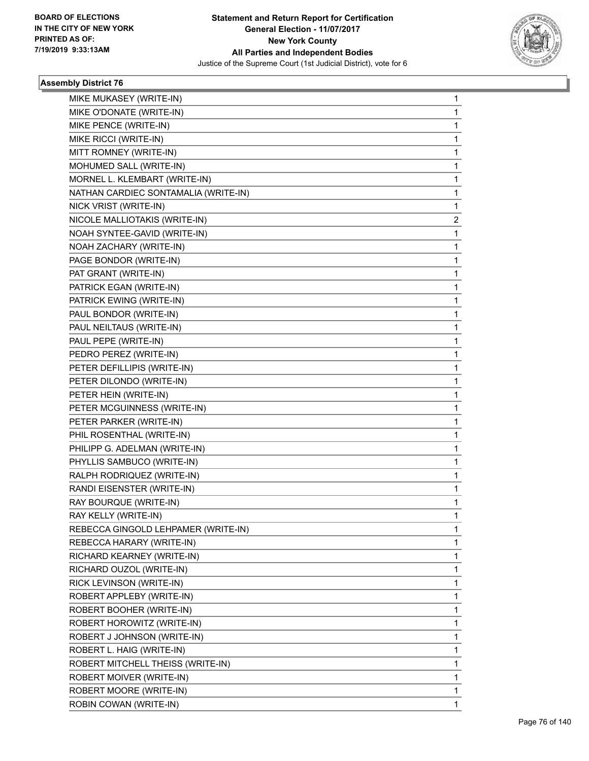BOARD OF ELECTIONS
IN THE CITY OF NEW YORK
PRINTED AS OF:
7/19/2019 9:33:13AM

**Statement and Return Report for Certification**
**General Election - 11/07/2017**
**New York County**
**All Parties and Independent Bodies**
Justice of the Supreme Court (1st Judicial District), vote for 6

### Assembly District 76

| | |
|---|---|
| MIKE MUKASEY (WRITE-IN) | 1 |
| MIKE O'DONATE (WRITE-IN) | 1 |
| MIKE PENCE (WRITE-IN) | 1 |
| MIKE RICCI (WRITE-IN) | 1 |
| MITT ROMNEY (WRITE-IN) | 1 |
| MOHUMED SALL (WRITE-IN) | 1 |
| MORNEL L. KLEMBART (WRITE-IN) | 1 |
| NATHAN CARDIEC SONTAMALIA (WRITE-IN) | 1 |
| NICK VRIST (WRITE-IN) | 1 |
| NICOLE MALLIOTAKIS (WRITE-IN) | 2 |
| NOAH SYNTEE-GAVID (WRITE-IN) | 1 |
| NOAH ZACHARY (WRITE-IN) | 1 |
| PAGE BONDOR (WRITE-IN) | 1 |
| PAT GRANT (WRITE-IN) | 1 |
| PATRICK EGAN (WRITE-IN) | 1 |
| PATRICK EWING (WRITE-IN) | 1 |
| PAUL BONDOR (WRITE-IN) | 1 |
| PAUL NEILTAUS (WRITE-IN) | 1 |
| PAUL PEPE (WRITE-IN) | 1 |
| PEDRO PEREZ (WRITE-IN) | 1 |
| PETER DEFILLIPIS (WRITE-IN) | 1 |
| PETER DILONDO (WRITE-IN) | 1 |
| PETER HEIN (WRITE-IN) | 1 |
| PETER MCGUINNESS (WRITE-IN) | 1 |
| PETER PARKER (WRITE-IN) | 1 |
| PHIL ROSENTHAL (WRITE-IN) | 1 |
| PHILIPP G. ADELMAN (WRITE-IN) | 1 |
| PHYLLIS SAMBUCO (WRITE-IN) | 1 |
| RALPH RODRIQUEZ (WRITE-IN) | 1 |
| RANDI EISENSTER (WRITE-IN) | 1 |
| RAY BOURQUE (WRITE-IN) | 1 |
| RAY KELLY (WRITE-IN) | 1 |
| REBECCA GINGOLD LEHPAMER (WRITE-IN) | 1 |
| REBECCA HARARY (WRITE-IN) | 1 |
| RICHARD KEARNEY (WRITE-IN) | 1 |
| RICHARD OUZOL (WRITE-IN) | 1 |
| RICK LEVINSON (WRITE-IN) | 1 |
| ROBERT APPLEBY (WRITE-IN) | 1 |
| ROBERT BOOHER (WRITE-IN) | 1 |
| ROBERT HOROWITZ (WRITE-IN) | 1 |
| ROBERT J JOHNSON (WRITE-IN) | 1 |
| ROBERT L. HAIG (WRITE-IN) | 1 |
| ROBERT MITCHELL THEISS (WRITE-IN) | 1 |
| ROBERT MOIVER (WRITE-IN) | 1 |
| ROBERT MOORE (WRITE-IN) | 1 |
| ROBIN COWAN (WRITE-IN) | 1 |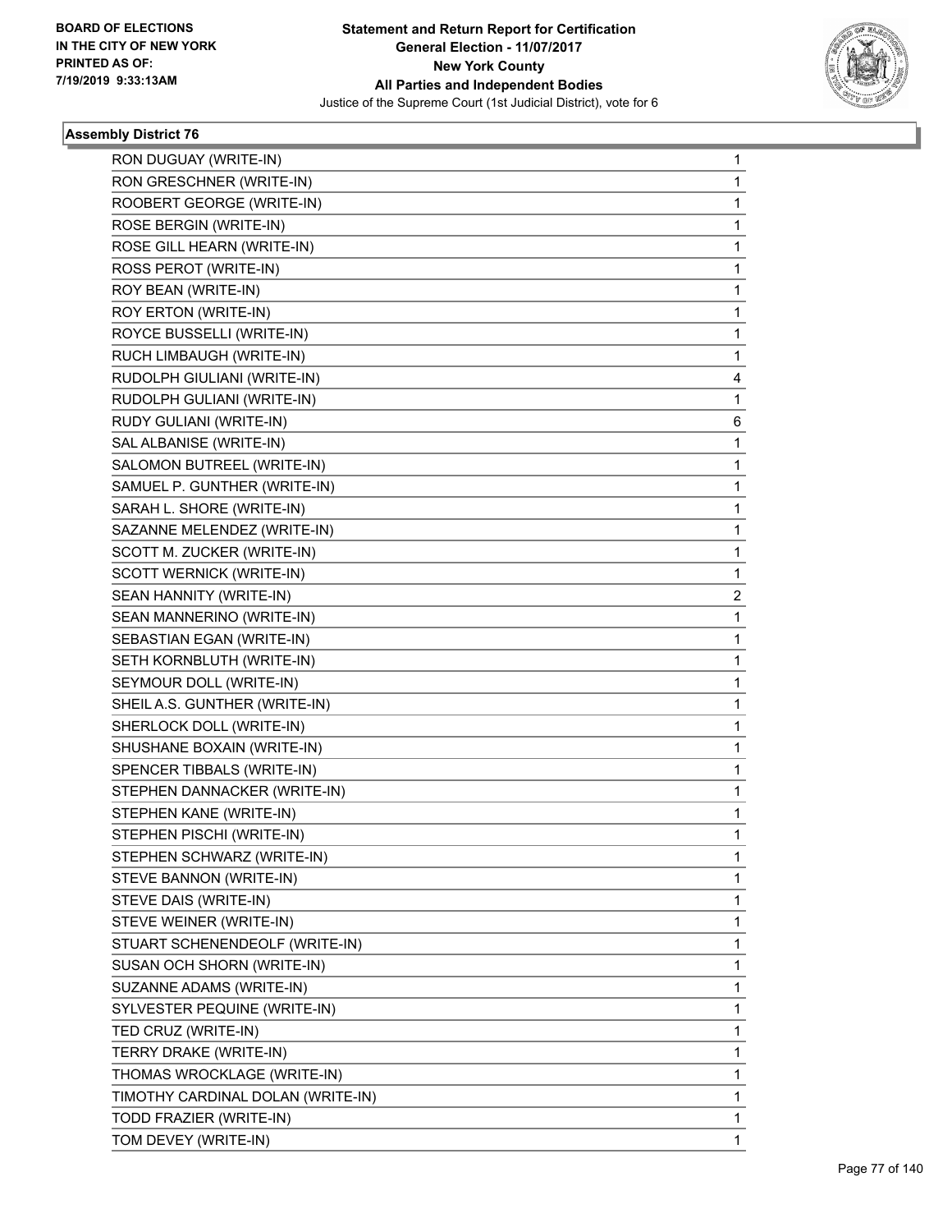BOARD OF ELECTIONS
IN THE CITY OF NEW YORK
PRINTED AS OF:
7/19/2019 9:33:13AM

**Statement and Return Report for Certification**
**General Election - 11/07/2017**
**New York County**
**All Parties and Independent Bodies**
Justice of the Supreme Court (1st Judicial District), vote for 6

### Assembly District 76

| | |
|---|---|
| RON DUGUAY (WRITE-IN) | 1 |
| RON GRESCHNER (WRITE-IN) | 1 |
| ROOBERT GEORGE (WRITE-IN) | 1 |
| ROSE BERGIN (WRITE-IN) | 1 |
| ROSE GILL HEARN (WRITE-IN) | 1 |
| ROSS PEROT (WRITE-IN) | 1 |
| ROY BEAN (WRITE-IN) | 1 |
| ROY ERTON (WRITE-IN) | 1 |
| ROYCE BUSSELLI (WRITE-IN) | 1 |
| RUCH LIMBAUGH (WRITE-IN) | 1 |
| RUDOLPH GIULIANI (WRITE-IN) | 4 |
| RUDOLPH GULIANI (WRITE-IN) | 1 |
| RUDY GULIANI (WRITE-IN) | 6 |
| SAL ALBANISE (WRITE-IN) | 1 |
| SALOMON BUTREEL (WRITE-IN) | 1 |
| SAMUEL P. GUNTHER (WRITE-IN) | 1 |
| SARAH L. SHORE (WRITE-IN) | 1 |
| SAZANNE MELENDEZ (WRITE-IN) | 1 |
| SCOTT M. ZUCKER (WRITE-IN) | 1 |
| SCOTT WERNICK (WRITE-IN) | 1 |
| SEAN HANNITY (WRITE-IN) | 2 |
| SEAN MANNERINO (WRITE-IN) | 1 |
| SEBASTIAN EGAN (WRITE-IN) | 1 |
| SETH KORNBLUTH (WRITE-IN) | 1 |
| SEYMOUR DOLL (WRITE-IN) | 1 |
| SHEIL A.S. GUNTHER (WRITE-IN) | 1 |
| SHERLOCK DOLL (WRITE-IN) | 1 |
| SHUSHANE BOXAIN (WRITE-IN) | 1 |
| SPENCER TIBBALS (WRITE-IN) | 1 |
| STEPHEN DANNACKER (WRITE-IN) | 1 |
| STEPHEN KANE (WRITE-IN) | 1 |
| STEPHEN PISCHI (WRITE-IN) | 1 |
| STEPHEN SCHWARZ (WRITE-IN) | 1 |
| STEVE BANNON (WRITE-IN) | 1 |
| STEVE DAIS (WRITE-IN) | 1 |
| STEVE WEINER (WRITE-IN) | 1 |
| STUART SCHENENDEOLF (WRITE-IN) | 1 |
| SUSAN OCH SHORN (WRITE-IN) | 1 |
| SUZANNE ADAMS (WRITE-IN) | 1 |
| SYLVESTER PEQUINE (WRITE-IN) | 1 |
| TED CRUZ (WRITE-IN) | 1 |
| TERRY DRAKE (WRITE-IN) | 1 |
| THOMAS WROCKLAGE (WRITE-IN) | 1 |
| TIMOTHY CARDINAL DOLAN (WRITE-IN) | 1 |
| TODD FRAZIER (WRITE-IN) | 1 |
| TOM DEVEY (WRITE-IN) | 1 |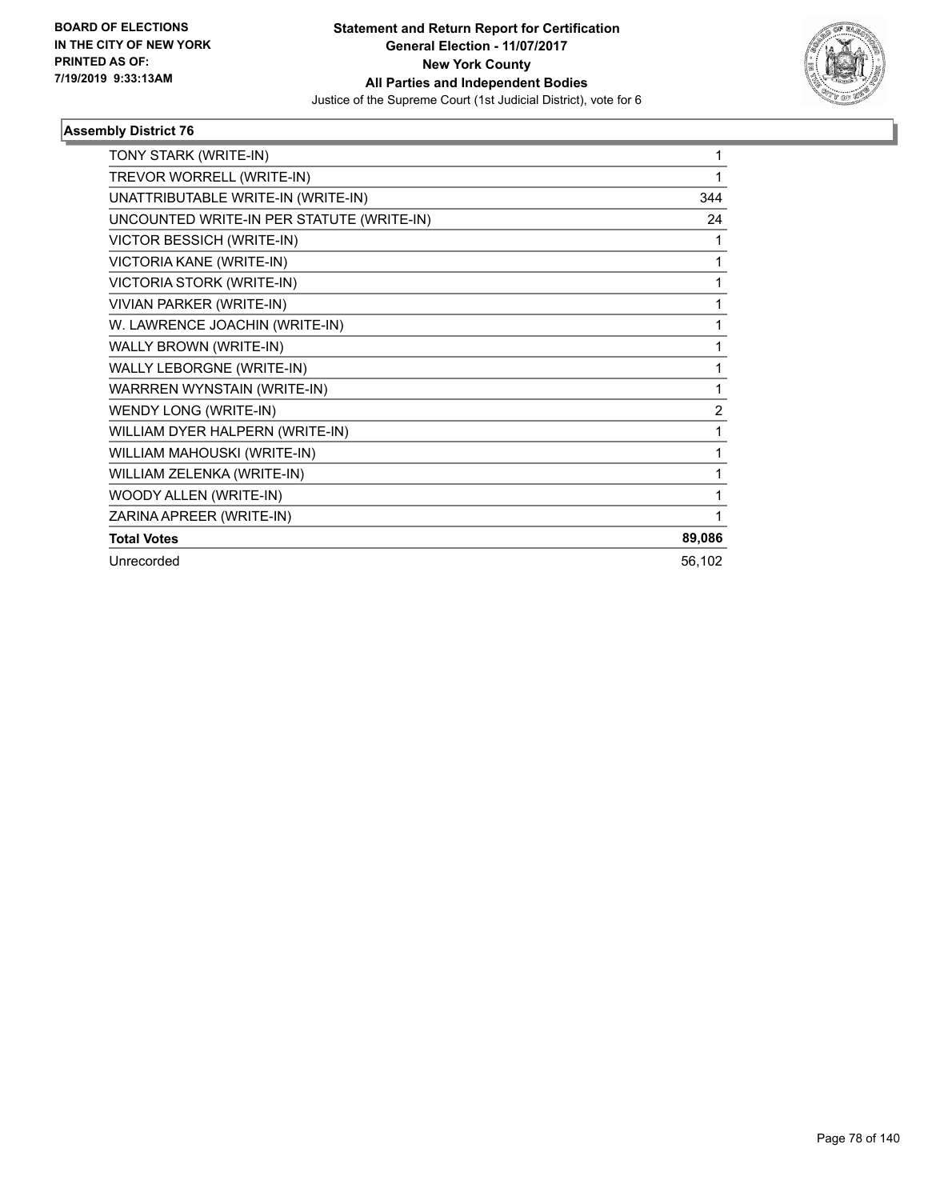BOARD OF ELECTIONS
IN THE CITY OF NEW YORK
PRINTED AS OF:
7/19/2019 9:33:13AM

**Statement and Return Report for Certification**
**General Election - 11/07/2017**
**New York County**
**All Parties and Independent Bodies**
Justice of the Supreme Court (1st Judicial District), vote for 6

### Assembly District 76

| | |
|---|---|
| TONY STARK (WRITE-IN) | 1 |
| TREVOR WORRELL (WRITE-IN) | 1 |
| UNATTRIBUTABLE WRITE-IN (WRITE-IN) | 344 |
| UNCOUNTED WRITE-IN PER STATUTE (WRITE-IN) | 24 |
| VICTOR BESSICH (WRITE-IN) | 1 |
| VICTORIA KANE (WRITE-IN) | 1 |
| VICTORIA STORK (WRITE-IN) | 1 |
| VIVIAN PARKER (WRITE-IN) | 1 |
| W. LAWRENCE JOACHIN (WRITE-IN) | 1 |
| WALLY BROWN (WRITE-IN) | 1 |
| WALLY LEBORGNE (WRITE-IN) | 1 |
| WARRREN WYNSTAIN (WRITE-IN) | 1 |
| WENDY LONG (WRITE-IN) | 2 |
| WILLIAM DYER HALPERN (WRITE-IN) | 1 |
| WILLIAM MAHOUSKI (WRITE-IN) | 1 |
| WILLIAM ZELENKA (WRITE-IN) | 1 |
| WOODY ALLEN (WRITE-IN) | 1 |
| ZARINA APREER (WRITE-IN) | 1 |
| **Total Votes** | **89,086** |
| Unrecorded | 56,102 |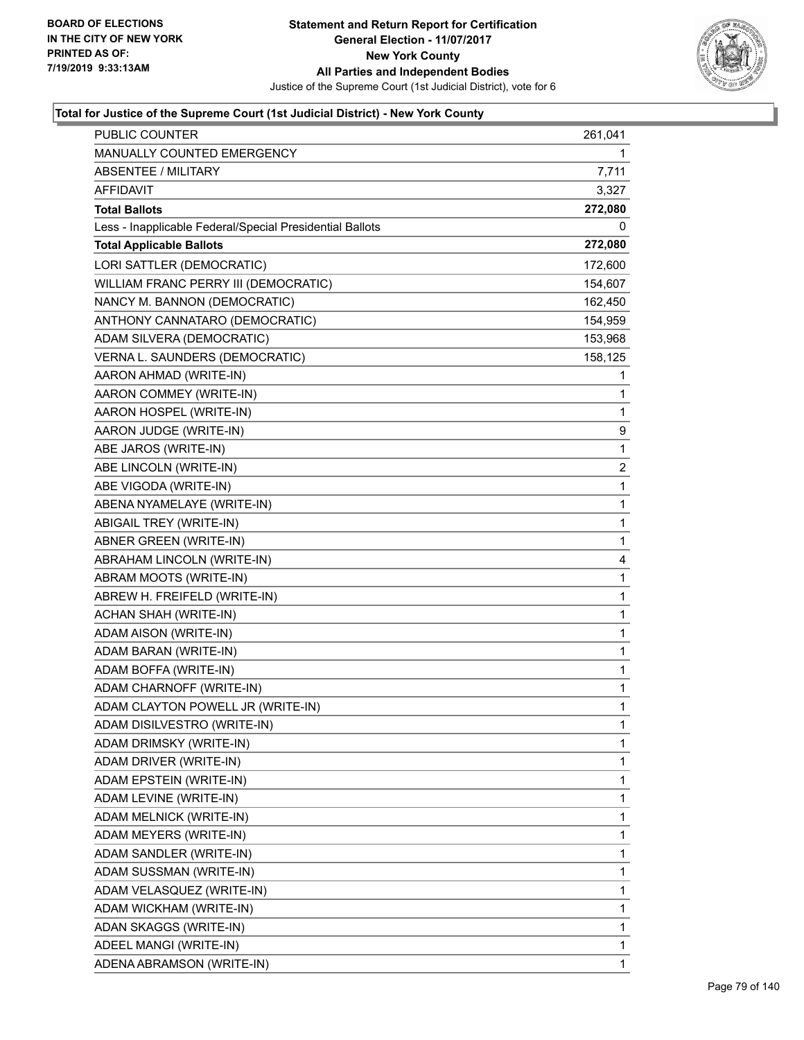BOARD OF ELECTIONS
IN THE CITY OF NEW YORK
PRINTED AS OF:
7/19/2019 9:33:13AM

**Statement and Return Report for Certification**
**General Election - 11/07/2017**
**New York County**
**All Parties and Independent Bodies**
Justice of the Supreme Court (1st Judicial District), vote for 6

### Total for Justice of the Supreme Court (1st Judicial District) - New York County

| | |
|---|---|
| PUBLIC COUNTER | 261,041 |
| MANUALLY COUNTED EMERGENCY | 1 |
| ABSENTEE / MILITARY | 7,711 |
| AFFIDAVIT | 3,327 |
| **Total Ballots** | **272,080** |
| Less - Inapplicable Federal/Special Presidential Ballots | 0 |
| **Total Applicable Ballots** | **272,080** |
| LORI SATTLER (DEMOCRATIC) | 172,600 |
| WILLIAM FRANC PERRY III (DEMOCRATIC) | 154,607 |
| NANCY M. BANNON (DEMOCRATIC) | 162,450 |
| ANTHONY CANNATARO (DEMOCRATIC) | 154,959 |
| ADAM SILVERA (DEMOCRATIC) | 153,968 |
| VERNA L. SAUNDERS (DEMOCRATIC) | 158,125 |
| AARON AHMAD (WRITE-IN) | 1 |
| AARON COMMEY (WRITE-IN) | 1 |
| AARON HOSPEL (WRITE-IN) | 1 |
| AARON JUDGE (WRITE-IN) | 9 |
| ABE JAROS (WRITE-IN) | 1 |
| ABE LINCOLN (WRITE-IN) | 2 |
| ABE VIGODA (WRITE-IN) | 1 |
| ABENA NYAMELAYE (WRITE-IN) | 1 |
| ABIGAIL TREY (WRITE-IN) | 1 |
| ABNER GREEN (WRITE-IN) | 1 |
| ABRAHAM LINCOLN (WRITE-IN) | 4 |
| ABRAM MOOTS (WRITE-IN) | 1 |
| ABREW H. FREIFELD (WRITE-IN) | 1 |
| ACHAN SHAH (WRITE-IN) | 1 |
| ADAM AISON (WRITE-IN) | 1 |
| ADAM BARAN (WRITE-IN) | 1 |
| ADAM BOFFA (WRITE-IN) | 1 |
| ADAM CHARNOFF (WRITE-IN) | 1 |
| ADAM CLAYTON POWELL JR (WRITE-IN) | 1 |
| ADAM DISILVESTRO (WRITE-IN) | 1 |
| ADAM DRIMSKY (WRITE-IN) | 1 |
| ADAM DRIVER (WRITE-IN) | 1 |
| ADAM EPSTEIN (WRITE-IN) | 1 |
| ADAM LEVINE (WRITE-IN) | 1 |
| ADAM MELNICK (WRITE-IN) | 1 |
| ADAM MEYERS (WRITE-IN) | 1 |
| ADAM SANDLER (WRITE-IN) | 1 |
| ADAM SUSSMAN (WRITE-IN) | 1 |
| ADAM VELASQUEZ (WRITE-IN) | 1 |
| ADAM WICKHAM (WRITE-IN) | 1 |
| ADAN SKAGGS (WRITE-IN) | 1 |
| ADEEL MANGI (WRITE-IN) | 1 |
| ADENA ABRAMSON (WRITE-IN) | 1 |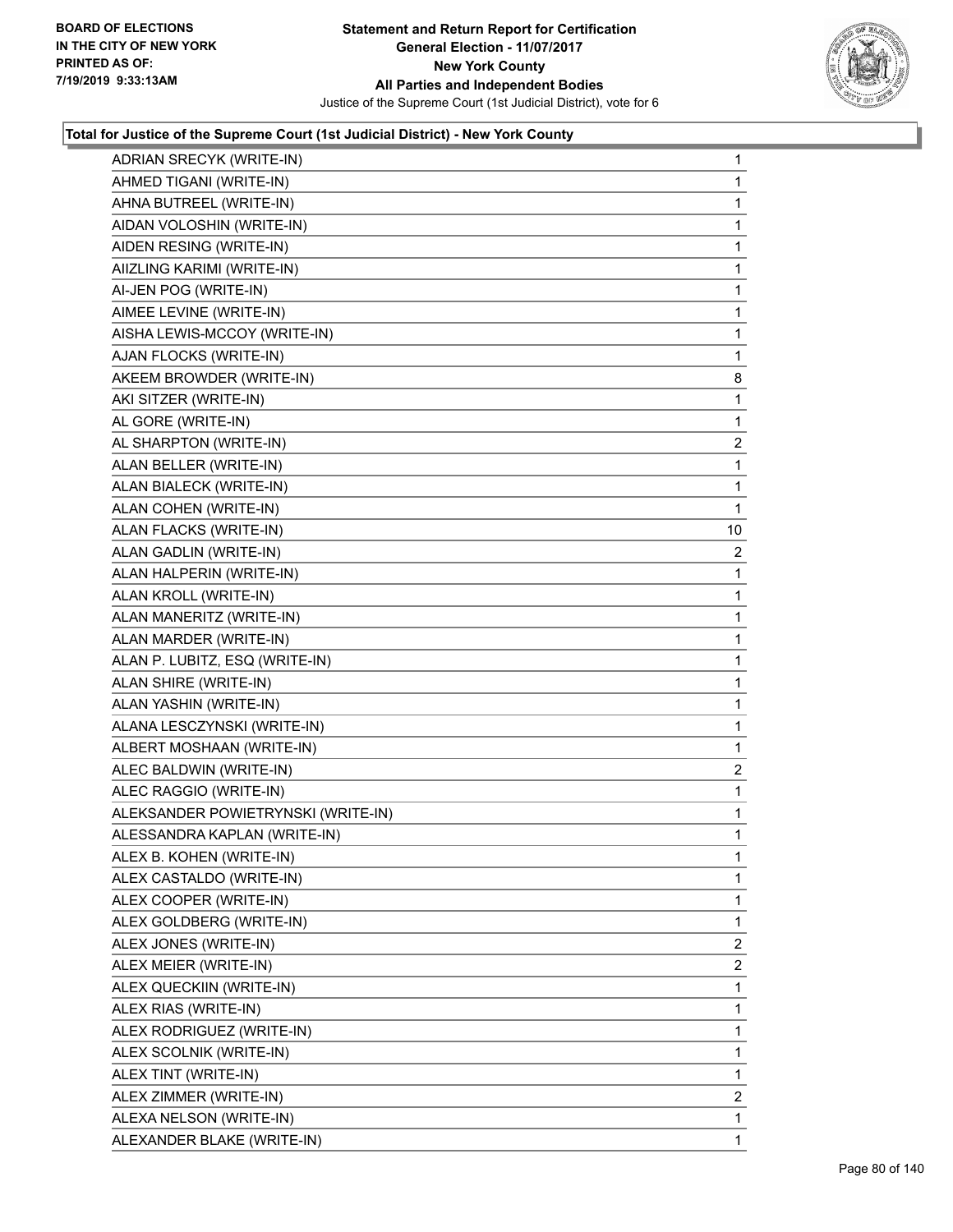**Total for Justice of the Supreme Court (1st Judicial District) - New York County**

| Candidate | Votes |
|---|---|
| ADRIAN SRECYK (WRITE-IN) | 1 |
| AHMED TIGANI (WRITE-IN) | 1 |
| AHNA BUTREEL (WRITE-IN) | 1 |
| AIDAN VOLOSHIN (WRITE-IN) | 1 |
| AIDEN RESING (WRITE-IN) | 1 |
| AIIZLING KARIMI (WRITE-IN) | 1 |
| AI-JEN POG (WRITE-IN) | 1 |
| AIMEE LEVINE (WRITE-IN) | 1 |
| AISHA LEWIS-MCCOY (WRITE-IN) | 1 |
| AJAN FLOCKS (WRITE-IN) | 1 |
| AKEEM BROWDER (WRITE-IN) | 8 |
| AKI SITZER (WRITE-IN) | 1 |
| AL GORE (WRITE-IN) | 1 |
| AL SHARPTON (WRITE-IN) | 2 |
| ALAN BELLER (WRITE-IN) | 1 |
| ALAN BIALECK (WRITE-IN) | 1 |
| ALAN COHEN (WRITE-IN) | 1 |
| ALAN FLACKS (WRITE-IN) | 10 |
| ALAN GADLIN (WRITE-IN) | 2 |
| ALAN HALPERIN (WRITE-IN) | 1 |
| ALAN KROLL (WRITE-IN) | 1 |
| ALAN MANERITZ (WRITE-IN) | 1 |
| ALAN MARDER (WRITE-IN) | 1 |
| ALAN P. LUBITZ, ESQ (WRITE-IN) | 1 |
| ALAN SHIRE (WRITE-IN) | 1 |
| ALAN YASHIN (WRITE-IN) | 1 |
| ALANA LESCZYNSKI (WRITE-IN) | 1 |
| ALBERT MOSHAAN (WRITE-IN) | 1 |
| ALEC BALDWIN (WRITE-IN) | 2 |
| ALEC RAGGIO (WRITE-IN) | 1 |
| ALEKSANDER POWIETRYNSKI (WRITE-IN) | 1 |
| ALESSANDRA KAPLAN (WRITE-IN) | 1 |
| ALEX B. KOHEN (WRITE-IN) | 1 |
| ALEX CASTALDO (WRITE-IN) | 1 |
| ALEX COOPER (WRITE-IN) | 1 |
| ALEX GOLDBERG (WRITE-IN) | 1 |
| ALEX JONES (WRITE-IN) | 2 |
| ALEX MEIER (WRITE-IN) | 2 |
| ALEX QUECKIIN (WRITE-IN) | 1 |
| ALEX RIAS (WRITE-IN) | 1 |
| ALEX RODRIGUEZ (WRITE-IN) | 1 |
| ALEX SCOLNIK (WRITE-IN) | 1 |
| ALEX TINT (WRITE-IN) | 1 |
| ALEX ZIMMER (WRITE-IN) | 2 |
| ALEXA NELSON (WRITE-IN) | 1 |
| ALEXANDER BLAKE (WRITE-IN) | 1 |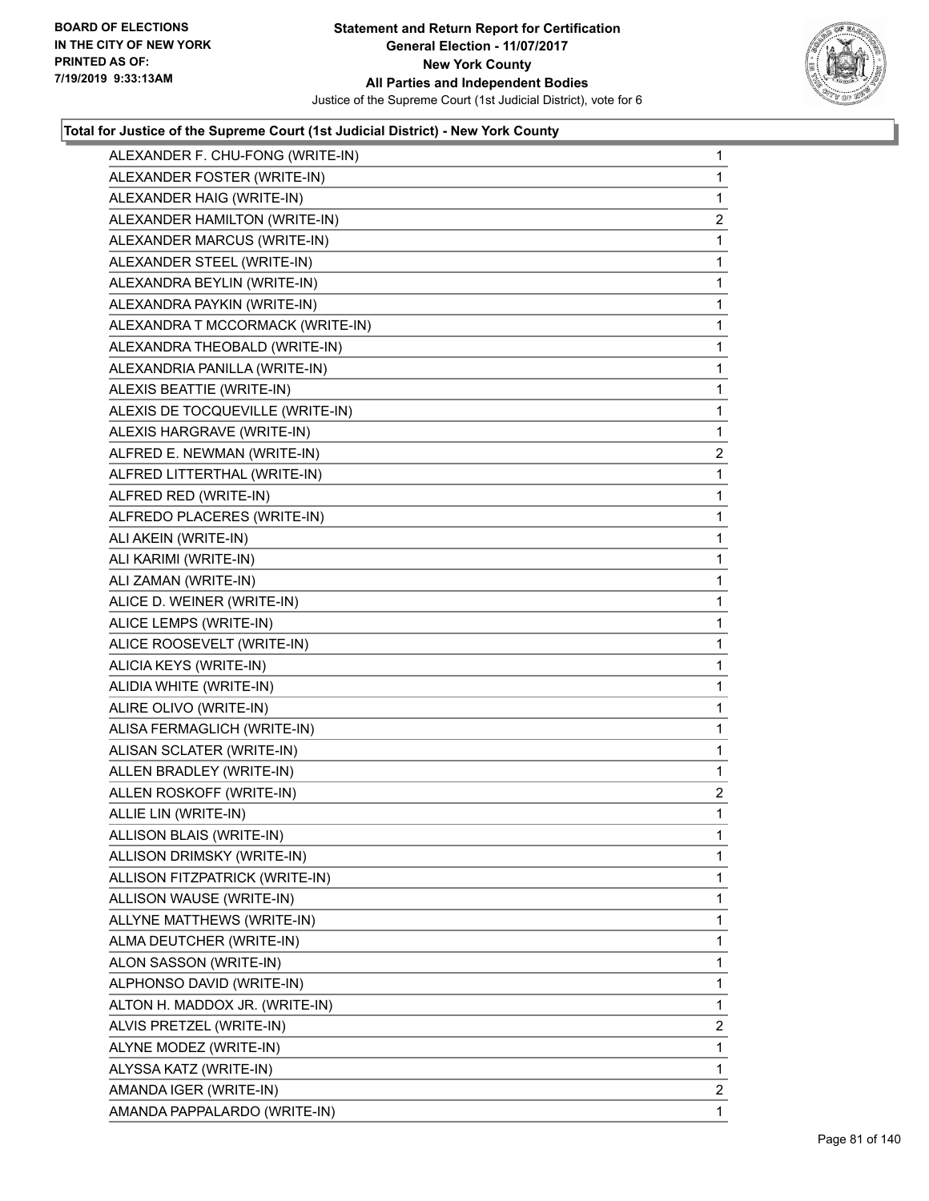**Total for Justice of the Supreme Court (1st Judicial District) - New York County**

| Candidate | Votes |
|---|---|
| ALEXANDER F. CHU-FONG (WRITE-IN) | 1 |
| ALEXANDER FOSTER (WRITE-IN) | 1 |
| ALEXANDER HAIG (WRITE-IN) | 1 |
| ALEXANDER HAMILTON (WRITE-IN) | 2 |
| ALEXANDER MARCUS (WRITE-IN) | 1 |
| ALEXANDER STEEL (WRITE-IN) | 1 |
| ALEXANDRA BEYLIN (WRITE-IN) | 1 |
| ALEXANDRA PAYKIN (WRITE-IN) | 1 |
| ALEXANDRA T MCCORMACK (WRITE-IN) | 1 |
| ALEXANDRA THEOBALD (WRITE-IN) | 1 |
| ALEXANDRIA PANILLA (WRITE-IN) | 1 |
| ALEXIS BEATTIE (WRITE-IN) | 1 |
| ALEXIS DE TOCQUEVILLE (WRITE-IN) | 1 |
| ALEXIS HARGRAVE (WRITE-IN) | 1 |
| ALFRED E. NEWMAN (WRITE-IN) | 2 |
| ALFRED LITTERTHAL (WRITE-IN) | 1 |
| ALFRED RED (WRITE-IN) | 1 |
| ALFREDO PLACERES (WRITE-IN) | 1 |
| ALI AKEIN (WRITE-IN) | 1 |
| ALI KARIMI (WRITE-IN) | 1 |
| ALI ZAMAN (WRITE-IN) | 1 |
| ALICE D. WEINER (WRITE-IN) | 1 |
| ALICE LEMPS (WRITE-IN) | 1 |
| ALICE ROOSEVELT (WRITE-IN) | 1 |
| ALICIA KEYS (WRITE-IN) | 1 |
| ALIDIA WHITE (WRITE-IN) | 1 |
| ALIRE OLIVO (WRITE-IN) | 1 |
| ALISA FERMAGLICH (WRITE-IN) | 1 |
| ALISAN SCLATER (WRITE-IN) | 1 |
| ALLEN BRADLEY (WRITE-IN) | 1 |
| ALLEN ROSKOFF (WRITE-IN) | 2 |
| ALLIE LIN (WRITE-IN) | 1 |
| ALLISON BLAIS (WRITE-IN) | 1 |
| ALLISON DRIMSKY (WRITE-IN) | 1 |
| ALLISON FITZPATRICK (WRITE-IN) | 1 |
| ALLISON WAUSE (WRITE-IN) | 1 |
| ALLYNE MATTHEWS (WRITE-IN) | 1 |
| ALMA DEUTCHER (WRITE-IN) | 1 |
| ALON SASSON (WRITE-IN) | 1 |
| ALPHONSO DAVID (WRITE-IN) | 1 |
| ALTON H. MADDOX JR. (WRITE-IN) | 1 |
| ALVIS PRETZEL (WRITE-IN) | 2 |
| ALYNE MODEZ (WRITE-IN) | 1 |
| ALYSSA KATZ (WRITE-IN) | 1 |
| AMANDA IGER (WRITE-IN) | 2 |
| AMANDA PAPPALARDO (WRITE-IN) | 1 |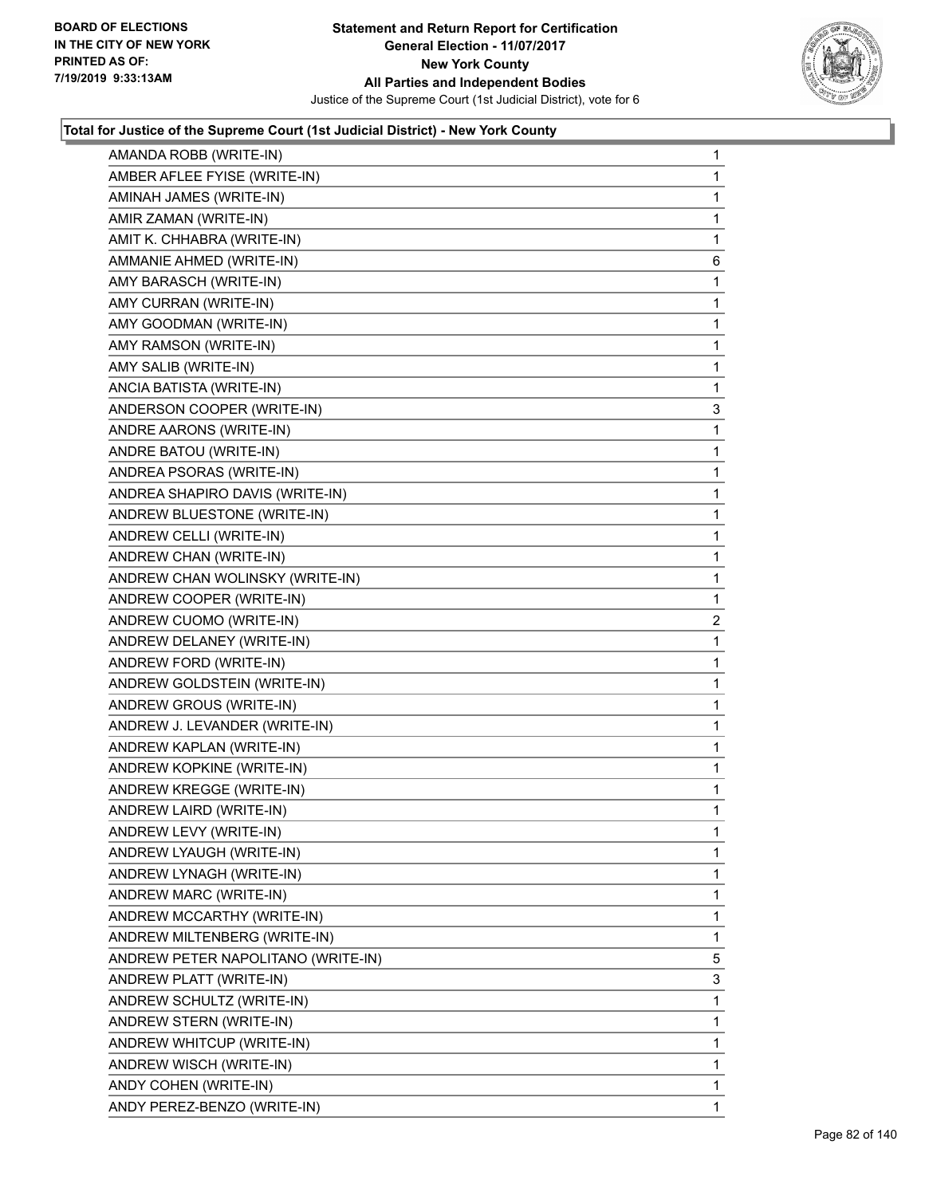**Total for Justice of the Supreme Court (1st Judicial District) - New York County**

| Candidate | Votes |
|---|---|
| AMANDA ROBB (WRITE-IN) | 1 |
| AMBER AFLEE FYISE (WRITE-IN) | 1 |
| AMINAH JAMES (WRITE-IN) | 1 |
| AMIR ZAMAN (WRITE-IN) | 1 |
| AMIT K. CHHABRA (WRITE-IN) | 1 |
| AMMANIE AHMED (WRITE-IN) | 6 |
| AMY BARASCH (WRITE-IN) | 1 |
| AMY CURRAN (WRITE-IN) | 1 |
| AMY GOODMAN (WRITE-IN) | 1 |
| AMY RAMSON (WRITE-IN) | 1 |
| AMY SALIB (WRITE-IN) | 1 |
| ANCIA BATISTA (WRITE-IN) | 1 |
| ANDERSON COOPER (WRITE-IN) | 3 |
| ANDRE AARONS (WRITE-IN) | 1 |
| ANDRE BATOU (WRITE-IN) | 1 |
| ANDREA PSORAS (WRITE-IN) | 1 |
| ANDREA SHAPIRO DAVIS (WRITE-IN) | 1 |
| ANDREW BLUESTONE (WRITE-IN) | 1 |
| ANDREW CELLI (WRITE-IN) | 1 |
| ANDREW CHAN (WRITE-IN) | 1 |
| ANDREW CHAN WOLINSKY (WRITE-IN) | 1 |
| ANDREW COOPER (WRITE-IN) | 1 |
| ANDREW CUOMO (WRITE-IN) | 2 |
| ANDREW DELANEY (WRITE-IN) | 1 |
| ANDREW FORD (WRITE-IN) | 1 |
| ANDREW GOLDSTEIN (WRITE-IN) | 1 |
| ANDREW GROUS (WRITE-IN) | 1 |
| ANDREW J. LEVANDER (WRITE-IN) | 1 |
| ANDREW KAPLAN (WRITE-IN) | 1 |
| ANDREW KOPKINE (WRITE-IN) | 1 |
| ANDREW KREGGE (WRITE-IN) | 1 |
| ANDREW LAIRD (WRITE-IN) | 1 |
| ANDREW LEVY (WRITE-IN) | 1 |
| ANDREW LYAUGH (WRITE-IN) | 1 |
| ANDREW LYNAGH (WRITE-IN) | 1 |
| ANDREW MARC (WRITE-IN) | 1 |
| ANDREW MCCARTHY (WRITE-IN) | 1 |
| ANDREW MILTENBERG (WRITE-IN) | 1 |
| ANDREW PETER NAPOLITANO (WRITE-IN) | 5 |
| ANDREW PLATT (WRITE-IN) | 3 |
| ANDREW SCHULTZ (WRITE-IN) | 1 |
| ANDREW STERN (WRITE-IN) | 1 |
| ANDREW WHITCUP (WRITE-IN) | 1 |
| ANDREW WISCH (WRITE-IN) | 1 |
| ANDY COHEN (WRITE-IN) | 1 |
| ANDY PEREZ-BENZO (WRITE-IN) | 1 |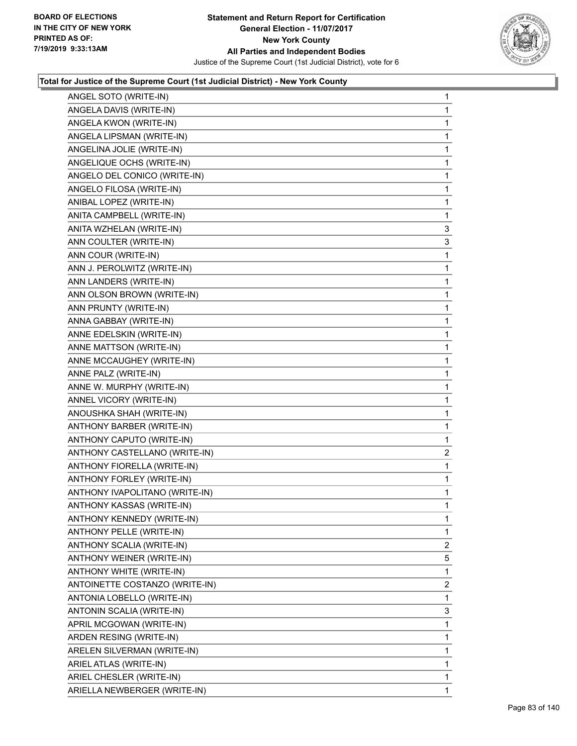**Total for Justice of the Supreme Court (1st Judicial District) - New York County**

| | |
|---|---|
| ANGEL SOTO (WRITE-IN) | 1 |
| ANGELA DAVIS (WRITE-IN) | 1 |
| ANGELA KWON (WRITE-IN) | 1 |
| ANGELA LIPSMAN (WRITE-IN) | 1 |
| ANGELINA JOLIE (WRITE-IN) | 1 |
| ANGELIQUE OCHS (WRITE-IN) | 1 |
| ANGELO DEL CONICO (WRITE-IN) | 1 |
| ANGELO FILOSA (WRITE-IN) | 1 |
| ANIBAL LOPEZ (WRITE-IN) | 1 |
| ANITA CAMPBELL (WRITE-IN) | 1 |
| ANITA WZHELAN (WRITE-IN) | 3 |
| ANN COULTER (WRITE-IN) | 3 |
| ANN COUR (WRITE-IN) | 1 |
| ANN J. PEROLWITZ (WRITE-IN) | 1 |
| ANN LANDERS (WRITE-IN) | 1 |
| ANN OLSON BROWN (WRITE-IN) | 1 |
| ANN PRUNTY (WRITE-IN) | 1 |
| ANNA GABBAY (WRITE-IN) | 1 |
| ANNE EDELSKIN (WRITE-IN) | 1 |
| ANNE MATTSON (WRITE-IN) | 1 |
| ANNE MCCAUGHEY (WRITE-IN) | 1 |
| ANNE PALZ (WRITE-IN) | 1 |
| ANNE W. MURPHY (WRITE-IN) | 1 |
| ANNEL VICORY (WRITE-IN) | 1 |
| ANOUSHKA SHAH (WRITE-IN) | 1 |
| ANTHONY BARBER (WRITE-IN) | 1 |
| ANTHONY CAPUTO (WRITE-IN) | 1 |
| ANTHONY CASTELLANO (WRITE-IN) | 2 |
| ANTHONY FIORELLA (WRITE-IN) | 1 |
| ANTHONY FORLEY (WRITE-IN) | 1 |
| ANTHONY IVAPOLITANO (WRITE-IN) | 1 |
| ANTHONY KASSAS (WRITE-IN) | 1 |
| ANTHONY KENNEDY (WRITE-IN) | 1 |
| ANTHONY PELLE (WRITE-IN) | 1 |
| ANTHONY SCALIA (WRITE-IN) | 2 |
| ANTHONY WEINER (WRITE-IN) | 5 |
| ANTHONY WHITE (WRITE-IN) | 1 |
| ANTOINETTE COSTANZO (WRITE-IN) | 2 |
| ANTONIA LOBELLO (WRITE-IN) | 1 |
| ANTONIN SCALIA (WRITE-IN) | 3 |
| APRIL MCGOWAN (WRITE-IN) | 1 |
| ARDEN RESING (WRITE-IN) | 1 |
| ARELEN SILVERMAN (WRITE-IN) | 1 |
| ARIEL ATLAS (WRITE-IN) | 1 |
| ARIEL CHESLER (WRITE-IN) | 1 |
| ARIELLA NEWBERGER (WRITE-IN) | 1 |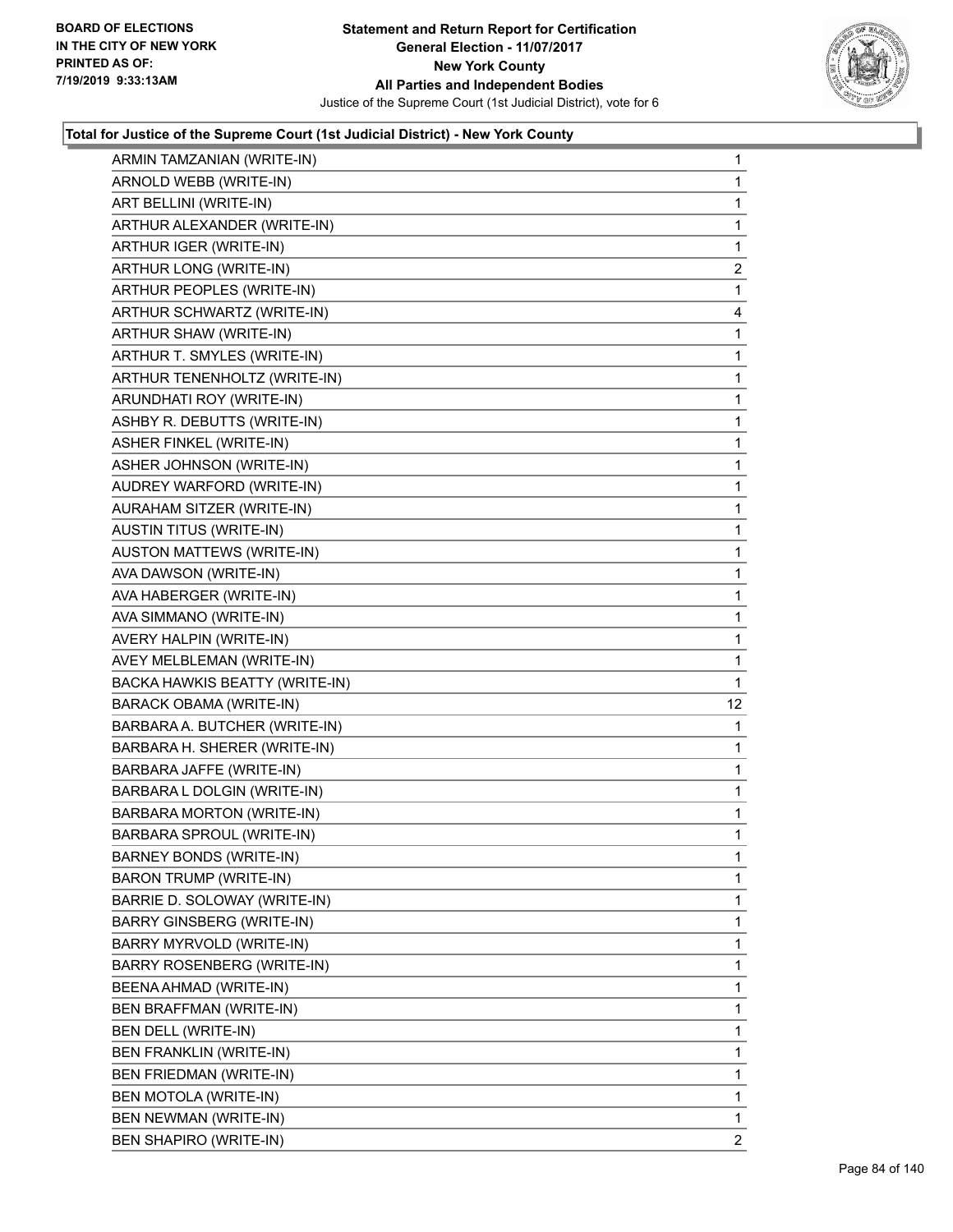**Total for Justice of the Supreme Court (1st Judicial District) - New York County**

| Candidate | Votes |
|---|---|
| ARMIN TAMZANIAN (WRITE-IN) | 1 |
| ARNOLD WEBB (WRITE-IN) | 1 |
| ART BELLINI (WRITE-IN) | 1 |
| ARTHUR ALEXANDER (WRITE-IN) | 1 |
| ARTHUR IGER (WRITE-IN) | 1 |
| ARTHUR LONG (WRITE-IN) | 2 |
| ARTHUR PEOPLES (WRITE-IN) | 1 |
| ARTHUR SCHWARTZ (WRITE-IN) | 4 |
| ARTHUR SHAW (WRITE-IN) | 1 |
| ARTHUR T. SMYLES (WRITE-IN) | 1 |
| ARTHUR TENENHOLTZ (WRITE-IN) | 1 |
| ARUNDHATI ROY (WRITE-IN) | 1 |
| ASHBY R. DEBUTTS (WRITE-IN) | 1 |
| ASHER FINKEL (WRITE-IN) | 1 |
| ASHER JOHNSON (WRITE-IN) | 1 |
| AUDREY WARFORD (WRITE-IN) | 1 |
| AURAHAM SITZER (WRITE-IN) | 1 |
| AUSTIN TITUS (WRITE-IN) | 1 |
| AUSTON MATTEWS (WRITE-IN) | 1 |
| AVA DAWSON (WRITE-IN) | 1 |
| AVA HABERGER (WRITE-IN) | 1 |
| AVA SIMMANO (WRITE-IN) | 1 |
| AVERY HALPIN (WRITE-IN) | 1 |
| AVEY MELBLEMAN (WRITE-IN) | 1 |
| BACKA HAWKIS BEATTY (WRITE-IN) | 1 |
| BARACK OBAMA (WRITE-IN) | 12 |
| BARBARA A. BUTCHER (WRITE-IN) | 1 |
| BARBARA H. SHERER (WRITE-IN) | 1 |
| BARBARA JAFFE (WRITE-IN) | 1 |
| BARBARA L DOLGIN (WRITE-IN) | 1 |
| BARBARA MORTON (WRITE-IN) | 1 |
| BARBARA SPROUL (WRITE-IN) | 1 |
| BARNEY BONDS (WRITE-IN) | 1 |
| BARON TRUMP (WRITE-IN) | 1 |
| BARRIE D. SOLOWAY (WRITE-IN) | 1 |
| BARRY GINSBERG (WRITE-IN) | 1 |
| BARRY MYRVOLD (WRITE-IN) | 1 |
| BARRY ROSENBERG (WRITE-IN) | 1 |
| BEENA AHMAD (WRITE-IN) | 1 |
| BEN BRAFFMAN (WRITE-IN) | 1 |
| BEN DELL (WRITE-IN) | 1 |
| BEN FRANKLIN (WRITE-IN) | 1 |
| BEN FRIEDMAN (WRITE-IN) | 1 |
| BEN MOTOLA (WRITE-IN) | 1 |
| BEN NEWMAN (WRITE-IN) | 1 |
| BEN SHAPIRO (WRITE-IN) | 2 |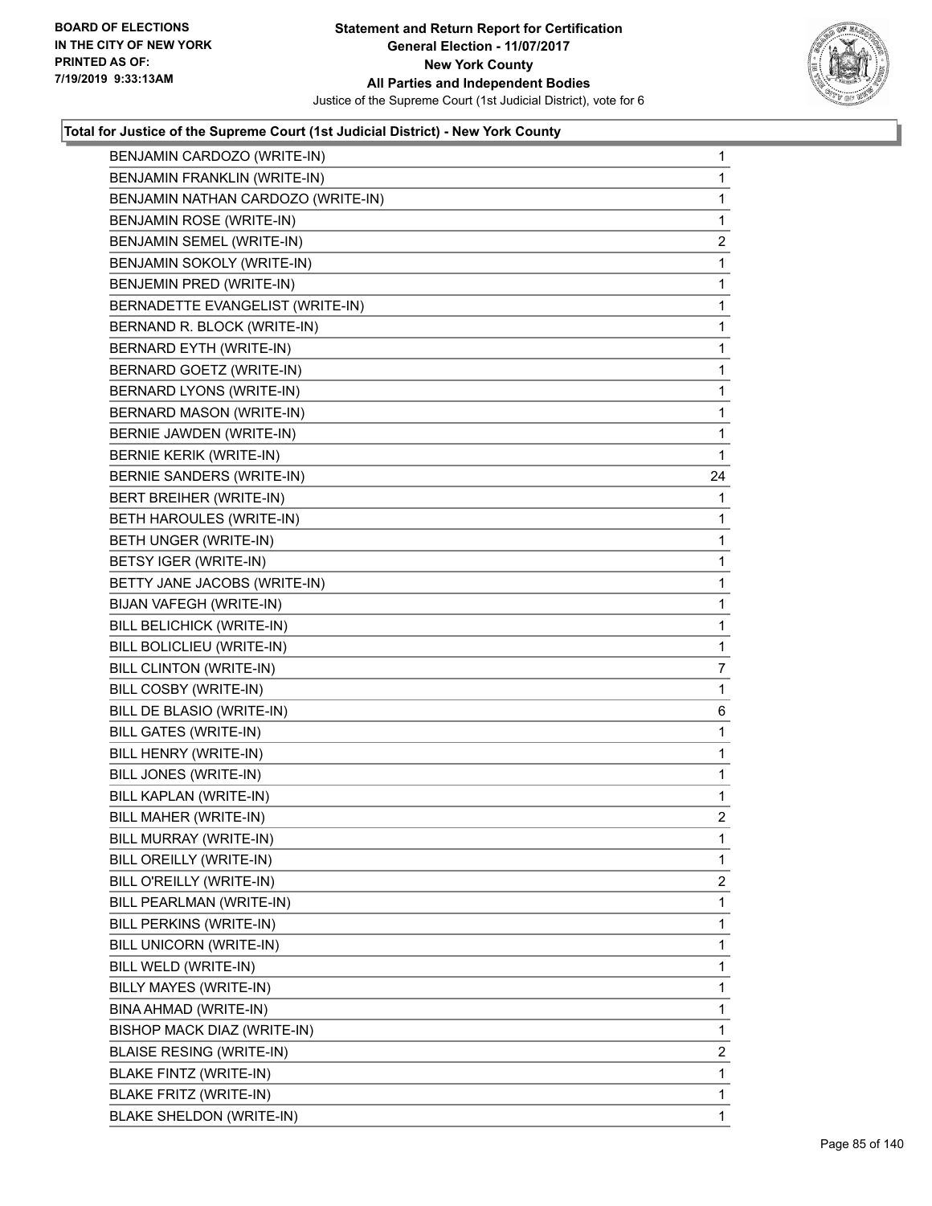**Total for Justice of the Supreme Court (1st Judicial District) - New York County**

| | |
|---|---|
| BENJAMIN CARDOZO (WRITE-IN) | 1 |
| BENJAMIN FRANKLIN (WRITE-IN) | 1 |
| BENJAMIN NATHAN CARDOZO (WRITE-IN) | 1 |
| BENJAMIN ROSE (WRITE-IN) | 1 |
| BENJAMIN SEMEL (WRITE-IN) | 2 |
| BENJAMIN SOKOLY (WRITE-IN) | 1 |
| BENJEMIN PRED (WRITE-IN) | 1 |
| BERNADETTE EVANGELIST (WRITE-IN) | 1 |
| BERNAND R. BLOCK (WRITE-IN) | 1 |
| BERNARD EYTH (WRITE-IN) | 1 |
| BERNARD GOETZ (WRITE-IN) | 1 |
| BERNARD LYONS (WRITE-IN) | 1 |
| BERNARD MASON (WRITE-IN) | 1 |
| BERNIE JAWDEN (WRITE-IN) | 1 |
| BERNIE KERIK (WRITE-IN) | 1 |
| BERNIE SANDERS (WRITE-IN) | 24 |
| BERT BREIHER (WRITE-IN) | 1 |
| BETH HAROULES (WRITE-IN) | 1 |
| BETH UNGER (WRITE-IN) | 1 |
| BETSY IGER (WRITE-IN) | 1 |
| BETTY JANE JACOBS (WRITE-IN) | 1 |
| BIJAN VAFEGH (WRITE-IN) | 1 |
| BILL BELICHICK (WRITE-IN) | 1 |
| BILL BOLICLIEU (WRITE-IN) | 1 |
| BILL CLINTON (WRITE-IN) | 7 |
| BILL COSBY (WRITE-IN) | 1 |
| BILL DE BLASIO (WRITE-IN) | 6 |
| BILL GATES (WRITE-IN) | 1 |
| BILL HENRY (WRITE-IN) | 1 |
| BILL JONES (WRITE-IN) | 1 |
| BILL KAPLAN (WRITE-IN) | 1 |
| BILL MAHER (WRITE-IN) | 2 |
| BILL MURRAY (WRITE-IN) | 1 |
| BILL OREILLY (WRITE-IN) | 1 |
| BILL O'REILLY (WRITE-IN) | 2 |
| BILL PEARLMAN (WRITE-IN) | 1 |
| BILL PERKINS (WRITE-IN) | 1 |
| BILL UNICORN (WRITE-IN) | 1 |
| BILL WELD (WRITE-IN) | 1 |
| BILLY MAYES (WRITE-IN) | 1 |
| BINA AHMAD (WRITE-IN) | 1 |
| BISHOP MACK DIAZ (WRITE-IN) | 1 |
| BLAISE RESING (WRITE-IN) | 2 |
| BLAKE FINTZ (WRITE-IN) | 1 |
| BLAKE FRITZ (WRITE-IN) | 1 |
| BLAKE SHELDON (WRITE-IN) | 1 |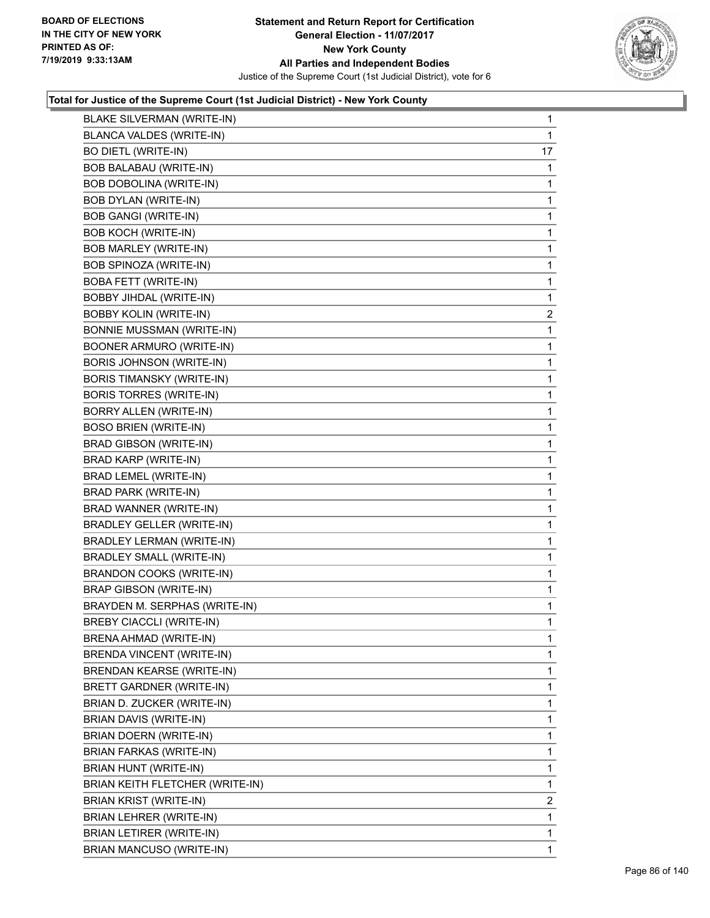**Total for Justice of the Supreme Court (1st Judicial District) - New York County**

| Candidate | Votes |
|---|---|
| BLAKE SILVERMAN (WRITE-IN) | 1 |
| BLANCA VALDES (WRITE-IN) | 1 |
| BO DIETL (WRITE-IN) | 17 |
| BOB BALABAU (WRITE-IN) | 1 |
| BOB DOBOLINA (WRITE-IN) | 1 |
| BOB DYLAN (WRITE-IN) | 1 |
| BOB GANGI (WRITE-IN) | 1 |
| BOB KOCH (WRITE-IN) | 1 |
| BOB MARLEY (WRITE-IN) | 1 |
| BOB SPINOZA (WRITE-IN) | 1 |
| BOBA FETT (WRITE-IN) | 1 |
| BOBBY JIHDAL (WRITE-IN) | 1 |
| BOBBY KOLIN (WRITE-IN) | 2 |
| BONNIE MUSSMAN (WRITE-IN) | 1 |
| BOONER ARMURO (WRITE-IN) | 1 |
| BORIS JOHNSON (WRITE-IN) | 1 |
| BORIS TIMANSKY (WRITE-IN) | 1 |
| BORIS TORRES (WRITE-IN) | 1 |
| BORRY ALLEN (WRITE-IN) | 1 |
| BOSO BRIEN (WRITE-IN) | 1 |
| BRAD GIBSON (WRITE-IN) | 1 |
| BRAD KARP (WRITE-IN) | 1 |
| BRAD LEMEL (WRITE-IN) | 1 |
| BRAD PARK (WRITE-IN) | 1 |
| BRAD WANNER (WRITE-IN) | 1 |
| BRADLEY GELLER (WRITE-IN) | 1 |
| BRADLEY LERMAN (WRITE-IN) | 1 |
| BRADLEY SMALL (WRITE-IN) | 1 |
| BRANDON COOKS (WRITE-IN) | 1 |
| BRAP GIBSON (WRITE-IN) | 1 |
| BRAYDEN M. SERPHAS (WRITE-IN) | 1 |
| BREBY CIACCLI (WRITE-IN) | 1 |
| BRENA AHMAD (WRITE-IN) | 1 |
| BRENDA VINCENT (WRITE-IN) | 1 |
| BRENDAN KEARSE (WRITE-IN) | 1 |
| BRETT GARDNER (WRITE-IN) | 1 |
| BRIAN D. ZUCKER (WRITE-IN) | 1 |
| BRIAN DAVIS (WRITE-IN) | 1 |
| BRIAN DOERN (WRITE-IN) | 1 |
| BRIAN FARKAS (WRITE-IN) | 1 |
| BRIAN HUNT (WRITE-IN) | 1 |
| BRIAN KEITH FLETCHER (WRITE-IN) | 1 |
| BRIAN KRIST (WRITE-IN) | 2 |
| BRIAN LEHRER (WRITE-IN) | 1 |
| BRIAN LETIRER (WRITE-IN) | 1 |
| BRIAN MANCUSO (WRITE-IN) | 1 |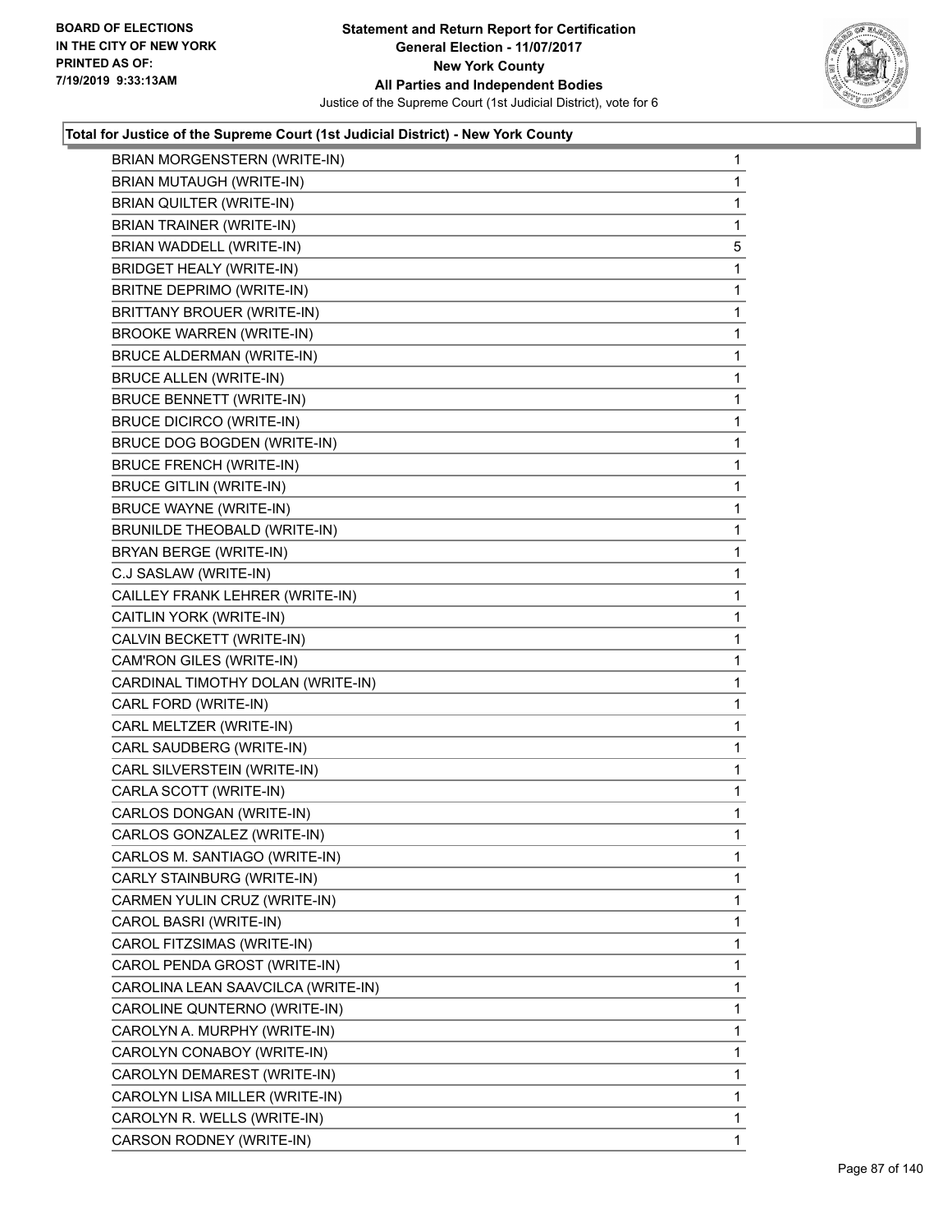BOARD OF ELECTIONS
IN THE CITY OF NEW YORK
PRINTED AS OF:
7/19/2019 9:33:13AM

**Statement and Return Report for Certification**
**General Election - 11/07/2017**
**New York County**
**All Parties and Independent Bodies**
Justice of the Supreme Court (1st Judicial District), vote for 6

### Total for Justice of the Supreme Court (1st Judicial District) - New York County

| Candidate | Votes |
|---|---|
| BRIAN MORGENSTERN (WRITE-IN) | 1 |
| BRIAN MUTAUGH (WRITE-IN) | 1 |
| BRIAN QUILTER (WRITE-IN) | 1 |
| BRIAN TRAINER (WRITE-IN) | 1 |
| BRIAN WADDELL (WRITE-IN) | 5 |
| BRIDGET HEALY (WRITE-IN) | 1 |
| BRITNE DEPRIMO (WRITE-IN) | 1 |
| BRITTANY BROUER (WRITE-IN) | 1 |
| BROOKE WARREN (WRITE-IN) | 1 |
| BRUCE ALDERMAN (WRITE-IN) | 1 |
| BRUCE ALLEN (WRITE-IN) | 1 |
| BRUCE BENNETT (WRITE-IN) | 1 |
| BRUCE DICIRCO (WRITE-IN) | 1 |
| BRUCE DOG BOGDEN (WRITE-IN) | 1 |
| BRUCE FRENCH (WRITE-IN) | 1 |
| BRUCE GITLIN (WRITE-IN) | 1 |
| BRUCE WAYNE (WRITE-IN) | 1 |
| BRUNILDE THEOBALD (WRITE-IN) | 1 |
| BRYAN BERGE (WRITE-IN) | 1 |
| C.J SASLAW (WRITE-IN) | 1 |
| CAILLEY FRANK LEHRER (WRITE-IN) | 1 |
| CAITLIN YORK (WRITE-IN) | 1 |
| CALVIN BECKETT (WRITE-IN) | 1 |
| CAM'RON GILES (WRITE-IN) | 1 |
| CARDINAL TIMOTHY DOLAN (WRITE-IN) | 1 |
| CARL FORD (WRITE-IN) | 1 |
| CARL MELTZER (WRITE-IN) | 1 |
| CARL SAUDBERG (WRITE-IN) | 1 |
| CARL SILVERSTEIN (WRITE-IN) | 1 |
| CARLA SCOTT (WRITE-IN) | 1 |
| CARLOS DONGAN (WRITE-IN) | 1 |
| CARLOS GONZALEZ (WRITE-IN) | 1 |
| CARLOS M. SANTIAGO (WRITE-IN) | 1 |
| CARLY STAINBURG (WRITE-IN) | 1 |
| CARMEN YULIN CRUZ (WRITE-IN) | 1 |
| CAROL BASRI (WRITE-IN) | 1 |
| CAROL FITZSIMAS (WRITE-IN) | 1 |
| CAROL PENDA GROST (WRITE-IN) | 1 |
| CAROLINA LEAN SAAVCILCA (WRITE-IN) | 1 |
| CAROLINE QUNTERNO (WRITE-IN) | 1 |
| CAROLYN A. MURPHY (WRITE-IN) | 1 |
| CAROLYN CONABOY (WRITE-IN) | 1 |
| CAROLYN DEMAREST (WRITE-IN) | 1 |
| CAROLYN LISA MILLER (WRITE-IN) | 1 |
| CAROLYN R. WELLS (WRITE-IN) | 1 |
| CARSON RODNEY (WRITE-IN) | 1 |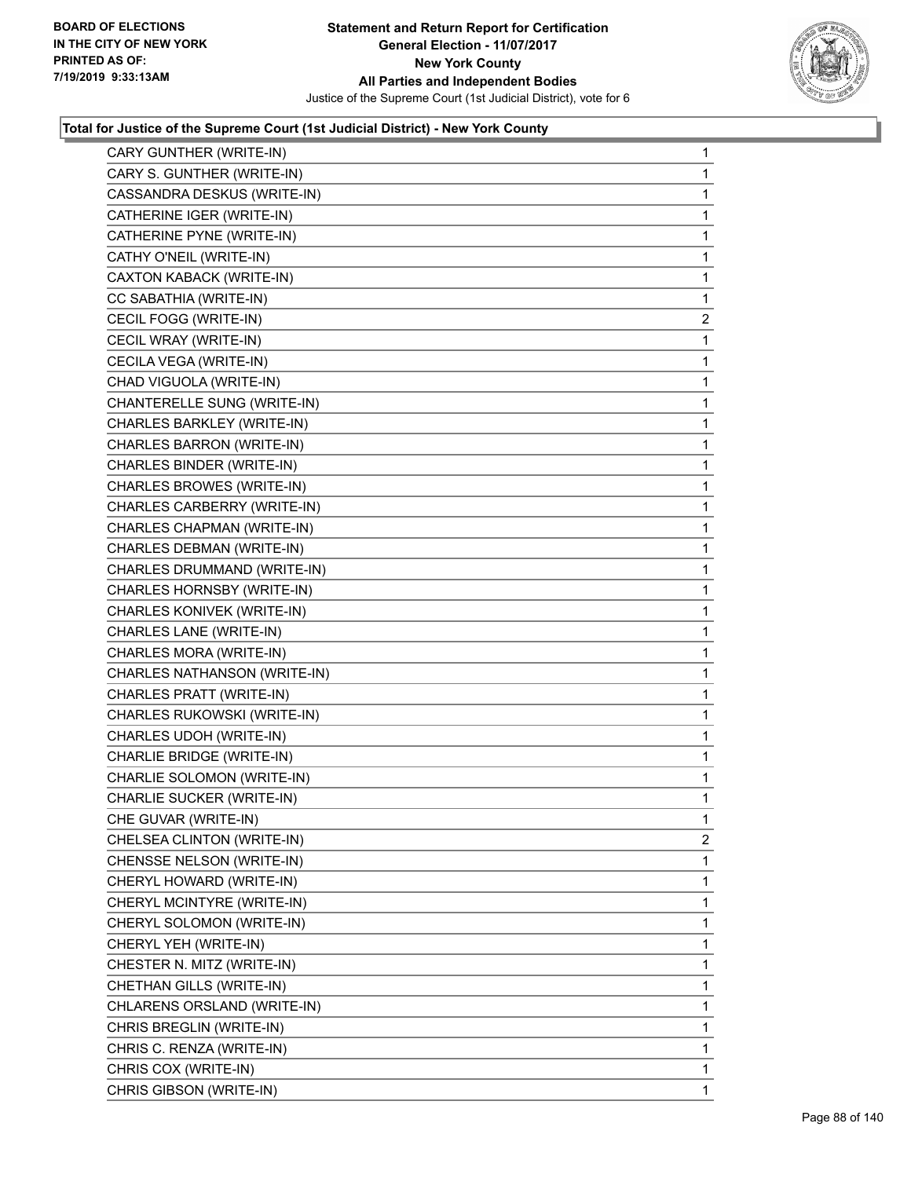**Statement and Return Report for Certification**
**General Election - 11/07/2017**
**New York County**
**All Parties and Independent Bodies**
Justice of the Supreme Court (1st Judicial District), vote for 6

BOARD OF ELECTIONS IN THE CITY OF NEW YORK PRINTED AS OF: 7/19/2019 9:33:13AM

### Total for Justice of the Supreme Court (1st Judicial District) - New York County

| | |
|---|---|
| CARY GUNTHER (WRITE-IN) | 1 |
| CARY S. GUNTHER (WRITE-IN) | 1 |
| CASSANDRA DESKUS (WRITE-IN) | 1 |
| CATHERINE IGER (WRITE-IN) | 1 |
| CATHERINE PYNE (WRITE-IN) | 1 |
| CATHY O'NEIL (WRITE-IN) | 1 |
| CAXTON KABACK (WRITE-IN) | 1 |
| CC SABATHIA (WRITE-IN) | 1 |
| CECIL FOGG (WRITE-IN) | 2 |
| CECIL WRAY (WRITE-IN) | 1 |
| CECILA VEGA (WRITE-IN) | 1 |
| CHAD VIGUOLA (WRITE-IN) | 1 |
| CHANTERELLE SUNG (WRITE-IN) | 1 |
| CHARLES BARKLEY (WRITE-IN) | 1 |
| CHARLES BARRON (WRITE-IN) | 1 |
| CHARLES BINDER (WRITE-IN) | 1 |
| CHARLES BROWES (WRITE-IN) | 1 |
| CHARLES CARBERRY (WRITE-IN) | 1 |
| CHARLES CHAPMAN (WRITE-IN) | 1 |
| CHARLES DEBMAN (WRITE-IN) | 1 |
| CHARLES DRUMMAND (WRITE-IN) | 1 |
| CHARLES HORNSBY (WRITE-IN) | 1 |
| CHARLES KONIVEK (WRITE-IN) | 1 |
| CHARLES LANE (WRITE-IN) | 1 |
| CHARLES MORA (WRITE-IN) | 1 |
| CHARLES NATHANSON (WRITE-IN) | 1 |
| CHARLES PRATT (WRITE-IN) | 1 |
| CHARLES RUKOWSKI (WRITE-IN) | 1 |
| CHARLES UDOH (WRITE-IN) | 1 |
| CHARLIE BRIDGE (WRITE-IN) | 1 |
| CHARLIE SOLOMON (WRITE-IN) | 1 |
| CHARLIE SUCKER (WRITE-IN) | 1 |
| CHE GUVAR (WRITE-IN) | 1 |
| CHELSEA CLINTON (WRITE-IN) | 2 |
| CHENSSE NELSON (WRITE-IN) | 1 |
| CHERYL HOWARD (WRITE-IN) | 1 |
| CHERYL MCINTYRE (WRITE-IN) | 1 |
| CHERYL SOLOMON (WRITE-IN) | 1 |
| CHERYL YEH (WRITE-IN) | 1 |
| CHESTER N. MITZ (WRITE-IN) | 1 |
| CHETHAN GILLS (WRITE-IN) | 1 |
| CHLARENS ORSLAND (WRITE-IN) | 1 |
| CHRIS BREGLIN (WRITE-IN) | 1 |
| CHRIS C. RENZA (WRITE-IN) | 1 |
| CHRIS COX (WRITE-IN) | 1 |
| CHRIS GIBSON (WRITE-IN) | 1 |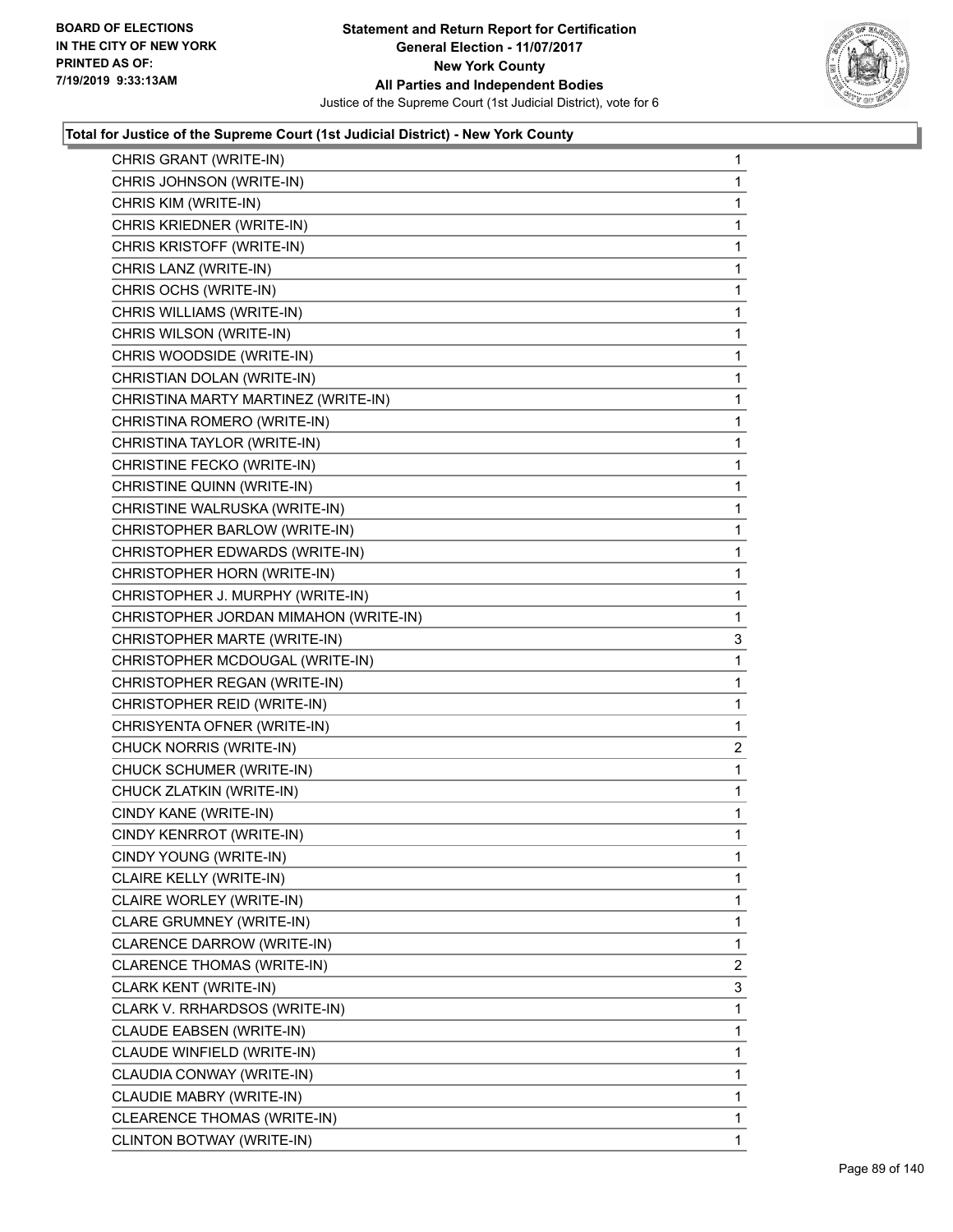### Total for Justice of the Supreme Court (1st Judicial District) - New York County

| Candidate | Votes |
|---|---|
| CHRIS GRANT (WRITE-IN) | 1 |
| CHRIS JOHNSON (WRITE-IN) | 1 |
| CHRIS KIM (WRITE-IN) | 1 |
| CHRIS KRIEDNER (WRITE-IN) | 1 |
| CHRIS KRISTOFF (WRITE-IN) | 1 |
| CHRIS LANZ (WRITE-IN) | 1 |
| CHRIS OCHS (WRITE-IN) | 1 |
| CHRIS WILLIAMS (WRITE-IN) | 1 |
| CHRIS WILSON (WRITE-IN) | 1 |
| CHRIS WOODSIDE (WRITE-IN) | 1 |
| CHRISTIAN DOLAN (WRITE-IN) | 1 |
| CHRISTINA MARTY MARTINEZ (WRITE-IN) | 1 |
| CHRISTINA ROMERO (WRITE-IN) | 1 |
| CHRISTINA TAYLOR (WRITE-IN) | 1 |
| CHRISTINE FECKO (WRITE-IN) | 1 |
| CHRISTINE QUINN (WRITE-IN) | 1 |
| CHRISTINE WALRUSKA (WRITE-IN) | 1 |
| CHRISTOPHER BARLOW (WRITE-IN) | 1 |
| CHRISTOPHER EDWARDS (WRITE-IN) | 1 |
| CHRISTOPHER HORN (WRITE-IN) | 1 |
| CHRISTOPHER J. MURPHY (WRITE-IN) | 1 |
| CHRISTOPHER JORDAN MIMAHON (WRITE-IN) | 1 |
| CHRISTOPHER MARTE (WRITE-IN) | 3 |
| CHRISTOPHER MCDOUGAL (WRITE-IN) | 1 |
| CHRISTOPHER REGAN (WRITE-IN) | 1 |
| CHRISTOPHER REID (WRITE-IN) | 1 |
| CHRISYENTA OFNER (WRITE-IN) | 1 |
| CHUCK NORRIS (WRITE-IN) | 2 |
| CHUCK SCHUMER (WRITE-IN) | 1 |
| CHUCK ZLATKIN (WRITE-IN) | 1 |
| CINDY KANE (WRITE-IN) | 1 |
| CINDY KENRROT (WRITE-IN) | 1 |
| CINDY YOUNG (WRITE-IN) | 1 |
| CLAIRE KELLY (WRITE-IN) | 1 |
| CLAIRE WORLEY (WRITE-IN) | 1 |
| CLARE GRUMNEY (WRITE-IN) | 1 |
| CLARENCE DARROW (WRITE-IN) | 1 |
| CLARENCE THOMAS (WRITE-IN) | 2 |
| CLARK KENT (WRITE-IN) | 3 |
| CLARK V. RRHARDSOS (WRITE-IN) | 1 |
| CLAUDE EABSEN (WRITE-IN) | 1 |
| CLAUDE WINFIELD (WRITE-IN) | 1 |
| CLAUDIA CONWAY (WRITE-IN) | 1 |
| CLAUDIE MABRY (WRITE-IN) | 1 |
| CLEARENCE THOMAS (WRITE-IN) | 1 |
| CLINTON BOTWAY (WRITE-IN) | 1 |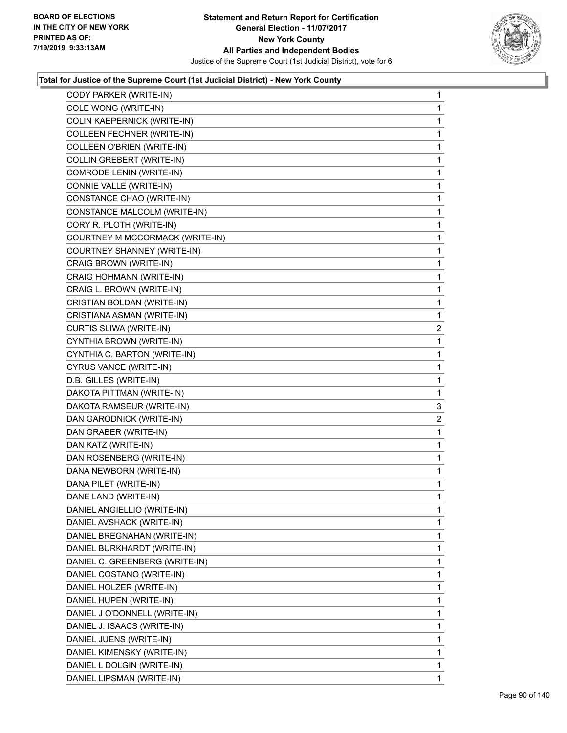**Total for Justice of the Supreme Court (1st Judicial District) - New York County**

| | |
|---|---|
| CODY PARKER (WRITE-IN) | 1 |
| COLE WONG (WRITE-IN) | 1 |
| COLIN KAEPERNICK (WRITE-IN) | 1 |
| COLLEEN FECHNER (WRITE-IN) | 1 |
| COLLEEN O'BRIEN (WRITE-IN) | 1 |
| COLLIN GREBERT (WRITE-IN) | 1 |
| COMRODE LENIN (WRITE-IN) | 1 |
| CONNIE VALLE (WRITE-IN) | 1 |
| CONSTANCE CHAO (WRITE-IN) | 1 |
| CONSTANCE MALCOLM (WRITE-IN) | 1 |
| CORY R. PLOTH (WRITE-IN) | 1 |
| COURTNEY M MCCORMACK (WRITE-IN) | 1 |
| COURTNEY SHANNEY (WRITE-IN) | 1 |
| CRAIG BROWN (WRITE-IN) | 1 |
| CRAIG HOHMANN (WRITE-IN) | 1 |
| CRAIG L. BROWN (WRITE-IN) | 1 |
| CRISTIAN BOLDAN (WRITE-IN) | 1 |
| CRISTIANA ASMAN (WRITE-IN) | 1 |
| CURTIS SLIWA (WRITE-IN) | 2 |
| CYNTHIA BROWN (WRITE-IN) | 1 |
| CYNTHIA C. BARTON (WRITE-IN) | 1 |
| CYRUS VANCE (WRITE-IN) | 1 |
| D.B. GILLES (WRITE-IN) | 1 |
| DAKOTA PITTMAN (WRITE-IN) | 1 |
| DAKOTA RAMSEUR (WRITE-IN) | 3 |
| DAN GARODNICK (WRITE-IN) | 2 |
| DAN GRABER (WRITE-IN) | 1 |
| DAN KATZ (WRITE-IN) | 1 |
| DAN ROSENBERG (WRITE-IN) | 1 |
| DANA NEWBORN (WRITE-IN) | 1 |
| DANA PILET (WRITE-IN) | 1 |
| DANE LAND (WRITE-IN) | 1 |
| DANIEL ANGIELLIO (WRITE-IN) | 1 |
| DANIEL AVSHACK (WRITE-IN) | 1 |
| DANIEL BREGNAHAN (WRITE-IN) | 1 |
| DANIEL BURKHARDT (WRITE-IN) | 1 |
| DANIEL C. GREENBERG (WRITE-IN) | 1 |
| DANIEL COSTANO (WRITE-IN) | 1 |
| DANIEL HOLZER (WRITE-IN) | 1 |
| DANIEL HUPEN (WRITE-IN) | 1 |
| DANIEL J O'DONNELL (WRITE-IN) | 1 |
| DANIEL J. ISAACS (WRITE-IN) | 1 |
| DANIEL JUENS (WRITE-IN) | 1 |
| DANIEL KIMENSKY (WRITE-IN) | 1 |
| DANIEL L DOLGIN (WRITE-IN) | 1 |
| DANIEL LIPSMAN (WRITE-IN) | 1 |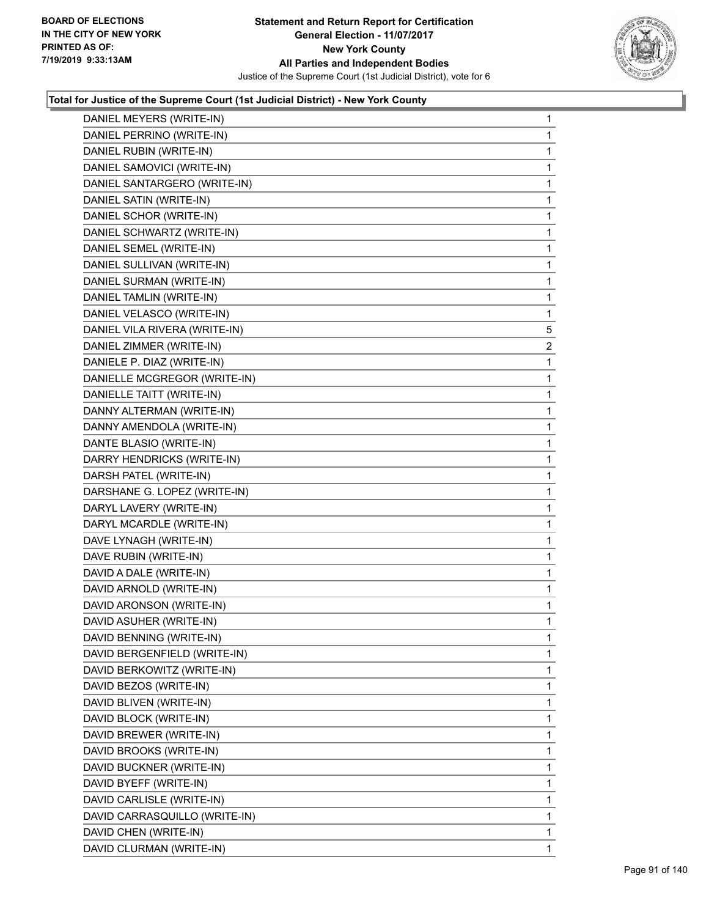**Total for Justice of the Supreme Court (1st Judicial District) - New York County**

| Candidate | Votes |
|---|---|
| DANIEL MEYERS (WRITE-IN) | 1 |
| DANIEL PERRINO (WRITE-IN) | 1 |
| DANIEL RUBIN (WRITE-IN) | 1 |
| DANIEL SAMOVICI (WRITE-IN) | 1 |
| DANIEL SANTARGERO (WRITE-IN) | 1 |
| DANIEL SATIN (WRITE-IN) | 1 |
| DANIEL SCHOR (WRITE-IN) | 1 |
| DANIEL SCHWARTZ (WRITE-IN) | 1 |
| DANIEL SEMEL (WRITE-IN) | 1 |
| DANIEL SULLIVAN (WRITE-IN) | 1 |
| DANIEL SURMAN (WRITE-IN) | 1 |
| DANIEL TAMLIN (WRITE-IN) | 1 |
| DANIEL VELASCO (WRITE-IN) | 1 |
| DANIEL VILA RIVERA (WRITE-IN) | 5 |
| DANIEL ZIMMER (WRITE-IN) | 2 |
| DANIELE P. DIAZ (WRITE-IN) | 1 |
| DANIELLE MCGREGOR (WRITE-IN) | 1 |
| DANIELLE TAITT (WRITE-IN) | 1 |
| DANNY ALTERMAN (WRITE-IN) | 1 |
| DANNY AMENDOLA (WRITE-IN) | 1 |
| DANTE BLASIO (WRITE-IN) | 1 |
| DARRY HENDRICKS (WRITE-IN) | 1 |
| DARSH PATEL (WRITE-IN) | 1 |
| DARSHANE G. LOPEZ (WRITE-IN) | 1 |
| DARYL LAVERY (WRITE-IN) | 1 |
| DARYL MCARDLE (WRITE-IN) | 1 |
| DAVE LYNAGH (WRITE-IN) | 1 |
| DAVE RUBIN (WRITE-IN) | 1 |
| DAVID A DALE (WRITE-IN) | 1 |
| DAVID ARNOLD (WRITE-IN) | 1 |
| DAVID ARONSON (WRITE-IN) | 1 |
| DAVID ASUHER (WRITE-IN) | 1 |
| DAVID BENNING (WRITE-IN) | 1 |
| DAVID BERGENFIELD (WRITE-IN) | 1 |
| DAVID BERKOWITZ (WRITE-IN) | 1 |
| DAVID BEZOS (WRITE-IN) | 1 |
| DAVID BLIVEN (WRITE-IN) | 1 |
| DAVID BLOCK (WRITE-IN) | 1 |
| DAVID BREWER (WRITE-IN) | 1 |
| DAVID BROOKS (WRITE-IN) | 1 |
| DAVID BUCKNER (WRITE-IN) | 1 |
| DAVID BYEFF (WRITE-IN) | 1 |
| DAVID CARLISLE (WRITE-IN) | 1 |
| DAVID CARRASQUILLO (WRITE-IN) | 1 |
| DAVID CHEN (WRITE-IN) | 1 |
| DAVID CLURMAN (WRITE-IN) | 1 |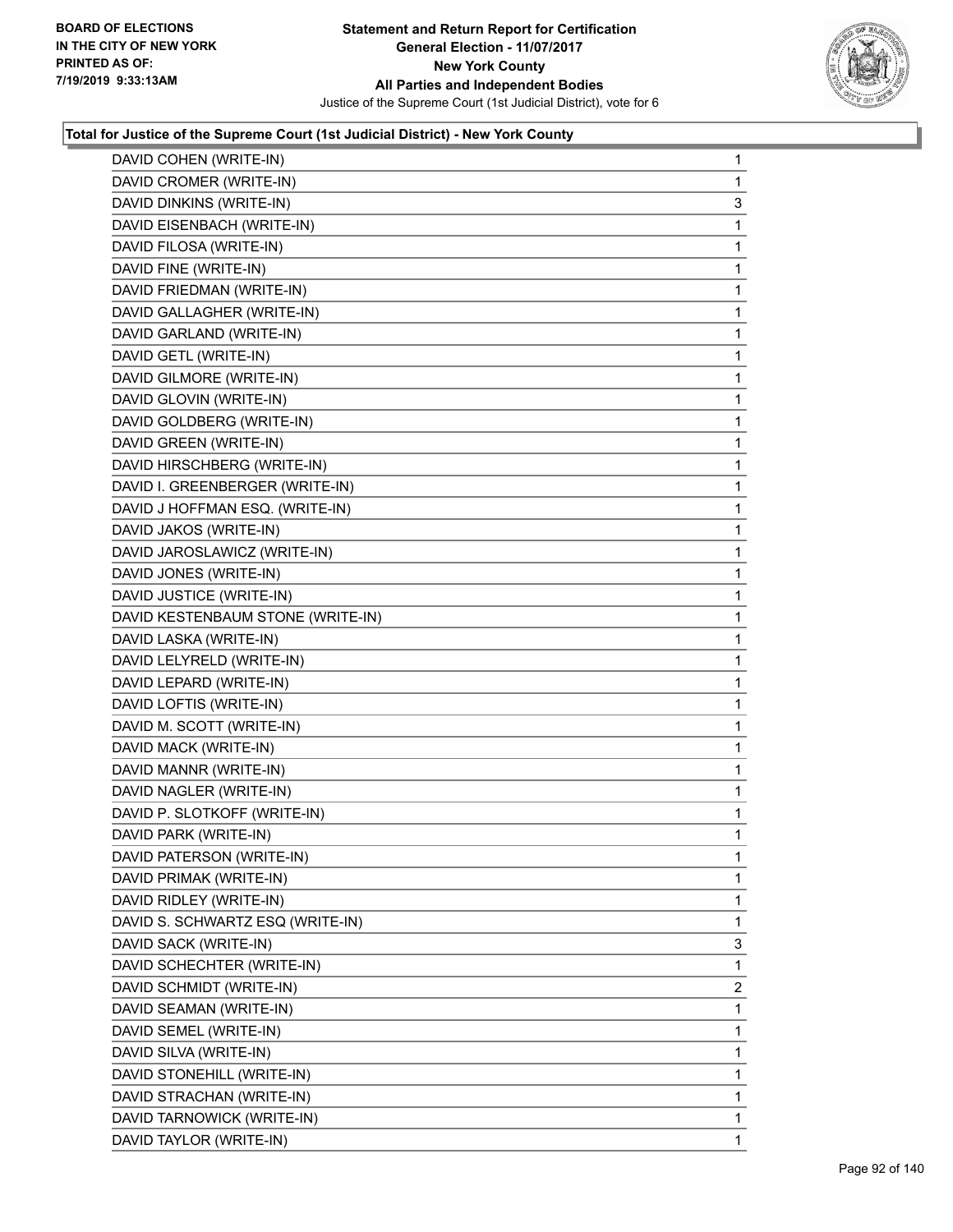## Total for Justice of the Supreme Court (1st Judicial District) - New York County

| | |
|---|---|
| DAVID COHEN (WRITE-IN) | 1 |
| DAVID CROMER (WRITE-IN) | 1 |
| DAVID DINKINS (WRITE-IN) | 3 |
| DAVID EISENBACH (WRITE-IN) | 1 |
| DAVID FILOSA (WRITE-IN) | 1 |
| DAVID FINE (WRITE-IN) | 1 |
| DAVID FRIEDMAN (WRITE-IN) | 1 |
| DAVID GALLAGHER (WRITE-IN) | 1 |
| DAVID GARLAND (WRITE-IN) | 1 |
| DAVID GETL (WRITE-IN) | 1 |
| DAVID GILMORE (WRITE-IN) | 1 |
| DAVID GLOVIN (WRITE-IN) | 1 |
| DAVID GOLDBERG (WRITE-IN) | 1 |
| DAVID GREEN (WRITE-IN) | 1 |
| DAVID HIRSCHBERG (WRITE-IN) | 1 |
| DAVID I. GREENBERGER (WRITE-IN) | 1 |
| DAVID J HOFFMAN ESQ. (WRITE-IN) | 1 |
| DAVID JAKOS (WRITE-IN) | 1 |
| DAVID JAROSLAWICZ (WRITE-IN) | 1 |
| DAVID JONES (WRITE-IN) | 1 |
| DAVID JUSTICE (WRITE-IN) | 1 |
| DAVID KESTENBAUM STONE (WRITE-IN) | 1 |
| DAVID LASKA (WRITE-IN) | 1 |
| DAVID LELYRELD (WRITE-IN) | 1 |
| DAVID LEPARD (WRITE-IN) | 1 |
| DAVID LOFTIS (WRITE-IN) | 1 |
| DAVID M. SCOTT (WRITE-IN) | 1 |
| DAVID MACK (WRITE-IN) | 1 |
| DAVID MANNR (WRITE-IN) | 1 |
| DAVID NAGLER (WRITE-IN) | 1 |
| DAVID P. SLOTKOFF (WRITE-IN) | 1 |
| DAVID PARK (WRITE-IN) | 1 |
| DAVID PATERSON (WRITE-IN) | 1 |
| DAVID PRIMAK (WRITE-IN) | 1 |
| DAVID RIDLEY (WRITE-IN) | 1 |
| DAVID S. SCHWARTZ ESQ (WRITE-IN) | 1 |
| DAVID SACK (WRITE-IN) | 3 |
| DAVID SCHECHTER (WRITE-IN) | 1 |
| DAVID SCHMIDT (WRITE-IN) | 2 |
| DAVID SEAMAN (WRITE-IN) | 1 |
| DAVID SEMEL (WRITE-IN) | 1 |
| DAVID SILVA (WRITE-IN) | 1 |
| DAVID STONEHILL (WRITE-IN) | 1 |
| DAVID STRACHAN (WRITE-IN) | 1 |
| DAVID TARNOWICK (WRITE-IN) | 1 |
| DAVID TAYLOR (WRITE-IN) | 1 |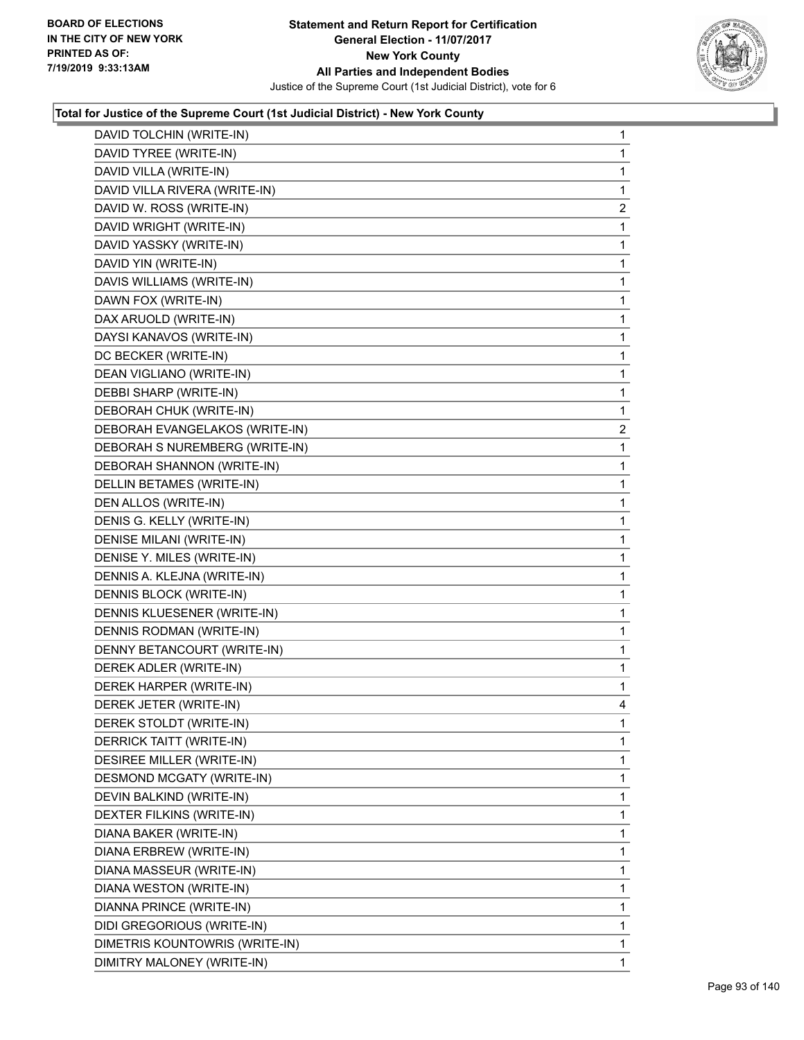### Total for Justice of the Supreme Court (1st Judicial District) - New York County

| | |
|---|---|
| DAVID TOLCHIN (WRITE-IN) | 1 |
| DAVID TYREE (WRITE-IN) | 1 |
| DAVID VILLA (WRITE-IN) | 1 |
| DAVID VILLA RIVERA (WRITE-IN) | 1 |
| DAVID W. ROSS (WRITE-IN) | 2 |
| DAVID WRIGHT (WRITE-IN) | 1 |
| DAVID YASSKY (WRITE-IN) | 1 |
| DAVID YIN (WRITE-IN) | 1 |
| DAVIS WILLIAMS (WRITE-IN) | 1 |
| DAWN FOX (WRITE-IN) | 1 |
| DAX ARUOLD (WRITE-IN) | 1 |
| DAYSI KANAVOS (WRITE-IN) | 1 |
| DC BECKER (WRITE-IN) | 1 |
| DEAN VIGLIANO (WRITE-IN) | 1 |
| DEBBI SHARP (WRITE-IN) | 1 |
| DEBORAH CHUK (WRITE-IN) | 1 |
| DEBORAH EVANGELAKOS (WRITE-IN) | 2 |
| DEBORAH S NUREMBERG (WRITE-IN) | 1 |
| DEBORAH SHANNON (WRITE-IN) | 1 |
| DELLIN BETAMES (WRITE-IN) | 1 |
| DEN ALLOS (WRITE-IN) | 1 |
| DENIS G. KELLY (WRITE-IN) | 1 |
| DENISE MILANI (WRITE-IN) | 1 |
| DENISE Y. MILES (WRITE-IN) | 1 |
| DENNIS A. KLEJNA (WRITE-IN) | 1 |
| DENNIS BLOCK (WRITE-IN) | 1 |
| DENNIS KLUESENER (WRITE-IN) | 1 |
| DENNIS RODMAN (WRITE-IN) | 1 |
| DENNY BETANCOURT (WRITE-IN) | 1 |
| DEREK ADLER (WRITE-IN) | 1 |
| DEREK HARPER (WRITE-IN) | 1 |
| DEREK JETER (WRITE-IN) | 4 |
| DEREK STOLDT (WRITE-IN) | 1 |
| DERRICK TAITT (WRITE-IN) | 1 |
| DESIREE MILLER (WRITE-IN) | 1 |
| DESMOND MCGATY (WRITE-IN) | 1 |
| DEVIN BALKIND (WRITE-IN) | 1 |
| DEXTER FILKINS (WRITE-IN) | 1 |
| DIANA BAKER (WRITE-IN) | 1 |
| DIANA ERBREW (WRITE-IN) | 1 |
| DIANA MASSEUR (WRITE-IN) | 1 |
| DIANA WESTON (WRITE-IN) | 1 |
| DIANNA PRINCE (WRITE-IN) | 1 |
| DIDI GREGORIOUS (WRITE-IN) | 1 |
| DIMETRIS KOUNTOWRIS (WRITE-IN) | 1 |
| DIMITRY MALONEY (WRITE-IN) | 1 |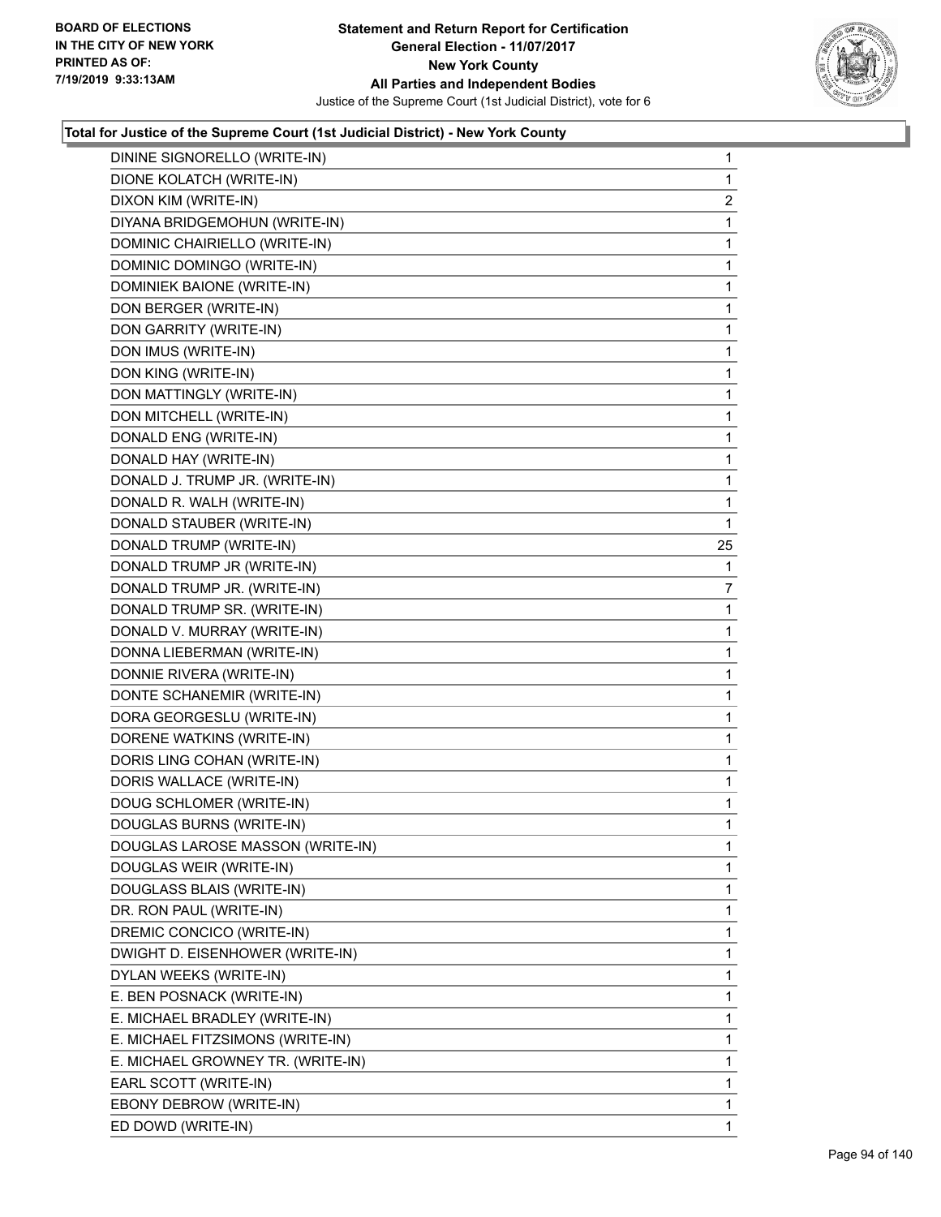BOARD OF ELECTIONS
IN THE CITY OF NEW YORK
PRINTED AS OF:
7/19/2019 9:33:13AM

**Statement and Return Report for Certification**
**General Election - 11/07/2017**
**New York County**
**All Parties and Independent Bodies**
Justice of the Supreme Court (1st Judicial District), vote for 6

### Total for Justice of the Supreme Court (1st Judicial District) - New York County

| Candidate | Votes |
|---|---|
| DININE SIGNORELLO (WRITE-IN) | 1 |
| DIONE KOLATCH (WRITE-IN) | 1 |
| DIXON KIM (WRITE-IN) | 2 |
| DIYANA BRIDGEMOHUN (WRITE-IN) | 1 |
| DOMINIC CHAIRIELLO (WRITE-IN) | 1 |
| DOMINIC DOMINGO (WRITE-IN) | 1 |
| DOMINIEK BAIONE (WRITE-IN) | 1 |
| DON BERGER (WRITE-IN) | 1 |
| DON GARRITY (WRITE-IN) | 1 |
| DON IMUS (WRITE-IN) | 1 |
| DON KING (WRITE-IN) | 1 |
| DON MATTINGLY (WRITE-IN) | 1 |
| DON MITCHELL (WRITE-IN) | 1 |
| DONALD ENG (WRITE-IN) | 1 |
| DONALD HAY (WRITE-IN) | 1 |
| DONALD J. TRUMP JR. (WRITE-IN) | 1 |
| DONALD R. WALH (WRITE-IN) | 1 |
| DONALD STAUBER (WRITE-IN) | 1 |
| DONALD TRUMP (WRITE-IN) | 25 |
| DONALD TRUMP JR (WRITE-IN) | 1 |
| DONALD TRUMP JR. (WRITE-IN) | 7 |
| DONALD TRUMP SR. (WRITE-IN) | 1 |
| DONALD V. MURRAY (WRITE-IN) | 1 |
| DONNA LIEBERMAN (WRITE-IN) | 1 |
| DONNIE RIVERA (WRITE-IN) | 1 |
| DONTE SCHANEMIR (WRITE-IN) | 1 |
| DORA GEORGESLU (WRITE-IN) | 1 |
| DORENE WATKINS (WRITE-IN) | 1 |
| DORIS LING COHAN (WRITE-IN) | 1 |
| DORIS WALLACE (WRITE-IN) | 1 |
| DOUG SCHLOMER (WRITE-IN) | 1 |
| DOUGLAS BURNS (WRITE-IN) | 1 |
| DOUGLAS LAROSE MASSON (WRITE-IN) | 1 |
| DOUGLAS WEIR (WRITE-IN) | 1 |
| DOUGLASS BLAIS (WRITE-IN) | 1 |
| DR. RON PAUL (WRITE-IN) | 1 |
| DREMIC CONCICO (WRITE-IN) | 1 |
| DWIGHT D. EISENHOWER (WRITE-IN) | 1 |
| DYLAN WEEKS (WRITE-IN) | 1 |
| E. BEN POSNACK (WRITE-IN) | 1 |
| E. MICHAEL BRADLEY (WRITE-IN) | 1 |
| E. MICHAEL FITZSIMONS (WRITE-IN) | 1 |
| E. MICHAEL GROWNEY TR. (WRITE-IN) | 1 |
| EARL SCOTT (WRITE-IN) | 1 |
| EBONY DEBROW (WRITE-IN) | 1 |
| ED DOWD (WRITE-IN) | 1 |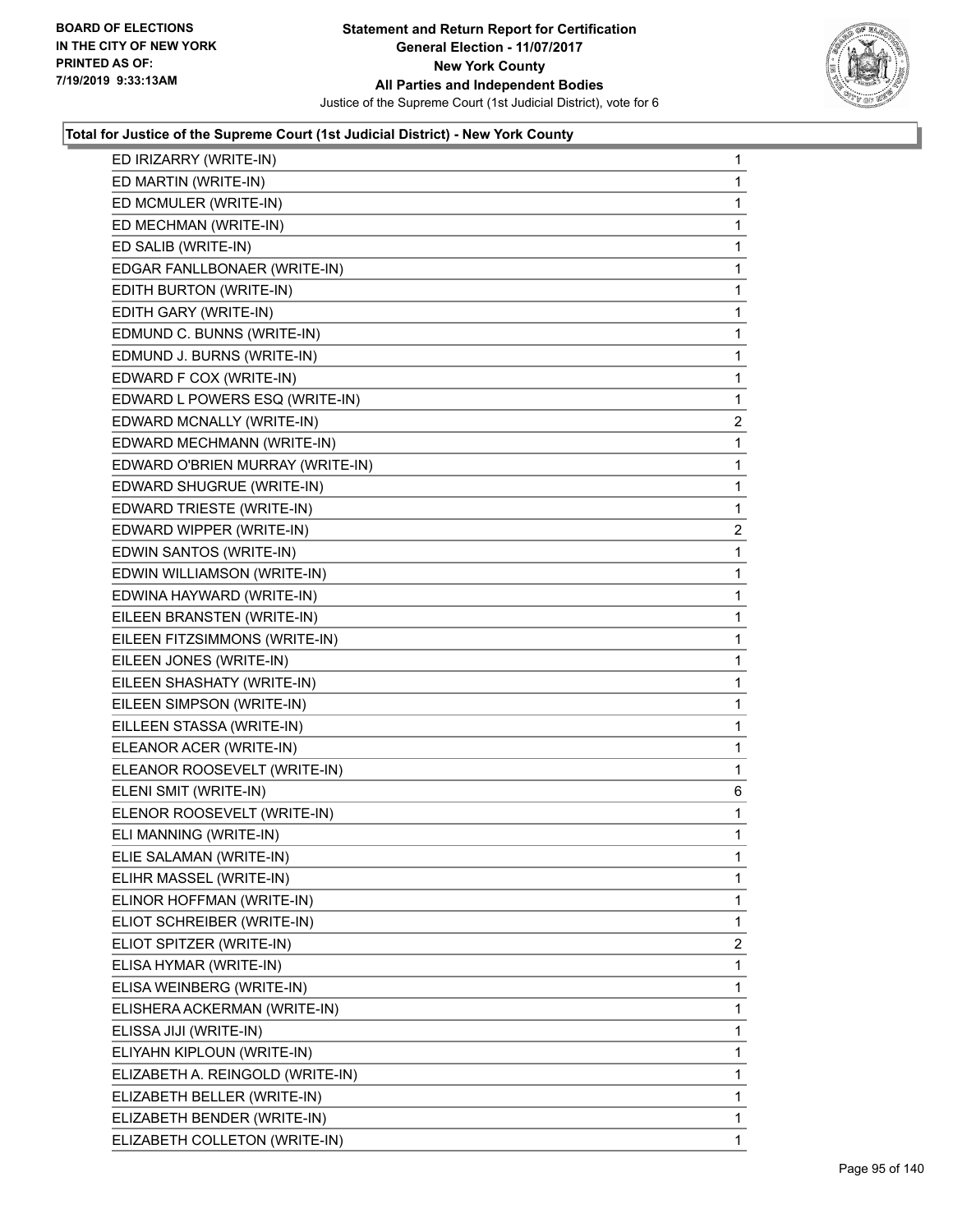**Total for Justice of the Supreme Court (1st Judicial District) - New York County**

| Name | Votes |
|---|---|
| ED IRIZARRY (WRITE-IN) | 1 |
| ED MARTIN (WRITE-IN) | 1 |
| ED MCMULER (WRITE-IN) | 1 |
| ED MECHMAN (WRITE-IN) | 1 |
| ED SALIB (WRITE-IN) | 1 |
| EDGAR FANLLBONAER (WRITE-IN) | 1 |
| EDITH BURTON (WRITE-IN) | 1 |
| EDITH GARY (WRITE-IN) | 1 |
| EDMUND C. BUNNS (WRITE-IN) | 1 |
| EDMUND J. BURNS (WRITE-IN) | 1 |
| EDWARD F COX (WRITE-IN) | 1 |
| EDWARD L POWERS ESQ (WRITE-IN) | 1 |
| EDWARD MCNALLY (WRITE-IN) | 2 |
| EDWARD MECHMANN (WRITE-IN) | 1 |
| EDWARD O'BRIEN MURRAY (WRITE-IN) | 1 |
| EDWARD SHUGRUE (WRITE-IN) | 1 |
| EDWARD TRIESTE (WRITE-IN) | 1 |
| EDWARD WIPPER (WRITE-IN) | 2 |
| EDWIN SANTOS (WRITE-IN) | 1 |
| EDWIN WILLIAMSON (WRITE-IN) | 1 |
| EDWINA HAYWARD (WRITE-IN) | 1 |
| EILEEN BRANSTEN (WRITE-IN) | 1 |
| EILEEN FITZSIMMONS (WRITE-IN) | 1 |
| EILEEN JONES (WRITE-IN) | 1 |
| EILEEN SHASHATY (WRITE-IN) | 1 |
| EILEEN SIMPSON (WRITE-IN) | 1 |
| EILLEEN STASSA (WRITE-IN) | 1 |
| ELEANOR ACER (WRITE-IN) | 1 |
| ELEANOR ROOSEVELT (WRITE-IN) | 1 |
| ELENI SMIT (WRITE-IN) | 6 |
| ELENOR ROOSEVELT (WRITE-IN) | 1 |
| ELI MANNING (WRITE-IN) | 1 |
| ELIE SALAMAN (WRITE-IN) | 1 |
| ELIHR MASSEL (WRITE-IN) | 1 |
| ELINOR HOFFMAN (WRITE-IN) | 1 |
| ELIOT SCHREIBER (WRITE-IN) | 1 |
| ELIOT SPITZER (WRITE-IN) | 2 |
| ELISA HYMAR (WRITE-IN) | 1 |
| ELISA WEINBERG (WRITE-IN) | 1 |
| ELISHERA ACKERMAN (WRITE-IN) | 1 |
| ELISSA JIJI (WRITE-IN) | 1 |
| ELIYAHN KIPLOUN (WRITE-IN) | 1 |
| ELIZABETH A. REINGOLD (WRITE-IN) | 1 |
| ELIZABETH BELLER (WRITE-IN) | 1 |
| ELIZABETH BENDER (WRITE-IN) | 1 |
| ELIZABETH COLLETON (WRITE-IN) | 1 |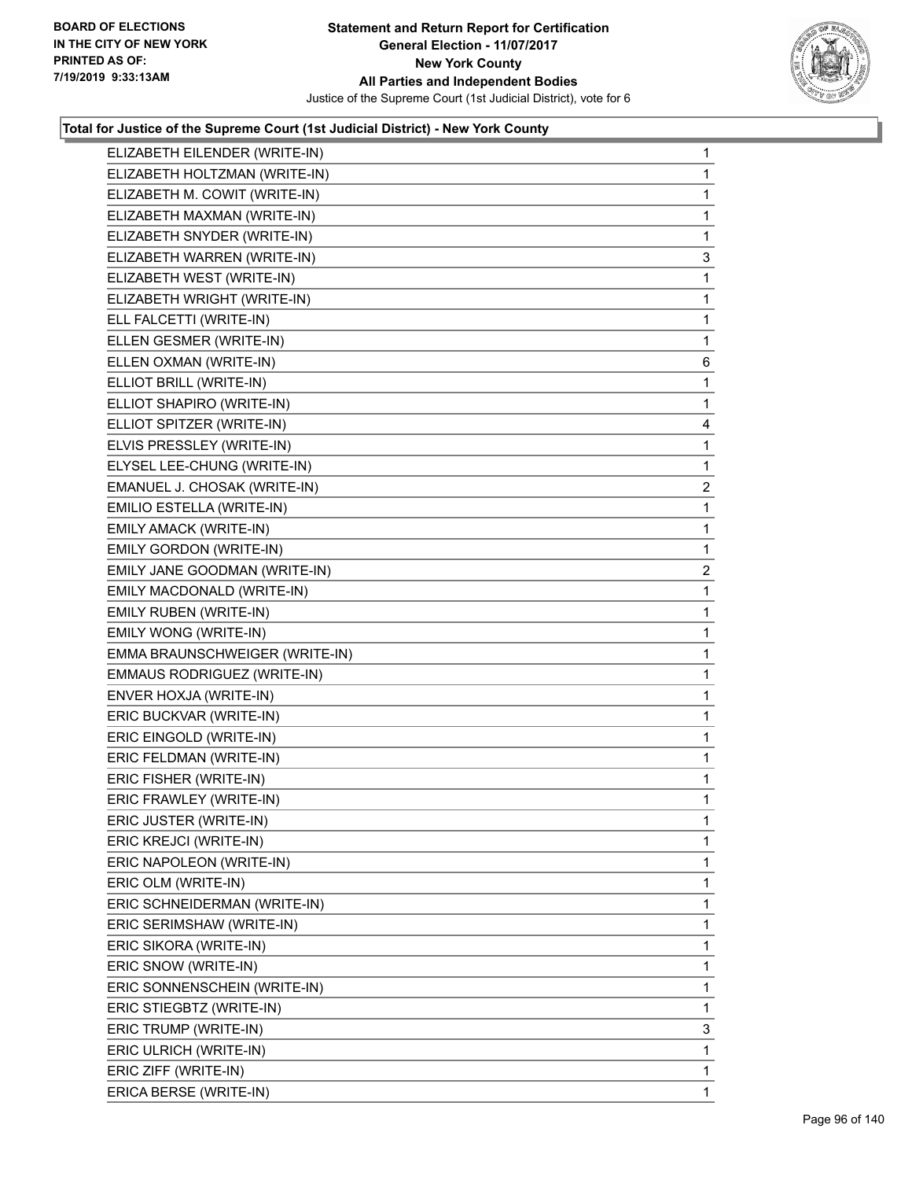**Total for Justice of the Supreme Court (1st Judicial District) - New York County**

| Candidate | Votes |
|---|---|
| ELIZABETH EILENDER (WRITE-IN) | 1 |
| ELIZABETH HOLTZMAN (WRITE-IN) | 1 |
| ELIZABETH M. COWIT (WRITE-IN) | 1 |
| ELIZABETH MAXMAN (WRITE-IN) | 1 |
| ELIZABETH SNYDER (WRITE-IN) | 1 |
| ELIZABETH WARREN (WRITE-IN) | 3 |
| ELIZABETH WEST (WRITE-IN) | 1 |
| ELIZABETH WRIGHT (WRITE-IN) | 1 |
| ELL FALCETTI (WRITE-IN) | 1 |
| ELLEN GESMER (WRITE-IN) | 1 |
| ELLEN OXMAN (WRITE-IN) | 6 |
| ELLIOT BRILL (WRITE-IN) | 1 |
| ELLIOT SHAPIRO (WRITE-IN) | 1 |
| ELLIOT SPITZER (WRITE-IN) | 4 |
| ELVIS PRESSLEY (WRITE-IN) | 1 |
| ELYSEL LEE-CHUNG (WRITE-IN) | 1 |
| EMANUEL J. CHOSAK (WRITE-IN) | 2 |
| EMILIO ESTELLA (WRITE-IN) | 1 |
| EMILY AMACK (WRITE-IN) | 1 |
| EMILY GORDON (WRITE-IN) | 1 |
| EMILY JANE GOODMAN (WRITE-IN) | 2 |
| EMILY MACDONALD (WRITE-IN) | 1 |
| EMILY RUBEN (WRITE-IN) | 1 |
| EMILY WONG (WRITE-IN) | 1 |
| EMMA BRAUNSCHWEIGER (WRITE-IN) | 1 |
| EMMAUS RODRIGUEZ (WRITE-IN) | 1 |
| ENVER HOXJA (WRITE-IN) | 1 |
| ERIC BUCKVAR (WRITE-IN) | 1 |
| ERIC EINGOLD (WRITE-IN) | 1 |
| ERIC FELDMAN (WRITE-IN) | 1 |
| ERIC FISHER (WRITE-IN) | 1 |
| ERIC FRAWLEY (WRITE-IN) | 1 |
| ERIC JUSTER (WRITE-IN) | 1 |
| ERIC KREJCI (WRITE-IN) | 1 |
| ERIC NAPOLEON (WRITE-IN) | 1 |
| ERIC OLM (WRITE-IN) | 1 |
| ERIC SCHNEIDERMAN (WRITE-IN) | 1 |
| ERIC SERIMSHAW (WRITE-IN) | 1 |
| ERIC SIKORA (WRITE-IN) | 1 |
| ERIC SNOW (WRITE-IN) | 1 |
| ERIC SONNENSCHEIN (WRITE-IN) | 1 |
| ERIC STIEGBTZ (WRITE-IN) | 1 |
| ERIC TRUMP (WRITE-IN) | 3 |
| ERIC ULRICH (WRITE-IN) | 1 |
| ERIC ZIFF (WRITE-IN) | 1 |
| ERICA BERSE (WRITE-IN) | 1 |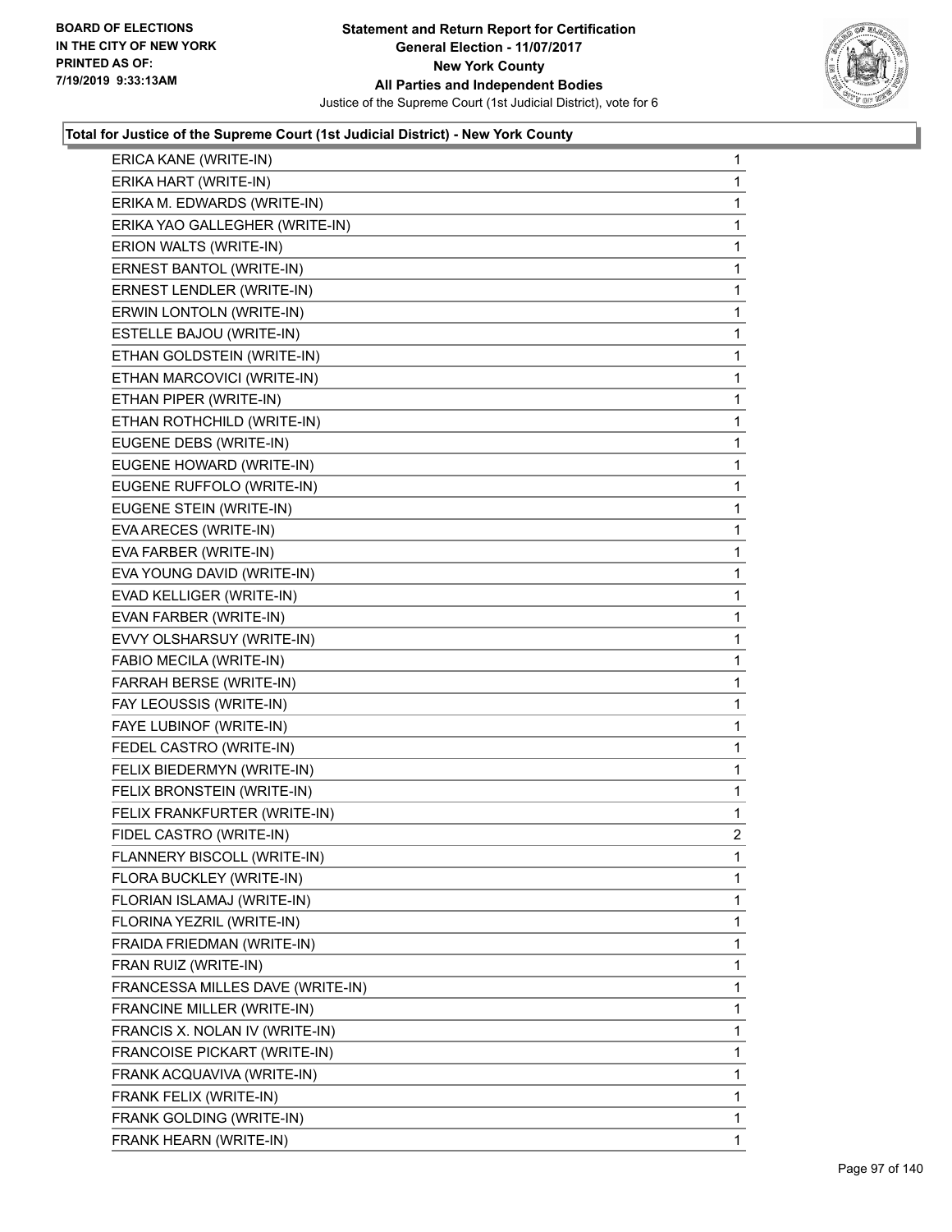BOARD OF ELECTIONS
IN THE CITY OF NEW YORK
PRINTED AS OF:
7/19/2019 9:33:13AM

**Statement and Return Report for Certification**
**General Election - 11/07/2017**
**New York County**
**All Parties and Independent Bodies**
Justice of the Supreme Court (1st Judicial District), vote for 6

### Total for Justice of the Supreme Court (1st Judicial District) - New York County

| | |
|---|---|
| ERICA KANE (WRITE-IN) | 1 |
| ERIKA HART (WRITE-IN) | 1 |
| ERIKA M. EDWARDS (WRITE-IN) | 1 |
| ERIKA YAO GALLEGHER (WRITE-IN) | 1 |
| ERION WALTS (WRITE-IN) | 1 |
| ERNEST BANTOL (WRITE-IN) | 1 |
| ERNEST LENDLER (WRITE-IN) | 1 |
| ERWIN LONTOLN (WRITE-IN) | 1 |
| ESTELLE BAJOU (WRITE-IN) | 1 |
| ETHAN GOLDSTEIN (WRITE-IN) | 1 |
| ETHAN MARCOVICI (WRITE-IN) | 1 |
| ETHAN PIPER (WRITE-IN) | 1 |
| ETHAN ROTHCHILD (WRITE-IN) | 1 |
| EUGENE DEBS (WRITE-IN) | 1 |
| EUGENE HOWARD (WRITE-IN) | 1 |
| EUGENE RUFFOLO (WRITE-IN) | 1 |
| EUGENE STEIN (WRITE-IN) | 1 |
| EVA ARECES (WRITE-IN) | 1 |
| EVA FARBER (WRITE-IN) | 1 |
| EVA YOUNG DAVID (WRITE-IN) | 1 |
| EVAD KELLIGER (WRITE-IN) | 1 |
| EVAN FARBER (WRITE-IN) | 1 |
| EVVY OLSHARSUY (WRITE-IN) | 1 |
| FABIO MECILA (WRITE-IN) | 1 |
| FARRAH BERSE (WRITE-IN) | 1 |
| FAY LEOUSSIS (WRITE-IN) | 1 |
| FAYE LUBINOF (WRITE-IN) | 1 |
| FEDEL CASTRO (WRITE-IN) | 1 |
| FELIX BIEDERMYN (WRITE-IN) | 1 |
| FELIX BRONSTEIN (WRITE-IN) | 1 |
| FELIX FRANKFURTER (WRITE-IN) | 1 |
| FIDEL CASTRO (WRITE-IN) | 2 |
| FLANNERY BISCOLL (WRITE-IN) | 1 |
| FLORA BUCKLEY (WRITE-IN) | 1 |
| FLORIAN ISLAMAJ (WRITE-IN) | 1 |
| FLORINA YEZRIL (WRITE-IN) | 1 |
| FRAIDA FRIEDMAN (WRITE-IN) | 1 |
| FRAN RUIZ (WRITE-IN) | 1 |
| FRANCESSA MILLES DAVE (WRITE-IN) | 1 |
| FRANCINE MILLER (WRITE-IN) | 1 |
| FRANCIS X. NOLAN IV (WRITE-IN) | 1 |
| FRANCOISE PICKART (WRITE-IN) | 1 |
| FRANK ACQUAVIVA (WRITE-IN) | 1 |
| FRANK FELIX (WRITE-IN) | 1 |
| FRANK GOLDING (WRITE-IN) | 1 |
| FRANK HEARN (WRITE-IN) | 1 |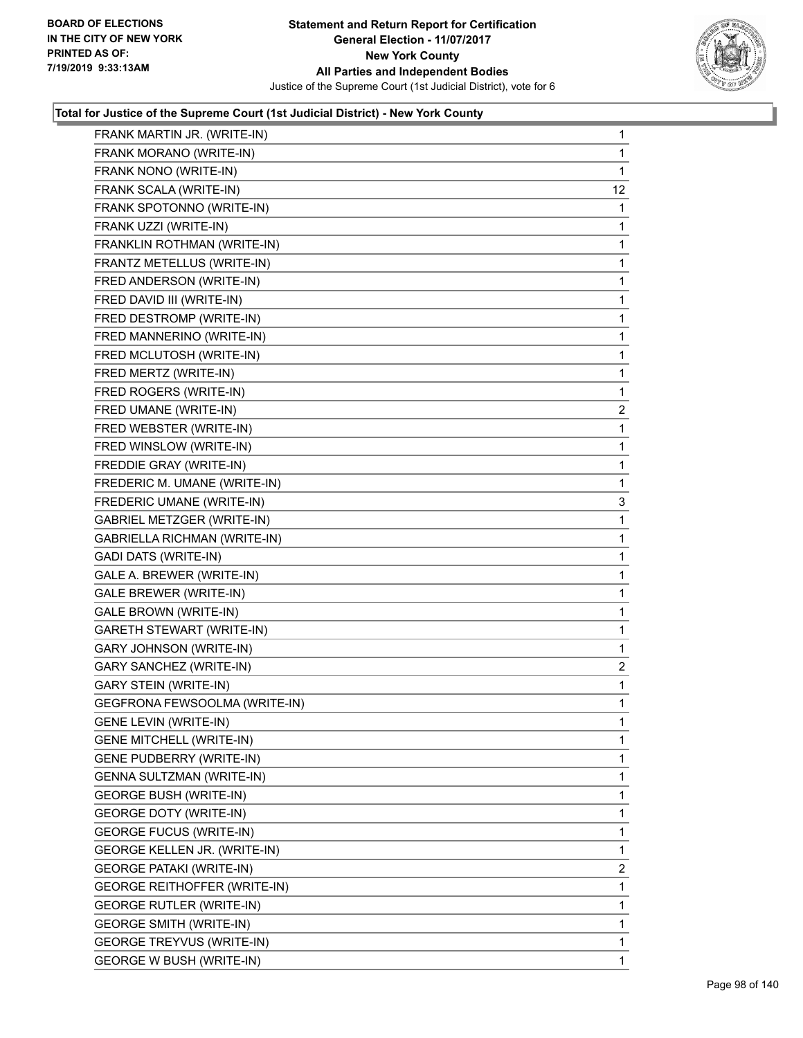**Total for Justice of the Supreme Court (1st Judicial District) - New York County**

| Candidate | Votes |
|---|---|
| FRANK MARTIN JR. (WRITE-IN) | 1 |
| FRANK MORANO (WRITE-IN) | 1 |
| FRANK NONO (WRITE-IN) | 1 |
| FRANK SCALA (WRITE-IN) | 12 |
| FRANK SPOTONNO (WRITE-IN) | 1 |
| FRANK UZZI (WRITE-IN) | 1 |
| FRANKLIN ROTHMAN (WRITE-IN) | 1 |
| FRANTZ METELLUS (WRITE-IN) | 1 |
| FRED ANDERSON (WRITE-IN) | 1 |
| FRED DAVID III (WRITE-IN) | 1 |
| FRED DESTROMP (WRITE-IN) | 1 |
| FRED MANNERINO (WRITE-IN) | 1 |
| FRED MCLUTOSH (WRITE-IN) | 1 |
| FRED MERTZ (WRITE-IN) | 1 |
| FRED ROGERS (WRITE-IN) | 1 |
| FRED UMANE (WRITE-IN) | 2 |
| FRED WEBSTER (WRITE-IN) | 1 |
| FRED WINSLOW (WRITE-IN) | 1 |
| FREDDIE GRAY (WRITE-IN) | 1 |
| FREDERIC M. UMANE (WRITE-IN) | 1 |
| FREDERIC UMANE (WRITE-IN) | 3 |
| GABRIEL METZGER (WRITE-IN) | 1 |
| GABRIELLA RICHMAN (WRITE-IN) | 1 |
| GADI DATS (WRITE-IN) | 1 |
| GALE A. BREWER (WRITE-IN) | 1 |
| GALE BREWER (WRITE-IN) | 1 |
| GALE BROWN (WRITE-IN) | 1 |
| GARETH STEWART (WRITE-IN) | 1 |
| GARY JOHNSON (WRITE-IN) | 1 |
| GARY SANCHEZ (WRITE-IN) | 2 |
| GARY STEIN (WRITE-IN) | 1 |
| GEGFRONA FEWSOOLMA (WRITE-IN) | 1 |
| GENE LEVIN (WRITE-IN) | 1 |
| GENE MITCHELL (WRITE-IN) | 1 |
| GENE PUDBERRY (WRITE-IN) | 1 |
| GENNA SULTZMAN (WRITE-IN) | 1 |
| GEORGE BUSH (WRITE-IN) | 1 |
| GEORGE DOTY (WRITE-IN) | 1 |
| GEORGE FUCUS (WRITE-IN) | 1 |
| GEORGE KELLEN JR. (WRITE-IN) | 1 |
| GEORGE PATAKI (WRITE-IN) | 2 |
| GEORGE REITHOFFER (WRITE-IN) | 1 |
| GEORGE RUTLER (WRITE-IN) | 1 |
| GEORGE SMITH (WRITE-IN) | 1 |
| GEORGE TREYVUS (WRITE-IN) | 1 |
| GEORGE W BUSH (WRITE-IN) | 1 |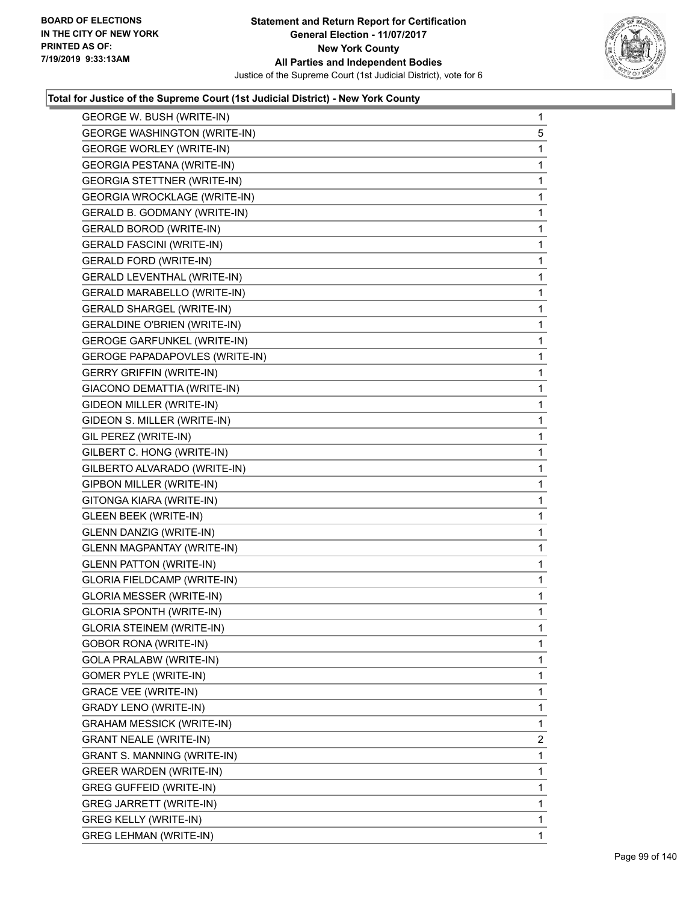### Total for Justice of the Supreme Court (1st Judicial District) - New York County

| Candidate | Votes |
|---|---|
| GEORGE W. BUSH (WRITE-IN) | 1 |
| GEORGE WASHINGTON (WRITE-IN) | 5 |
| GEORGE WORLEY (WRITE-IN) | 1 |
| GEORGIA PESTANA (WRITE-IN) | 1 |
| GEORGIA STETTNER (WRITE-IN) | 1 |
| GEORGIA WROCKLAGE (WRITE-IN) | 1 |
| GERALD B. GODMANY (WRITE-IN) | 1 |
| GERALD BOROD (WRITE-IN) | 1 |
| GERALD FASCINI (WRITE-IN) | 1 |
| GERALD FORD (WRITE-IN) | 1 |
| GERALD LEVENTHAL (WRITE-IN) | 1 |
| GERALD MARABELLO (WRITE-IN) | 1 |
| GERALD SHARGEL (WRITE-IN) | 1 |
| GERALDINE O'BRIEN (WRITE-IN) | 1 |
| GEROGE GARFUNKEL (WRITE-IN) | 1 |
| GEROGE PAPADAPOVLES (WRITE-IN) | 1 |
| GERRY GRIFFIN (WRITE-IN) | 1 |
| GIACONO DEMATTIA (WRITE-IN) | 1 |
| GIDEON MILLER (WRITE-IN) | 1 |
| GIDEON S. MILLER (WRITE-IN) | 1 |
| GIL PEREZ (WRITE-IN) | 1 |
| GILBERT C. HONG (WRITE-IN) | 1 |
| GILBERTO ALVARADO (WRITE-IN) | 1 |
| GIPBON MILLER (WRITE-IN) | 1 |
| GITONGA KIARA (WRITE-IN) | 1 |
| GLEEN BEEK (WRITE-IN) | 1 |
| GLENN DANZIG (WRITE-IN) | 1 |
| GLENN MAGPANTAY (WRITE-IN) | 1 |
| GLENN PATTON (WRITE-IN) | 1 |
| GLORIA FIELDCAMP (WRITE-IN) | 1 |
| GLORIA MESSER (WRITE-IN) | 1 |
| GLORIA SPONTH (WRITE-IN) | 1 |
| GLORIA STEINEM (WRITE-IN) | 1 |
| GOBOR RONA (WRITE-IN) | 1 |
| GOLA PRALABW (WRITE-IN) | 1 |
| GOMER PYLE (WRITE-IN) | 1 |
| GRACE VEE (WRITE-IN) | 1 |
| GRADY LENO (WRITE-IN) | 1 |
| GRAHAM MESSICK (WRITE-IN) | 1 |
| GRANT NEALE (WRITE-IN) | 2 |
| GRANT S. MANNING (WRITE-IN) | 1 |
| GREER WARDEN (WRITE-IN) | 1 |
| GREG GUFFEID (WRITE-IN) | 1 |
| GREG JARRETT (WRITE-IN) | 1 |
| GREG KELLY (WRITE-IN) | 1 |
| GREG LEHMAN (WRITE-IN) | 1 |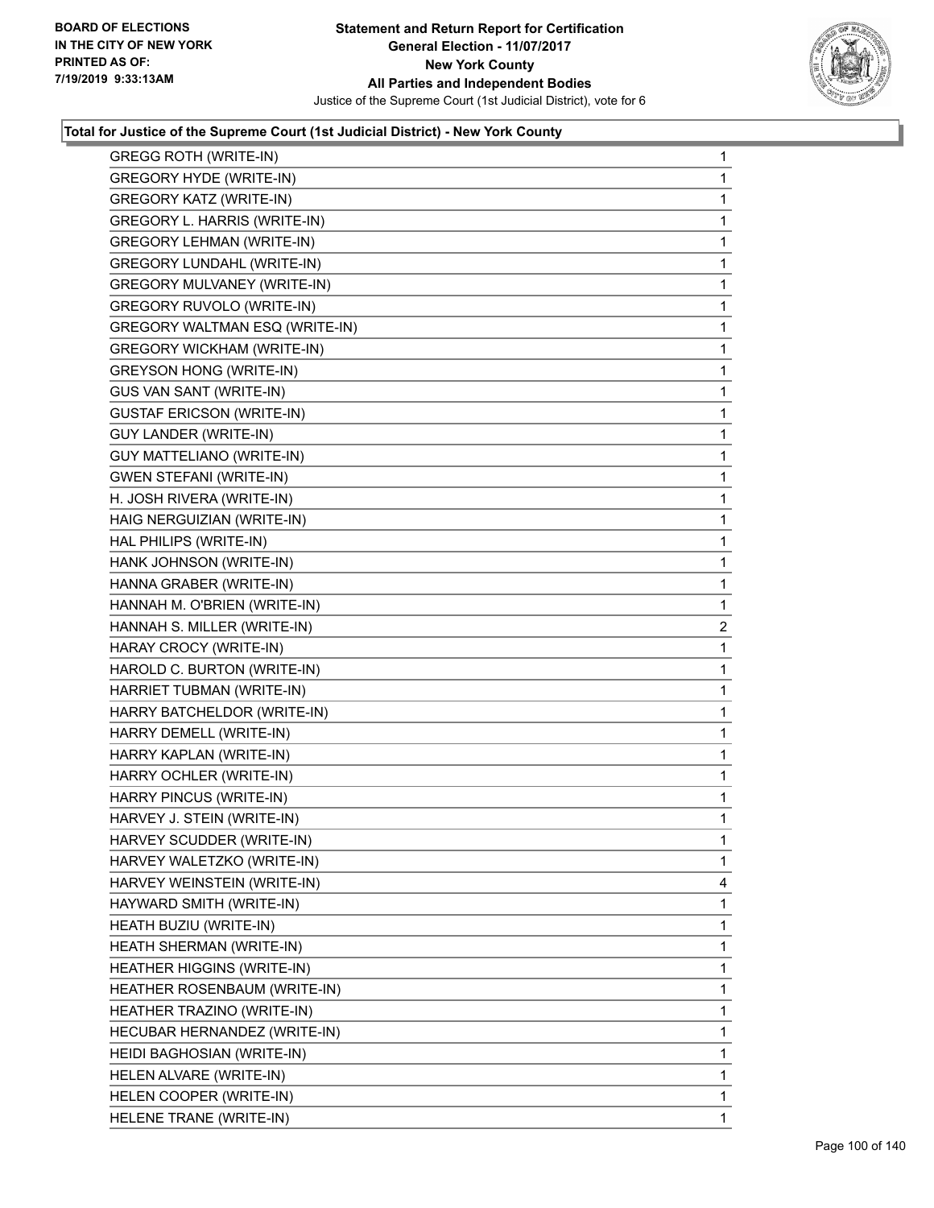**Total for Justice of the Supreme Court (1st Judicial District) - New York County**

| Name | Votes |
|---|---|
| GREGG ROTH (WRITE-IN) | 1 |
| GREGORY HYDE (WRITE-IN) | 1 |
| GREGORY KATZ (WRITE-IN) | 1 |
| GREGORY L. HARRIS (WRITE-IN) | 1 |
| GREGORY LEHMAN (WRITE-IN) | 1 |
| GREGORY LUNDAHL (WRITE-IN) | 1 |
| GREGORY MULVANEY (WRITE-IN) | 1 |
| GREGORY RUVOLO (WRITE-IN) | 1 |
| GREGORY WALTMAN ESQ (WRITE-IN) | 1 |
| GREGORY WICKHAM (WRITE-IN) | 1 |
| GREYSON HONG (WRITE-IN) | 1 |
| GUS VAN SANT (WRITE-IN) | 1 |
| GUSTAF ERICSON (WRITE-IN) | 1 |
| GUY LANDER (WRITE-IN) | 1 |
| GUY MATTELIANO (WRITE-IN) | 1 |
| GWEN STEFANI (WRITE-IN) | 1 |
| H. JOSH RIVERA (WRITE-IN) | 1 |
| HAIG NERGUIZIAN (WRITE-IN) | 1 |
| HAL PHILIPS (WRITE-IN) | 1 |
| HANK JOHNSON (WRITE-IN) | 1 |
| HANNA GRABER (WRITE-IN) | 1 |
| HANNAH M. O'BRIEN (WRITE-IN) | 1 |
| HANNAH S. MILLER (WRITE-IN) | 2 |
| HARAY CROCY (WRITE-IN) | 1 |
| HAROLD C. BURTON (WRITE-IN) | 1 |
| HARRIET TUBMAN (WRITE-IN) | 1 |
| HARRY BATCHELDOR (WRITE-IN) | 1 |
| HARRY DEMELL (WRITE-IN) | 1 |
| HARRY KAPLAN (WRITE-IN) | 1 |
| HARRY OCHLER (WRITE-IN) | 1 |
| HARRY PINCUS (WRITE-IN) | 1 |
| HARVEY J. STEIN (WRITE-IN) | 1 |
| HARVEY SCUDDER (WRITE-IN) | 1 |
| HARVEY WALETZKO (WRITE-IN) | 1 |
| HARVEY WEINSTEIN (WRITE-IN) | 4 |
| HAYWARD SMITH (WRITE-IN) | 1 |
| HEATH BUZIU (WRITE-IN) | 1 |
| HEATH SHERMAN (WRITE-IN) | 1 |
| HEATHER HIGGINS (WRITE-IN) | 1 |
| HEATHER ROSENBAUM (WRITE-IN) | 1 |
| HEATHER TRAZINO (WRITE-IN) | 1 |
| HECUBAR HERNANDEZ (WRITE-IN) | 1 |
| HEIDI BAGHOSIAN (WRITE-IN) | 1 |
| HELEN ALVARE (WRITE-IN) | 1 |
| HELEN COOPER (WRITE-IN) | 1 |
| HELENE TRANE (WRITE-IN) | 1 |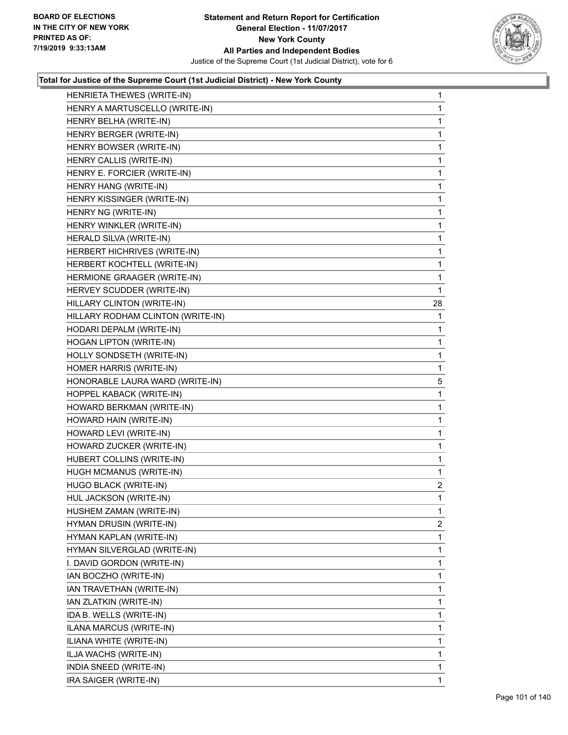#### Total for Justice of the Supreme Court (1st Judicial District) - New York County

| Candidate | Votes |
|---|---|
| HENRIETA THEWES (WRITE-IN) | 1 |
| HENRY A MARTUSCELLO (WRITE-IN) | 1 |
| HENRY BELHA (WRITE-IN) | 1 |
| HENRY BERGER (WRITE-IN) | 1 |
| HENRY BOWSER (WRITE-IN) | 1 |
| HENRY CALLIS (WRITE-IN) | 1 |
| HENRY E. FORCIER (WRITE-IN) | 1 |
| HENRY HANG (WRITE-IN) | 1 |
| HENRY KISSINGER (WRITE-IN) | 1 |
| HENRY NG (WRITE-IN) | 1 |
| HENRY WINKLER (WRITE-IN) | 1 |
| HERALD SILVA (WRITE-IN) | 1 |
| HERBERT HICHRIVES (WRITE-IN) | 1 |
| HERBERT KOCHTELL (WRITE-IN) | 1 |
| HERMIONE GRAAGER (WRITE-IN) | 1 |
| HERVEY SCUDDER (WRITE-IN) | 1 |
| HILLARY CLINTON (WRITE-IN) | 28 |
| HILLARY RODHAM CLINTON (WRITE-IN) | 1 |
| HODARI DEPALM (WRITE-IN) | 1 |
| HOGAN LIPTON (WRITE-IN) | 1 |
| HOLLY SONDSETH (WRITE-IN) | 1 |
| HOMER HARRIS (WRITE-IN) | 1 |
| HONORABLE LAURA WARD (WRITE-IN) | 5 |
| HOPPEL KABACK (WRITE-IN) | 1 |
| HOWARD BERKMAN (WRITE-IN) | 1 |
| HOWARD HAIN (WRITE-IN) | 1 |
| HOWARD LEVI (WRITE-IN) | 1 |
| HOWARD ZUCKER (WRITE-IN) | 1 |
| HUBERT COLLINS (WRITE-IN) | 1 |
| HUGH MCMANUS (WRITE-IN) | 1 |
| HUGO BLACK (WRITE-IN) | 2 |
| HUL JACKSON (WRITE-IN) | 1 |
| HUSHEM ZAMAN (WRITE-IN) | 1 |
| HYMAN DRUSIN (WRITE-IN) | 2 |
| HYMAN KAPLAN (WRITE-IN) | 1 |
| HYMAN SILVERGLAD (WRITE-IN) | 1 |
| I. DAVID GORDON (WRITE-IN) | 1 |
| IAN BOCZHO (WRITE-IN) | 1 |
| IAN TRAVETHAN (WRITE-IN) | 1 |
| IAN ZLATKIN (WRITE-IN) | 1 |
| IDA B. WELLS (WRITE-IN) | 1 |
| ILANA MARCUS (WRITE-IN) | 1 |
| ILIANA WHITE (WRITE-IN) | 1 |
| ILJA WACHS (WRITE-IN) | 1 |
| INDIA SNEED (WRITE-IN) | 1 |
| IRA SAIGER (WRITE-IN) | 1 |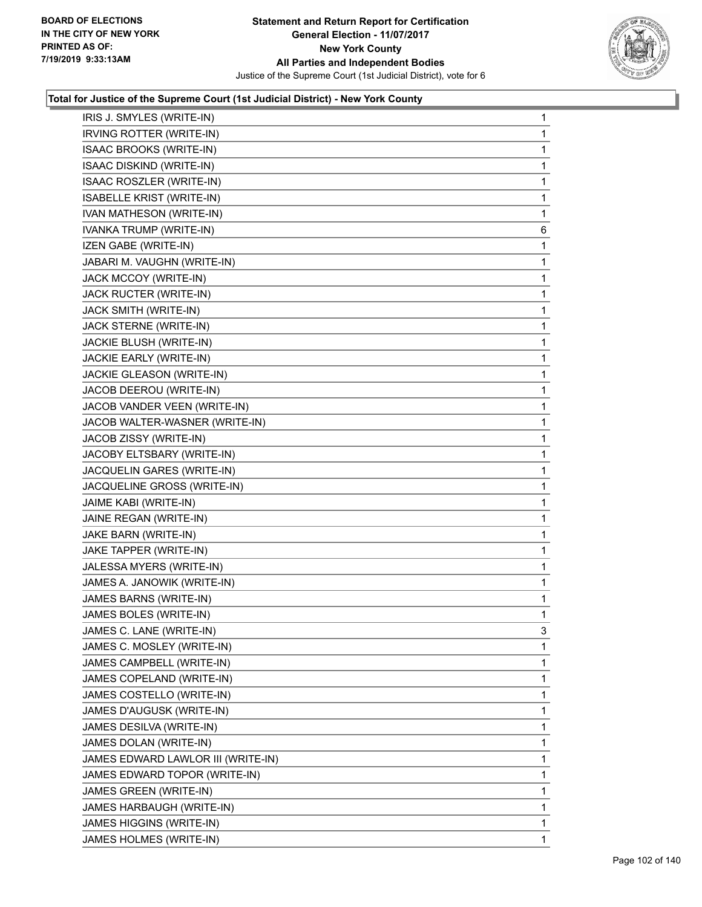**Statement and Return Report for Certification**
**General Election - 11/07/2017**
**New York County**
**All Parties and Independent Bodies**
Justice of the Supreme Court (1st Judicial District), vote for 6

BOARD OF ELECTIONS IN THE CITY OF NEW YORK
PRINTED AS OF: 7/19/2019 9:33:13AM

### Total for Justice of the Supreme Court (1st Judicial District) - New York County

| Candidate | Votes |
|---|---|
| IRIS J. SMYLES (WRITE-IN) | 1 |
| IRVING ROTTER (WRITE-IN) | 1 |
| ISAAC BROOKS (WRITE-IN) | 1 |
| ISAAC DISKIND (WRITE-IN) | 1 |
| ISAAC ROSZLER (WRITE-IN) | 1 |
| ISABELLE KRIST (WRITE-IN) | 1 |
| IVAN MATHESON (WRITE-IN) | 1 |
| IVANKA TRUMP (WRITE-IN) | 6 |
| IZEN GABE (WRITE-IN) | 1 |
| JABARI M. VAUGHN (WRITE-IN) | 1 |
| JACK MCCOY (WRITE-IN) | 1 |
| JACK RUCTER (WRITE-IN) | 1 |
| JACK SMITH (WRITE-IN) | 1 |
| JACK STERNE (WRITE-IN) | 1 |
| JACKIE BLUSH (WRITE-IN) | 1 |
| JACKIE EARLY (WRITE-IN) | 1 |
| JACKIE GLEASON (WRITE-IN) | 1 |
| JACOB DEEROU (WRITE-IN) | 1 |
| JACOB VANDER VEEN (WRITE-IN) | 1 |
| JACOB WALTER-WASNER (WRITE-IN) | 1 |
| JACOB ZISSY (WRITE-IN) | 1 |
| JACOBY ELTSBARY (WRITE-IN) | 1 |
| JACQUELIN GARES (WRITE-IN) | 1 |
| JACQUELINE GROSS (WRITE-IN) | 1 |
| JAIME KABI (WRITE-IN) | 1 |
| JAINE REGAN (WRITE-IN) | 1 |
| JAKE BARN (WRITE-IN) | 1 |
| JAKE TAPPER (WRITE-IN) | 1 |
| JALESSA MYERS (WRITE-IN) | 1 |
| JAMES A. JANOWIK (WRITE-IN) | 1 |
| JAMES BARNS (WRITE-IN) | 1 |
| JAMES BOLES (WRITE-IN) | 1 |
| JAMES C. LANE (WRITE-IN) | 3 |
| JAMES C. MOSLEY (WRITE-IN) | 1 |
| JAMES CAMPBELL (WRITE-IN) | 1 |
| JAMES COPELAND (WRITE-IN) | 1 |
| JAMES COSTELLO (WRITE-IN) | 1 |
| JAMES D'AUGUSK (WRITE-IN) | 1 |
| JAMES DESILVA (WRITE-IN) | 1 |
| JAMES DOLAN (WRITE-IN) | 1 |
| JAMES EDWARD LAWLOR III (WRITE-IN) | 1 |
| JAMES EDWARD TOPOR (WRITE-IN) | 1 |
| JAMES GREEN (WRITE-IN) | 1 |
| JAMES HARBAUGH (WRITE-IN) | 1 |
| JAMES HIGGINS (WRITE-IN) | 1 |
| JAMES HOLMES (WRITE-IN) | 1 |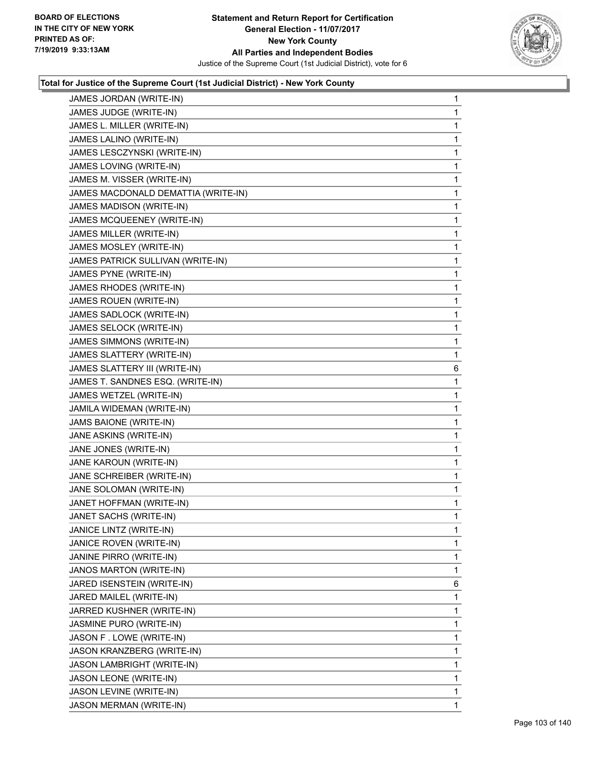**Total for Justice of the Supreme Court (1st Judicial District) - New York County**

| Candidate | Votes |
|---|---|
| JAMES JORDAN (WRITE-IN) | 1 |
| JAMES JUDGE (WRITE-IN) | 1 |
| JAMES L. MILLER (WRITE-IN) | 1 |
| JAMES LALINO (WRITE-IN) | 1 |
| JAMES LESCZYNSKI (WRITE-IN) | 1 |
| JAMES LOVING (WRITE-IN) | 1 |
| JAMES M. VISSER (WRITE-IN) | 1 |
| JAMES MACDONALD DEMATTIA (WRITE-IN) | 1 |
| JAMES MADISON (WRITE-IN) | 1 |
| JAMES MCQUEENEY (WRITE-IN) | 1 |
| JAMES MILLER (WRITE-IN) | 1 |
| JAMES MOSLEY (WRITE-IN) | 1 |
| JAMES PATRICK SULLIVAN (WRITE-IN) | 1 |
| JAMES PYNE (WRITE-IN) | 1 |
| JAMES RHODES (WRITE-IN) | 1 |
| JAMES ROUEN (WRITE-IN) | 1 |
| JAMES SADLOCK (WRITE-IN) | 1 |
| JAMES SELOCK (WRITE-IN) | 1 |
| JAMES SIMMONS (WRITE-IN) | 1 |
| JAMES SLATTERY (WRITE-IN) | 1 |
| JAMES SLATTERY III (WRITE-IN) | 6 |
| JAMES T. SANDNES ESQ. (WRITE-IN) | 1 |
| JAMES WETZEL (WRITE-IN) | 1 |
| JAMILA WIDEMAN (WRITE-IN) | 1 |
| JAMS BAIONE (WRITE-IN) | 1 |
| JANE ASKINS (WRITE-IN) | 1 |
| JANE JONES (WRITE-IN) | 1 |
| JANE KAROUN (WRITE-IN) | 1 |
| JANE SCHREIBER (WRITE-IN) | 1 |
| JANE SOLOMAN (WRITE-IN) | 1 |
| JANET HOFFMAN (WRITE-IN) | 1 |
| JANET SACHS (WRITE-IN) | 1 |
| JANICE LINTZ (WRITE-IN) | 1 |
| JANICE ROVEN (WRITE-IN) | 1 |
| JANINE PIRRO (WRITE-IN) | 1 |
| JANOS MARTON (WRITE-IN) | 1 |
| JARED ISENSTEIN (WRITE-IN) | 6 |
| JARED MAILEL (WRITE-IN) | 1 |
| JARRED KUSHNER (WRITE-IN) | 1 |
| JASMINE PURO (WRITE-IN) | 1 |
| JASON F . LOWE (WRITE-IN) | 1 |
| JASON KRANZBERG (WRITE-IN) | 1 |
| JASON LAMBRIGHT (WRITE-IN) | 1 |
| JASON LEONE (WRITE-IN) | 1 |
| JASON LEVINE (WRITE-IN) | 1 |
| JASON MERMAN (WRITE-IN) | 1 |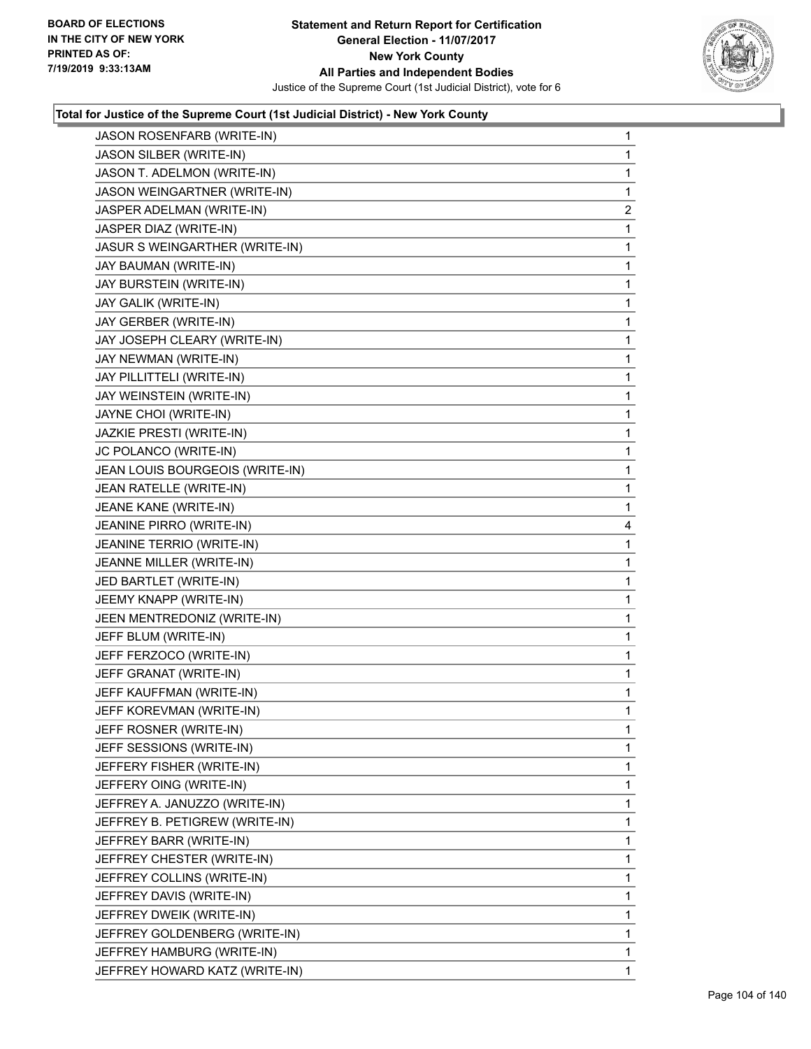**Total for Justice of the Supreme Court (1st Judicial District) - New York County**

| Candidate | Votes |
|---|---|
| JASON ROSENFARB (WRITE-IN) | 1 |
| JASON SILBER (WRITE-IN) | 1 |
| JASON T. ADELMON (WRITE-IN) | 1 |
| JASON WEINGARTNER (WRITE-IN) | 1 |
| JASPER ADELMAN (WRITE-IN) | 2 |
| JASPER DIAZ (WRITE-IN) | 1 |
| JASUR S WEINGARTHER (WRITE-IN) | 1 |
| JAY BAUMAN (WRITE-IN) | 1 |
| JAY BURSTEIN (WRITE-IN) | 1 |
| JAY GALIK (WRITE-IN) | 1 |
| JAY GERBER (WRITE-IN) | 1 |
| JAY JOSEPH CLEARY (WRITE-IN) | 1 |
| JAY NEWMAN (WRITE-IN) | 1 |
| JAY PILLITTELI (WRITE-IN) | 1 |
| JAY WEINSTEIN (WRITE-IN) | 1 |
| JAYNE CHOI (WRITE-IN) | 1 |
| JAZKIE PRESTI (WRITE-IN) | 1 |
| JC POLANCO (WRITE-IN) | 1 |
| JEAN LOUIS BOURGEOIS (WRITE-IN) | 1 |
| JEAN RATELLE (WRITE-IN) | 1 |
| JEANE KANE (WRITE-IN) | 1 |
| JEANINE PIRRO (WRITE-IN) | 4 |
| JEANINE TERRIO (WRITE-IN) | 1 |
| JEANNE MILLER (WRITE-IN) | 1 |
| JED BARTLET (WRITE-IN) | 1 |
| JEEMY KNAPP (WRITE-IN) | 1 |
| JEEN MENTREDONIZ (WRITE-IN) | 1 |
| JEFF BLUM (WRITE-IN) | 1 |
| JEFF FERZOCO (WRITE-IN) | 1 |
| JEFF GRANAT (WRITE-IN) | 1 |
| JEFF KAUFFMAN (WRITE-IN) | 1 |
| JEFF KOREVMAN (WRITE-IN) | 1 |
| JEFF ROSNER (WRITE-IN) | 1 |
| JEFF SESSIONS (WRITE-IN) | 1 |
| JEFFERY FISHER (WRITE-IN) | 1 |
| JEFFERY OING (WRITE-IN) | 1 |
| JEFFREY A. JANUZZO (WRITE-IN) | 1 |
| JEFFREY B. PETIGREW (WRITE-IN) | 1 |
| JEFFREY BARR (WRITE-IN) | 1 |
| JEFFREY CHESTER (WRITE-IN) | 1 |
| JEFFREY COLLINS (WRITE-IN) | 1 |
| JEFFREY DAVIS (WRITE-IN) | 1 |
| JEFFREY DWEIK (WRITE-IN) | 1 |
| JEFFREY GOLDENBERG (WRITE-IN) | 1 |
| JEFFREY HAMBURG (WRITE-IN) | 1 |
| JEFFREY HOWARD KATZ (WRITE-IN) | 1 |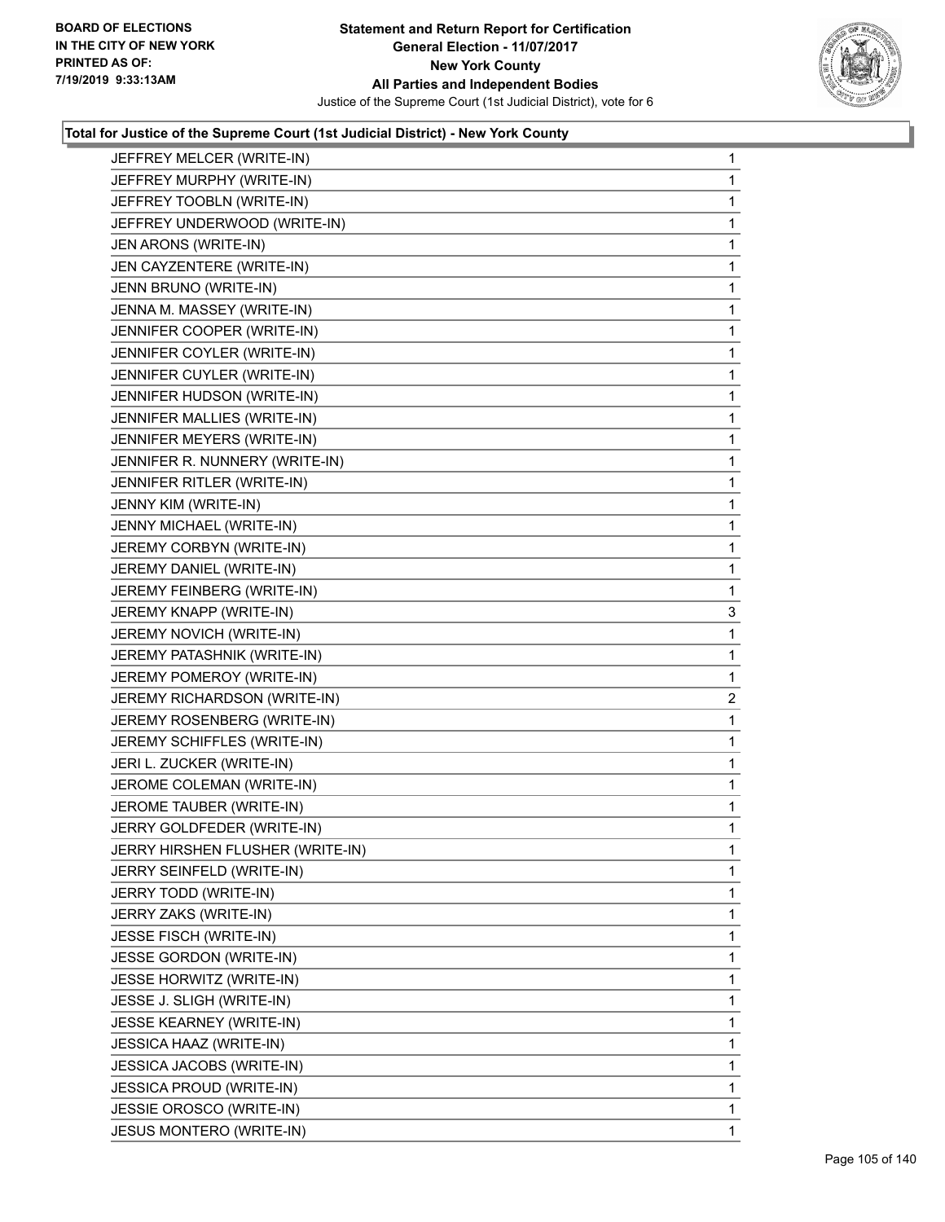**Statement and Return Report for Certification**
**General Election - 11/07/2017**
**New York County**
**All Parties and Independent Bodies**
Justice of the Supreme Court (1st Judicial District), vote for 6

BOARD OF ELECTIONS
IN THE CITY OF NEW YORK
PRINTED AS OF:
7/19/2019 9:33:13AM

### Total for Justice of the Supreme Court (1st Judicial District) - New York County

| | |
|---|---|
| JEFFREY MELCER (WRITE-IN) | 1 |
| JEFFREY MURPHY (WRITE-IN) | 1 |
| JEFFREY TOOBLN (WRITE-IN) | 1 |
| JEFFREY UNDERWOOD (WRITE-IN) | 1 |
| JEN ARONS (WRITE-IN) | 1 |
| JEN CAYZENTERE (WRITE-IN) | 1 |
| JENN BRUNO (WRITE-IN) | 1 |
| JENNA M. MASSEY (WRITE-IN) | 1 |
| JENNIFER COOPER (WRITE-IN) | 1 |
| JENNIFER COYLER (WRITE-IN) | 1 |
| JENNIFER CUYLER (WRITE-IN) | 1 |
| JENNIFER HUDSON (WRITE-IN) | 1 |
| JENNIFER MALLIES (WRITE-IN) | 1 |
| JENNIFER MEYERS (WRITE-IN) | 1 |
| JENNIFER R. NUNNERY (WRITE-IN) | 1 |
| JENNIFER RITLER (WRITE-IN) | 1 |
| JENNY KIM (WRITE-IN) | 1 |
| JENNY MICHAEL (WRITE-IN) | 1 |
| JEREMY CORBYN (WRITE-IN) | 1 |
| JEREMY DANIEL (WRITE-IN) | 1 |
| JEREMY FEINBERG (WRITE-IN) | 1 |
| JEREMY KNAPP (WRITE-IN) | 3 |
| JEREMY NOVICH (WRITE-IN) | 1 |
| JEREMY PATASHNIK (WRITE-IN) | 1 |
| JEREMY POMEROY (WRITE-IN) | 1 |
| JEREMY RICHARDSON (WRITE-IN) | 2 |
| JEREMY ROSENBERG (WRITE-IN) | 1 |
| JEREMY SCHIFFLES (WRITE-IN) | 1 |
| JERI L. ZUCKER (WRITE-IN) | 1 |
| JEROME COLEMAN (WRITE-IN) | 1 |
| JEROME TAUBER (WRITE-IN) | 1 |
| JERRY GOLDFEDER (WRITE-IN) | 1 |
| JERRY HIRSHEN FLUSHER (WRITE-IN) | 1 |
| JERRY SEINFELD (WRITE-IN) | 1 |
| JERRY TODD (WRITE-IN) | 1 |
| JERRY ZAKS (WRITE-IN) | 1 |
| JESSE FISCH (WRITE-IN) | 1 |
| JESSE GORDON (WRITE-IN) | 1 |
| JESSE HORWITZ (WRITE-IN) | 1 |
| JESSE J. SLIGH (WRITE-IN) | 1 |
| JESSE KEARNEY (WRITE-IN) | 1 |
| JESSICA HAAZ (WRITE-IN) | 1 |
| JESSICA JACOBS (WRITE-IN) | 1 |
| JESSICA PROUD (WRITE-IN) | 1 |
| JESSIE OROSCO (WRITE-IN) | 1 |
| JESUS MONTERO (WRITE-IN) | 1 |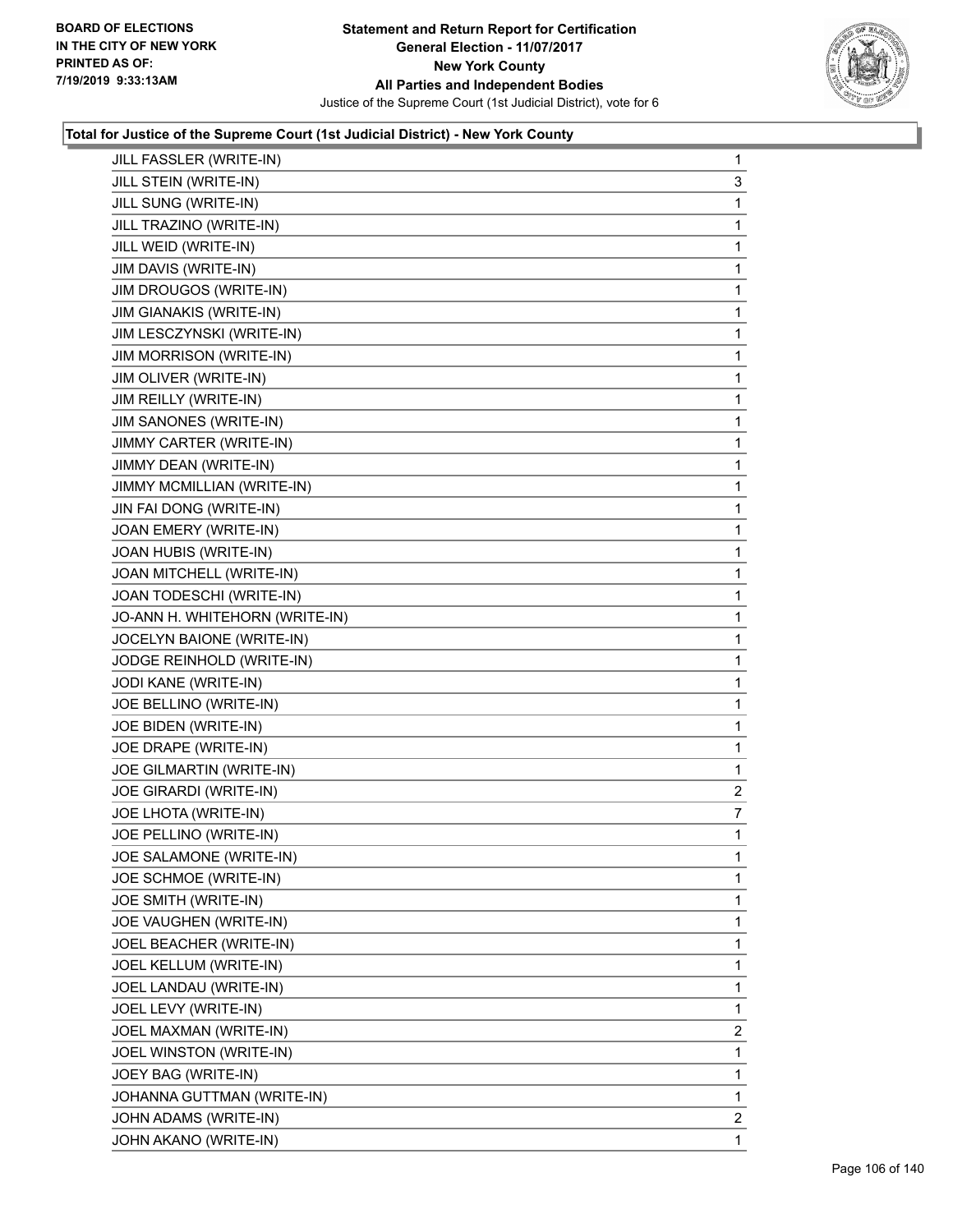### Total for Justice of the Supreme Court (1st Judicial District) - New York County

| Name | Votes |
|---|---|
| JILL FASSLER (WRITE-IN) | 1 |
| JILL STEIN (WRITE-IN) | 3 |
| JILL SUNG (WRITE-IN) | 1 |
| JILL TRAZINO (WRITE-IN) | 1 |
| JILL WEID (WRITE-IN) | 1 |
| JIM DAVIS (WRITE-IN) | 1 |
| JIM DROUGOS (WRITE-IN) | 1 |
| JIM GIANAKIS (WRITE-IN) | 1 |
| JIM LESCZYNSKI (WRITE-IN) | 1 |
| JIM MORRISON (WRITE-IN) | 1 |
| JIM OLIVER (WRITE-IN) | 1 |
| JIM REILLY (WRITE-IN) | 1 |
| JIM SANONES (WRITE-IN) | 1 |
| JIMMY CARTER (WRITE-IN) | 1 |
| JIMMY DEAN (WRITE-IN) | 1 |
| JIMMY MCMILLIAN (WRITE-IN) | 1 |
| JIN FAI DONG (WRITE-IN) | 1 |
| JOAN EMERY (WRITE-IN) | 1 |
| JOAN HUBIS (WRITE-IN) | 1 |
| JOAN MITCHELL (WRITE-IN) | 1 |
| JOAN TODESCHI (WRITE-IN) | 1 |
| JO-ANN H. WHITEHORN (WRITE-IN) | 1 |
| JOCELYN BAIONE (WRITE-IN) | 1 |
| JODGE REINHOLD (WRITE-IN) | 1 |
| JODI KANE (WRITE-IN) | 1 |
| JOE BELLINO (WRITE-IN) | 1 |
| JOE BIDEN (WRITE-IN) | 1 |
| JOE DRAPE (WRITE-IN) | 1 |
| JOE GILMARTIN (WRITE-IN) | 1 |
| JOE GIRARDI (WRITE-IN) | 2 |
| JOE LHOTA (WRITE-IN) | 7 |
| JOE PELLINO (WRITE-IN) | 1 |
| JOE SALAMONE (WRITE-IN) | 1 |
| JOE SCHMOE (WRITE-IN) | 1 |
| JOE SMITH (WRITE-IN) | 1 |
| JOE VAUGHEN (WRITE-IN) | 1 |
| JOEL BEACHER (WRITE-IN) | 1 |
| JOEL KELLUM (WRITE-IN) | 1 |
| JOEL LANDAU (WRITE-IN) | 1 |
| JOEL LEVY (WRITE-IN) | 1 |
| JOEL MAXMAN (WRITE-IN) | 2 |
| JOEL WINSTON (WRITE-IN) | 1 |
| JOEY BAG (WRITE-IN) | 1 |
| JOHANNA GUTTMAN (WRITE-IN) | 1 |
| JOHN ADAMS (WRITE-IN) | 2 |
| JOHN AKANO (WRITE-IN) | 1 |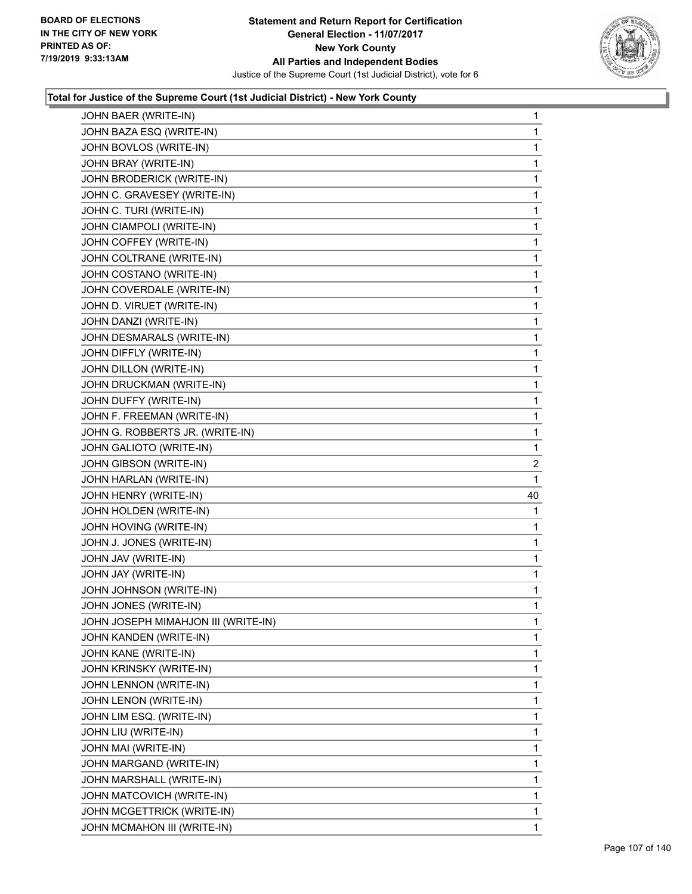**Total for Justice of the Supreme Court (1st Judicial District) - New York County**

| | |
|---|---|
| JOHN BAER (WRITE-IN) | 1 |
| JOHN BAZA ESQ (WRITE-IN) | 1 |
| JOHN BOVLOS (WRITE-IN) | 1 |
| JOHN BRAY (WRITE-IN) | 1 |
| JOHN BRODERICK (WRITE-IN) | 1 |
| JOHN C. GRAVESEY (WRITE-IN) | 1 |
| JOHN C. TURI (WRITE-IN) | 1 |
| JOHN CIAMPOLI (WRITE-IN) | 1 |
| JOHN COFFEY (WRITE-IN) | 1 |
| JOHN COLTRANE (WRITE-IN) | 1 |
| JOHN COSTANO (WRITE-IN) | 1 |
| JOHN COVERDALE (WRITE-IN) | 1 |
| JOHN D. VIRUET (WRITE-IN) | 1 |
| JOHN DANZI (WRITE-IN) | 1 |
| JOHN DESMARALS (WRITE-IN) | 1 |
| JOHN DIFFLY (WRITE-IN) | 1 |
| JOHN DILLON (WRITE-IN) | 1 |
| JOHN DRUCKMAN (WRITE-IN) | 1 |
| JOHN DUFFY (WRITE-IN) | 1 |
| JOHN F. FREEMAN (WRITE-IN) | 1 |
| JOHN G. ROBBERTS JR. (WRITE-IN) | 1 |
| JOHN GALIOTO (WRITE-IN) | 1 |
| JOHN GIBSON (WRITE-IN) | 2 |
| JOHN HARLAN (WRITE-IN) | 1 |
| JOHN HENRY (WRITE-IN) | 40 |
| JOHN HOLDEN (WRITE-IN) | 1 |
| JOHN HOVING (WRITE-IN) | 1 |
| JOHN J. JONES (WRITE-IN) | 1 |
| JOHN JAV (WRITE-IN) | 1 |
| JOHN JAY (WRITE-IN) | 1 |
| JOHN JOHNSON (WRITE-IN) | 1 |
| JOHN JONES (WRITE-IN) | 1 |
| JOHN JOSEPH MIMAHJON III (WRITE-IN) | 1 |
| JOHN KANDEN (WRITE-IN) | 1 |
| JOHN KANE (WRITE-IN) | 1 |
| JOHN KRINSKY (WRITE-IN) | 1 |
| JOHN LENNON (WRITE-IN) | 1 |
| JOHN LENON (WRITE-IN) | 1 |
| JOHN LIM ESQ. (WRITE-IN) | 1 |
| JOHN LIU (WRITE-IN) | 1 |
| JOHN MAI (WRITE-IN) | 1 |
| JOHN MARGAND (WRITE-IN) | 1 |
| JOHN MARSHALL (WRITE-IN) | 1 |
| JOHN MATCOVICH (WRITE-IN) | 1 |
| JOHN MCGETTRICK (WRITE-IN) | 1 |
| JOHN MCMAHON III (WRITE-IN) | 1 |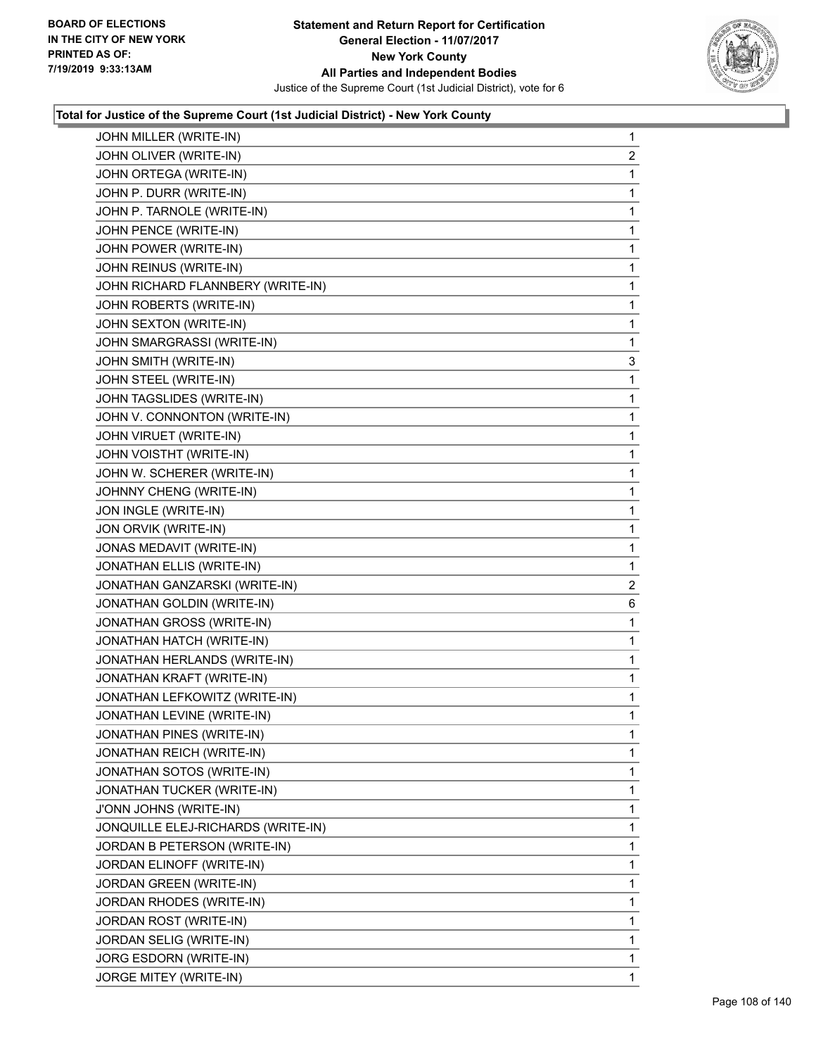**Total for Justice of the Supreme Court (1st Judicial District) - New York County**

| Candidate | Votes |
|---|---|
| JOHN MILLER (WRITE-IN) | 1 |
| JOHN OLIVER (WRITE-IN) | 2 |
| JOHN ORTEGA (WRITE-IN) | 1 |
| JOHN P. DURR (WRITE-IN) | 1 |
| JOHN P. TARNOLE (WRITE-IN) | 1 |
| JOHN PENCE (WRITE-IN) | 1 |
| JOHN POWER (WRITE-IN) | 1 |
| JOHN REINUS (WRITE-IN) | 1 |
| JOHN RICHARD FLANNBERY (WRITE-IN) | 1 |
| JOHN ROBERTS (WRITE-IN) | 1 |
| JOHN SEXTON (WRITE-IN) | 1 |
| JOHN SMARGRASSI (WRITE-IN) | 1 |
| JOHN SMITH (WRITE-IN) | 3 |
| JOHN STEEL (WRITE-IN) | 1 |
| JOHN TAGSLIDES (WRITE-IN) | 1 |
| JOHN V. CONNONTON (WRITE-IN) | 1 |
| JOHN VIRUET (WRITE-IN) | 1 |
| JOHN VOISTHT (WRITE-IN) | 1 |
| JOHN W. SCHERER (WRITE-IN) | 1 |
| JOHNNY CHENG (WRITE-IN) | 1 |
| JON INGLE (WRITE-IN) | 1 |
| JON ORVIK (WRITE-IN) | 1 |
| JONAS MEDAVIT (WRITE-IN) | 1 |
| JONATHAN ELLIS (WRITE-IN) | 1 |
| JONATHAN GANZARSKI (WRITE-IN) | 2 |
| JONATHAN GOLDIN (WRITE-IN) | 6 |
| JONATHAN GROSS (WRITE-IN) | 1 |
| JONATHAN HATCH (WRITE-IN) | 1 |
| JONATHAN HERLANDS (WRITE-IN) | 1 |
| JONATHAN KRAFT (WRITE-IN) | 1 |
| JONATHAN LEFKOWITZ (WRITE-IN) | 1 |
| JONATHAN LEVINE (WRITE-IN) | 1 |
| JONATHAN PINES (WRITE-IN) | 1 |
| JONATHAN REICH (WRITE-IN) | 1 |
| JONATHAN SOTOS (WRITE-IN) | 1 |
| JONATHAN TUCKER (WRITE-IN) | 1 |
| J'ONN JOHNS (WRITE-IN) | 1 |
| JONQUILLE ELEJ-RICHARDS (WRITE-IN) | 1 |
| JORDAN B PETERSON (WRITE-IN) | 1 |
| JORDAN ELINOFF (WRITE-IN) | 1 |
| JORDAN GREEN (WRITE-IN) | 1 |
| JORDAN RHODES (WRITE-IN) | 1 |
| JORDAN ROST (WRITE-IN) | 1 |
| JORDAN SELIG (WRITE-IN) | 1 |
| JORG ESDORN (WRITE-IN) | 1 |
| JORGE MITEY (WRITE-IN) | 1 |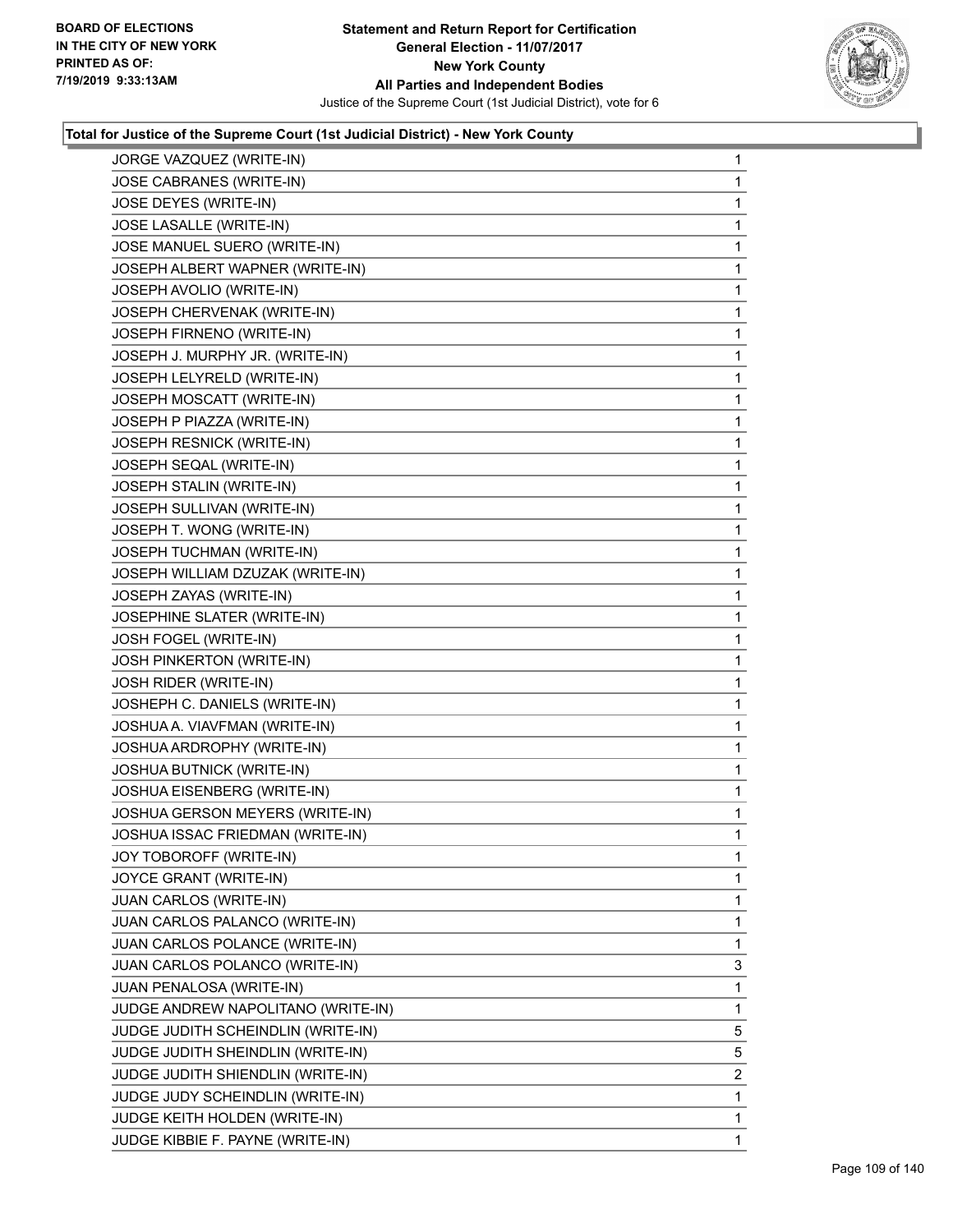**Statement and Return Report for Certification**
**General Election - 11/07/2017**
**New York County**
**All Parties and Independent Bodies**
Justice of the Supreme Court (1st Judicial District), vote for 6

BOARD OF ELECTIONS
IN THE CITY OF NEW YORK
PRINTED AS OF:
7/19/2019 9:33:13AM

### Total for Justice of the Supreme Court (1st Judicial District) - New York County

| Candidate | Votes |
|---|---|
| JORGE VAZQUEZ (WRITE-IN) | 1 |
| JOSE CABRANES (WRITE-IN) | 1 |
| JOSE DEYES (WRITE-IN) | 1 |
| JOSE LASALLE (WRITE-IN) | 1 |
| JOSE MANUEL SUERO (WRITE-IN) | 1 |
| JOSEPH ALBERT WAPNER (WRITE-IN) | 1 |
| JOSEPH AVOLIO (WRITE-IN) | 1 |
| JOSEPH CHERVENAK (WRITE-IN) | 1 |
| JOSEPH FIRNENO (WRITE-IN) | 1 |
| JOSEPH J. MURPHY JR. (WRITE-IN) | 1 |
| JOSEPH LELYRELD (WRITE-IN) | 1 |
| JOSEPH MOSCATT (WRITE-IN) | 1 |
| JOSEPH P PIAZZA (WRITE-IN) | 1 |
| JOSEPH RESNICK (WRITE-IN) | 1 |
| JOSEPH SEQAL (WRITE-IN) | 1 |
| JOSEPH STALIN (WRITE-IN) | 1 |
| JOSEPH SULLIVAN (WRITE-IN) | 1 |
| JOSEPH T. WONG (WRITE-IN) | 1 |
| JOSEPH TUCHMAN (WRITE-IN) | 1 |
| JOSEPH WILLIAM DZUZAK (WRITE-IN) | 1 |
| JOSEPH ZAYAS (WRITE-IN) | 1 |
| JOSEPHINE SLATER (WRITE-IN) | 1 |
| JOSH FOGEL (WRITE-IN) | 1 |
| JOSH PINKERTON (WRITE-IN) | 1 |
| JOSH RIDER (WRITE-IN) | 1 |
| JOSHEPH C. DANIELS (WRITE-IN) | 1 |
| JOSHUA A. VIAVFMAN (WRITE-IN) | 1 |
| JOSHUA ARDROPHY (WRITE-IN) | 1 |
| JOSHUA BUTNICK (WRITE-IN) | 1 |
| JOSHUA EISENBERG (WRITE-IN) | 1 |
| JOSHUA GERSON MEYERS (WRITE-IN) | 1 |
| JOSHUA ISSAC FRIEDMAN (WRITE-IN) | 1 |
| JOY TOBOROFF (WRITE-IN) | 1 |
| JOYCE GRANT (WRITE-IN) | 1 |
| JUAN CARLOS (WRITE-IN) | 1 |
| JUAN CARLOS PALANCO (WRITE-IN) | 1 |
| JUAN CARLOS POLANCE (WRITE-IN) | 1 |
| JUAN CARLOS POLANCO (WRITE-IN) | 3 |
| JUAN PENALOSA (WRITE-IN) | 1 |
| JUDGE ANDREW NAPOLITANO (WRITE-IN) | 1 |
| JUDGE JUDITH SCHEINDLIN (WRITE-IN) | 5 |
| JUDGE JUDITH SHEINDLIN (WRITE-IN) | 5 |
| JUDGE JUDITH SHIENDLIN (WRITE-IN) | 2 |
| JUDGE JUDY SCHEINDLIN (WRITE-IN) | 1 |
| JUDGE KEITH HOLDEN (WRITE-IN) | 1 |
| JUDGE KIBBIE F. PAYNE (WRITE-IN) | 1 |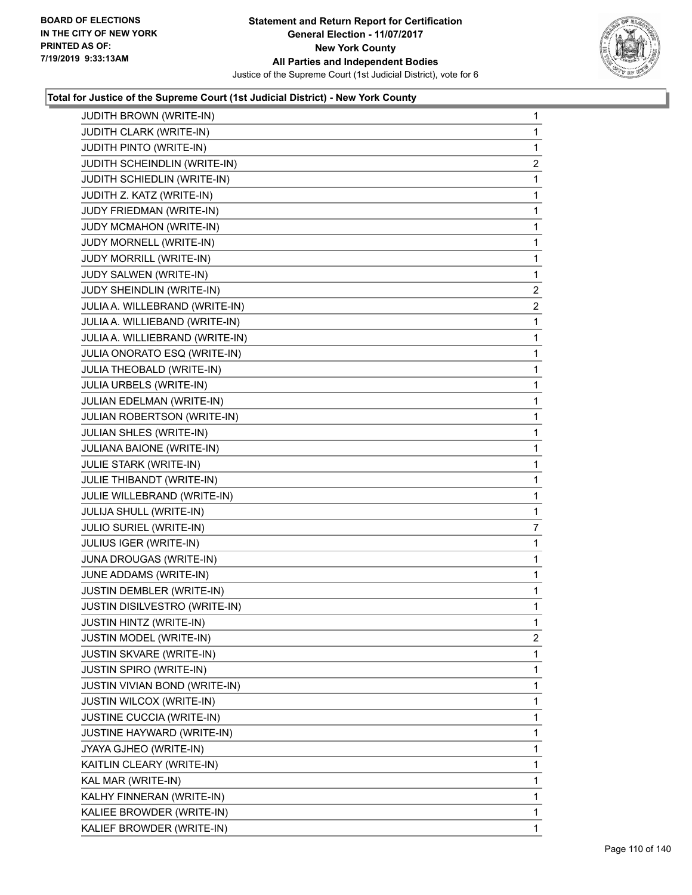**Total for Justice of the Supreme Court (1st Judicial District) - New York County**

| Candidate | Votes |
|---|---|
| JUDITH BROWN (WRITE-IN) | 1 |
| JUDITH CLARK (WRITE-IN) | 1 |
| JUDITH PINTO (WRITE-IN) | 1 |
| JUDITH SCHEINDLIN (WRITE-IN) | 2 |
| JUDITH SCHIEDLIN (WRITE-IN) | 1 |
| JUDITH Z. KATZ (WRITE-IN) | 1 |
| JUDY FRIEDMAN (WRITE-IN) | 1 |
| JUDY MCMAHON (WRITE-IN) | 1 |
| JUDY MORNELL (WRITE-IN) | 1 |
| JUDY MORRILL (WRITE-IN) | 1 |
| JUDY SALWEN (WRITE-IN) | 1 |
| JUDY SHEINDLIN (WRITE-IN) | 2 |
| JULIA A. WILLEBRAND (WRITE-IN) | 2 |
| JULIA A. WILLIEBAND (WRITE-IN) | 1 |
| JULIA A. WILLIEBRAND (WRITE-IN) | 1 |
| JULIA ONORATO ESQ (WRITE-IN) | 1 |
| JULIA THEOBALD (WRITE-IN) | 1 |
| JULIA URBELS (WRITE-IN) | 1 |
| JULIAN EDELMAN (WRITE-IN) | 1 |
| JULIAN ROBERTSON (WRITE-IN) | 1 |
| JULIAN SHLES (WRITE-IN) | 1 |
| JULIANA BAIONE (WRITE-IN) | 1 |
| JULIE STARK (WRITE-IN) | 1 |
| JULIE THIBANDT (WRITE-IN) | 1 |
| JULIE WILLEBRAND (WRITE-IN) | 1 |
| JULIJA SHULL (WRITE-IN) | 1 |
| JULIO SURIEL (WRITE-IN) | 7 |
| JULIUS IGER (WRITE-IN) | 1 |
| JUNA DROUGAS (WRITE-IN) | 1 |
| JUNE ADDAMS (WRITE-IN) | 1 |
| JUSTIN DEMBLER (WRITE-IN) | 1 |
| JUSTIN DISILVESTRO (WRITE-IN) | 1 |
| JUSTIN HINTZ (WRITE-IN) | 1 |
| JUSTIN MODEL (WRITE-IN) | 2 |
| JUSTIN SKVARE (WRITE-IN) | 1 |
| JUSTIN SPIRO (WRITE-IN) | 1 |
| JUSTIN VIVIAN BOND (WRITE-IN) | 1 |
| JUSTIN WILCOX (WRITE-IN) | 1 |
| JUSTINE CUCCIA (WRITE-IN) | 1 |
| JUSTINE HAYWARD (WRITE-IN) | 1 |
| JYAYA GJHEO (WRITE-IN) | 1 |
| KAITLIN CLEARY (WRITE-IN) | 1 |
| KAL MAR (WRITE-IN) | 1 |
| KALHY FINNERAN (WRITE-IN) | 1 |
| KALIEE BROWDER (WRITE-IN) | 1 |
| KALIEF BROWDER (WRITE-IN) | 1 |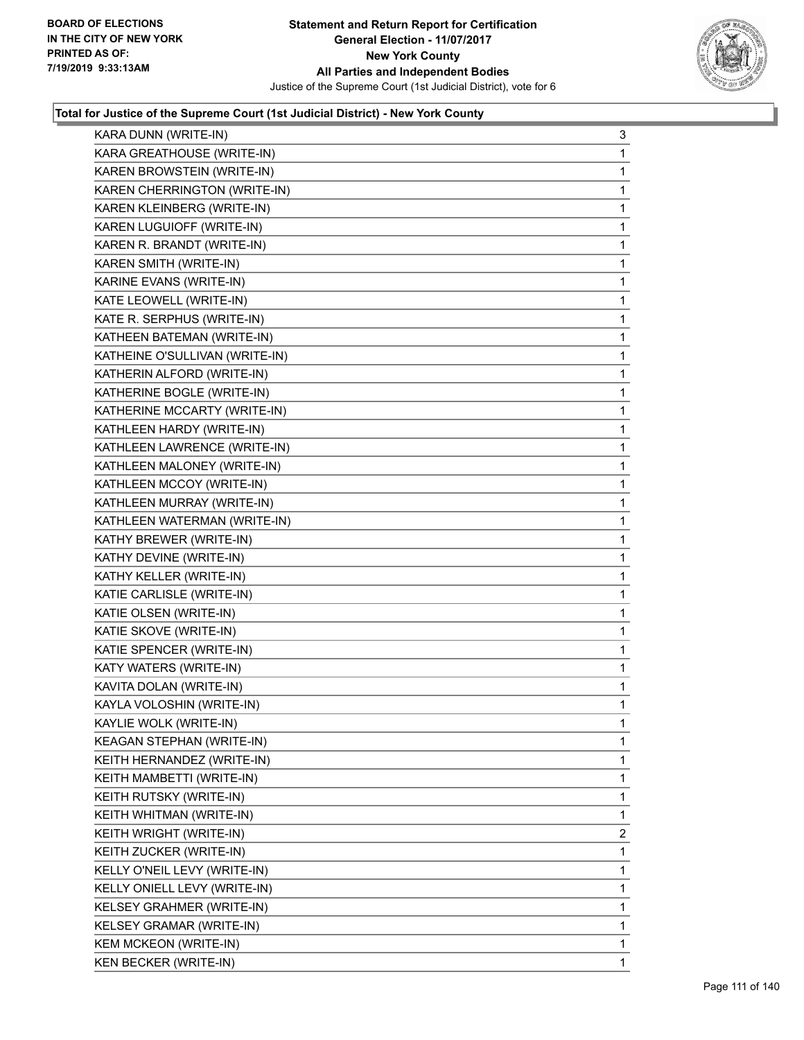### Total for Justice of the Supreme Court (1st Judicial District) - New York County

| Candidate | Votes |
|---|---|
| KARA DUNN (WRITE-IN) | 3 |
| KARA GREATHOUSE (WRITE-IN) | 1 |
| KAREN BROWSTEIN (WRITE-IN) | 1 |
| KAREN CHERRINGTON (WRITE-IN) | 1 |
| KAREN KLEINBERG (WRITE-IN) | 1 |
| KAREN LUGUIOFF (WRITE-IN) | 1 |
| KAREN R. BRANDT (WRITE-IN) | 1 |
| KAREN SMITH (WRITE-IN) | 1 |
| KARINE EVANS (WRITE-IN) | 1 |
| KATE LEOWELL (WRITE-IN) | 1 |
| KATE R. SERPHUS (WRITE-IN) | 1 |
| KATHEEN BATEMAN (WRITE-IN) | 1 |
| KATHEINE O'SULLIVAN (WRITE-IN) | 1 |
| KATHERIN ALFORD (WRITE-IN) | 1 |
| KATHERINE BOGLE (WRITE-IN) | 1 |
| KATHERINE MCCARTY (WRITE-IN) | 1 |
| KATHLEEN HARDY (WRITE-IN) | 1 |
| KATHLEEN LAWRENCE (WRITE-IN) | 1 |
| KATHLEEN MALONEY (WRITE-IN) | 1 |
| KATHLEEN MCCOY (WRITE-IN) | 1 |
| KATHLEEN MURRAY (WRITE-IN) | 1 |
| KATHLEEN WATERMAN (WRITE-IN) | 1 |
| KATHY BREWER (WRITE-IN) | 1 |
| KATHY DEVINE (WRITE-IN) | 1 |
| KATHY KELLER (WRITE-IN) | 1 |
| KATIE CARLISLE (WRITE-IN) | 1 |
| KATIE OLSEN (WRITE-IN) | 1 |
| KATIE SKOVE (WRITE-IN) | 1 |
| KATIE SPENCER (WRITE-IN) | 1 |
| KATY WATERS (WRITE-IN) | 1 |
| KAVITA DOLAN (WRITE-IN) | 1 |
| KAYLA VOLOSHIN (WRITE-IN) | 1 |
| KAYLIE WOLK (WRITE-IN) | 1 |
| KEAGAN STEPHAN (WRITE-IN) | 1 |
| KEITH HERNANDEZ (WRITE-IN) | 1 |
| KEITH MAMBETTI (WRITE-IN) | 1 |
| KEITH RUTSKY (WRITE-IN) | 1 |
| KEITH WHITMAN (WRITE-IN) | 1 |
| KEITH WRIGHT (WRITE-IN) | 2 |
| KEITH ZUCKER (WRITE-IN) | 1 |
| KELLY O'NEIL LEVY (WRITE-IN) | 1 |
| KELLY ONIELL LEVY (WRITE-IN) | 1 |
| KELSEY GRAHMER (WRITE-IN) | 1 |
| KELSEY GRAMAR (WRITE-IN) | 1 |
| KEM MCKEON (WRITE-IN) | 1 |
| KEN BECKER (WRITE-IN) | 1 |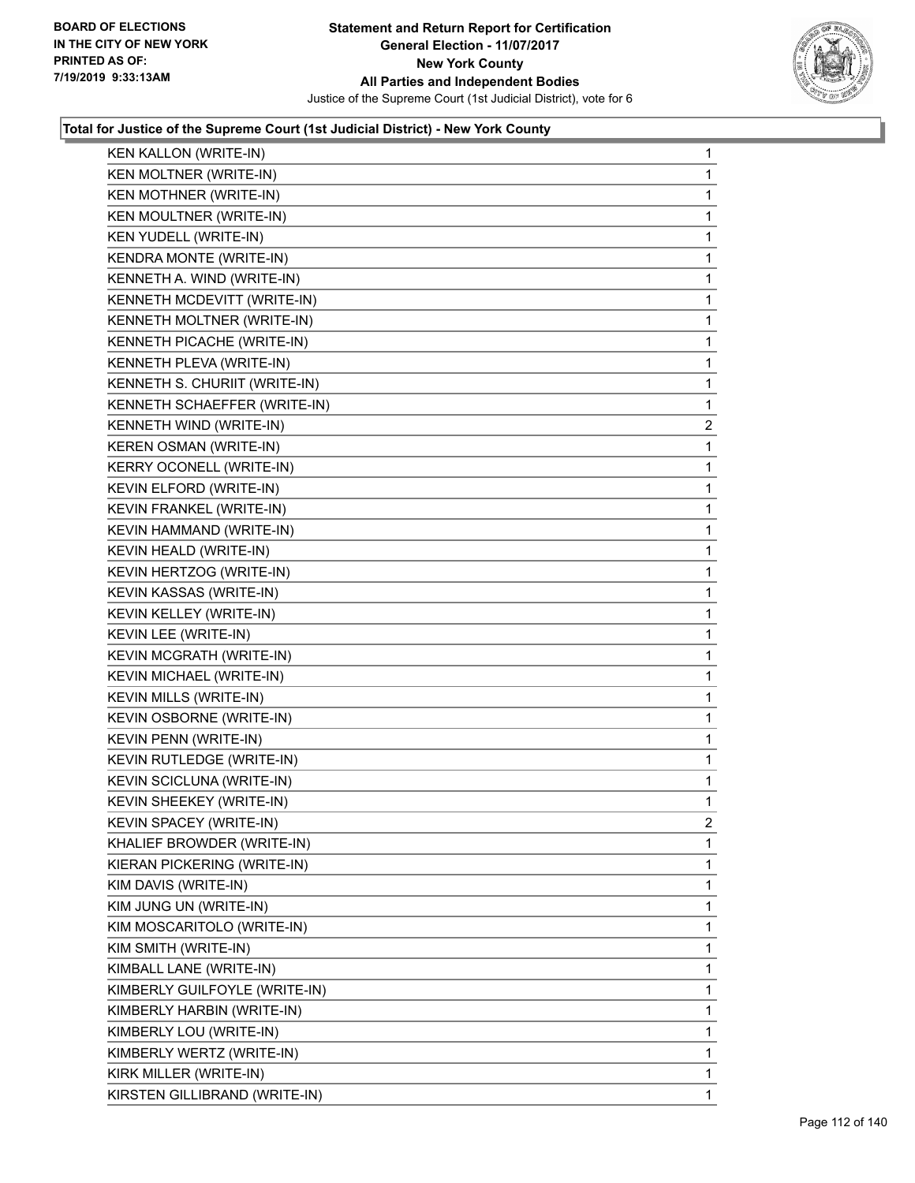**Total for Justice of the Supreme Court (1st Judicial District) - New York County**

| Candidate | Votes |
|---|---|
| KEN KALLON (WRITE-IN) | 1 |
| KEN MOLTNER (WRITE-IN) | 1 |
| KEN MOTHNER (WRITE-IN) | 1 |
| KEN MOULTNER (WRITE-IN) | 1 |
| KEN YUDELL (WRITE-IN) | 1 |
| KENDRA MONTE (WRITE-IN) | 1 |
| KENNETH A. WIND (WRITE-IN) | 1 |
| KENNETH MCDEVITT (WRITE-IN) | 1 |
| KENNETH MOLTNER (WRITE-IN) | 1 |
| KENNETH PICACHE (WRITE-IN) | 1 |
| KENNETH PLEVA (WRITE-IN) | 1 |
| KENNETH S. CHURIIT (WRITE-IN) | 1 |
| KENNETH SCHAEFFER (WRITE-IN) | 1 |
| KENNETH WIND (WRITE-IN) | 2 |
| KEREN OSMAN (WRITE-IN) | 1 |
| KERRY OCONELL (WRITE-IN) | 1 |
| KEVIN ELFORD (WRITE-IN) | 1 |
| KEVIN FRANKEL (WRITE-IN) | 1 |
| KEVIN HAMMAND (WRITE-IN) | 1 |
| KEVIN HEALD (WRITE-IN) | 1 |
| KEVIN HERTZOG (WRITE-IN) | 1 |
| KEVIN KASSAS (WRITE-IN) | 1 |
| KEVIN KELLEY (WRITE-IN) | 1 |
| KEVIN LEE (WRITE-IN) | 1 |
| KEVIN MCGRATH (WRITE-IN) | 1 |
| KEVIN MICHAEL (WRITE-IN) | 1 |
| KEVIN MILLS (WRITE-IN) | 1 |
| KEVIN OSBORNE (WRITE-IN) | 1 |
| KEVIN PENN (WRITE-IN) | 1 |
| KEVIN RUTLEDGE (WRITE-IN) | 1 |
| KEVIN SCICLUNA (WRITE-IN) | 1 |
| KEVIN SHEEKEY (WRITE-IN) | 1 |
| KEVIN SPACEY (WRITE-IN) | 2 |
| KHALIEF BROWDER (WRITE-IN) | 1 |
| KIERAN PICKERING (WRITE-IN) | 1 |
| KIM DAVIS (WRITE-IN) | 1 |
| KIM JUNG UN (WRITE-IN) | 1 |
| KIM MOSCARITOLO (WRITE-IN) | 1 |
| KIM SMITH (WRITE-IN) | 1 |
| KIMBALL LANE (WRITE-IN) | 1 |
| KIMBERLY GUILFOYLE (WRITE-IN) | 1 |
| KIMBERLY HARBIN (WRITE-IN) | 1 |
| KIMBERLY LOU (WRITE-IN) | 1 |
| KIMBERLY WERTZ (WRITE-IN) | 1 |
| KIRK MILLER (WRITE-IN) | 1 |
| KIRSTEN GILLIBRAND (WRITE-IN) | 1 |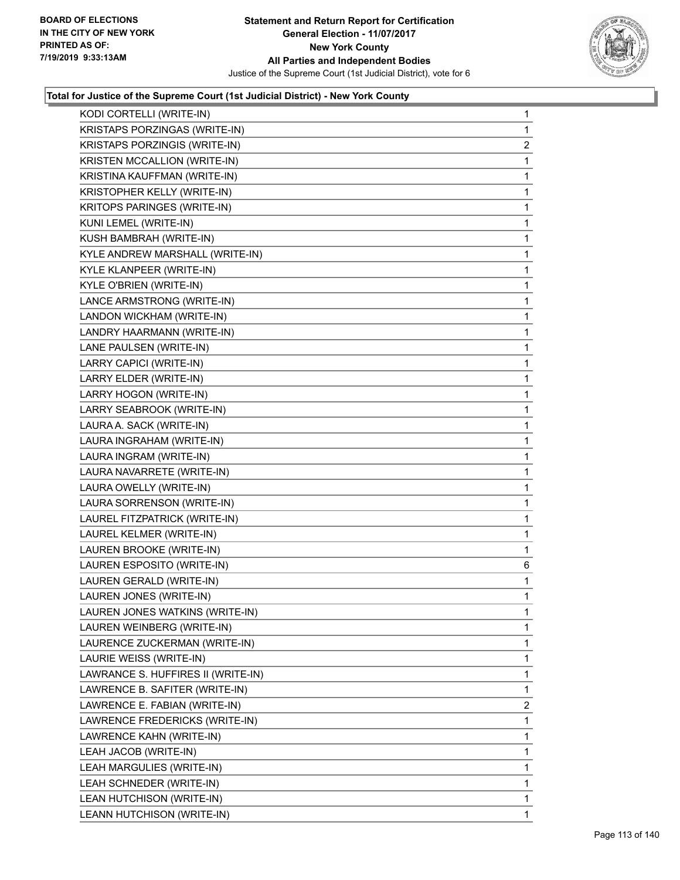**BOARD OF ELECTIONS IN THE CITY OF NEW YORK PRINTED AS OF: 7/19/2019 9:33:13AM**

**Statement and Return Report for Certification**
**General Election - 11/07/2017**
**New York County**
**All Parties and Independent Bodies**
Justice of the Supreme Court (1st Judicial District), vote for 6

### Total for Justice of the Supreme Court (1st Judicial District) - New York County

| Candidate | Votes |
|---|---|
| KODI CORTELLI (WRITE-IN) | 1 |
| KRISTAPS PORZINGAS (WRITE-IN) | 1 |
| KRISTAPS PORZINGIS (WRITE-IN) | 2 |
| KRISTEN MCCALLION (WRITE-IN) | 1 |
| KRISTINA KAUFFMAN (WRITE-IN) | 1 |
| KRISTOPHER KELLY (WRITE-IN) | 1 |
| KRITOPS PARINGES (WRITE-IN) | 1 |
| KUNI LEMEL (WRITE-IN) | 1 |
| KUSH BAMBRAH (WRITE-IN) | 1 |
| KYLE ANDREW MARSHALL (WRITE-IN) | 1 |
| KYLE KLANPEER (WRITE-IN) | 1 |
| KYLE O'BRIEN (WRITE-IN) | 1 |
| LANCE ARMSTRONG (WRITE-IN) | 1 |
| LANDON WICKHAM (WRITE-IN) | 1 |
| LANDRY HAARMANN (WRITE-IN) | 1 |
| LANE PAULSEN (WRITE-IN) | 1 |
| LARRY CAPICI (WRITE-IN) | 1 |
| LARRY ELDER (WRITE-IN) | 1 |
| LARRY HOGON (WRITE-IN) | 1 |
| LARRY SEABROOK (WRITE-IN) | 1 |
| LAURA A. SACK (WRITE-IN) | 1 |
| LAURA INGRAHAM (WRITE-IN) | 1 |
| LAURA INGRAM (WRITE-IN) | 1 |
| LAURA NAVARRETE (WRITE-IN) | 1 |
| LAURA OWELLY (WRITE-IN) | 1 |
| LAURA SORRENSON (WRITE-IN) | 1 |
| LAUREL FITZPATRICK (WRITE-IN) | 1 |
| LAUREL KELMER (WRITE-IN) | 1 |
| LAUREN BROOKE (WRITE-IN) | 1 |
| LAUREN ESPOSITO (WRITE-IN) | 6 |
| LAUREN GERALD (WRITE-IN) | 1 |
| LAUREN JONES (WRITE-IN) | 1 |
| LAUREN JONES WATKINS (WRITE-IN) | 1 |
| LAUREN WEINBERG (WRITE-IN) | 1 |
| LAURENCE ZUCKERMAN (WRITE-IN) | 1 |
| LAURIE WEISS (WRITE-IN) | 1 |
| LAWRANCE S. HUFFIRES II (WRITE-IN) | 1 |
| LAWRENCE B. SAFITER (WRITE-IN) | 1 |
| LAWRENCE E. FABIAN (WRITE-IN) | 2 |
| LAWRENCE FREDERICKS (WRITE-IN) | 1 |
| LAWRENCE KAHN (WRITE-IN) | 1 |
| LEAH JACOB (WRITE-IN) | 1 |
| LEAH MARGULIES (WRITE-IN) | 1 |
| LEAH SCHNEDER (WRITE-IN) | 1 |
| LEAN HUTCHISON (WRITE-IN) | 1 |
| LEANN HUTCHISON (WRITE-IN) | 1 |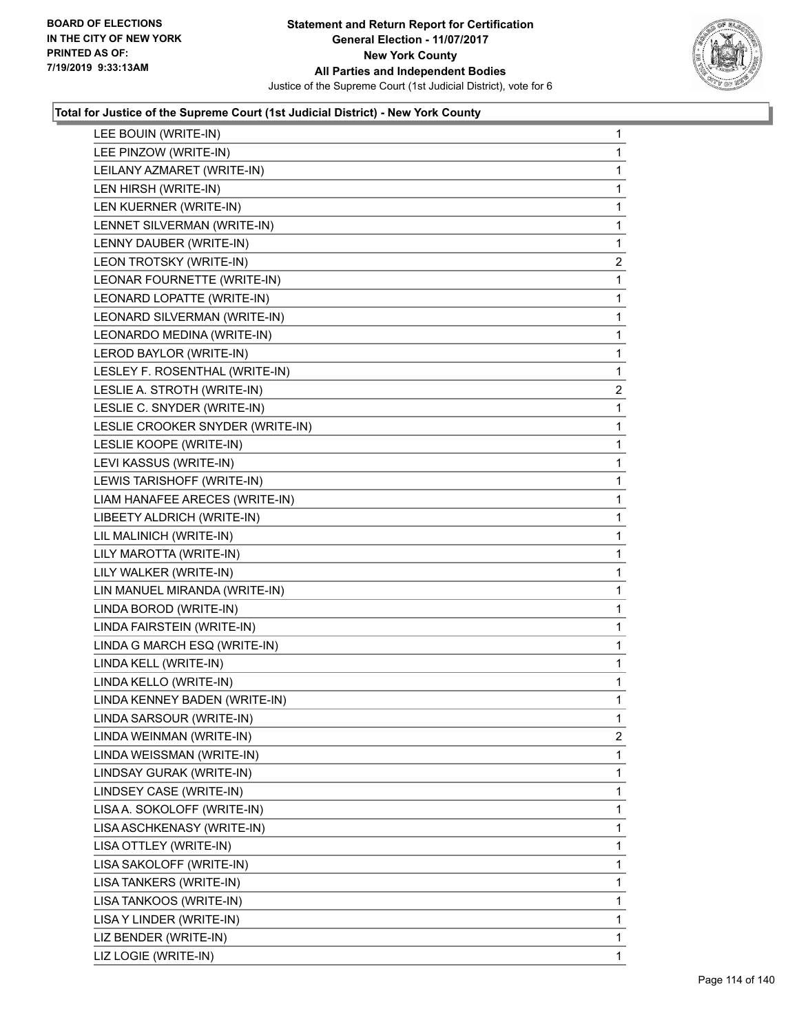BOARD OF ELECTIONS
IN THE CITY OF NEW YORK
PRINTED AS OF:
7/19/2019 9:33:13AM

**Statement and Return Report for Certification**
**General Election - 11/07/2017**
**New York County**
**All Parties and Independent Bodies**
Justice of the Supreme Court (1st Judicial District), vote for 6

### Total for Justice of the Supreme Court (1st Judicial District) - New York County

| | |
|---|---|
| LEE BOUIN (WRITE-IN) | 1 |
| LEE PINZOW (WRITE-IN) | 1 |
| LEILANY AZMARET (WRITE-IN) | 1 |
| LEN HIRSH (WRITE-IN) | 1 |
| LEN KUERNER (WRITE-IN) | 1 |
| LENNET SILVERMAN (WRITE-IN) | 1 |
| LENNY DAUBER (WRITE-IN) | 1 |
| LEON TROTSKY (WRITE-IN) | 2 |
| LEONAR FOURNETTE (WRITE-IN) | 1 |
| LEONARD LOPATTE (WRITE-IN) | 1 |
| LEONARD SILVERMAN (WRITE-IN) | 1 |
| LEONARDO MEDINA (WRITE-IN) | 1 |
| LEROD BAYLOR (WRITE-IN) | 1 |
| LESLEY F. ROSENTHAL (WRITE-IN) | 1 |
| LESLIE A. STROTH (WRITE-IN) | 2 |
| LESLIE C. SNYDER (WRITE-IN) | 1 |
| LESLIE CROOKER SNYDER (WRITE-IN) | 1 |
| LESLIE KOOPE (WRITE-IN) | 1 |
| LEVI KASSUS (WRITE-IN) | 1 |
| LEWIS TARISHOFF (WRITE-IN) | 1 |
| LIAM HANAFEE ARECES (WRITE-IN) | 1 |
| LIBEETY ALDRICH (WRITE-IN) | 1 |
| LIL MALINICH (WRITE-IN) | 1 |
| LILY MAROTTA (WRITE-IN) | 1 |
| LILY WALKER (WRITE-IN) | 1 |
| LIN MANUEL MIRANDA (WRITE-IN) | 1 |
| LINDA BOROD (WRITE-IN) | 1 |
| LINDA FAIRSTEIN (WRITE-IN) | 1 |
| LINDA G MARCH ESQ (WRITE-IN) | 1 |
| LINDA KELL (WRITE-IN) | 1 |
| LINDA KELLO (WRITE-IN) | 1 |
| LINDA KENNEY BADEN (WRITE-IN) | 1 |
| LINDA SARSOUR (WRITE-IN) | 1 |
| LINDA WEINMAN (WRITE-IN) | 2 |
| LINDA WEISSMAN (WRITE-IN) | 1 |
| LINDSAY GURAK (WRITE-IN) | 1 |
| LINDSEY CASE (WRITE-IN) | 1 |
| LISA A. SOKOLOFF (WRITE-IN) | 1 |
| LISA ASCHKENASY (WRITE-IN) | 1 |
| LISA OTTLEY (WRITE-IN) | 1 |
| LISA SAKOLOFF (WRITE-IN) | 1 |
| LISA TANKERS (WRITE-IN) | 1 |
| LISA TANKOOS (WRITE-IN) | 1 |
| LISA Y LINDER (WRITE-IN) | 1 |
| LIZ BENDER (WRITE-IN) | 1 |
| LIZ LOGIE (WRITE-IN) | 1 |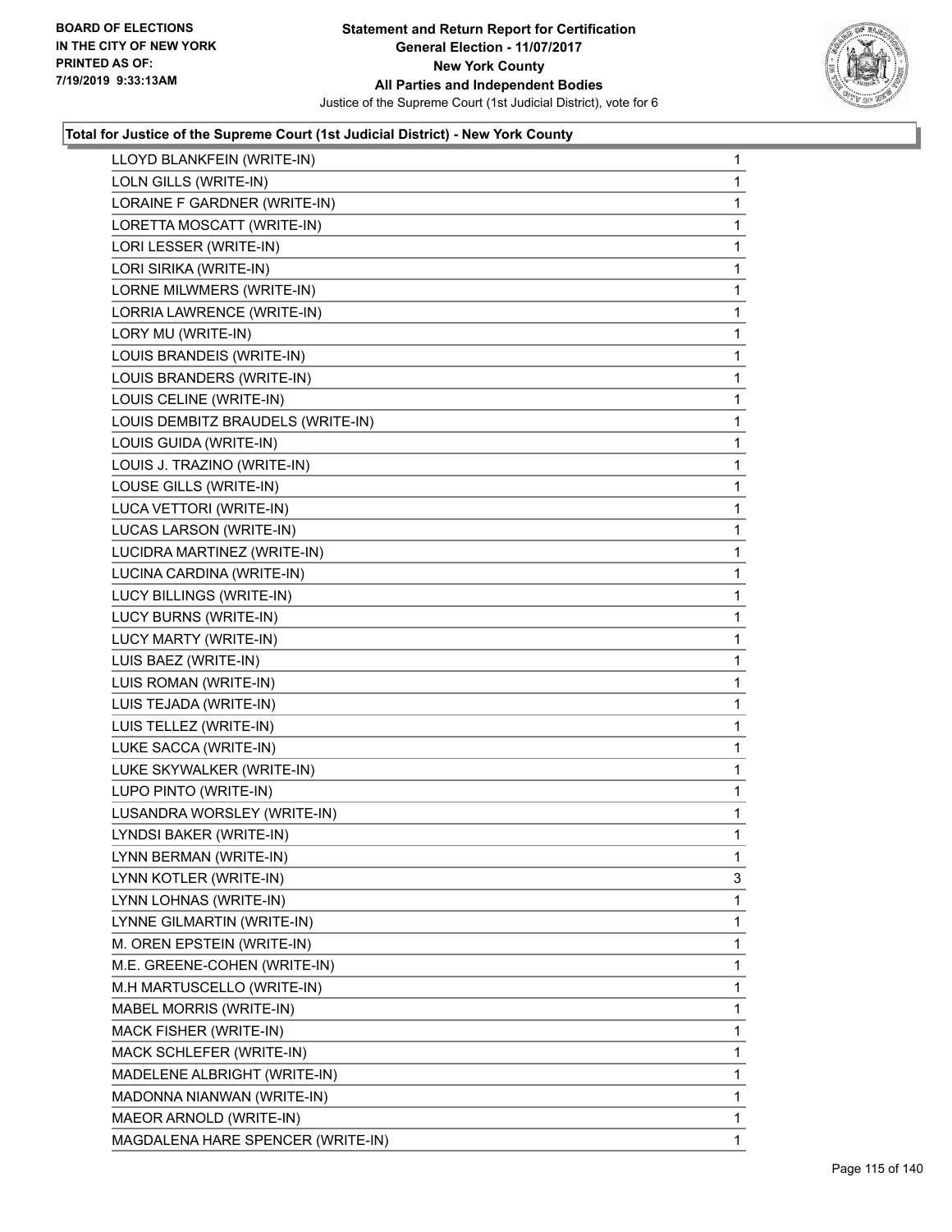**BOARD OF ELECTIONS IN THE CITY OF NEW YORK PRINTED AS OF: 7/19/2019 9:33:13AM**

**Statement and Return Report for Certification**
**General Election - 11/07/2017**
**New York County**
**All Parties and Independent Bodies**
Justice of the Supreme Court (1st Judicial District), vote for 6

### Total for Justice of the Supreme Court (1st Judicial District) - New York County

| | |
|---|---|
| LLOYD BLANKFEIN (WRITE-IN) | 1 |
| LOLN GILLS (WRITE-IN) | 1 |
| LORAINE F GARDNER (WRITE-IN) | 1 |
| LORETTA MOSCATT (WRITE-IN) | 1 |
| LORI LESSER (WRITE-IN) | 1 |
| LORI SIRIKA (WRITE-IN) | 1 |
| LORNE MILWMERS (WRITE-IN) | 1 |
| LORRIA LAWRENCE (WRITE-IN) | 1 |
| LORY MU (WRITE-IN) | 1 |
| LOUIS BRANDEIS (WRITE-IN) | 1 |
| LOUIS BRANDERS (WRITE-IN) | 1 |
| LOUIS CELINE (WRITE-IN) | 1 |
| LOUIS DEMBITZ BRAUDELS (WRITE-IN) | 1 |
| LOUIS GUIDA (WRITE-IN) | 1 |
| LOUIS J. TRAZINO (WRITE-IN) | 1 |
| LOUSE GILLS (WRITE-IN) | 1 |
| LUCA VETTORI (WRITE-IN) | 1 |
| LUCAS LARSON (WRITE-IN) | 1 |
| LUCIDRA MARTINEZ (WRITE-IN) | 1 |
| LUCINA CARDINA (WRITE-IN) | 1 |
| LUCY BILLINGS (WRITE-IN) | 1 |
| LUCY BURNS (WRITE-IN) | 1 |
| LUCY MARTY (WRITE-IN) | 1 |
| LUIS BAEZ (WRITE-IN) | 1 |
| LUIS ROMAN (WRITE-IN) | 1 |
| LUIS TEJADA (WRITE-IN) | 1 |
| LUIS TELLEZ (WRITE-IN) | 1 |
| LUKE SACCA (WRITE-IN) | 1 |
| LUKE SKYWALKER (WRITE-IN) | 1 |
| LUPO PINTO (WRITE-IN) | 1 |
| LUSANDRA WORSLEY (WRITE-IN) | 1 |
| LYNDSI BAKER (WRITE-IN) | 1 |
| LYNN BERMAN (WRITE-IN) | 1 |
| LYNN KOTLER (WRITE-IN) | 3 |
| LYNN LOHNAS (WRITE-IN) | 1 |
| LYNNE GILMARTIN (WRITE-IN) | 1 |
| M. OREN EPSTEIN (WRITE-IN) | 1 |
| M.E. GREENE-COHEN (WRITE-IN) | 1 |
| M.H MARTUSCELLO (WRITE-IN) | 1 |
| MABEL MORRIS (WRITE-IN) | 1 |
| MACK FISHER (WRITE-IN) | 1 |
| MACK SCHLEFER (WRITE-IN) | 1 |
| MADELENE ALBRIGHT (WRITE-IN) | 1 |
| MADONNA NIANWAN (WRITE-IN) | 1 |
| MAEOR ARNOLD (WRITE-IN) | 1 |
| MAGDALENA HARE SPENCER (WRITE-IN) | 1 |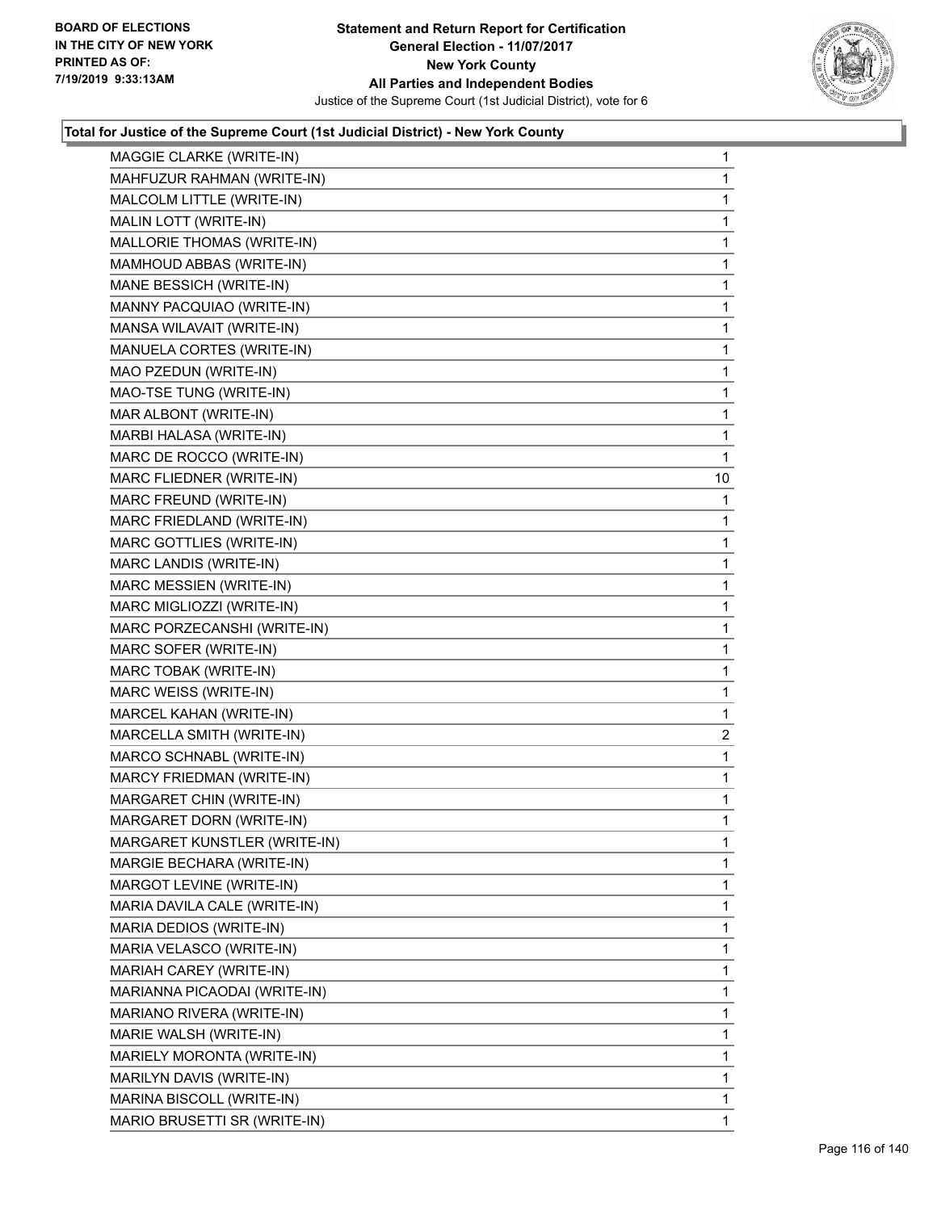**Total for Justice of the Supreme Court (1st Judicial District) - New York County**

| | |
|---|---|
| MAGGIE CLARKE (WRITE-IN) | 1 |
| MAHFUZUR RAHMAN (WRITE-IN) | 1 |
| MALCOLM LITTLE (WRITE-IN) | 1 |
| MALIN LOTT (WRITE-IN) | 1 |
| MALLORIE THOMAS (WRITE-IN) | 1 |
| MAMHOUD ABBAS (WRITE-IN) | 1 |
| MANE BESSICH (WRITE-IN) | 1 |
| MANNY PACQUIAO (WRITE-IN) | 1 |
| MANSA WILAVAIT (WRITE-IN) | 1 |
| MANUELA CORTES (WRITE-IN) | 1 |
| MAO PZEDUN (WRITE-IN) | 1 |
| MAO-TSE TUNG (WRITE-IN) | 1 |
| MAR ALBONT (WRITE-IN) | 1 |
| MARBI HALASA (WRITE-IN) | 1 |
| MARC DE ROCCO (WRITE-IN) | 1 |
| MARC FLIEDNER (WRITE-IN) | 10 |
| MARC FREUND (WRITE-IN) | 1 |
| MARC FRIEDLAND (WRITE-IN) | 1 |
| MARC GOTTLIES (WRITE-IN) | 1 |
| MARC LANDIS (WRITE-IN) | 1 |
| MARC MESSIEN (WRITE-IN) | 1 |
| MARC MIGLIOZZI (WRITE-IN) | 1 |
| MARC PORZECANSHI (WRITE-IN) | 1 |
| MARC SOFER (WRITE-IN) | 1 |
| MARC TOBAK (WRITE-IN) | 1 |
| MARC WEISS (WRITE-IN) | 1 |
| MARCEL KAHAN (WRITE-IN) | 1 |
| MARCELLA SMITH (WRITE-IN) | 2 |
| MARCO SCHNABL (WRITE-IN) | 1 |
| MARCY FRIEDMAN (WRITE-IN) | 1 |
| MARGARET CHIN (WRITE-IN) | 1 |
| MARGARET DORN (WRITE-IN) | 1 |
| MARGARET KUNSTLER (WRITE-IN) | 1 |
| MARGIE BECHARA (WRITE-IN) | 1 |
| MARGOT LEVINE (WRITE-IN) | 1 |
| MARIA DAVILA CALE (WRITE-IN) | 1 |
| MARIA DEDIOS (WRITE-IN) | 1 |
| MARIA VELASCO (WRITE-IN) | 1 |
| MARIAH CAREY (WRITE-IN) | 1 |
| MARIANNA PICAODAI (WRITE-IN) | 1 |
| MARIANO RIVERA (WRITE-IN) | 1 |
| MARIE WALSH (WRITE-IN) | 1 |
| MARIELY MORONTA (WRITE-IN) | 1 |
| MARILYN DAVIS (WRITE-IN) | 1 |
| MARINA BISCOLL (WRITE-IN) | 1 |
| MARIO BRUSETTI SR (WRITE-IN) | 1 |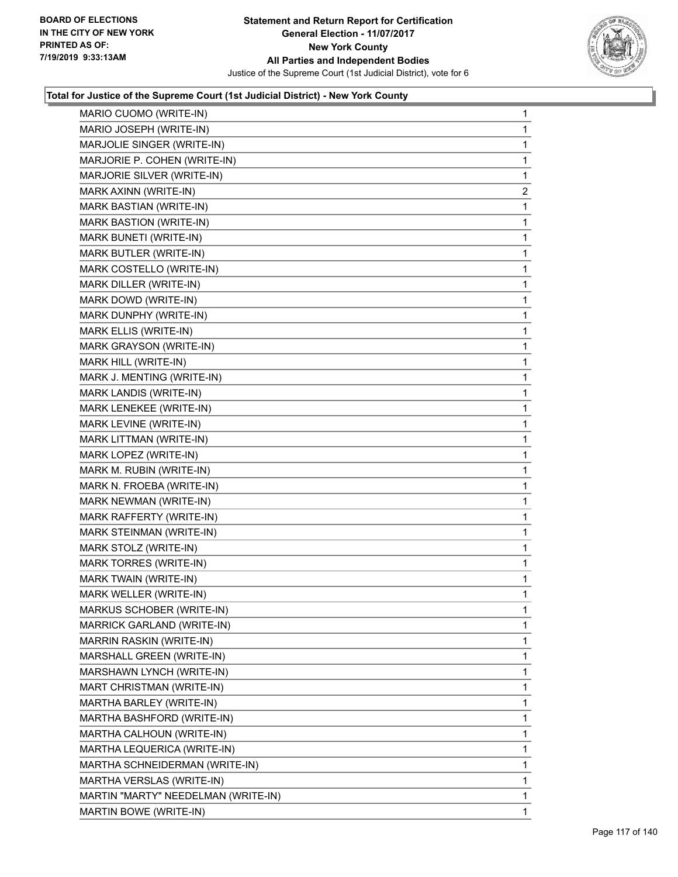### Total for Justice of the Supreme Court (1st Judicial District) - New York County

| Candidate | Votes |
|---|---|
| MARIO CUOMO (WRITE-IN) | 1 |
| MARIO JOSEPH (WRITE-IN) | 1 |
| MARJOLIE SINGER (WRITE-IN) | 1 |
| MARJORIE P. COHEN (WRITE-IN) | 1 |
| MARJORIE SILVER (WRITE-IN) | 1 |
| MARK AXINN (WRITE-IN) | 2 |
| MARK BASTIAN (WRITE-IN) | 1 |
| MARK BASTION (WRITE-IN) | 1 |
| MARK BUNETI (WRITE-IN) | 1 |
| MARK BUTLER (WRITE-IN) | 1 |
| MARK COSTELLO (WRITE-IN) | 1 |
| MARK DILLER (WRITE-IN) | 1 |
| MARK DOWD (WRITE-IN) | 1 |
| MARK DUNPHY (WRITE-IN) | 1 |
| MARK ELLIS (WRITE-IN) | 1 |
| MARK GRAYSON (WRITE-IN) | 1 |
| MARK HILL (WRITE-IN) | 1 |
| MARK J. MENTING (WRITE-IN) | 1 |
| MARK LANDIS (WRITE-IN) | 1 |
| MARK LENEKEE (WRITE-IN) | 1 |
| MARK LEVINE (WRITE-IN) | 1 |
| MARK LITTMAN (WRITE-IN) | 1 |
| MARK LOPEZ (WRITE-IN) | 1 |
| MARK M. RUBIN (WRITE-IN) | 1 |
| MARK N. FROEBA (WRITE-IN) | 1 |
| MARK NEWMAN (WRITE-IN) | 1 |
| MARK RAFFERTY (WRITE-IN) | 1 |
| MARK STEINMAN (WRITE-IN) | 1 |
| MARK STOLZ (WRITE-IN) | 1 |
| MARK TORRES (WRITE-IN) | 1 |
| MARK TWAIN (WRITE-IN) | 1 |
| MARK WELLER (WRITE-IN) | 1 |
| MARKUS SCHOBER (WRITE-IN) | 1 |
| MARRICK GARLAND (WRITE-IN) | 1 |
| MARRIN RASKIN (WRITE-IN) | 1 |
| MARSHALL GREEN (WRITE-IN) | 1 |
| MARSHAWN LYNCH (WRITE-IN) | 1 |
| MART CHRISTMAN (WRITE-IN) | 1 |
| MARTHA BARLEY (WRITE-IN) | 1 |
| MARTHA BASHFORD (WRITE-IN) | 1 |
| MARTHA CALHOUN (WRITE-IN) | 1 |
| MARTHA LEQUERICA (WRITE-IN) | 1 |
| MARTHA SCHNEIDERMAN (WRITE-IN) | 1 |
| MARTHA VERSLAS (WRITE-IN) | 1 |
| MARTIN "MARTY" NEEDELMAN (WRITE-IN) | 1 |
| MARTIN BOWE (WRITE-IN) | 1 |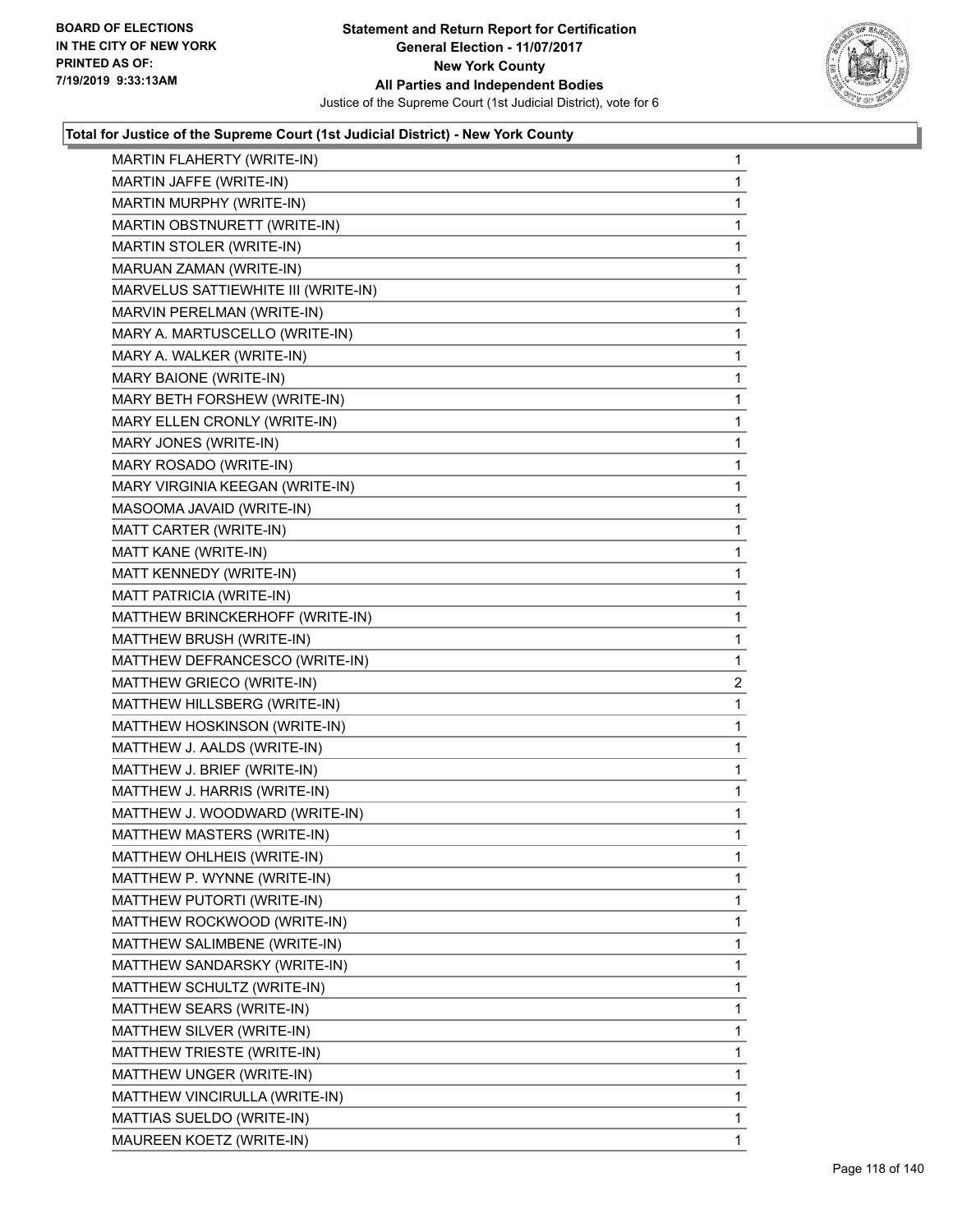**BOARD OF ELECTIONS IN THE CITY OF NEW YORK PRINTED AS OF: 7/19/2019 9:33:13AM**

# Statement and Return Report for Certification
## General Election - 11/07/2017
## New York County
## All Parties and Independent Bodies
Justice of the Supreme Court (1st Judicial District), vote for 6

### Total for Justice of the Supreme Court (1st Judicial District) - New York County

| | |
|---|---|
| MARTIN FLAHERTY (WRITE-IN) | 1 |
| MARTIN JAFFE (WRITE-IN) | 1 |
| MARTIN MURPHY (WRITE-IN) | 1 |
| MARTIN OBSTNURETT (WRITE-IN) | 1 |
| MARTIN STOLER (WRITE-IN) | 1 |
| MARUAN ZAMAN (WRITE-IN) | 1 |
| MARVELUS SATTIEWHITE III (WRITE-IN) | 1 |
| MARVIN PERELMAN (WRITE-IN) | 1 |
| MARY A. MARTUSCELLO (WRITE-IN) | 1 |
| MARY A. WALKER (WRITE-IN) | 1 |
| MARY BAIONE (WRITE-IN) | 1 |
| MARY BETH FORSHEW (WRITE-IN) | 1 |
| MARY ELLEN CRONLY (WRITE-IN) | 1 |
| MARY JONES (WRITE-IN) | 1 |
| MARY ROSADO (WRITE-IN) | 1 |
| MARY VIRGINIA KEEGAN (WRITE-IN) | 1 |
| MASOOMA JAVAID (WRITE-IN) | 1 |
| MATT CARTER (WRITE-IN) | 1 |
| MATT KANE (WRITE-IN) | 1 |
| MATT KENNEDY (WRITE-IN) | 1 |
| MATT PATRICIA (WRITE-IN) | 1 |
| MATTHEW BRINCKERHOFF (WRITE-IN) | 1 |
| MATTHEW BRUSH (WRITE-IN) | 1 |
| MATTHEW DEFRANCESCO (WRITE-IN) | 1 |
| MATTHEW GRIECO (WRITE-IN) | 2 |
| MATTHEW HILLSBERG (WRITE-IN) | 1 |
| MATTHEW HOSKINSON (WRITE-IN) | 1 |
| MATTHEW J. AALDS (WRITE-IN) | 1 |
| MATTHEW J. BRIEF (WRITE-IN) | 1 |
| MATTHEW J. HARRIS (WRITE-IN) | 1 |
| MATTHEW J. WOODWARD (WRITE-IN) | 1 |
| MATTHEW MASTERS (WRITE-IN) | 1 |
| MATTHEW OHLHEIS (WRITE-IN) | 1 |
| MATTHEW P. WYNNE (WRITE-IN) | 1 |
| MATTHEW PUTORTI (WRITE-IN) | 1 |
| MATTHEW ROCKWOOD (WRITE-IN) | 1 |
| MATTHEW SALIMBENE (WRITE-IN) | 1 |
| MATTHEW SANDARSKY (WRITE-IN) | 1 |
| MATTHEW SCHULTZ (WRITE-IN) | 1 |
| MATTHEW SEARS (WRITE-IN) | 1 |
| MATTHEW SILVER (WRITE-IN) | 1 |
| MATTHEW TRIESTE (WRITE-IN) | 1 |
| MATTHEW UNGER (WRITE-IN) | 1 |
| MATTHEW VINCIRULLA (WRITE-IN) | 1 |
| MATTIAS SUELDO (WRITE-IN) | 1 |
| MAUREEN KOETZ (WRITE-IN) | 1 |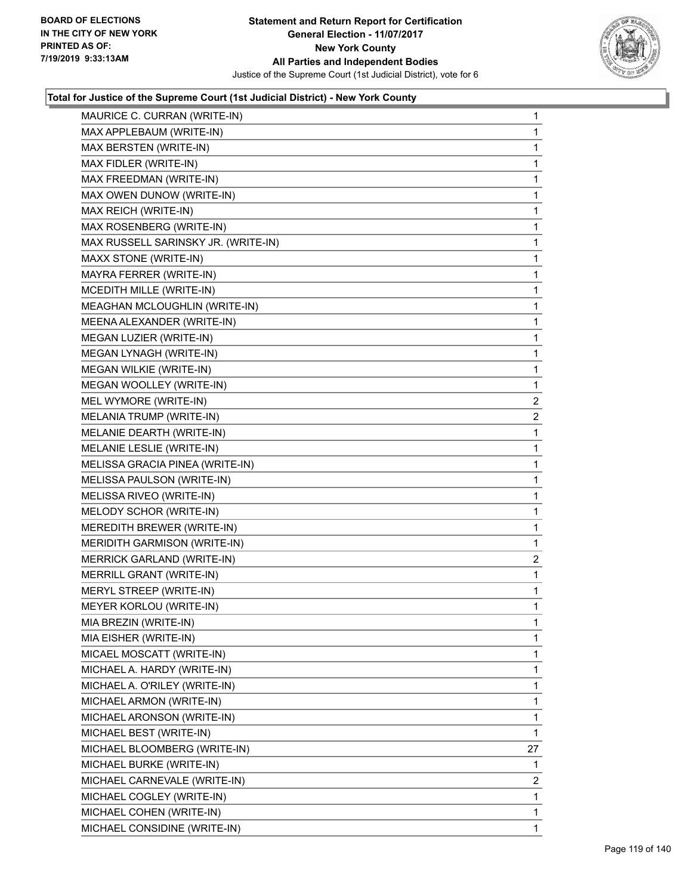**Total for Justice of the Supreme Court (1st Judicial District) - New York County**

| Candidate | Votes |
|---|---|
| MAURICE C. CURRAN (WRITE-IN) | 1 |
| MAX APPLEBAUM (WRITE-IN) | 1 |
| MAX BERSTEN (WRITE-IN) | 1 |
| MAX FIDLER (WRITE-IN) | 1 |
| MAX FREEDMAN (WRITE-IN) | 1 |
| MAX OWEN DUNOW (WRITE-IN) | 1 |
| MAX REICH (WRITE-IN) | 1 |
| MAX ROSENBERG (WRITE-IN) | 1 |
| MAX RUSSELL SARINSKY JR. (WRITE-IN) | 1 |
| MAXX STONE (WRITE-IN) | 1 |
| MAYRA FERRER (WRITE-IN) | 1 |
| MCEDITH MILLE (WRITE-IN) | 1 |
| MEAGHAN MCLOUGHLIN (WRITE-IN) | 1 |
| MEENA ALEXANDER (WRITE-IN) | 1 |
| MEGAN LUZIER (WRITE-IN) | 1 |
| MEGAN LYNAGH (WRITE-IN) | 1 |
| MEGAN WILKIE (WRITE-IN) | 1 |
| MEGAN WOOLLEY (WRITE-IN) | 1 |
| MEL WYMORE (WRITE-IN) | 2 |
| MELANIA TRUMP (WRITE-IN) | 2 |
| MELANIE DEARTH (WRITE-IN) | 1 |
| MELANIE LESLIE (WRITE-IN) | 1 |
| MELISSA GRACIA PINEA (WRITE-IN) | 1 |
| MELISSA PAULSON (WRITE-IN) | 1 |
| MELISSA RIVEO (WRITE-IN) | 1 |
| MELODY SCHOR (WRITE-IN) | 1 |
| MEREDITH BREWER (WRITE-IN) | 1 |
| MERIDITH GARMISON (WRITE-IN) | 1 |
| MERRICK GARLAND (WRITE-IN) | 2 |
| MERRILL GRANT (WRITE-IN) | 1 |
| MERYL STREEP (WRITE-IN) | 1 |
| MEYER KORLOU (WRITE-IN) | 1 |
| MIA BREZIN (WRITE-IN) | 1 |
| MIA EISHER (WRITE-IN) | 1 |
| MICAEL MOSCATT (WRITE-IN) | 1 |
| MICHAEL A. HARDY (WRITE-IN) | 1 |
| MICHAEL A. O'RILEY (WRITE-IN) | 1 |
| MICHAEL ARMON (WRITE-IN) | 1 |
| MICHAEL ARONSON (WRITE-IN) | 1 |
| MICHAEL BEST (WRITE-IN) | 1 |
| MICHAEL BLOOMBERG (WRITE-IN) | 27 |
| MICHAEL BURKE (WRITE-IN) | 1 |
| MICHAEL CARNEVALE (WRITE-IN) | 2 |
| MICHAEL COGLEY (WRITE-IN) | 1 |
| MICHAEL COHEN (WRITE-IN) | 1 |
| MICHAEL CONSIDINE (WRITE-IN) | 1 |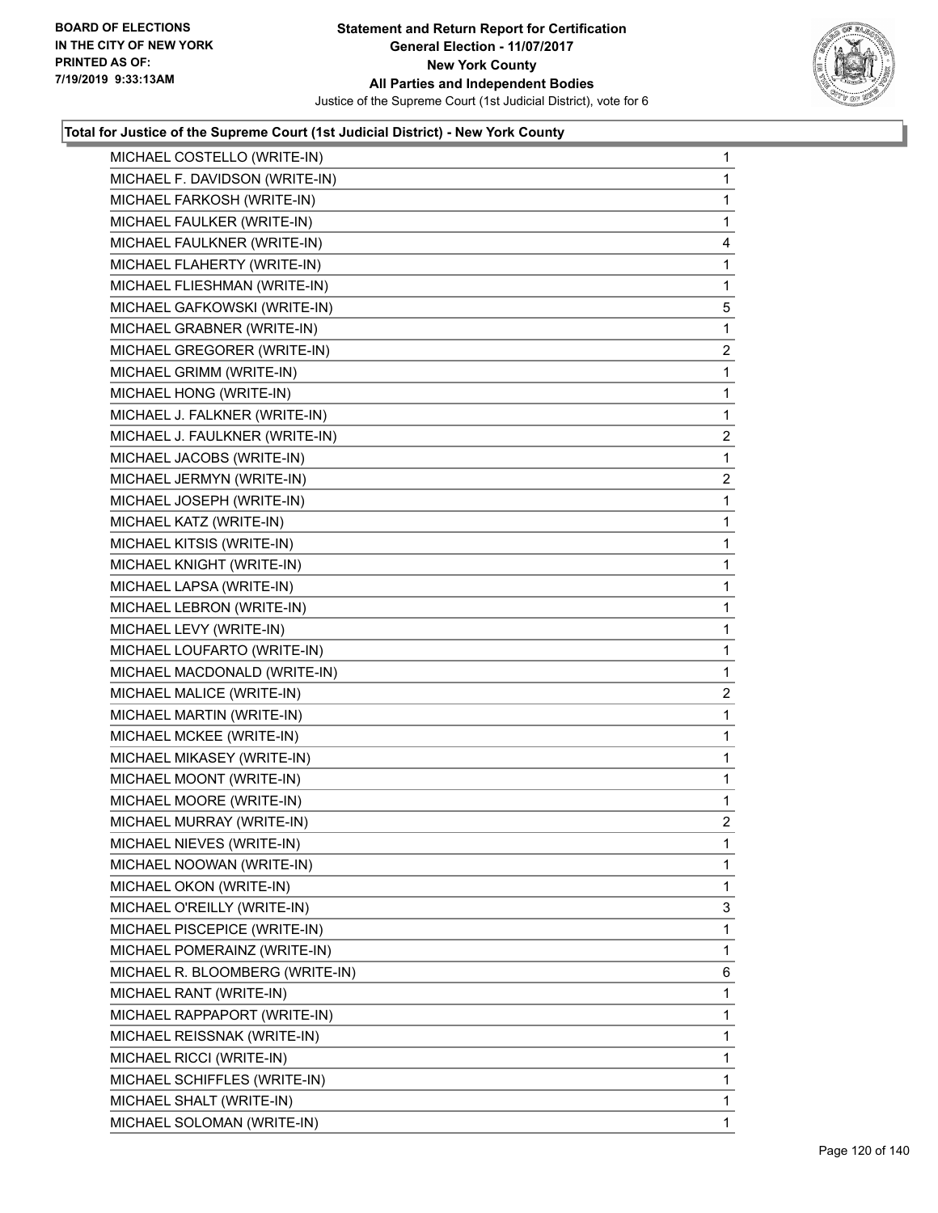### Total for Justice of the Supreme Court (1st Judicial District) - New York County

| Candidate | Votes |
|---|---|
| MICHAEL COSTELLO (WRITE-IN) | 1 |
| MICHAEL F. DAVIDSON (WRITE-IN) | 1 |
| MICHAEL FARKOSH (WRITE-IN) | 1 |
| MICHAEL FAULKER (WRITE-IN) | 1 |
| MICHAEL FAULKNER (WRITE-IN) | 4 |
| MICHAEL FLAHERTY (WRITE-IN) | 1 |
| MICHAEL FLIESHMAN (WRITE-IN) | 1 |
| MICHAEL GAFKOWSKI (WRITE-IN) | 5 |
| MICHAEL GRABNER (WRITE-IN) | 1 |
| MICHAEL GREGORER (WRITE-IN) | 2 |
| MICHAEL GRIMM (WRITE-IN) | 1 |
| MICHAEL HONG (WRITE-IN) | 1 |
| MICHAEL J. FALKNER (WRITE-IN) | 1 |
| MICHAEL J. FAULKNER (WRITE-IN) | 2 |
| MICHAEL JACOBS (WRITE-IN) | 1 |
| MICHAEL JERMYN (WRITE-IN) | 2 |
| MICHAEL JOSEPH (WRITE-IN) | 1 |
| MICHAEL KATZ (WRITE-IN) | 1 |
| MICHAEL KITSIS (WRITE-IN) | 1 |
| MICHAEL KNIGHT (WRITE-IN) | 1 |
| MICHAEL LAPSA (WRITE-IN) | 1 |
| MICHAEL LEBRON (WRITE-IN) | 1 |
| MICHAEL LEVY (WRITE-IN) | 1 |
| MICHAEL LOUFARTO (WRITE-IN) | 1 |
| MICHAEL MACDONALD (WRITE-IN) | 1 |
| MICHAEL MALICE (WRITE-IN) | 2 |
| MICHAEL MARTIN (WRITE-IN) | 1 |
| MICHAEL MCKEE (WRITE-IN) | 1 |
| MICHAEL MIKASEY (WRITE-IN) | 1 |
| MICHAEL MOONT (WRITE-IN) | 1 |
| MICHAEL MOORE (WRITE-IN) | 1 |
| MICHAEL MURRAY (WRITE-IN) | 2 |
| MICHAEL NIEVES (WRITE-IN) | 1 |
| MICHAEL NOOWAN (WRITE-IN) | 1 |
| MICHAEL OKON (WRITE-IN) | 1 |
| MICHAEL O'REILLY (WRITE-IN) | 3 |
| MICHAEL PISCEPICE (WRITE-IN) | 1 |
| MICHAEL POMERAINZ (WRITE-IN) | 1 |
| MICHAEL R. BLOOMBERG (WRITE-IN) | 6 |
| MICHAEL RANT (WRITE-IN) | 1 |
| MICHAEL RAPPAPORT (WRITE-IN) | 1 |
| MICHAEL REISSNAK (WRITE-IN) | 1 |
| MICHAEL RICCI (WRITE-IN) | 1 |
| MICHAEL SCHIFFLES (WRITE-IN) | 1 |
| MICHAEL SHALT (WRITE-IN) | 1 |
| MICHAEL SOLOMAN (WRITE-IN) | 1 |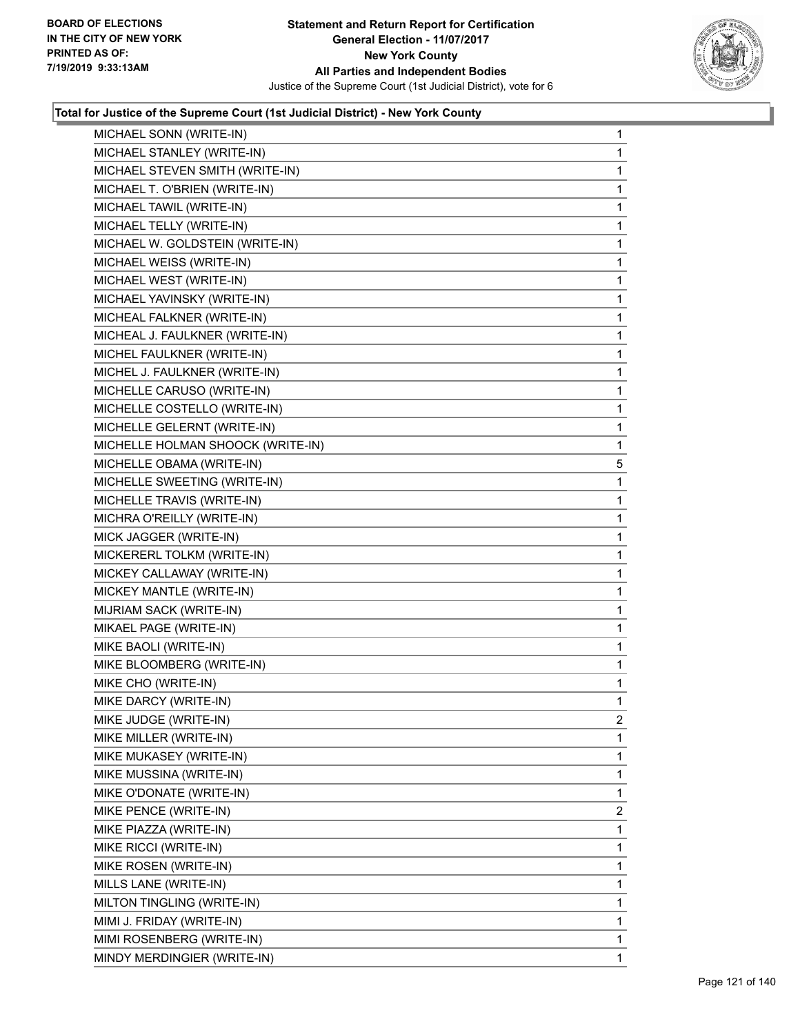**Total for Justice of the Supreme Court (1st Judicial District) - New York County**

| Candidate | Votes |
|---|---|
| MICHAEL SONN (WRITE-IN) | 1 |
| MICHAEL STANLEY (WRITE-IN) | 1 |
| MICHAEL STEVEN SMITH (WRITE-IN) | 1 |
| MICHAEL T. O'BRIEN (WRITE-IN) | 1 |
| MICHAEL TAWIL (WRITE-IN) | 1 |
| MICHAEL TELLY (WRITE-IN) | 1 |
| MICHAEL W. GOLDSTEIN (WRITE-IN) | 1 |
| MICHAEL WEISS (WRITE-IN) | 1 |
| MICHAEL WEST (WRITE-IN) | 1 |
| MICHAEL YAVINSKY (WRITE-IN) | 1 |
| MICHEAL FALKNER (WRITE-IN) | 1 |
| MICHEAL J. FAULKNER (WRITE-IN) | 1 |
| MICHEL FAULKNER (WRITE-IN) | 1 |
| MICHEL J. FAULKNER (WRITE-IN) | 1 |
| MICHELLE CARUSO (WRITE-IN) | 1 |
| MICHELLE COSTELLO (WRITE-IN) | 1 |
| MICHELLE GELERNT (WRITE-IN) | 1 |
| MICHELLE HOLMAN SHOOCK (WRITE-IN) | 1 |
| MICHELLE OBAMA (WRITE-IN) | 5 |
| MICHELLE SWEETING (WRITE-IN) | 1 |
| MICHELLE TRAVIS (WRITE-IN) | 1 |
| MICHRA O'REILLY (WRITE-IN) | 1 |
| MICK JAGGER (WRITE-IN) | 1 |
| MICKERERL TOLKM (WRITE-IN) | 1 |
| MICKEY CALLAWAY (WRITE-IN) | 1 |
| MICKEY MANTLE (WRITE-IN) | 1 |
| MIJRIAM SACK (WRITE-IN) | 1 |
| MIKAEL PAGE (WRITE-IN) | 1 |
| MIKE BAOLI (WRITE-IN) | 1 |
| MIKE BLOOMBERG (WRITE-IN) | 1 |
| MIKE CHO (WRITE-IN) | 1 |
| MIKE DARCY (WRITE-IN) | 1 |
| MIKE JUDGE (WRITE-IN) | 2 |
| MIKE MILLER (WRITE-IN) | 1 |
| MIKE MUKASEY (WRITE-IN) | 1 |
| MIKE MUSSINA (WRITE-IN) | 1 |
| MIKE O'DONATE (WRITE-IN) | 1 |
| MIKE PENCE (WRITE-IN) | 2 |
| MIKE PIAZZA (WRITE-IN) | 1 |
| MIKE RICCI (WRITE-IN) | 1 |
| MIKE ROSEN (WRITE-IN) | 1 |
| MILLS LANE (WRITE-IN) | 1 |
| MILTON TINGLING (WRITE-IN) | 1 |
| MIMI J. FRIDAY (WRITE-IN) | 1 |
| MIMI ROSENBERG (WRITE-IN) | 1 |
| MINDY MERDINGIER (WRITE-IN) | 1 |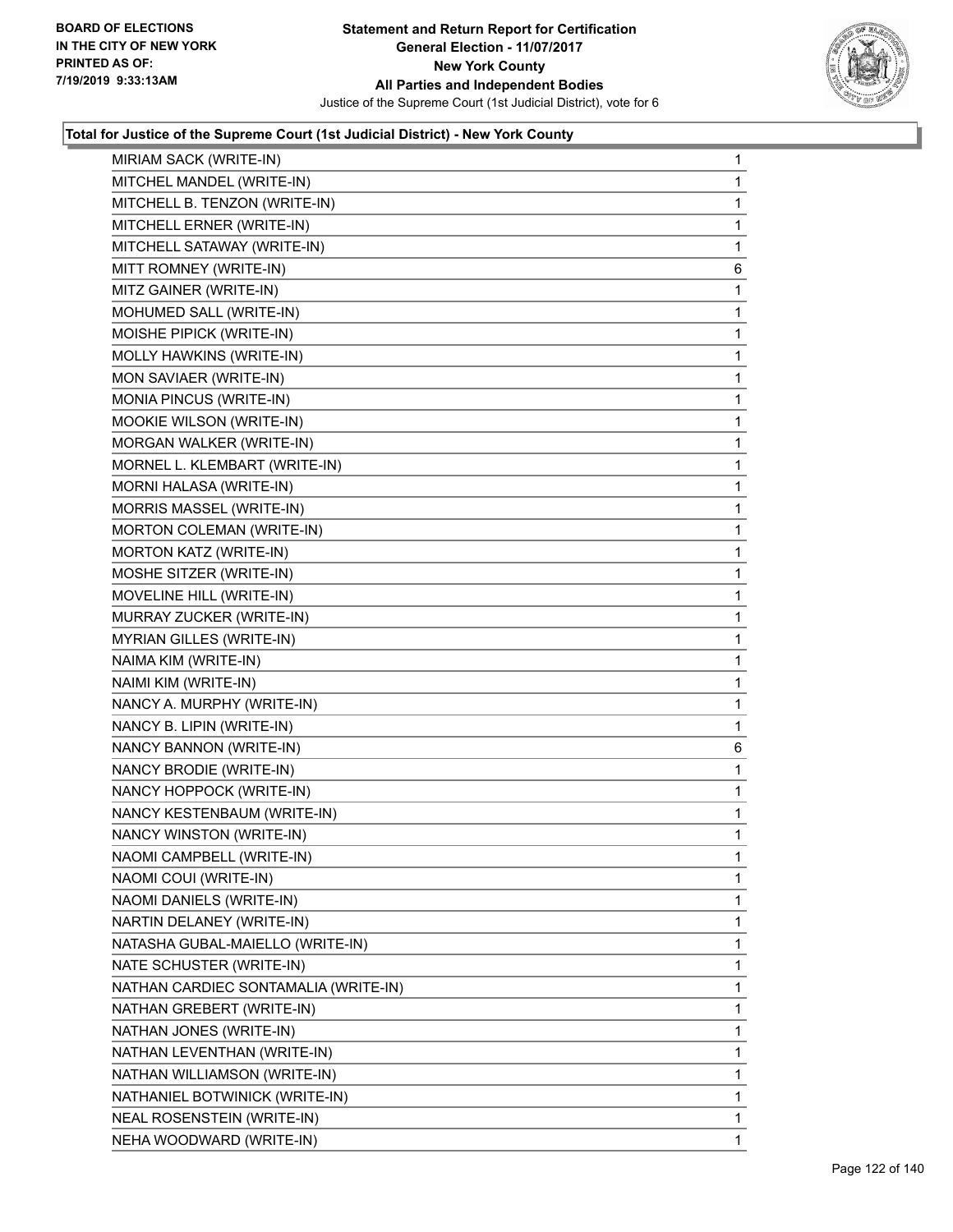**Total for Justice of the Supreme Court (1st Judicial District) - New York County**

| | |
|---|---|
| MIRIAM SACK (WRITE-IN) | 1 |
| MITCHEL MANDEL (WRITE-IN) | 1 |
| MITCHELL B. TENZON (WRITE-IN) | 1 |
| MITCHELL ERNER (WRITE-IN) | 1 |
| MITCHELL SATAWAY (WRITE-IN) | 1 |
| MITT ROMNEY (WRITE-IN) | 6 |
| MITZ GAINER (WRITE-IN) | 1 |
| MOHUMED SALL (WRITE-IN) | 1 |
| MOISHE PIPICK (WRITE-IN) | 1 |
| MOLLY HAWKINS (WRITE-IN) | 1 |
| MON SAVIAER (WRITE-IN) | 1 |
| MONIA PINCUS (WRITE-IN) | 1 |
| MOOKIE WILSON (WRITE-IN) | 1 |
| MORGAN WALKER (WRITE-IN) | 1 |
| MORNEL L. KLEMBART (WRITE-IN) | 1 |
| MORNI HALASA (WRITE-IN) | 1 |
| MORRIS MASSEL (WRITE-IN) | 1 |
| MORTON COLEMAN (WRITE-IN) | 1 |
| MORTON KATZ (WRITE-IN) | 1 |
| MOSHE SITZER (WRITE-IN) | 1 |
| MOVELINE HILL (WRITE-IN) | 1 |
| MURRAY ZUCKER (WRITE-IN) | 1 |
| MYRIAN GILLES (WRITE-IN) | 1 |
| NAIMA KIM (WRITE-IN) | 1 |
| NAIMI KIM (WRITE-IN) | 1 |
| NANCY A. MURPHY (WRITE-IN) | 1 |
| NANCY B. LIPIN (WRITE-IN) | 1 |
| NANCY BANNON (WRITE-IN) | 6 |
| NANCY BRODIE (WRITE-IN) | 1 |
| NANCY HOPPOCK (WRITE-IN) | 1 |
| NANCY KESTENBAUM (WRITE-IN) | 1 |
| NANCY WINSTON (WRITE-IN) | 1 |
| NAOMI CAMPBELL (WRITE-IN) | 1 |
| NAOMI COUI (WRITE-IN) | 1 |
| NAOMI DANIELS (WRITE-IN) | 1 |
| NARTIN DELANEY (WRITE-IN) | 1 |
| NATASHA GUBAL-MAIELLO (WRITE-IN) | 1 |
| NATE SCHUSTER (WRITE-IN) | 1 |
| NATHAN CARDIEC SONTAMALIA (WRITE-IN) | 1 |
| NATHAN GREBERT (WRITE-IN) | 1 |
| NATHAN JONES (WRITE-IN) | 1 |
| NATHAN LEVENTHAN (WRITE-IN) | 1 |
| NATHAN WILLIAMSON (WRITE-IN) | 1 |
| NATHANIEL BOTWINICK (WRITE-IN) | 1 |
| NEAL ROSENSTEIN (WRITE-IN) | 1 |
| NEHA WOODWARD (WRITE-IN) | 1 |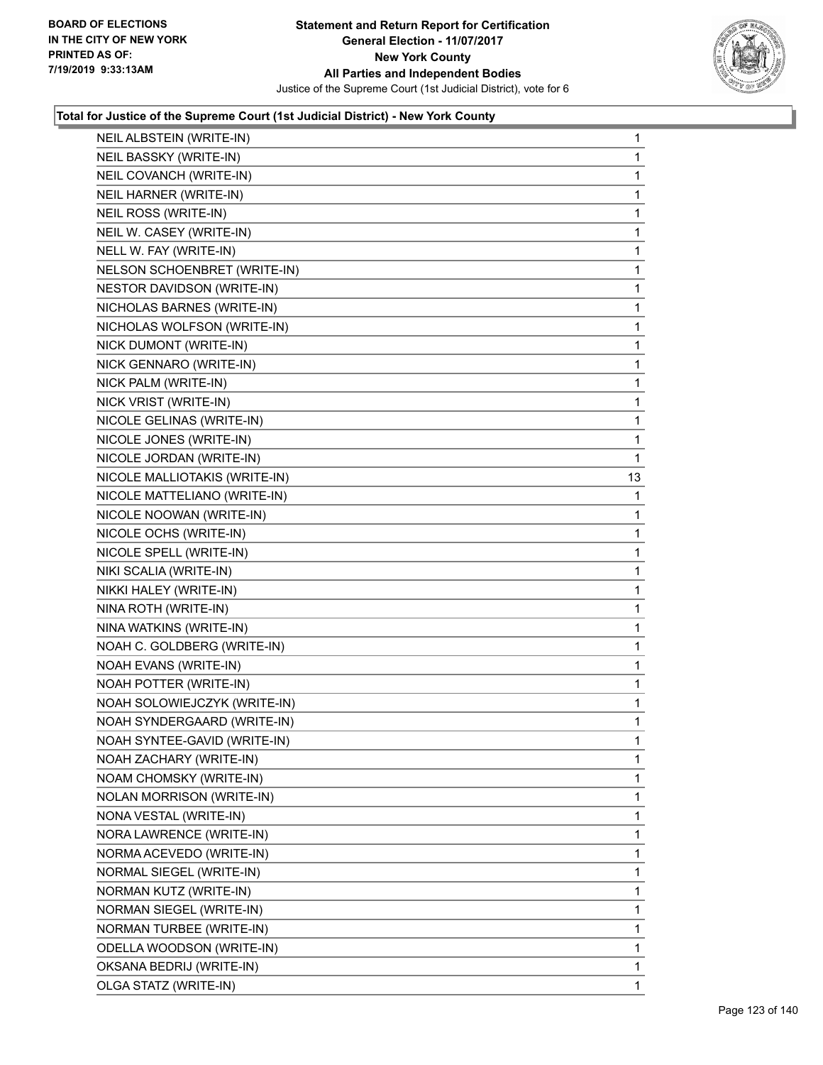**Statement and Return Report for Certification**
**General Election - 11/07/2017**
**New York County**
**All Parties and Independent Bodies**
Justice of the Supreme Court (1st Judicial District), vote for 6

BOARD OF ELECTIONS IN THE CITY OF NEW YORK PRINTED AS OF: 7/19/2019 9:33:13AM

### Total for Justice of the Supreme Court (1st Judicial District) - New York County

| | |
|---|---|
| NEIL ALBSTEIN (WRITE-IN) | 1 |
| NEIL BASSKY (WRITE-IN) | 1 |
| NEIL COVANCH (WRITE-IN) | 1 |
| NEIL HARNER (WRITE-IN) | 1 |
| NEIL ROSS (WRITE-IN) | 1 |
| NEIL W. CASEY (WRITE-IN) | 1 |
| NELL W. FAY (WRITE-IN) | 1 |
| NELSON SCHOENBRET (WRITE-IN) | 1 |
| NESTOR DAVIDSON (WRITE-IN) | 1 |
| NICHOLAS BARNES (WRITE-IN) | 1 |
| NICHOLAS WOLFSON (WRITE-IN) | 1 |
| NICK DUMONT (WRITE-IN) | 1 |
| NICK GENNARO (WRITE-IN) | 1 |
| NICK PALM (WRITE-IN) | 1 |
| NICK VRIST (WRITE-IN) | 1 |
| NICOLE GELINAS (WRITE-IN) | 1 |
| NICOLE JONES (WRITE-IN) | 1 |
| NICOLE JORDAN (WRITE-IN) | 1 |
| NICOLE MALLIOTAKIS (WRITE-IN) | 13 |
| NICOLE MATTELIANO (WRITE-IN) | 1 |
| NICOLE NOOWAN (WRITE-IN) | 1 |
| NICOLE OCHS (WRITE-IN) | 1 |
| NICOLE SPELL (WRITE-IN) | 1 |
| NIKI SCALIA (WRITE-IN) | 1 |
| NIKKI HALEY (WRITE-IN) | 1 |
| NINA ROTH (WRITE-IN) | 1 |
| NINA WATKINS (WRITE-IN) | 1 |
| NOAH C. GOLDBERG (WRITE-IN) | 1 |
| NOAH EVANS (WRITE-IN) | 1 |
| NOAH POTTER (WRITE-IN) | 1 |
| NOAH SOLOWIEJCZYK (WRITE-IN) | 1 |
| NOAH SYNDERGAARD (WRITE-IN) | 1 |
| NOAH SYNTEE-GAVID (WRITE-IN) | 1 |
| NOAH ZACHARY (WRITE-IN) | 1 |
| NOAM CHOMSKY (WRITE-IN) | 1 |
| NOLAN MORRISON (WRITE-IN) | 1 |
| NONA VESTAL (WRITE-IN) | 1 |
| NORA LAWRENCE (WRITE-IN) | 1 |
| NORMA ACEVEDO (WRITE-IN) | 1 |
| NORMAL SIEGEL (WRITE-IN) | 1 |
| NORMAN KUTZ (WRITE-IN) | 1 |
| NORMAN SIEGEL (WRITE-IN) | 1 |
| NORMAN TURBEE (WRITE-IN) | 1 |
| ODELLA WOODSON (WRITE-IN) | 1 |
| OKSANA BEDRIJ (WRITE-IN) | 1 |
| OLGA STATZ (WRITE-IN) | 1 |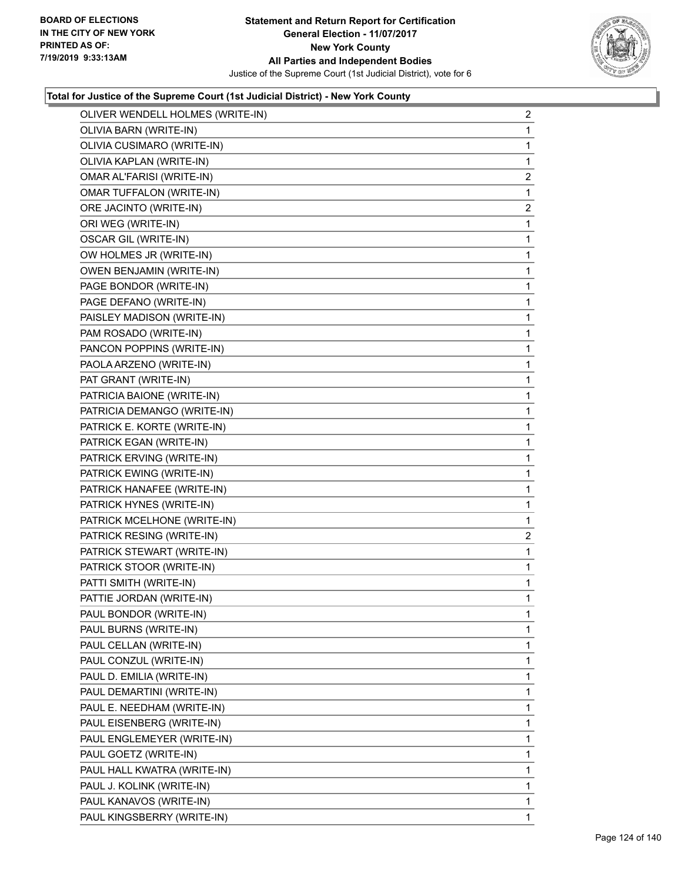**Total for Justice of the Supreme Court (1st Judicial District) - New York County**

| | |
|---|---|
| OLIVER WENDELL HOLMES (WRITE-IN) | 2 |
| OLIVIA BARN (WRITE-IN) | 1 |
| OLIVIA CUSIMARO (WRITE-IN) | 1 |
| OLIVIA KAPLAN (WRITE-IN) | 1 |
| OMAR AL'FARISI (WRITE-IN) | 2 |
| OMAR TUFFALON (WRITE-IN) | 1 |
| ORE JACINTO (WRITE-IN) | 2 |
| ORI WEG (WRITE-IN) | 1 |
| OSCAR GIL (WRITE-IN) | 1 |
| OW HOLMES JR (WRITE-IN) | 1 |
| OWEN BENJAMIN (WRITE-IN) | 1 |
| PAGE BONDOR (WRITE-IN) | 1 |
| PAGE DEFANO (WRITE-IN) | 1 |
| PAISLEY MADISON (WRITE-IN) | 1 |
| PAM ROSADO (WRITE-IN) | 1 |
| PANCON POPPINS (WRITE-IN) | 1 |
| PAOLA ARZENO (WRITE-IN) | 1 |
| PAT GRANT (WRITE-IN) | 1 |
| PATRICIA BAIONE (WRITE-IN) | 1 |
| PATRICIA DEMANGO (WRITE-IN) | 1 |
| PATRICK E. KORTE (WRITE-IN) | 1 |
| PATRICK EGAN (WRITE-IN) | 1 |
| PATRICK ERVING (WRITE-IN) | 1 |
| PATRICK EWING (WRITE-IN) | 1 |
| PATRICK HANAFEE (WRITE-IN) | 1 |
| PATRICK HYNES (WRITE-IN) | 1 |
| PATRICK MCELHONE (WRITE-IN) | 1 |
| PATRICK RESING (WRITE-IN) | 2 |
| PATRICK STEWART (WRITE-IN) | 1 |
| PATRICK STOOR (WRITE-IN) | 1 |
| PATTI SMITH (WRITE-IN) | 1 |
| PATTIE JORDAN (WRITE-IN) | 1 |
| PAUL BONDOR (WRITE-IN) | 1 |
| PAUL BURNS (WRITE-IN) | 1 |
| PAUL CELLAN (WRITE-IN) | 1 |
| PAUL CONZUL (WRITE-IN) | 1 |
| PAUL D. EMILIA (WRITE-IN) | 1 |
| PAUL DEMARTINI (WRITE-IN) | 1 |
| PAUL E. NEEDHAM (WRITE-IN) | 1 |
| PAUL EISENBERG (WRITE-IN) | 1 |
| PAUL ENGLEMEYER (WRITE-IN) | 1 |
| PAUL GOETZ (WRITE-IN) | 1 |
| PAUL HALL KWATRA (WRITE-IN) | 1 |
| PAUL J. KOLINK (WRITE-IN) | 1 |
| PAUL KANAVOS (WRITE-IN) | 1 |
| PAUL KINGSBERRY (WRITE-IN) | 1 |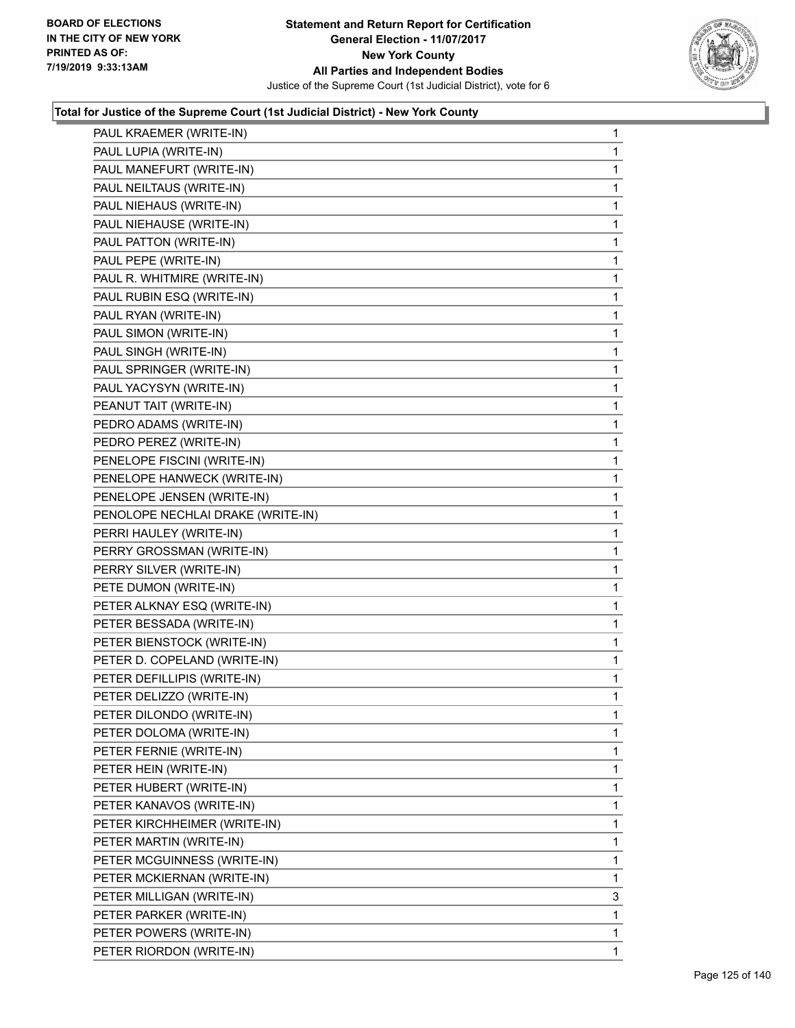**Total for Justice of the Supreme Court (1st Judicial District) - New York County**

| | |
|---|---|
| PAUL KRAEMER (WRITE-IN) | 1 |
| PAUL LUPIA (WRITE-IN) | 1 |
| PAUL MANEFURT (WRITE-IN) | 1 |
| PAUL NEILTAUS (WRITE-IN) | 1 |
| PAUL NIEHAUS (WRITE-IN) | 1 |
| PAUL NIEHAUSE (WRITE-IN) | 1 |
| PAUL PATTON (WRITE-IN) | 1 |
| PAUL PEPE (WRITE-IN) | 1 |
| PAUL R. WHITMIRE (WRITE-IN) | 1 |
| PAUL RUBIN ESQ (WRITE-IN) | 1 |
| PAUL RYAN (WRITE-IN) | 1 |
| PAUL SIMON (WRITE-IN) | 1 |
| PAUL SINGH (WRITE-IN) | 1 |
| PAUL SPRINGER (WRITE-IN) | 1 |
| PAUL YACYSYN (WRITE-IN) | 1 |
| PEANUT TAIT (WRITE-IN) | 1 |
| PEDRO ADAMS (WRITE-IN) | 1 |
| PEDRO PEREZ (WRITE-IN) | 1 |
| PENELOPE FISCINI (WRITE-IN) | 1 |
| PENELOPE HANWECK (WRITE-IN) | 1 |
| PENELOPE JENSEN (WRITE-IN) | 1 |
| PENOLOPE NECHLAI DRAKE (WRITE-IN) | 1 |
| PERRI HAULEY (WRITE-IN) | 1 |
| PERRY GROSSMAN (WRITE-IN) | 1 |
| PERRY SILVER (WRITE-IN) | 1 |
| PETE DUMON (WRITE-IN) | 1 |
| PETER ALKNAY ESQ (WRITE-IN) | 1 |
| PETER BESSADA (WRITE-IN) | 1 |
| PETER BIENSTOCK (WRITE-IN) | 1 |
| PETER D. COPELAND (WRITE-IN) | 1 |
| PETER DEFILLIPIS (WRITE-IN) | 1 |
| PETER DELIZZO (WRITE-IN) | 1 |
| PETER DILONDO (WRITE-IN) | 1 |
| PETER DOLOMA (WRITE-IN) | 1 |
| PETER FERNIE (WRITE-IN) | 1 |
| PETER HEIN (WRITE-IN) | 1 |
| PETER HUBERT (WRITE-IN) | 1 |
| PETER KANAVOS (WRITE-IN) | 1 |
| PETER KIRCHHEIMER (WRITE-IN) | 1 |
| PETER MARTIN (WRITE-IN) | 1 |
| PETER MCGUINNESS (WRITE-IN) | 1 |
| PETER MCKIERNAN (WRITE-IN) | 1 |
| PETER MILLIGAN (WRITE-IN) | 3 |
| PETER PARKER (WRITE-IN) | 1 |
| PETER POWERS (WRITE-IN) | 1 |
| PETER RIORDON (WRITE-IN) | 1 |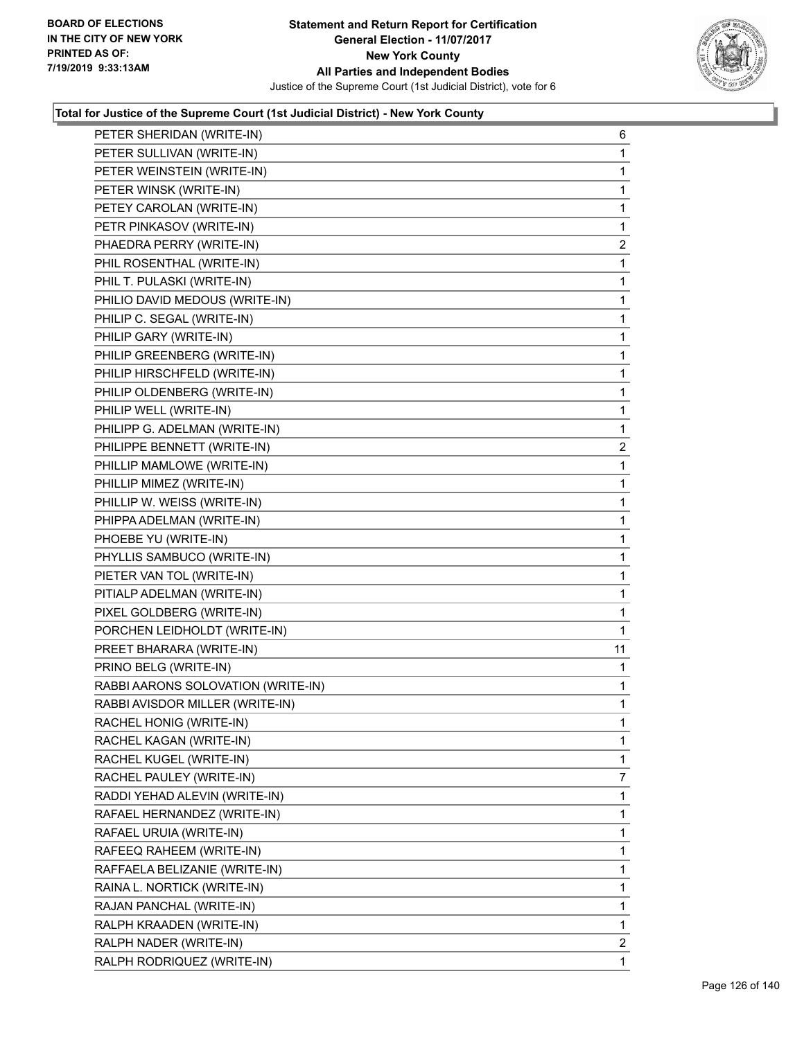**Total for Justice of the Supreme Court (1st Judicial District) - New York County**

| | |
|---|---|
| PETER SHERIDAN (WRITE-IN) | 6 |
| PETER SULLIVAN (WRITE-IN) | 1 |
| PETER WEINSTEIN (WRITE-IN) | 1 |
| PETER WINSK (WRITE-IN) | 1 |
| PETEY CAROLAN (WRITE-IN) | 1 |
| PETR PINKASOV (WRITE-IN) | 1 |
| PHAEDRA PERRY (WRITE-IN) | 2 |
| PHIL ROSENTHAL (WRITE-IN) | 1 |
| PHIL T. PULASKI (WRITE-IN) | 1 |
| PHILIO DAVID MEDOUS (WRITE-IN) | 1 |
| PHILIP C. SEGAL (WRITE-IN) | 1 |
| PHILIP GARY (WRITE-IN) | 1 |
| PHILIP GREENBERG (WRITE-IN) | 1 |
| PHILIP HIRSCHFELD (WRITE-IN) | 1 |
| PHILIP OLDENBERG (WRITE-IN) | 1 |
| PHILIP WELL (WRITE-IN) | 1 |
| PHILIPP G. ADELMAN (WRITE-IN) | 1 |
| PHILIPPE BENNETT (WRITE-IN) | 2 |
| PHILLIP MAMLOWE (WRITE-IN) | 1 |
| PHILLIP MIMEZ (WRITE-IN) | 1 |
| PHILLIP W. WEISS (WRITE-IN) | 1 |
| PHIPPA ADELMAN (WRITE-IN) | 1 |
| PHOEBE YU (WRITE-IN) | 1 |
| PHYLLIS SAMBUCO (WRITE-IN) | 1 |
| PIETER VAN TOL (WRITE-IN) | 1 |
| PITIALP ADELMAN (WRITE-IN) | 1 |
| PIXEL GOLDBERG (WRITE-IN) | 1 |
| PORCHEN LEIDHOLDT (WRITE-IN) | 1 |
| PREET BHARARA (WRITE-IN) | 11 |
| PRINO BELG (WRITE-IN) | 1 |
| RABBI AARONS SOLOVATION (WRITE-IN) | 1 |
| RABBI AVISDOR MILLER (WRITE-IN) | 1 |
| RACHEL HONIG (WRITE-IN) | 1 |
| RACHEL KAGAN (WRITE-IN) | 1 |
| RACHEL KUGEL (WRITE-IN) | 1 |
| RACHEL PAULEY (WRITE-IN) | 7 |
| RADDI YEHAD ALEVIN (WRITE-IN) | 1 |
| RAFAEL HERNANDEZ (WRITE-IN) | 1 |
| RAFAEL URUIA (WRITE-IN) | 1 |
| RAFEEQ RAHEEM (WRITE-IN) | 1 |
| RAFFAELA BELIZANIE (WRITE-IN) | 1 |
| RAINA L. NORTICK (WRITE-IN) | 1 |
| RAJAN PANCHAL (WRITE-IN) | 1 |
| RALPH KRAADEN (WRITE-IN) | 1 |
| RALPH NADER (WRITE-IN) | 2 |
| RALPH RODRIQUEZ (WRITE-IN) | 1 |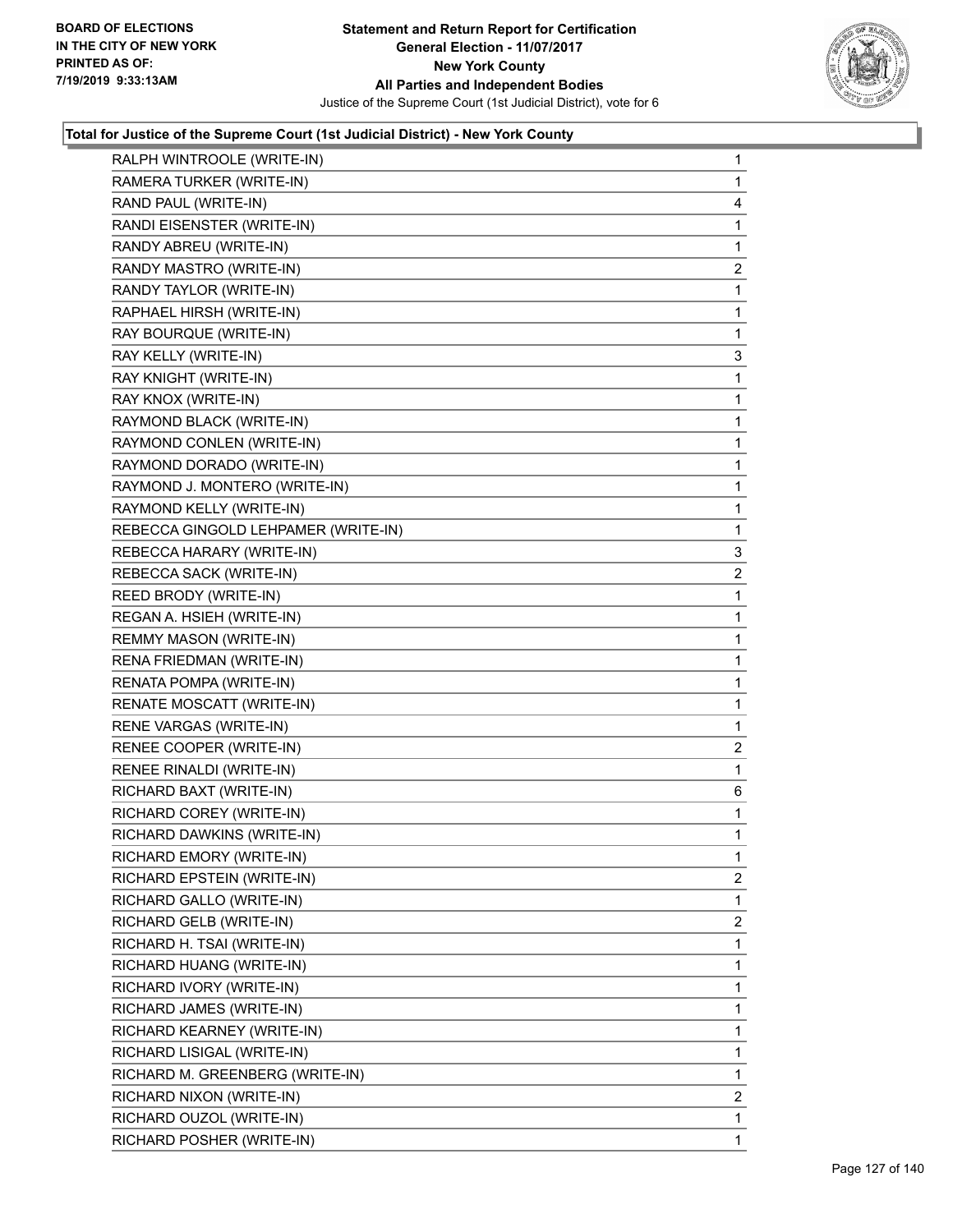**Total for Justice of the Supreme Court (1st Judicial District) - New York County**

| Candidate | Votes |
|---|---|
| RALPH WINTROOLE (WRITE-IN) | 1 |
| RAMERA TURKER (WRITE-IN) | 1 |
| RAND PAUL (WRITE-IN) | 4 |
| RANDI EISENSTER (WRITE-IN) | 1 |
| RANDY ABREU (WRITE-IN) | 1 |
| RANDY MASTRO (WRITE-IN) | 2 |
| RANDY TAYLOR (WRITE-IN) | 1 |
| RAPHAEL HIRSH (WRITE-IN) | 1 |
| RAY BOURQUE (WRITE-IN) | 1 |
| RAY KELLY (WRITE-IN) | 3 |
| RAY KNIGHT (WRITE-IN) | 1 |
| RAY KNOX (WRITE-IN) | 1 |
| RAYMOND BLACK (WRITE-IN) | 1 |
| RAYMOND CONLEN (WRITE-IN) | 1 |
| RAYMOND DORADO (WRITE-IN) | 1 |
| RAYMOND J. MONTERO (WRITE-IN) | 1 |
| RAYMOND KELLY (WRITE-IN) | 1 |
| REBECCA GINGOLD LEHPAMER (WRITE-IN) | 1 |
| REBECCA HARARY (WRITE-IN) | 3 |
| REBECCA SACK (WRITE-IN) | 2 |
| REED BRODY (WRITE-IN) | 1 |
| REGAN A. HSIEH (WRITE-IN) | 1 |
| REMMY MASON (WRITE-IN) | 1 |
| RENA FRIEDMAN (WRITE-IN) | 1 |
| RENATA POMPA (WRITE-IN) | 1 |
| RENATE MOSCATT (WRITE-IN) | 1 |
| RENE VARGAS (WRITE-IN) | 1 |
| RENEE COOPER (WRITE-IN) | 2 |
| RENEE RINALDI (WRITE-IN) | 1 |
| RICHARD BAXT (WRITE-IN) | 6 |
| RICHARD COREY (WRITE-IN) | 1 |
| RICHARD DAWKINS (WRITE-IN) | 1 |
| RICHARD EMORY (WRITE-IN) | 1 |
| RICHARD EPSTEIN (WRITE-IN) | 2 |
| RICHARD GALLO (WRITE-IN) | 1 |
| RICHARD GELB (WRITE-IN) | 2 |
| RICHARD H. TSAI (WRITE-IN) | 1 |
| RICHARD HUANG (WRITE-IN) | 1 |
| RICHARD IVORY (WRITE-IN) | 1 |
| RICHARD JAMES (WRITE-IN) | 1 |
| RICHARD KEARNEY (WRITE-IN) | 1 |
| RICHARD LISIGAL (WRITE-IN) | 1 |
| RICHARD M. GREENBERG (WRITE-IN) | 1 |
| RICHARD NIXON (WRITE-IN) | 2 |
| RICHARD OUZOL (WRITE-IN) | 1 |
| RICHARD POSHER (WRITE-IN) | 1 |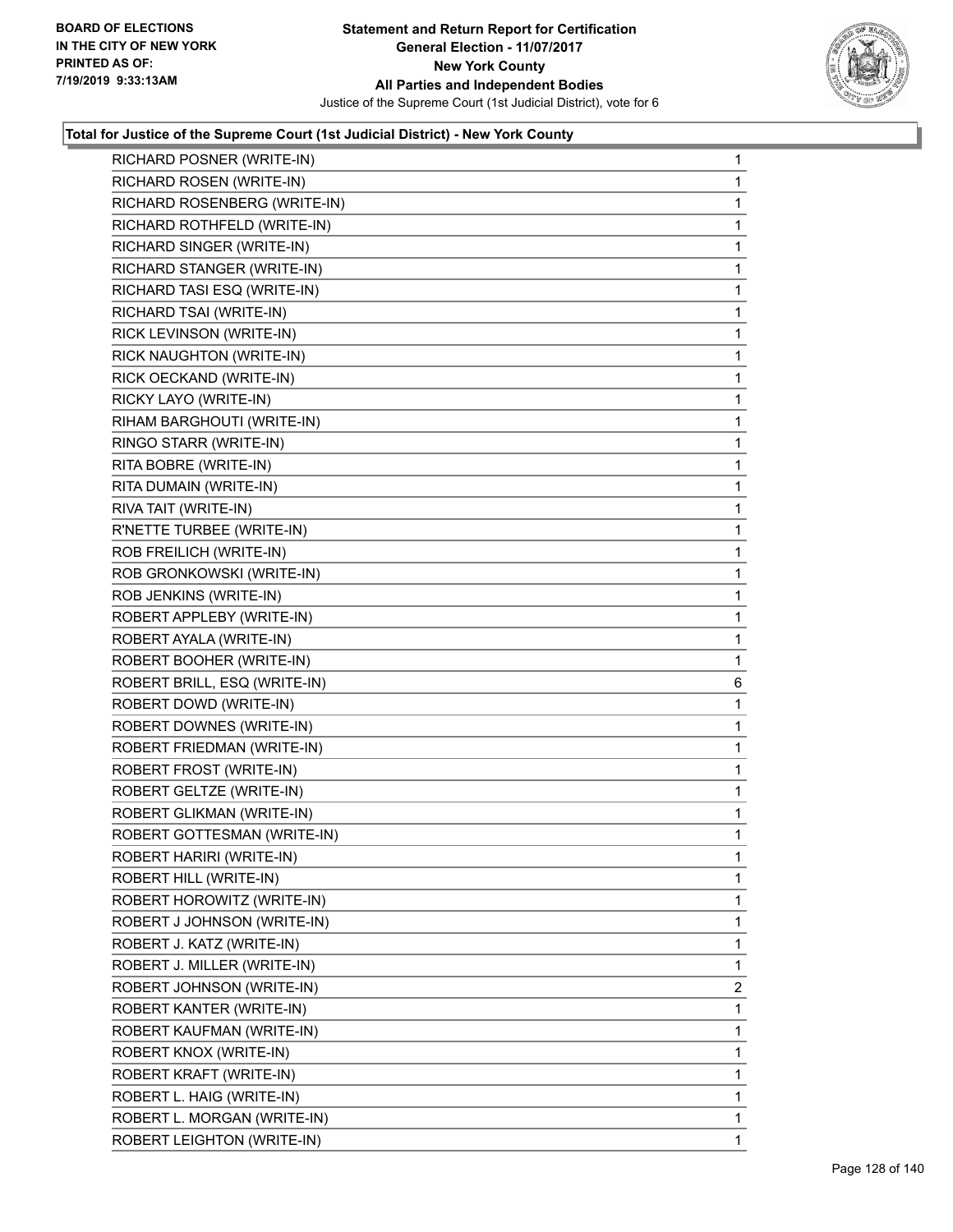**Total for Justice of the Supreme Court (1st Judicial District) - New York County**

| | |
|---|---|
| RICHARD POSNER (WRITE-IN) | 1 |
| RICHARD ROSEN (WRITE-IN) | 1 |
| RICHARD ROSENBERG (WRITE-IN) | 1 |
| RICHARD ROTHFELD (WRITE-IN) | 1 |
| RICHARD SINGER (WRITE-IN) | 1 |
| RICHARD STANGER (WRITE-IN) | 1 |
| RICHARD TASI ESQ (WRITE-IN) | 1 |
| RICHARD TSAI (WRITE-IN) | 1 |
| RICK LEVINSON (WRITE-IN) | 1 |
| RICK NAUGHTON (WRITE-IN) | 1 |
| RICK OECKAND (WRITE-IN) | 1 |
| RICKY LAYO (WRITE-IN) | 1 |
| RIHAM BARGHOUTI (WRITE-IN) | 1 |
| RINGO STARR (WRITE-IN) | 1 |
| RITA BOBRE (WRITE-IN) | 1 |
| RITA DUMAIN (WRITE-IN) | 1 |
| RIVA TAIT (WRITE-IN) | 1 |
| R'NETTE TURBEE (WRITE-IN) | 1 |
| ROB FREILICH (WRITE-IN) | 1 |
| ROB GRONKOWSKI (WRITE-IN) | 1 |
| ROB JENKINS (WRITE-IN) | 1 |
| ROBERT APPLEBY (WRITE-IN) | 1 |
| ROBERT AYALA (WRITE-IN) | 1 |
| ROBERT BOOHER (WRITE-IN) | 1 |
| ROBERT BRILL, ESQ (WRITE-IN) | 6 |
| ROBERT DOWD (WRITE-IN) | 1 |
| ROBERT DOWNES (WRITE-IN) | 1 |
| ROBERT FRIEDMAN (WRITE-IN) | 1 |
| ROBERT FROST (WRITE-IN) | 1 |
| ROBERT GELTZE (WRITE-IN) | 1 |
| ROBERT GLIKMAN (WRITE-IN) | 1 |
| ROBERT GOTTESMAN (WRITE-IN) | 1 |
| ROBERT HARIRI (WRITE-IN) | 1 |
| ROBERT HILL (WRITE-IN) | 1 |
| ROBERT HOROWITZ (WRITE-IN) | 1 |
| ROBERT J JOHNSON (WRITE-IN) | 1 |
| ROBERT J. KATZ (WRITE-IN) | 1 |
| ROBERT J. MILLER (WRITE-IN) | 1 |
| ROBERT JOHNSON (WRITE-IN) | 2 |
| ROBERT KANTER (WRITE-IN) | 1 |
| ROBERT KAUFMAN (WRITE-IN) | 1 |
| ROBERT KNOX (WRITE-IN) | 1 |
| ROBERT KRAFT (WRITE-IN) | 1 |
| ROBERT L. HAIG (WRITE-IN) | 1 |
| ROBERT L. MORGAN (WRITE-IN) | 1 |
| ROBERT LEIGHTON (WRITE-IN) | 1 |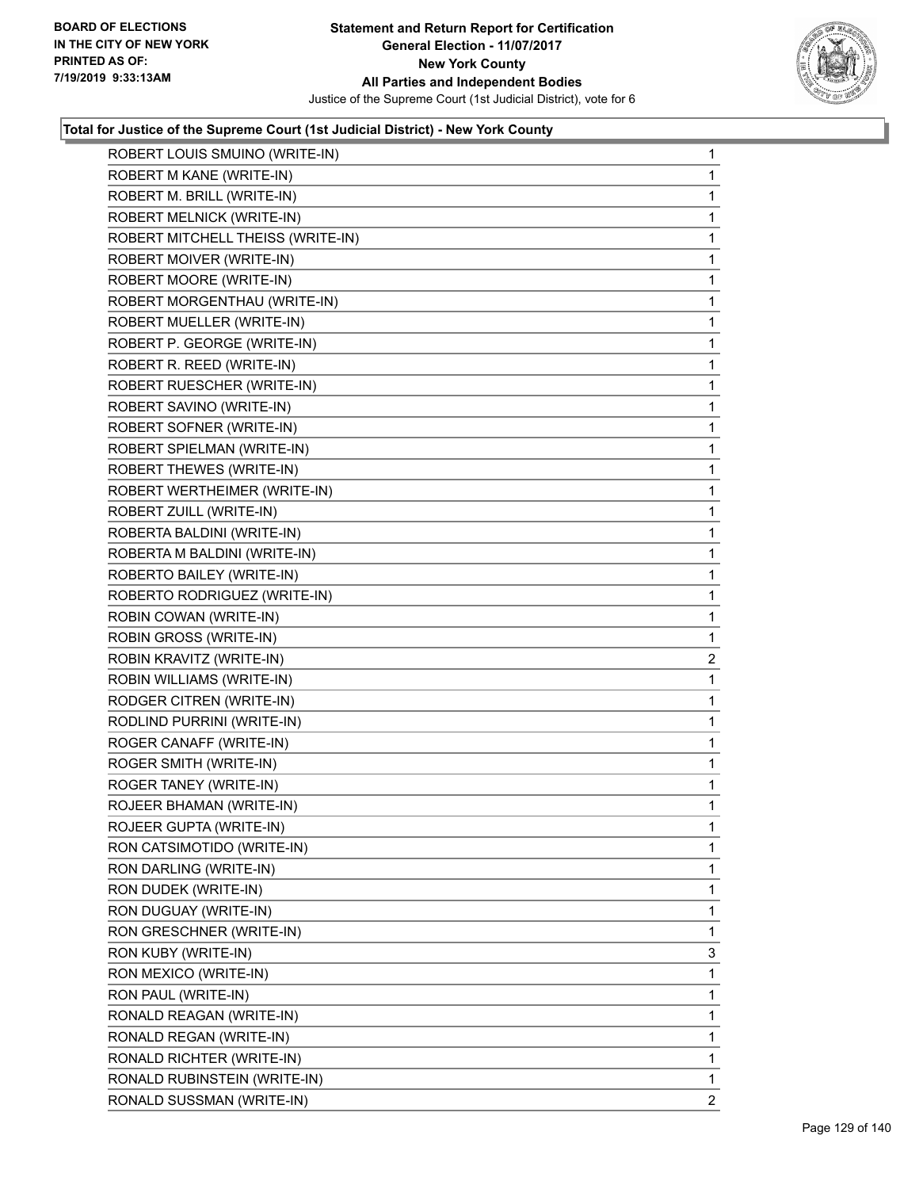**Statement and Return Report for Certification**
**General Election - 11/07/2017**
**New York County**
**All Parties and Independent Bodies**
Justice of the Supreme Court (1st Judicial District), vote for 6

BOARD OF ELECTIONS
IN THE CITY OF NEW YORK
PRINTED AS OF:
7/19/2019 9:33:13AM

### Total for Justice of the Supreme Court (1st Judicial District) - New York County

| | |
|---|---|
| ROBERT LOUIS SMUINO (WRITE-IN) | 1 |
| ROBERT M KANE (WRITE-IN) | 1 |
| ROBERT M. BRILL (WRITE-IN) | 1 |
| ROBERT MELNICK (WRITE-IN) | 1 |
| ROBERT MITCHELL THEISS (WRITE-IN) | 1 |
| ROBERT MOIVER (WRITE-IN) | 1 |
| ROBERT MOORE (WRITE-IN) | 1 |
| ROBERT MORGENTHAU (WRITE-IN) | 1 |
| ROBERT MUELLER (WRITE-IN) | 1 |
| ROBERT P. GEORGE (WRITE-IN) | 1 |
| ROBERT R. REED (WRITE-IN) | 1 |
| ROBERT RUESCHER (WRITE-IN) | 1 |
| ROBERT SAVINO (WRITE-IN) | 1 |
| ROBERT SOFNER (WRITE-IN) | 1 |
| ROBERT SPIELMAN (WRITE-IN) | 1 |
| ROBERT THEWES (WRITE-IN) | 1 |
| ROBERT WERTHEIMER (WRITE-IN) | 1 |
| ROBERT ZUILL (WRITE-IN) | 1 |
| ROBERTA BALDINI (WRITE-IN) | 1 |
| ROBERTA M BALDINI (WRITE-IN) | 1 |
| ROBERTO BAILEY (WRITE-IN) | 1 |
| ROBERTO RODRIGUEZ (WRITE-IN) | 1 |
| ROBIN COWAN (WRITE-IN) | 1 |
| ROBIN GROSS (WRITE-IN) | 1 |
| ROBIN KRAVITZ (WRITE-IN) | 2 |
| ROBIN WILLIAMS (WRITE-IN) | 1 |
| RODGER CITREN (WRITE-IN) | 1 |
| RODLIND PURRINI (WRITE-IN) | 1 |
| ROGER CANAFF (WRITE-IN) | 1 |
| ROGER SMITH (WRITE-IN) | 1 |
| ROGER TANEY (WRITE-IN) | 1 |
| ROJEER BHAMAN (WRITE-IN) | 1 |
| ROJEER GUPTA (WRITE-IN) | 1 |
| RON CATSIMOTIDO (WRITE-IN) | 1 |
| RON DARLING (WRITE-IN) | 1 |
| RON DUDEK (WRITE-IN) | 1 |
| RON DUGUAY (WRITE-IN) | 1 |
| RON GRESCHNER (WRITE-IN) | 1 |
| RON KUBY (WRITE-IN) | 3 |
| RON MEXICO (WRITE-IN) | 1 |
| RON PAUL (WRITE-IN) | 1 |
| RONALD REAGAN (WRITE-IN) | 1 |
| RONALD REGAN (WRITE-IN) | 1 |
| RONALD RICHTER (WRITE-IN) | 1 |
| RONALD RUBINSTEIN (WRITE-IN) | 1 |
| RONALD SUSSMAN (WRITE-IN) | 2 |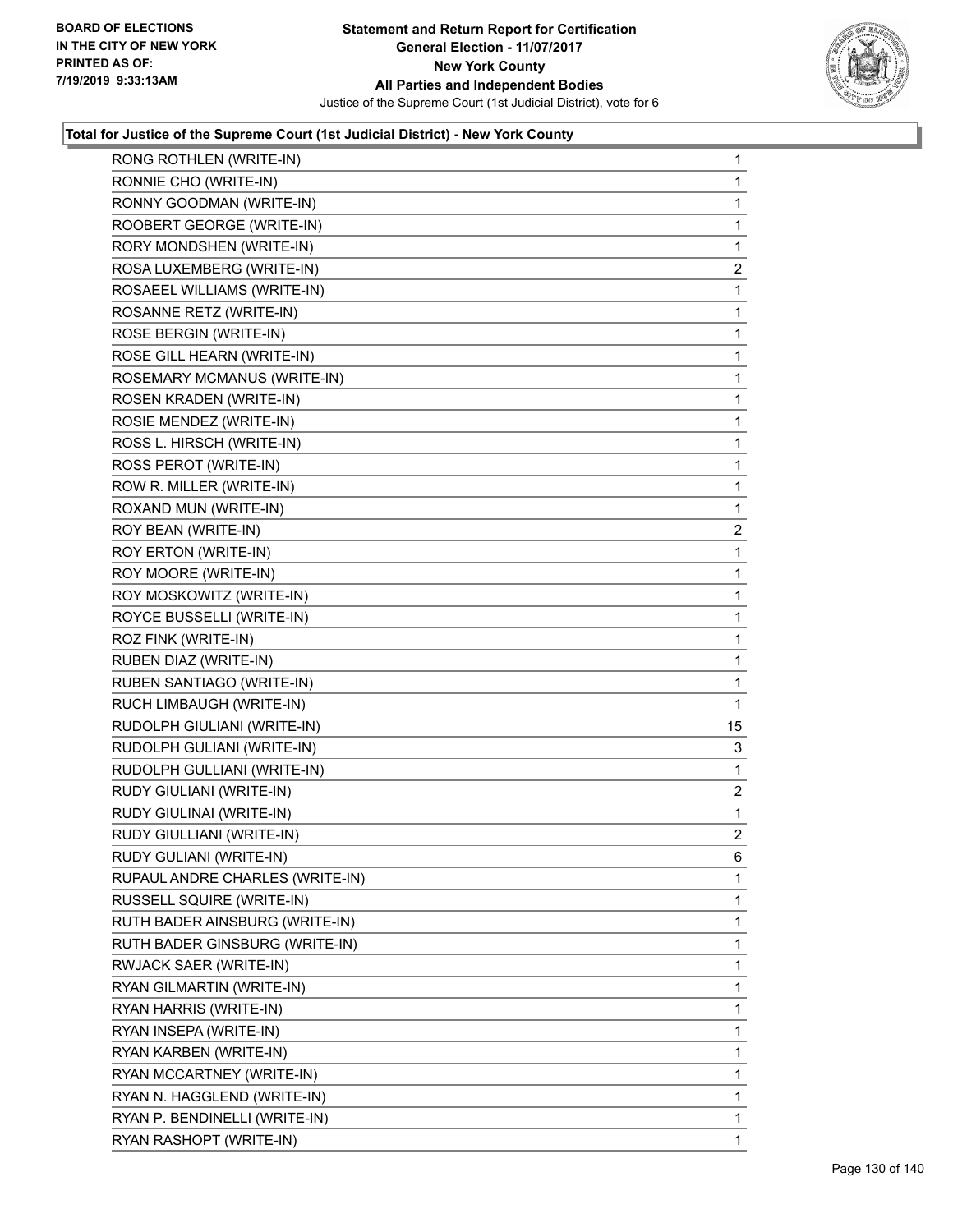**Statement and Return Report for Certification**
**General Election - 11/07/2017**
**New York County**
**All Parties and Independent Bodies**
Justice of the Supreme Court (1st Judicial District), vote for 6

BOARD OF ELECTIONS IN THE CITY OF NEW YORK PRINTED AS OF: 7/19/2019 9:33:13AM

### Total for Justice of the Supreme Court (1st Judicial District) - New York County

| | |
|---|---|
| RONG ROTHLEN (WRITE-IN) | 1 |
| RONNIE CHO (WRITE-IN) | 1 |
| RONNY GOODMAN (WRITE-IN) | 1 |
| ROOBERT GEORGE (WRITE-IN) | 1 |
| RORY MONDSHEN (WRITE-IN) | 1 |
| ROSA LUXEMBERG (WRITE-IN) | 2 |
| ROSAEEL WILLIAMS (WRITE-IN) | 1 |
| ROSANNE RETZ (WRITE-IN) | 1 |
| ROSE BERGIN (WRITE-IN) | 1 |
| ROSE GILL HEARN (WRITE-IN) | 1 |
| ROSEMARY MCMANUS (WRITE-IN) | 1 |
| ROSEN KRADEN (WRITE-IN) | 1 |
| ROSIE MENDEZ (WRITE-IN) | 1 |
| ROSS L. HIRSCH (WRITE-IN) | 1 |
| ROSS PEROT (WRITE-IN) | 1 |
| ROW R. MILLER (WRITE-IN) | 1 |
| ROXAND MUN (WRITE-IN) | 1 |
| ROY BEAN (WRITE-IN) | 2 |
| ROY ERTON (WRITE-IN) | 1 |
| ROY MOORE (WRITE-IN) | 1 |
| ROY MOSKOWITZ (WRITE-IN) | 1 |
| ROYCE BUSSELLI (WRITE-IN) | 1 |
| ROZ FINK (WRITE-IN) | 1 |
| RUBEN DIAZ (WRITE-IN) | 1 |
| RUBEN SANTIAGO (WRITE-IN) | 1 |
| RUCH LIMBAUGH (WRITE-IN) | 1 |
| RUDOLPH GIULIANI (WRITE-IN) | 15 |
| RUDOLPH GULIANI (WRITE-IN) | 3 |
| RUDOLPH GULLIANI (WRITE-IN) | 1 |
| RUDY GIULIANI (WRITE-IN) | 2 |
| RUDY GIULINAI (WRITE-IN) | 1 |
| RUDY GIULLIANI (WRITE-IN) | 2 |
| RUDY GULIANI (WRITE-IN) | 6 |
| RUPAUL ANDRE CHARLES (WRITE-IN) | 1 |
| RUSSELL SQUIRE (WRITE-IN) | 1 |
| RUTH BADER AINSBURG (WRITE-IN) | 1 |
| RUTH BADER GINSBURG (WRITE-IN) | 1 |
| RWJACK SAER (WRITE-IN) | 1 |
| RYAN GILMARTIN (WRITE-IN) | 1 |
| RYAN HARRIS (WRITE-IN) | 1 |
| RYAN INSEPA (WRITE-IN) | 1 |
| RYAN KARBEN (WRITE-IN) | 1 |
| RYAN MCCARTNEY (WRITE-IN) | 1 |
| RYAN N. HAGGLEND (WRITE-IN) | 1 |
| RYAN P. BENDINELLI (WRITE-IN) | 1 |
| RYAN RASHOPT (WRITE-IN) | 1 |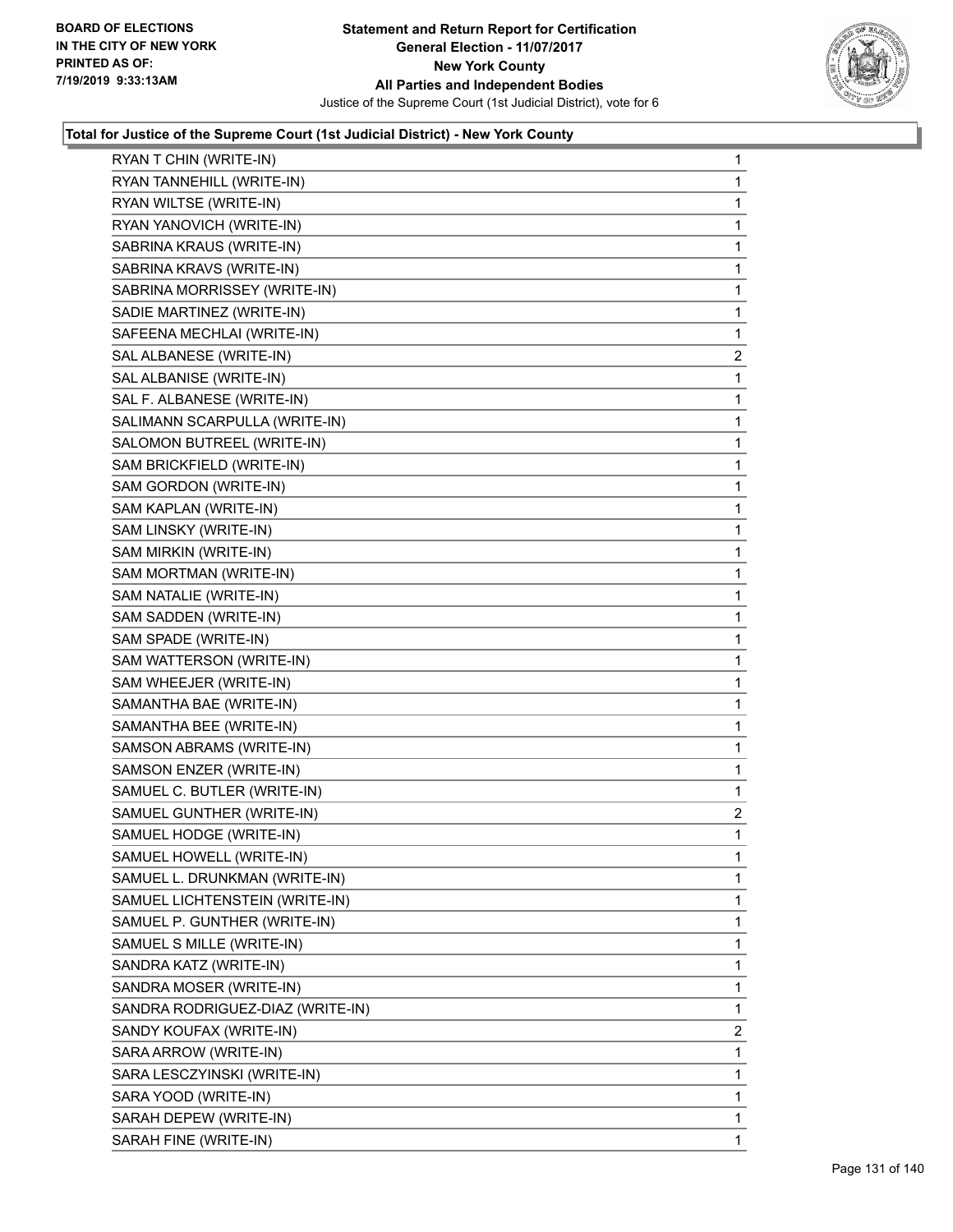**Statement and Return Report for Certification**
**General Election - 11/07/2017**
**New York County**
**All Parties and Independent Bodies**
Justice of the Supreme Court (1st Judicial District), vote for 6

BOARD OF ELECTIONS
IN THE CITY OF NEW YORK
PRINTED AS OF:
7/19/2019 9:33:13AM

### Total for Justice of the Supreme Court (1st Judicial District) - New York County

| | |
|---|---|
| RYAN T CHIN (WRITE-IN) | 1 |
| RYAN TANNEHILL (WRITE-IN) | 1 |
| RYAN WILTSE (WRITE-IN) | 1 |
| RYAN YANOVICH (WRITE-IN) | 1 |
| SABRINA KRAUS (WRITE-IN) | 1 |
| SABRINA KRAVS (WRITE-IN) | 1 |
| SABRINA MORRISSEY (WRITE-IN) | 1 |
| SADIE MARTINEZ (WRITE-IN) | 1 |
| SAFEENA MECHLAI (WRITE-IN) | 1 |
| SAL ALBANESE (WRITE-IN) | 2 |
| SAL ALBANISE (WRITE-IN) | 1 |
| SAL F. ALBANESE (WRITE-IN) | 1 |
| SALIMANN SCARPULLA (WRITE-IN) | 1 |
| SALOMON BUTREEL (WRITE-IN) | 1 |
| SAM BRICKFIELD (WRITE-IN) | 1 |
| SAM GORDON (WRITE-IN) | 1 |
| SAM KAPLAN (WRITE-IN) | 1 |
| SAM LINSKY (WRITE-IN) | 1 |
| SAM MIRKIN (WRITE-IN) | 1 |
| SAM MORTMAN (WRITE-IN) | 1 |
| SAM NATALIE (WRITE-IN) | 1 |
| SAM SADDEN (WRITE-IN) | 1 |
| SAM SPADE (WRITE-IN) | 1 |
| SAM WATTERSON (WRITE-IN) | 1 |
| SAM WHEEJER (WRITE-IN) | 1 |
| SAMANTHA BAE (WRITE-IN) | 1 |
| SAMANTHA BEE (WRITE-IN) | 1 |
| SAMSON ABRAMS (WRITE-IN) | 1 |
| SAMSON ENZER (WRITE-IN) | 1 |
| SAMUEL C. BUTLER (WRITE-IN) | 1 |
| SAMUEL GUNTHER (WRITE-IN) | 2 |
| SAMUEL HODGE (WRITE-IN) | 1 |
| SAMUEL HOWELL (WRITE-IN) | 1 |
| SAMUEL L. DRUNKMAN (WRITE-IN) | 1 |
| SAMUEL LICHTENSTEIN (WRITE-IN) | 1 |
| SAMUEL P. GUNTHER (WRITE-IN) | 1 |
| SAMUEL S MILLE (WRITE-IN) | 1 |
| SANDRA KATZ (WRITE-IN) | 1 |
| SANDRA MOSER (WRITE-IN) | 1 |
| SANDRA RODRIGUEZ-DIAZ (WRITE-IN) | 1 |
| SANDY KOUFAX (WRITE-IN) | 2 |
| SARA ARROW (WRITE-IN) | 1 |
| SARA LESCZYINSKI (WRITE-IN) | 1 |
| SARA YOOD (WRITE-IN) | 1 |
| SARAH DEPEW (WRITE-IN) | 1 |
| SARAH FINE (WRITE-IN) | 1 |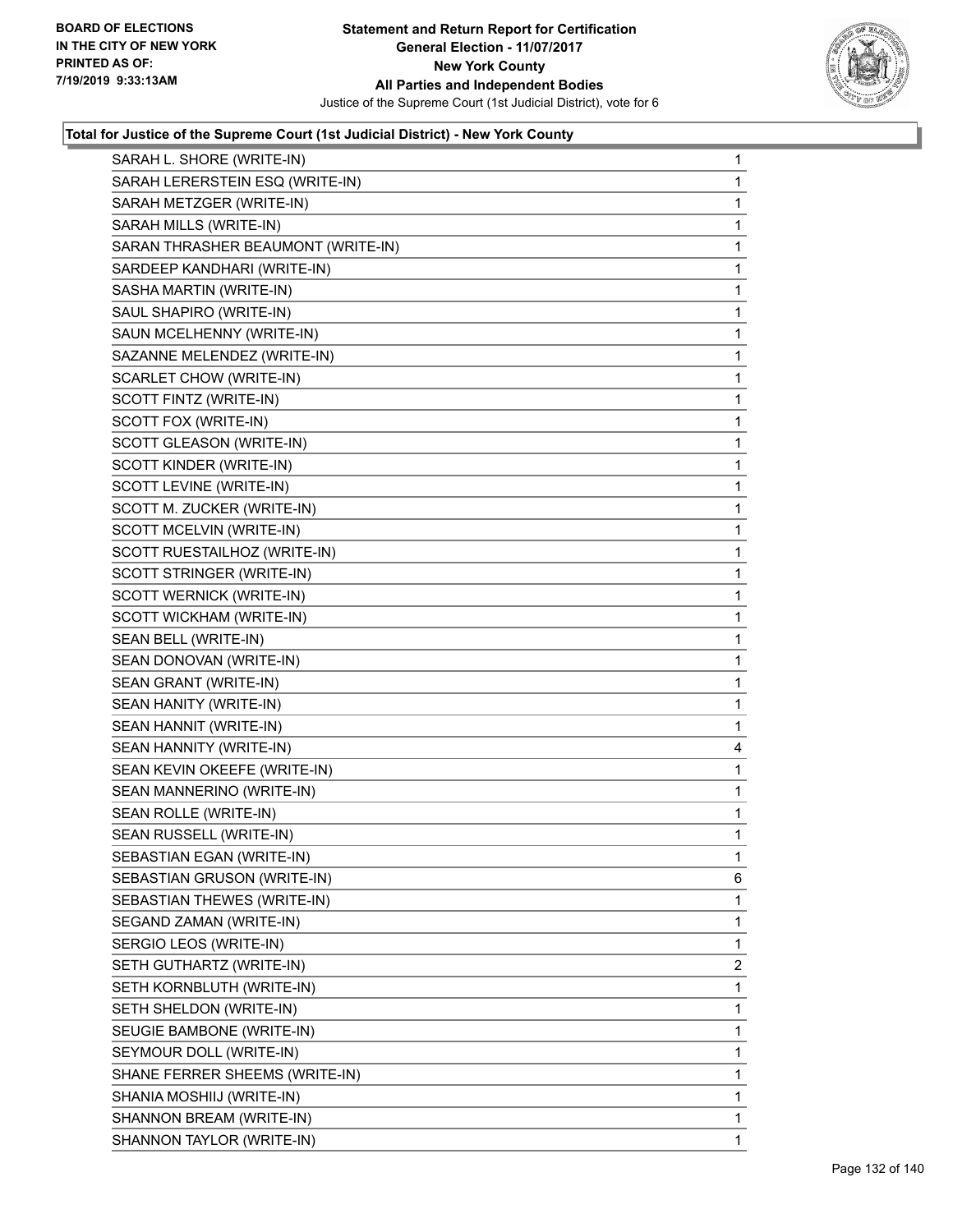**Statement and Return Report for Certification**
**General Election - 11/07/2017**
**New York County**
**All Parties and Independent Bodies**
Justice of the Supreme Court (1st Judicial District), vote for 6

BOARD OF ELECTIONS
IN THE CITY OF NEW YORK
PRINTED AS OF:
7/19/2019 9:33:13AM

**Total for Justice of the Supreme Court (1st Judicial District) - New York County**

| Candidate | Votes |
|---|---|
| SARAH L. SHORE (WRITE-IN) | 1 |
| SARAH LERERSTEIN ESQ (WRITE-IN) | 1 |
| SARAH METZGER (WRITE-IN) | 1 |
| SARAH MILLS (WRITE-IN) | 1 |
| SARAN THRASHER BEAUMONT (WRITE-IN) | 1 |
| SARDEEP KANDHARI (WRITE-IN) | 1 |
| SASHA MARTIN (WRITE-IN) | 1 |
| SAUL SHAPIRO (WRITE-IN) | 1 |
| SAUN MCELHENNY (WRITE-IN) | 1 |
| SAZANNE MELENDEZ (WRITE-IN) | 1 |
| SCARLET CHOW (WRITE-IN) | 1 |
| SCOTT FINTZ (WRITE-IN) | 1 |
| SCOTT FOX (WRITE-IN) | 1 |
| SCOTT GLEASON (WRITE-IN) | 1 |
| SCOTT KINDER (WRITE-IN) | 1 |
| SCOTT LEVINE (WRITE-IN) | 1 |
| SCOTT M. ZUCKER (WRITE-IN) | 1 |
| SCOTT MCELVIN (WRITE-IN) | 1 |
| SCOTT RUESTAILHOZ (WRITE-IN) | 1 |
| SCOTT STRINGER (WRITE-IN) | 1 |
| SCOTT WERNICK (WRITE-IN) | 1 |
| SCOTT WICKHAM (WRITE-IN) | 1 |
| SEAN BELL (WRITE-IN) | 1 |
| SEAN DONOVAN (WRITE-IN) | 1 |
| SEAN GRANT (WRITE-IN) | 1 |
| SEAN HANITY (WRITE-IN) | 1 |
| SEAN HANNIT (WRITE-IN) | 1 |
| SEAN HANNITY (WRITE-IN) | 4 |
| SEAN KEVIN OKEEFE (WRITE-IN) | 1 |
| SEAN MANNERINO (WRITE-IN) | 1 |
| SEAN ROLLE (WRITE-IN) | 1 |
| SEAN RUSSELL (WRITE-IN) | 1 |
| SEBASTIAN EGAN (WRITE-IN) | 1 |
| SEBASTIAN GRUSON (WRITE-IN) | 6 |
| SEBASTIAN THEWES (WRITE-IN) | 1 |
| SEGAND ZAMAN (WRITE-IN) | 1 |
| SERGIO LEOS (WRITE-IN) | 1 |
| SETH GUTHARTZ (WRITE-IN) | 2 |
| SETH KORNBLUTH (WRITE-IN) | 1 |
| SETH SHELDON (WRITE-IN) | 1 |
| SEUGIE BAMBONE (WRITE-IN) | 1 |
| SEYMOUR DOLL (WRITE-IN) | 1 |
| SHANE FERRER SHEEMS (WRITE-IN) | 1 |
| SHANIA MOSHIIJ (WRITE-IN) | 1 |
| SHANNON BREAM (WRITE-IN) | 1 |
| SHANNON TAYLOR (WRITE-IN) | 1 |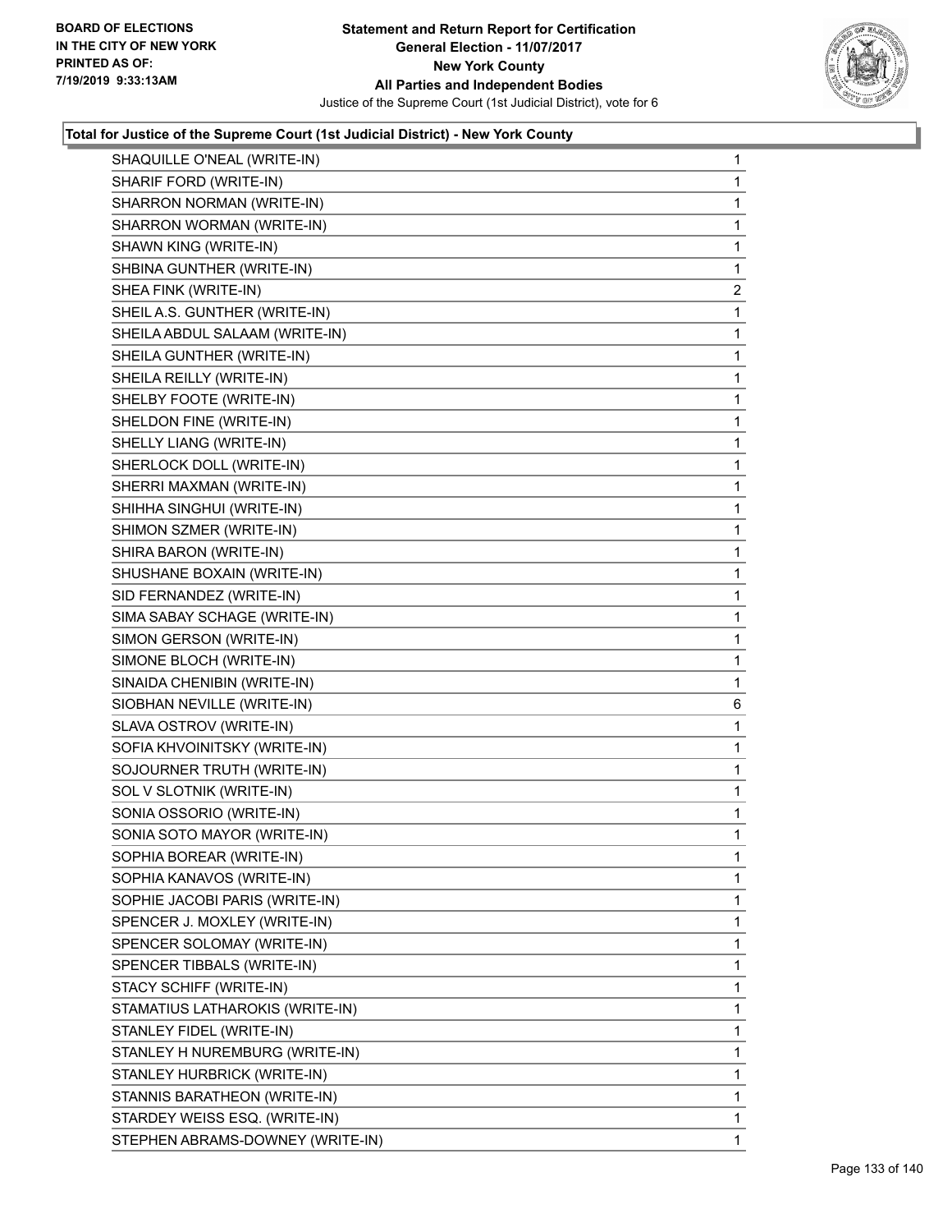**Total for Justice of the Supreme Court (1st Judicial District) - New York County**

| | |
|---|---|
| SHAQUILLE O'NEAL (WRITE-IN) | 1 |
| SHARIF FORD (WRITE-IN) | 1 |
| SHARRON NORMAN (WRITE-IN) | 1 |
| SHARRON WORMAN (WRITE-IN) | 1 |
| SHAWN KING (WRITE-IN) | 1 |
| SHBINA GUNTHER (WRITE-IN) | 1 |
| SHEA FINK (WRITE-IN) | 2 |
| SHEIL A.S. GUNTHER (WRITE-IN) | 1 |
| SHEILA ABDUL SALAAM (WRITE-IN) | 1 |
| SHEILA GUNTHER (WRITE-IN) | 1 |
| SHEILA REILLY (WRITE-IN) | 1 |
| SHELBY FOOTE (WRITE-IN) | 1 |
| SHELDON FINE (WRITE-IN) | 1 |
| SHELLY LIANG (WRITE-IN) | 1 |
| SHERLOCK DOLL (WRITE-IN) | 1 |
| SHERRI MAXMAN (WRITE-IN) | 1 |
| SHIHHA SINGHUI (WRITE-IN) | 1 |
| SHIMON SZMER (WRITE-IN) | 1 |
| SHIRA BARON (WRITE-IN) | 1 |
| SHUSHANE BOXAIN (WRITE-IN) | 1 |
| SID FERNANDEZ (WRITE-IN) | 1 |
| SIMA SABAY SCHAGE (WRITE-IN) | 1 |
| SIMON GERSON (WRITE-IN) | 1 |
| SIMONE BLOCH (WRITE-IN) | 1 |
| SINAIDA CHENIBIN (WRITE-IN) | 1 |
| SIOBHAN NEVILLE (WRITE-IN) | 6 |
| SLAVA OSTROV (WRITE-IN) | 1 |
| SOFIA KHVOINITSKY (WRITE-IN) | 1 |
| SOJOURNER TRUTH (WRITE-IN) | 1 |
| SOL V SLOTNIK (WRITE-IN) | 1 |
| SONIA OSSORIO (WRITE-IN) | 1 |
| SONIA SOTO MAYOR (WRITE-IN) | 1 |
| SOPHIA BOREAR (WRITE-IN) | 1 |
| SOPHIA KANAVOS (WRITE-IN) | 1 |
| SOPHIE JACOBI PARIS (WRITE-IN) | 1 |
| SPENCER J. MOXLEY (WRITE-IN) | 1 |
| SPENCER SOLOMAY (WRITE-IN) | 1 |
| SPENCER TIBBALS (WRITE-IN) | 1 |
| STACY SCHIFF (WRITE-IN) | 1 |
| STAMATIUS LATHAROKIS (WRITE-IN) | 1 |
| STANLEY FIDEL (WRITE-IN) | 1 |
| STANLEY H NUREMBURG (WRITE-IN) | 1 |
| STANLEY HURBRICK (WRITE-IN) | 1 |
| STANNIS BARATHEON (WRITE-IN) | 1 |
| STARDEY WEISS ESQ. (WRITE-IN) | 1 |
| STEPHEN ABRAMS-DOWNEY (WRITE-IN) | 1 |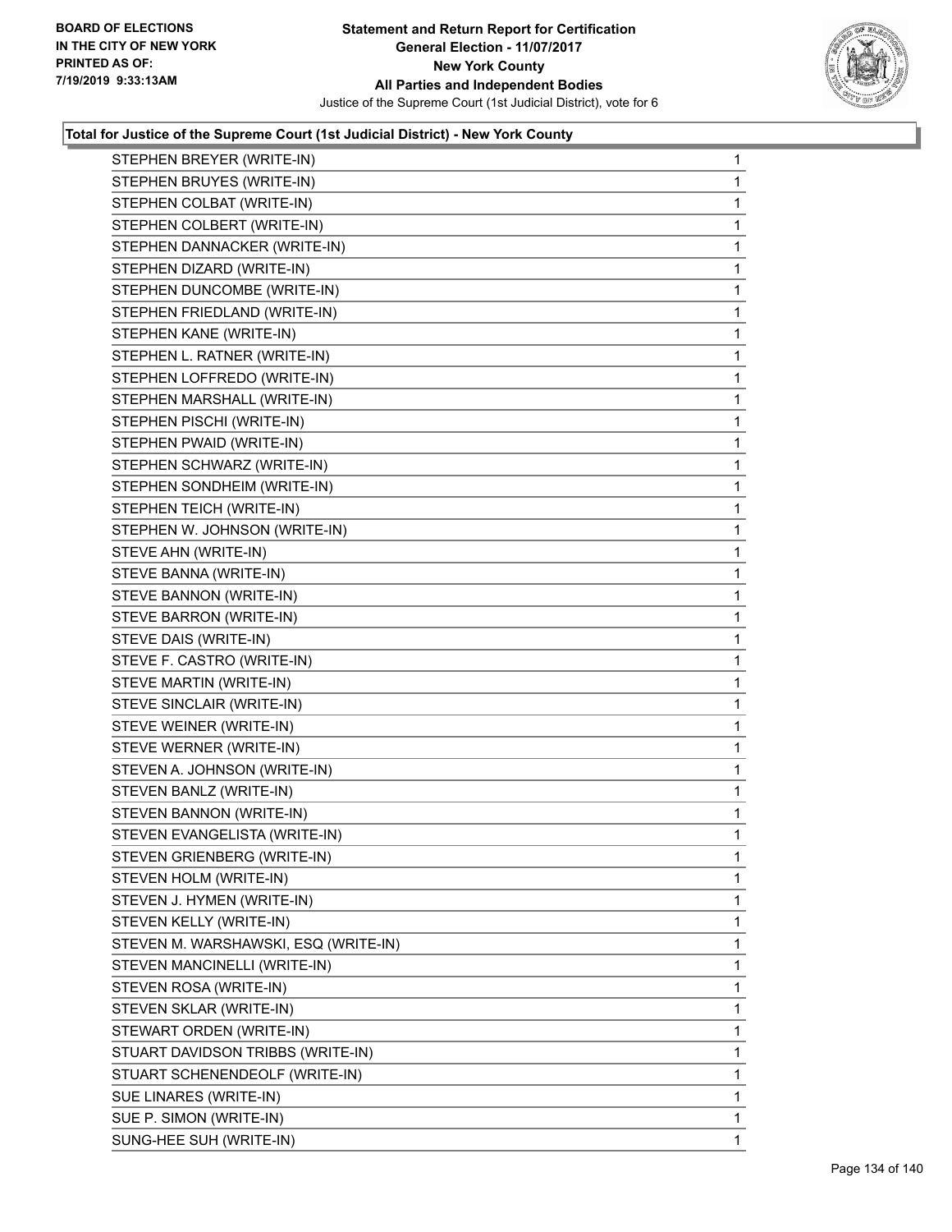**Total for Justice of the Supreme Court (1st Judicial District) - New York County**

| | |
|---|---|
| STEPHEN BREYER (WRITE-IN) | 1 |
| STEPHEN BRUYES (WRITE-IN) | 1 |
| STEPHEN COLBAT (WRITE-IN) | 1 |
| STEPHEN COLBERT (WRITE-IN) | 1 |
| STEPHEN DANNACKER (WRITE-IN) | 1 |
| STEPHEN DIZARD (WRITE-IN) | 1 |
| STEPHEN DUNCOMBE (WRITE-IN) | 1 |
| STEPHEN FRIEDLAND (WRITE-IN) | 1 |
| STEPHEN KANE (WRITE-IN) | 1 |
| STEPHEN L. RATNER (WRITE-IN) | 1 |
| STEPHEN LOFFREDO (WRITE-IN) | 1 |
| STEPHEN MARSHALL (WRITE-IN) | 1 |
| STEPHEN PISCHI (WRITE-IN) | 1 |
| STEPHEN PWAID (WRITE-IN) | 1 |
| STEPHEN SCHWARZ (WRITE-IN) | 1 |
| STEPHEN SONDHEIM (WRITE-IN) | 1 |
| STEPHEN TEICH (WRITE-IN) | 1 |
| STEPHEN W. JOHNSON (WRITE-IN) | 1 |
| STEVE AHN (WRITE-IN) | 1 |
| STEVE BANNA (WRITE-IN) | 1 |
| STEVE BANNON (WRITE-IN) | 1 |
| STEVE BARRON (WRITE-IN) | 1 |
| STEVE DAIS (WRITE-IN) | 1 |
| STEVE F. CASTRO (WRITE-IN) | 1 |
| STEVE MARTIN (WRITE-IN) | 1 |
| STEVE SINCLAIR (WRITE-IN) | 1 |
| STEVE WEINER (WRITE-IN) | 1 |
| STEVE WERNER (WRITE-IN) | 1 |
| STEVEN A. JOHNSON (WRITE-IN) | 1 |
| STEVEN BANLZ (WRITE-IN) | 1 |
| STEVEN BANNON (WRITE-IN) | 1 |
| STEVEN EVANGELISTA (WRITE-IN) | 1 |
| STEVEN GRIENBERG (WRITE-IN) | 1 |
| STEVEN HOLM (WRITE-IN) | 1 |
| STEVEN J. HYMEN (WRITE-IN) | 1 |
| STEVEN KELLY (WRITE-IN) | 1 |
| STEVEN M. WARSHAWSKI, ESQ (WRITE-IN) | 1 |
| STEVEN MANCINELLI (WRITE-IN) | 1 |
| STEVEN ROSA (WRITE-IN) | 1 |
| STEVEN SKLAR (WRITE-IN) | 1 |
| STEWART ORDEN (WRITE-IN) | 1 |
| STUART DAVIDSON TRIBBS (WRITE-IN) | 1 |
| STUART SCHENENDEOLF (WRITE-IN) | 1 |
| SUE LINARES (WRITE-IN) | 1 |
| SUE P. SIMON (WRITE-IN) | 1 |
| SUNG-HEE SUH (WRITE-IN) | 1 |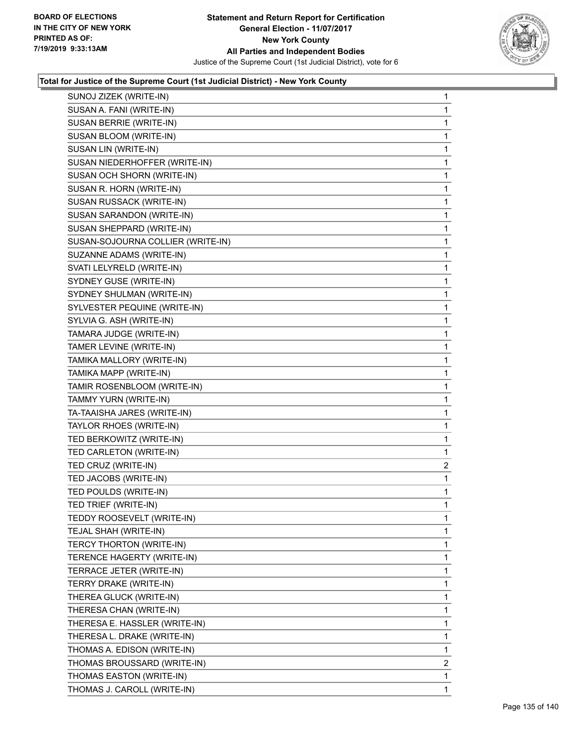### Total for Justice of the Supreme Court (1st Judicial District) - New York County

| | |
|---|---|
| SUNOJ ZIZEK (WRITE-IN) | 1 |
| SUSAN A. FANI (WRITE-IN) | 1 |
| SUSAN BERRIE (WRITE-IN) | 1 |
| SUSAN BLOOM (WRITE-IN) | 1 |
| SUSAN LIN (WRITE-IN) | 1 |
| SUSAN NIEDERHOFFER (WRITE-IN) | 1 |
| SUSAN OCH SHORN (WRITE-IN) | 1 |
| SUSAN R. HORN (WRITE-IN) | 1 |
| SUSAN RUSSACK (WRITE-IN) | 1 |
| SUSAN SARANDON (WRITE-IN) | 1 |
| SUSAN SHEPPARD (WRITE-IN) | 1 |
| SUSAN-SOJOURNA COLLIER (WRITE-IN) | 1 |
| SUZANNE ADAMS (WRITE-IN) | 1 |
| SVATI LELYRELD (WRITE-IN) | 1 |
| SYDNEY GUSE (WRITE-IN) | 1 |
| SYDNEY SHULMAN (WRITE-IN) | 1 |
| SYLVESTER PEQUINE (WRITE-IN) | 1 |
| SYLVIA G. ASH (WRITE-IN) | 1 |
| TAMARA JUDGE (WRITE-IN) | 1 |
| TAMER LEVINE (WRITE-IN) | 1 |
| TAMIKA MALLORY (WRITE-IN) | 1 |
| TAMIKA MAPP (WRITE-IN) | 1 |
| TAMIR ROSENBLOOM (WRITE-IN) | 1 |
| TAMMY YURN (WRITE-IN) | 1 |
| TA-TAAISHA JARES (WRITE-IN) | 1 |
| TAYLOR RHOES (WRITE-IN) | 1 |
| TED BERKOWITZ (WRITE-IN) | 1 |
| TED CARLETON (WRITE-IN) | 1 |
| TED CRUZ (WRITE-IN) | 2 |
| TED JACOBS (WRITE-IN) | 1 |
| TED POULDS (WRITE-IN) | 1 |
| TED TRIEF (WRITE-IN) | 1 |
| TEDDY ROOSEVELT (WRITE-IN) | 1 |
| TEJAL SHAH (WRITE-IN) | 1 |
| TERCY THORTON (WRITE-IN) | 1 |
| TERENCE HAGERTY (WRITE-IN) | 1 |
| TERRACE JETER (WRITE-IN) | 1 |
| TERRY DRAKE (WRITE-IN) | 1 |
| THEREA GLUCK (WRITE-IN) | 1 |
| THERESA CHAN (WRITE-IN) | 1 |
| THERESA E. HASSLER (WRITE-IN) | 1 |
| THERESA L. DRAKE (WRITE-IN) | 1 |
| THOMAS A. EDISON (WRITE-IN) | 1 |
| THOMAS BROUSSARD (WRITE-IN) | 2 |
| THOMAS EASTON (WRITE-IN) | 1 |
| THOMAS J. CAROLL (WRITE-IN) | 1 |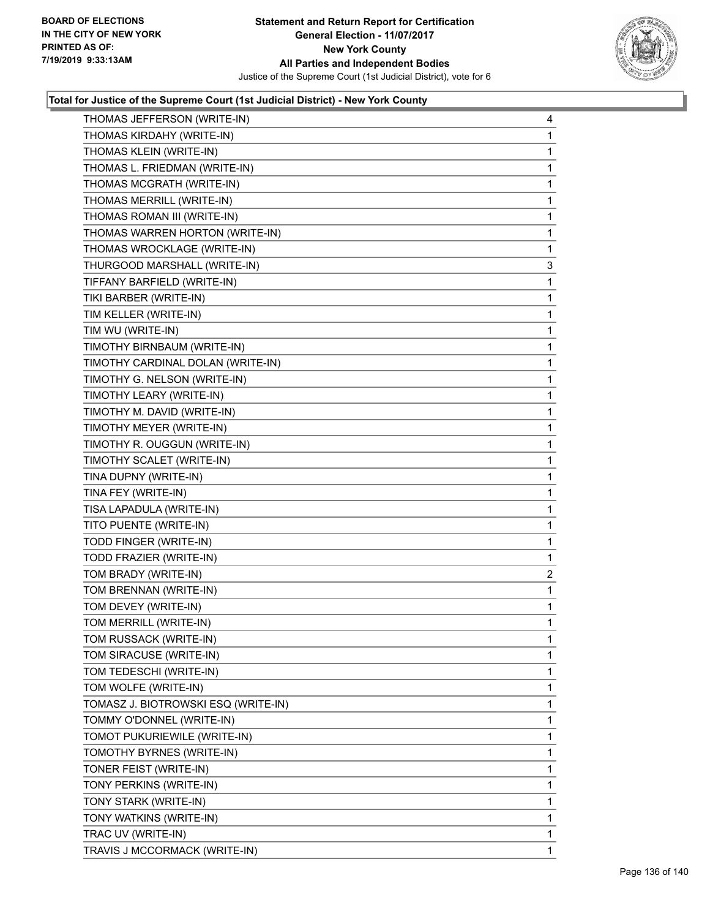**Statement and Return Report for Certification**
**General Election - 11/07/2017**
**New York County**
**All Parties and Independent Bodies**
Justice of the Supreme Court (1st Judicial District), vote for 6

BOARD OF ELECTIONS
IN THE CITY OF NEW YORK
PRINTED AS OF:
7/19/2019 9:33:13AM

### Total for Justice of the Supreme Court (1st Judicial District) - New York County

| | |
|---|---|
| THOMAS JEFFERSON (WRITE-IN) | 4 |
| THOMAS KIRDAHY (WRITE-IN) | 1 |
| THOMAS KLEIN (WRITE-IN) | 1 |
| THOMAS L. FRIEDMAN (WRITE-IN) | 1 |
| THOMAS MCGRATH (WRITE-IN) | 1 |
| THOMAS MERRILL (WRITE-IN) | 1 |
| THOMAS ROMAN III (WRITE-IN) | 1 |
| THOMAS WARREN HORTON (WRITE-IN) | 1 |
| THOMAS WROCKLAGE (WRITE-IN) | 1 |
| THURGOOD MARSHALL (WRITE-IN) | 3 |
| TIFFANY BARFIELD (WRITE-IN) | 1 |
| TIKI BARBER (WRITE-IN) | 1 |
| TIM KELLER (WRITE-IN) | 1 |
| TIM WU (WRITE-IN) | 1 |
| TIMOTHY BIRNBAUM (WRITE-IN) | 1 |
| TIMOTHY CARDINAL DOLAN (WRITE-IN) | 1 |
| TIMOTHY G. NELSON (WRITE-IN) | 1 |
| TIMOTHY LEARY (WRITE-IN) | 1 |
| TIMOTHY M. DAVID (WRITE-IN) | 1 |
| TIMOTHY MEYER (WRITE-IN) | 1 |
| TIMOTHY R. OUGGUN (WRITE-IN) | 1 |
| TIMOTHY SCALET (WRITE-IN) | 1 |
| TINA DUPNY (WRITE-IN) | 1 |
| TINA FEY (WRITE-IN) | 1 |
| TISA LAPADULA (WRITE-IN) | 1 |
| TITO PUENTE (WRITE-IN) | 1 |
| TODD FINGER (WRITE-IN) | 1 |
| TODD FRAZIER (WRITE-IN) | 1 |
| TOM BRADY (WRITE-IN) | 2 |
| TOM BRENNAN (WRITE-IN) | 1 |
| TOM DEVEY (WRITE-IN) | 1 |
| TOM MERRILL (WRITE-IN) | 1 |
| TOM RUSSACK (WRITE-IN) | 1 |
| TOM SIRACUSE (WRITE-IN) | 1 |
| TOM TEDESCHI (WRITE-IN) | 1 |
| TOM WOLFE (WRITE-IN) | 1 |
| TOMASZ J. BIOTROWSKI ESQ (WRITE-IN) | 1 |
| TOMMY O'DONNEL (WRITE-IN) | 1 |
| TOMOT PUKURIEWILE (WRITE-IN) | 1 |
| TOMOTHY BYRNES (WRITE-IN) | 1 |
| TONER FEIST (WRITE-IN) | 1 |
| TONY PERKINS (WRITE-IN) | 1 |
| TONY STARK (WRITE-IN) | 1 |
| TONY WATKINS (WRITE-IN) | 1 |
| TRAC UV (WRITE-IN) | 1 |
| TRAVIS J MCCORMACK (WRITE-IN) | 1 |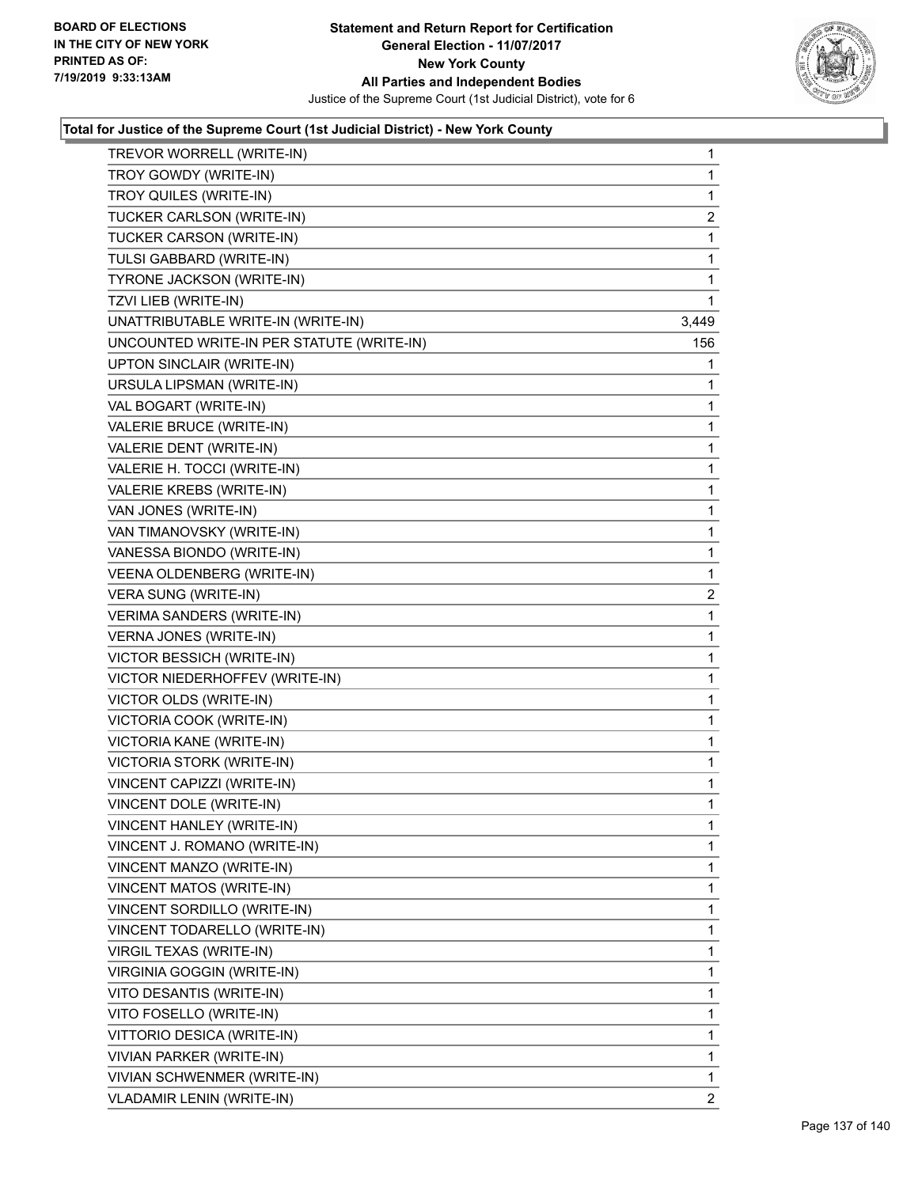### Total for Justice of the Supreme Court (1st Judicial District) - New York County

| | |
|---|---|
| TREVOR WORRELL (WRITE-IN) | 1 |
| TROY GOWDY (WRITE-IN) | 1 |
| TROY QUILES (WRITE-IN) | 1 |
| TUCKER CARLSON (WRITE-IN) | 2 |
| TUCKER CARSON (WRITE-IN) | 1 |
| TULSI GABBARD (WRITE-IN) | 1 |
| TYRONE JACKSON (WRITE-IN) | 1 |
| TZVI LIEB (WRITE-IN) | 1 |
| UNATTRIBUTABLE WRITE-IN (WRITE-IN) | 3,449 |
| UNCOUNTED WRITE-IN PER STATUTE (WRITE-IN) | 156 |
| UPTON SINCLAIR (WRITE-IN) | 1 |
| URSULA LIPSMAN (WRITE-IN) | 1 |
| VAL BOGART (WRITE-IN) | 1 |
| VALERIE BRUCE (WRITE-IN) | 1 |
| VALERIE DENT (WRITE-IN) | 1 |
| VALERIE H. TOCCI (WRITE-IN) | 1 |
| VALERIE KREBS (WRITE-IN) | 1 |
| VAN JONES (WRITE-IN) | 1 |
| VAN TIMANOVSKY (WRITE-IN) | 1 |
| VANESSA BIONDO (WRITE-IN) | 1 |
| VEENA OLDENBERG (WRITE-IN) | 1 |
| VERA SUNG (WRITE-IN) | 2 |
| VERIMA SANDERS (WRITE-IN) | 1 |
| VERNA JONES (WRITE-IN) | 1 |
| VICTOR BESSICH (WRITE-IN) | 1 |
| VICTOR NIEDERHOFFEV (WRITE-IN) | 1 |
| VICTOR OLDS (WRITE-IN) | 1 |
| VICTORIA COOK (WRITE-IN) | 1 |
| VICTORIA KANE (WRITE-IN) | 1 |
| VICTORIA STORK (WRITE-IN) | 1 |
| VINCENT CAPIZZI (WRITE-IN) | 1 |
| VINCENT DOLE (WRITE-IN) | 1 |
| VINCENT HANLEY (WRITE-IN) | 1 |
| VINCENT J. ROMANO (WRITE-IN) | 1 |
| VINCENT MANZO (WRITE-IN) | 1 |
| VINCENT MATOS (WRITE-IN) | 1 |
| VINCENT SORDILLO (WRITE-IN) | 1 |
| VINCENT TODARELLO (WRITE-IN) | 1 |
| VIRGIL TEXAS (WRITE-IN) | 1 |
| VIRGINIA GOGGIN (WRITE-IN) | 1 |
| VITO DESANTIS (WRITE-IN) | 1 |
| VITO FOSELLO (WRITE-IN) | 1 |
| VITTORIO DESICA (WRITE-IN) | 1 |
| VIVIAN PARKER (WRITE-IN) | 1 |
| VIVIAN SCHWENMER (WRITE-IN) | 1 |
| VLADAMIR LENIN (WRITE-IN) | 2 |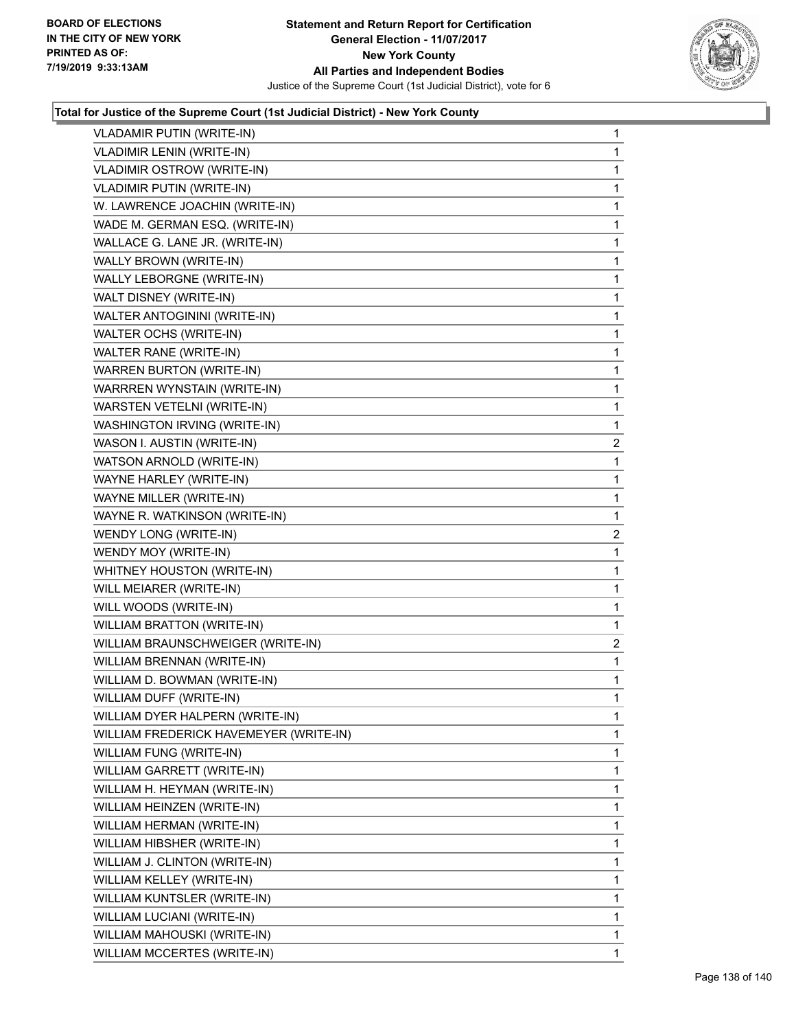### Total for Justice of the Supreme Court (1st Judicial District) - New York County

| Candidate | Votes |
|---|---|
| VLADAMIR PUTIN (WRITE-IN) | 1 |
| VLADIMIR LENIN (WRITE-IN) | 1 |
| VLADIMIR OSTROW (WRITE-IN) | 1 |
| VLADIMIR PUTIN (WRITE-IN) | 1 |
| W. LAWRENCE JOACHIN (WRITE-IN) | 1 |
| WADE M. GERMAN ESQ. (WRITE-IN) | 1 |
| WALLACE G. LANE JR. (WRITE-IN) | 1 |
| WALLY BROWN (WRITE-IN) | 1 |
| WALLY LEBORGNE (WRITE-IN) | 1 |
| WALT DISNEY (WRITE-IN) | 1 |
| WALTER ANTOGININI (WRITE-IN) | 1 |
| WALTER OCHS (WRITE-IN) | 1 |
| WALTER RANE (WRITE-IN) | 1 |
| WARREN BURTON (WRITE-IN) | 1 |
| WARRREN WYNSTAIN (WRITE-IN) | 1 |
| WARSTEN VETELNI (WRITE-IN) | 1 |
| WASHINGTON IRVING (WRITE-IN) | 1 |
| WASON I. AUSTIN (WRITE-IN) | 2 |
| WATSON ARNOLD (WRITE-IN) | 1 |
| WAYNE HARLEY (WRITE-IN) | 1 |
| WAYNE MILLER (WRITE-IN) | 1 |
| WAYNE R. WATKINSON (WRITE-IN) | 1 |
| WENDY LONG (WRITE-IN) | 2 |
| WENDY MOY (WRITE-IN) | 1 |
| WHITNEY HOUSTON (WRITE-IN) | 1 |
| WILL MEIARER (WRITE-IN) | 1 |
| WILL WOODS (WRITE-IN) | 1 |
| WILLIAM BRATTON (WRITE-IN) | 1 |
| WILLIAM BRAUNSCHWEIGER (WRITE-IN) | 2 |
| WILLIAM BRENNAN (WRITE-IN) | 1 |
| WILLIAM D. BOWMAN (WRITE-IN) | 1 |
| WILLIAM DUFF (WRITE-IN) | 1 |
| WILLIAM DYER HALPERN (WRITE-IN) | 1 |
| WILLIAM FREDERICK HAVEMEYER (WRITE-IN) | 1 |
| WILLIAM FUNG (WRITE-IN) | 1 |
| WILLIAM GARRETT (WRITE-IN) | 1 |
| WILLIAM H. HEYMAN (WRITE-IN) | 1 |
| WILLIAM HEINZEN (WRITE-IN) | 1 |
| WILLIAM HERMAN (WRITE-IN) | 1 |
| WILLIAM HIBSHER (WRITE-IN) | 1 |
| WILLIAM J. CLINTON (WRITE-IN) | 1 |
| WILLIAM KELLEY (WRITE-IN) | 1 |
| WILLIAM KUNTSLER (WRITE-IN) | 1 |
| WILLIAM LUCIANI (WRITE-IN) | 1 |
| WILLIAM MAHOUSKI (WRITE-IN) | 1 |
| WILLIAM MCCERTES (WRITE-IN) | 1 |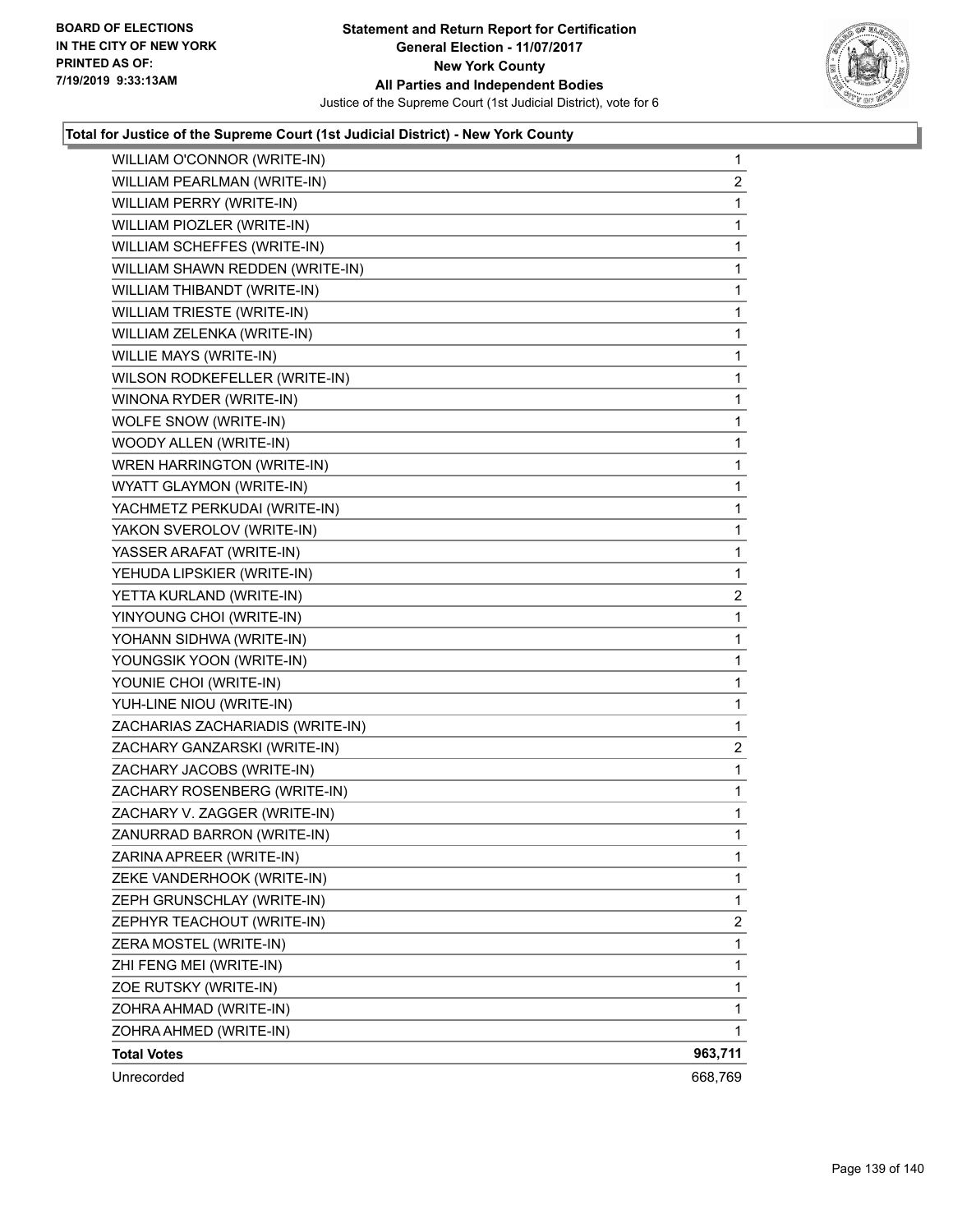**Statement and Return Report for Certification**
**General Election - 11/07/2017**
**New York County**
**All Parties and Independent Bodies**
Justice of the Supreme Court (1st Judicial District), vote for 6

BOARD OF ELECTIONS IN THE CITY OF NEW YORK PRINTED AS OF: 7/19/2019 9:33:13AM

**Total for Justice of the Supreme Court (1st Judicial District) - New York County**

| Candidate | Votes |
|---|---|
| WILLIAM O'CONNOR (WRITE-IN) | 1 |
| WILLIAM PEARLMAN (WRITE-IN) | 2 |
| WILLIAM PERRY (WRITE-IN) | 1 |
| WILLIAM PIOZLER (WRITE-IN) | 1 |
| WILLIAM SCHEFFES (WRITE-IN) | 1 |
| WILLIAM SHAWN REDDEN (WRITE-IN) | 1 |
| WILLIAM THIBANDT (WRITE-IN) | 1 |
| WILLIAM TRIESTE (WRITE-IN) | 1 |
| WILLIAM ZELENKA (WRITE-IN) | 1 |
| WILLIE MAYS (WRITE-IN) | 1 |
| WILSON RODKEFELLER (WRITE-IN) | 1 |
| WINONA RYDER (WRITE-IN) | 1 |
| WOLFE SNOW (WRITE-IN) | 1 |
| WOODY ALLEN (WRITE-IN) | 1 |
| WREN HARRINGTON (WRITE-IN) | 1 |
| WYATT GLAYMON (WRITE-IN) | 1 |
| YACHMETZ PERKUDAI (WRITE-IN) | 1 |
| YAKON SVEROLOV (WRITE-IN) | 1 |
| YASSER ARAFAT (WRITE-IN) | 1 |
| YEHUDA LIPSKIER (WRITE-IN) | 1 |
| YETTA KURLAND (WRITE-IN) | 2 |
| YINYOUNG CHOI (WRITE-IN) | 1 |
| YOHANN SIDHWA (WRITE-IN) | 1 |
| YOUNGSIK YOON (WRITE-IN) | 1 |
| YOUNIE CHOI (WRITE-IN) | 1 |
| YUH-LINE NIOU (WRITE-IN) | 1 |
| ZACHARIAS ZACHARIADIS (WRITE-IN) | 1 |
| ZACHARY GANZARSKI (WRITE-IN) | 2 |
| ZACHARY JACOBS (WRITE-IN) | 1 |
| ZACHARY ROSENBERG (WRITE-IN) | 1 |
| ZACHARY V. ZAGGER (WRITE-IN) | 1 |
| ZANURRAD BARRON (WRITE-IN) | 1 |
| ZARINA APREER (WRITE-IN) | 1 |
| ZEKE VANDERHOOK (WRITE-IN) | 1 |
| ZEPH GRUNSCHLAY (WRITE-IN) | 1 |
| ZEPHYR TEACHOUT (WRITE-IN) | 2 |
| ZERA MOSTEL (WRITE-IN) | 1 |
| ZHI FENG MEI (WRITE-IN) | 1 |
| ZOE RUTSKY (WRITE-IN) | 1 |
| ZOHRA AHMAD (WRITE-IN) | 1 |
| ZOHRA AHMED (WRITE-IN) | 1 |
| **Total Votes** | **963,711** |
| Unrecorded | 668,769 |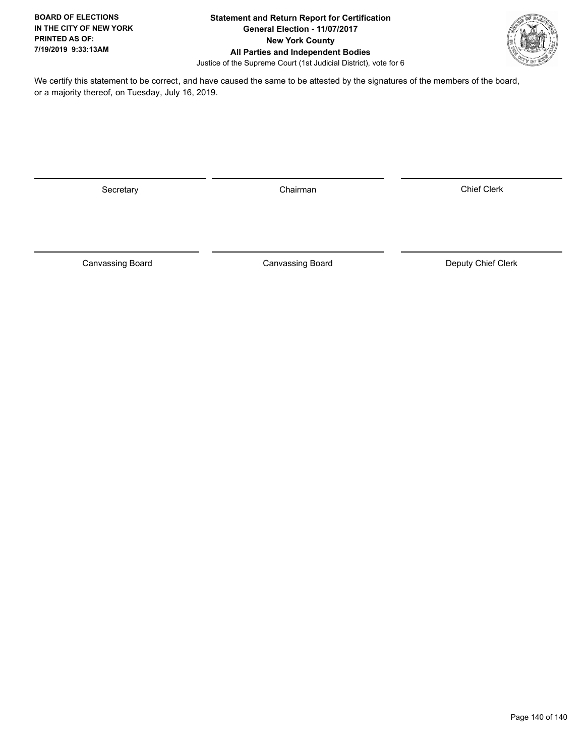We certify this statement to be correct, and have caused the same to be attested by the signatures of the members of the board, or a majority thereof, on Tuesday, July 16, 2019.

| | | |
|---|---|---|
| Secretary | Chairman | Chief Clerk |
| Canvassing Board | Canvassing Board | Deputy Chief Clerk |